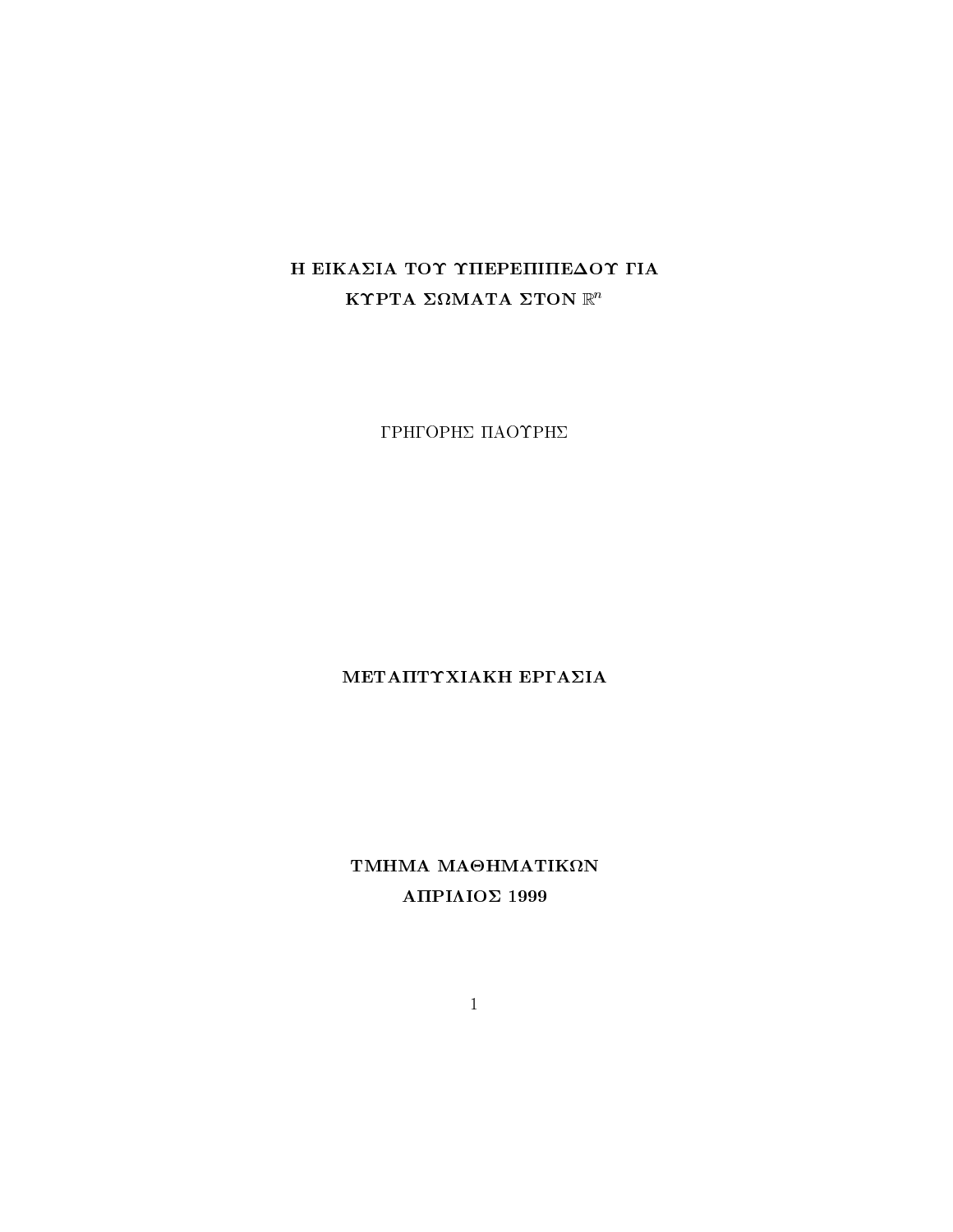# Η ΕΙΚΑΣΙΑ ΤΟΥ ΥΠΕΡΕΠΙΠΕΔΟΥ ΓΙΑ ΚΥΡΤΑ ΣΩΜΑΤΑ ΣΤΟΝ $\mathbb{R}^n$

ΓΡΗΓΟΡΗΣ ΠΑΟΥΡΗΣ

**ΜΕΤΑΠΤΥΧΙΑΚΗ ΕΡΓΑΣΙΑ**

**ΤΜΗΜΑ ΜΑΘΗΜΑΤΙΚΩΝ**

**ΑΠΡΙΛΙΟΣ 1999**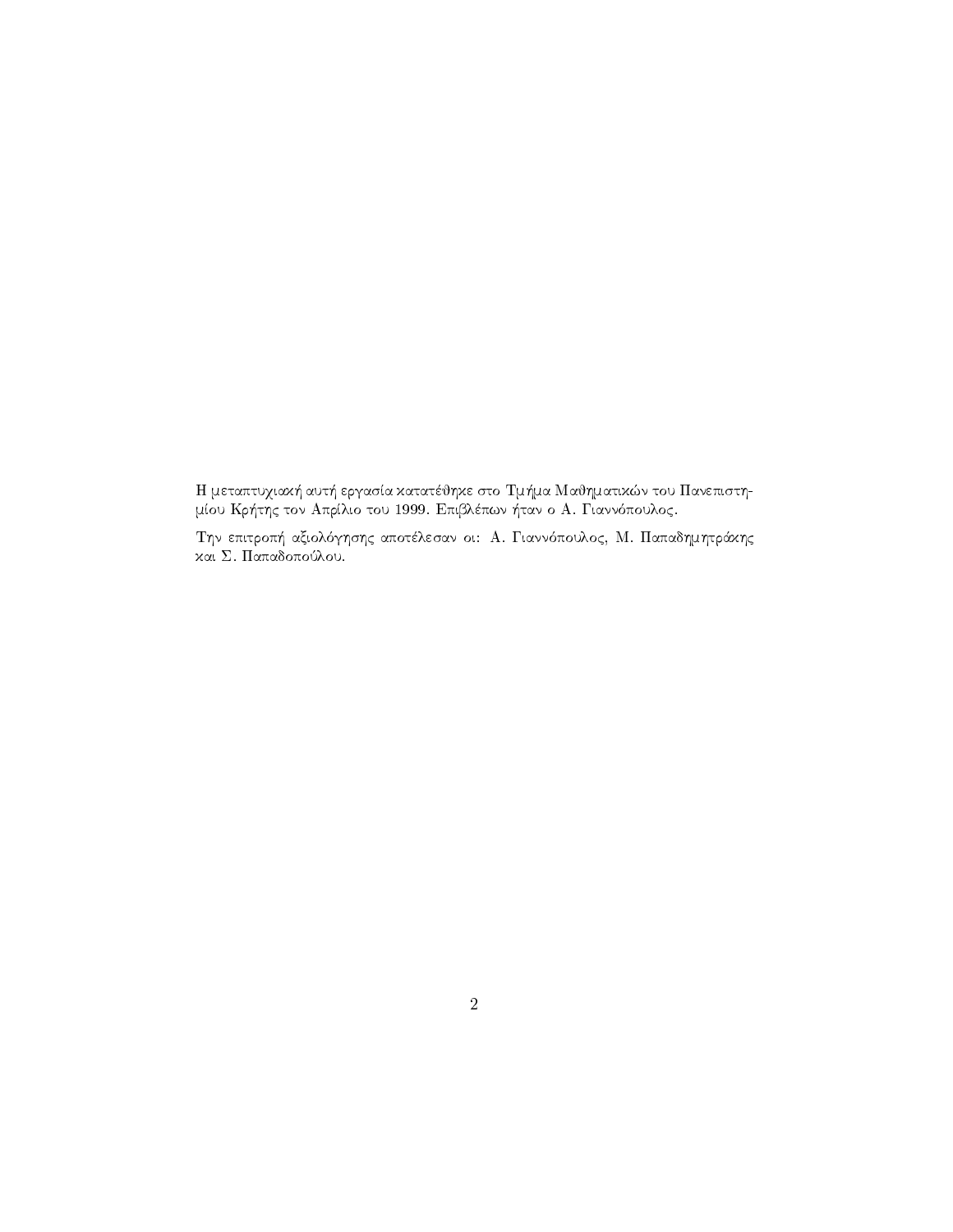Η μεταπτυχιακή αυτή εργασία κατατέθηκε στο Τμήμα Μαθηματικών του Πανεπιστημίου Κρήτης τον Απρίλιο του 1999. Επιβλέπων ήταν ο Α. Γιαννόπουλος.

Την επιτροπή αξιολόγησης αποτέλεσαν οι: Α. Γιαννόπουλος, Μ. Παπαδημητράκης και Σ. Παπαδοπούλου.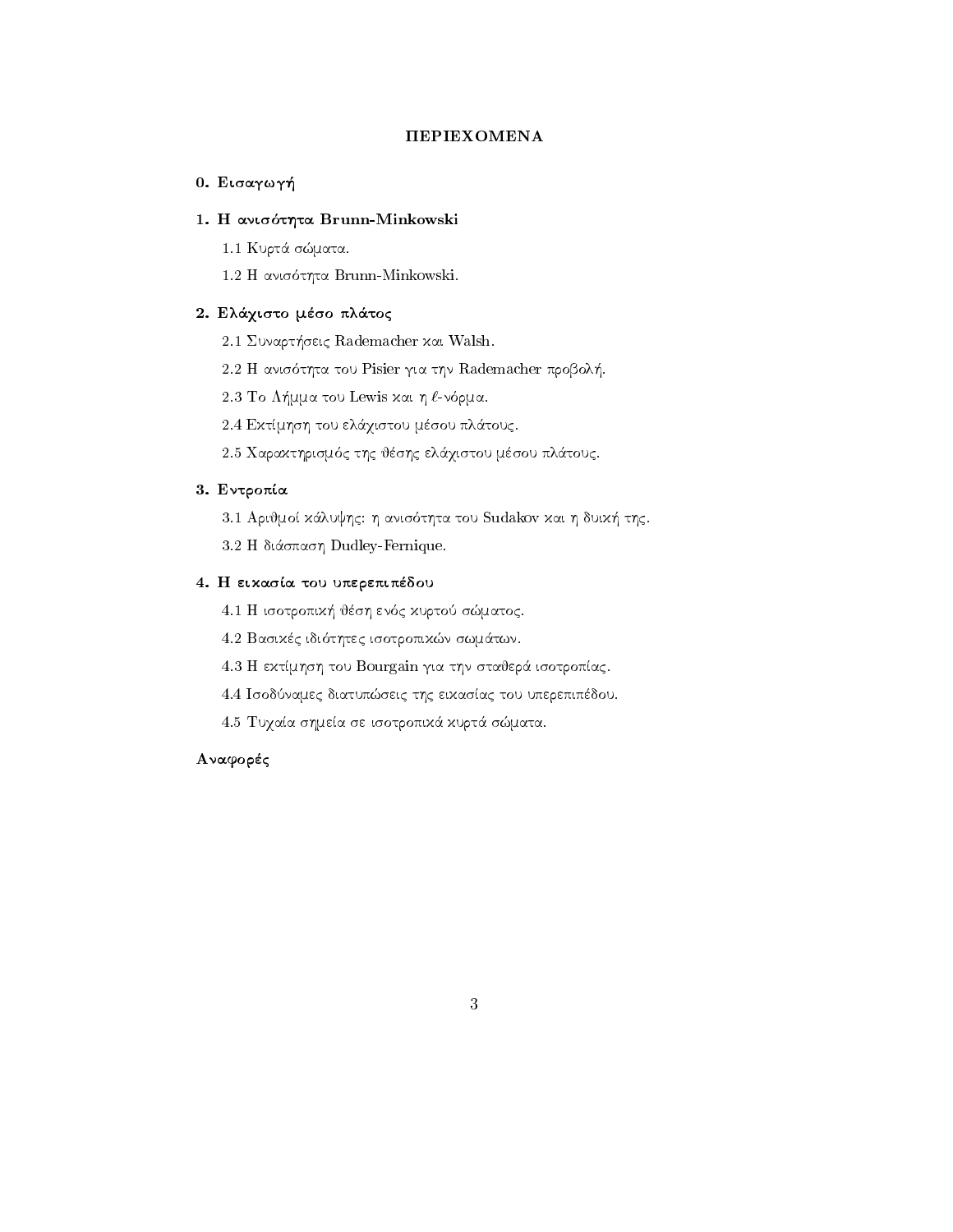# ΠΕΡΙΕΧΟΜΕΝΑ

## 0. Εισαγωγή

## 1. Η ανισότητα Brunn-Minkowski

1.1 Κυρτά σώματα.

1.2 Η ανισότητα Brunn-Minkowski.

## 2. Ελάχιστο μέσο πλάτος

2.1 Συναρτήσεις Rademacher και Walsh.

2.2 Η ανισότητα του Pisier για την Rademacher προβολή.

2.3 Το Λήμμα του Lewis και η $\ell$-νόρμα.

2.4 Εκτίμηση του ελάχιστου μέσου πλάτους.

2.5 Χαρακτηρισμός της θέσης ελάχιστου μέσου πλάτους.

## 3. Εντροπία

3.1 Αριθμοί κάλυψης: η ανισότητα του Sudakov και η δυική της.

3.2 Η διάσπαση Dudley-Fernique.

## 4. Η εικασία του υπερεπιπέδου

4.1 Η ισοτροπική θέση ενός κυρτού σώματος.

4.2 Βασικές ιδιότητες ισοτροπικών σωμάτων.

4.3 Η εκτίμηση του Bourgain για την σταθερά ισοτροπίας.

4.4 Ισοδύναμες διατυπώσεις της εικασίας του υπερεπιπέδου.

4.5 Τυχαία σημεία σε ισοτροπικά κυρτά σώματα.

## Αναφορές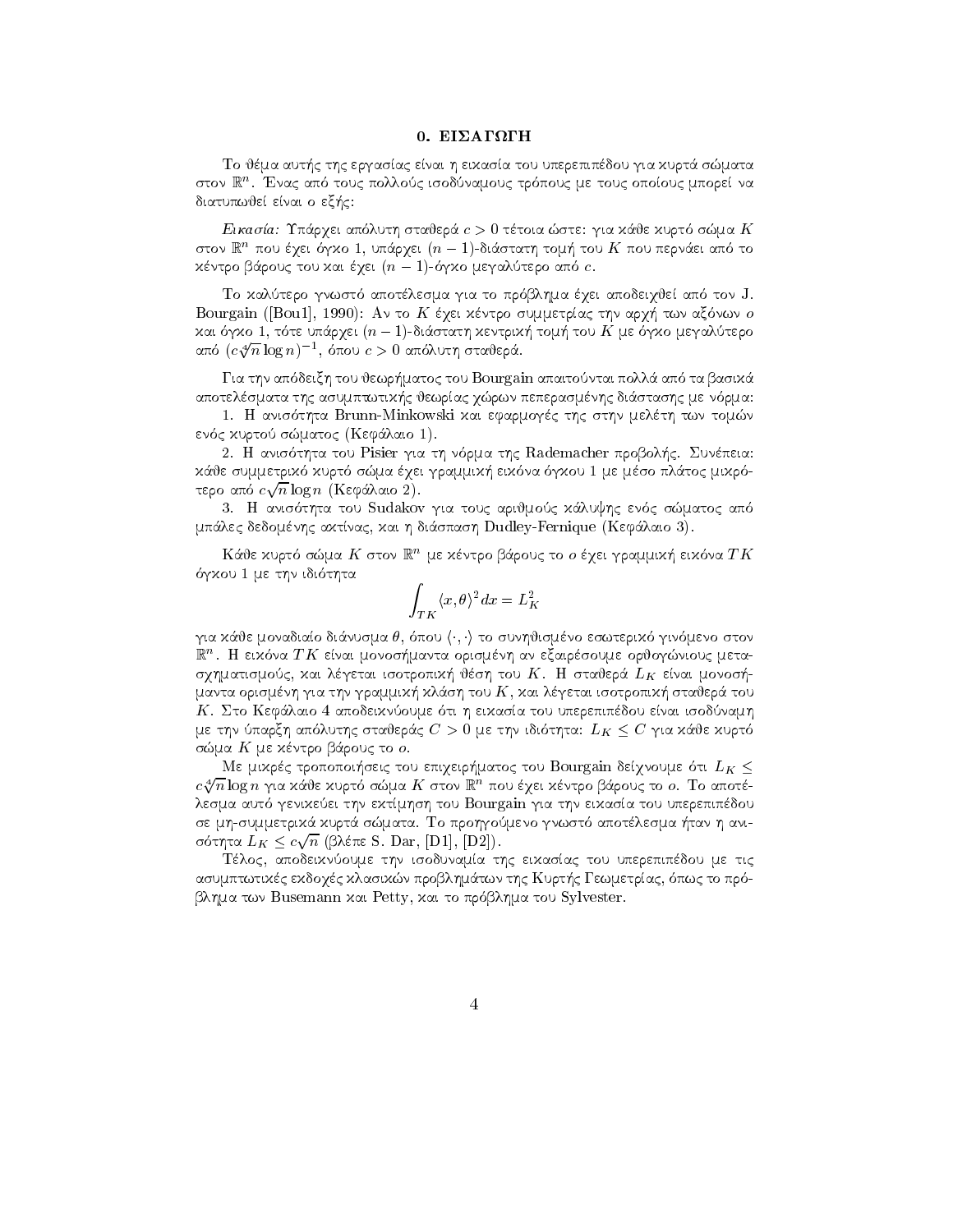# 0. ΕΙΣΑΓΩΓΗ

Το θέμα αυτής της εργασίας είναι η εικασία του υπερεπιπέδου για κυρτά σώματα στον $\mathbb{R}^n$. Ένας από τους πολλούς ισοδύναμους τρόπους με τους οποίους μπορεί να διατυπωθεί είναι ο εξής:

*Εικασία:* Υπάρχει απόλυτη σταθερά $c > 0$ τέτοια ώστε: για κάθε κυρτό σώμα $K$ στον $\mathbb{R}^n$ που έχει όγκο 1, υπάρχει $(n-1)$-διάστατη τομή του $K$ που περνάει από το κέντρο βάρους του και έχει $(n-1)$-όγκο μεγαλύτερο από $c$.

Το καλύτερο γνωστό αποτέλεσμα για το πρόβλημα έχει αποδειχθεί από τον J. Bourgain ([Bou1], 1990): Αν το $K$ έχει κέντρο συμμετρίας την αρχή των αξόνων $o$ και όγκο 1, τότε υπάρχει $(n-1)$-διάστατη κεντρική τομή του $K$ με όγκο μεγαλύτερο από $(c\sqrt[4]{n}\log n)^{-1}$, όπου $c > 0$ απόλυτη σταθερά.

Για την απόδειξη του θεωρήματος του Bourgain απαιτούνται πολλά από τα βασικά αποτελέσματα της ασυμπτωτικής θεωρίας χώρων πεπερασμένης διάστασης με νόρμα:

1. Η ανισότητα Brunn-Minkowski και εφαρμογές της στην μελέτη των τομών ενός κυρτού σώματος (Κεφάλαιο 1).
2. Η ανισότητα του Pisier για τη νόρμα της Rademacher προβολής. Συνέπεια: κάθε συμμετρικό κυρτό σώμα έχει γραμμική εικόνα όγκου 1 με μέσο πλάτος μικρότερο από $c\sqrt{n}\log n$ (Κεφάλαιο 2).
3. Η ανισότητα του Sudakov για τους αριθμούς κάλυψης ενός σώματος από μπάλες δεδομένης ακτίνας, και η διάσπαση Dudley-Fernique (Κεφάλαιο 3).

Κάθε κυρτό σώμα $K$ στον $\mathbb{R}^n$ με κέντρο βάρους το $o$ έχει γραμμική εικόνα $TK$ όγκου 1 με την ιδιότητα

$$\int_{TK} \langle x, \theta \rangle^2 \, dx = L_K^2$$

για κάθε μοναδιαίο διάνυσμα $\theta$, όπου $\langle \cdot, \cdot \rangle$ το συνηθισμένο εσωτερικό γινόμενο στον $\mathbb{R}^n$. Η εικόνα $TK$ είναι μονοσήμαντα ορισμένη αν εξαιρέσουμε ορθογώνιους μετασχηματισμούς, και λέγεται ισοτροπική θέση του $K$. Η σταθερά $L_K$ είναι μονοσήμαντα ορισμένη για την γραμμική κλάση του $K$, και λέγεται ισοτροπική σταθερά του $K$. Στο Κεφάλαιο 4 αποδεικνύουμε ότι η εικασία του υπερεπιπέδου είναι ισοδύναμη με την ύπαρξη απόλυτης σταθεράς $C > 0$ με την ιδιότητα: $L_K \leq C$ για κάθε κυρτό σώμα $K$ με κέντρο βάρους το $o$.

Με μικρές τροποποιήσεις του επιχειρήματος του Bourgain δείχνουμε ότι $L_K \leq c\sqrt[4]{n}\log n$ για κάθε κυρτό σώμα $K$ στον $\mathbb{R}^n$ που έχει κέντρο βάρους το $o$. Το αποτέλεσμα αυτό γενικεύει την εκτίμηση του Bourgain για την εικασία του υπερεπιπέδου σε μη-συμμετρικά κυρτά σώματα. Το προηγούμενο γνωστό αποτέλεσμα ήταν η ανισότητα $L_K \leq c\sqrt{n}$ (βλέπε S. Dar, [D1], [D2]).

Τέλος, αποδεικνύουμε την ισοδυναμία της εικασίας του υπερεπιπέδου με τις ασυμπτωτικές εκδοχές κλασικών προβλημάτων της Κυρτής Γεωμετρίας, όπως το πρόβλημα των Busemann και Petty, και το πρόβλημα του Sylvester.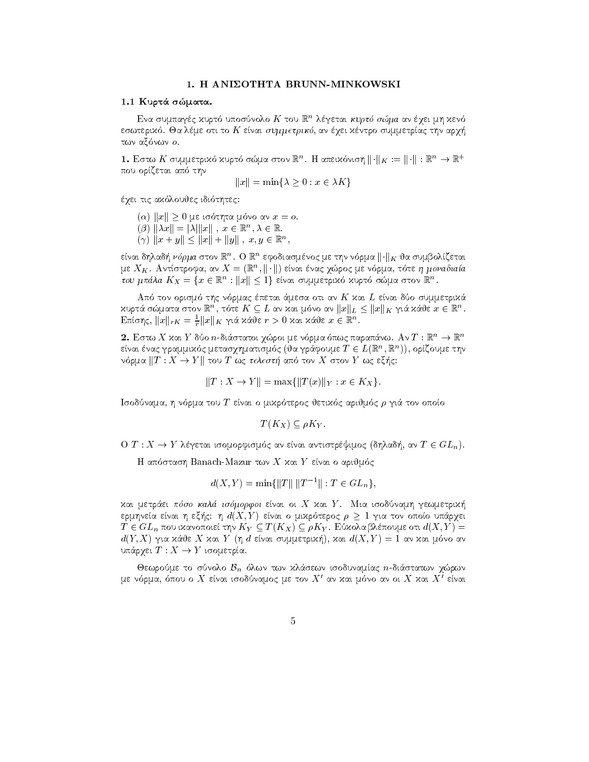# 1. Η ΑΝΙΣΟΤΗΤΑ BRUNN-MINKOWSKI

## 1.1 Κυρτά σώματα.

Ενα συμπαγές κυρτό υποσύνολο $K$ του $\mathbb{R}^n$ λέγεται *κυρτό σώμα* αν έχει μη κενό εσωτερικό. Θα λέμε οτι το $K$ είναι *συμμετρικό*, αν έχει κέντρο συμμετρίας την αρχή των αξόνων $o$.

**1.** Εστω $K$ συμμετρικό κυρτό σώμα στον $\mathbb{R}^n$. Η απεικόνιση $\|\cdot\|_K := \|\cdot\| : \mathbb{R}^n \to \mathbb{R}^+$ που ορίζεται από την

$$\|x\| = \min\{\lambda \geq 0 : x \in \lambda K\}$$

έχει τις ακόλουθες ιδιότητες:

($\alpha$) $\|x\| \geq 0$ με ισότητα μόνο αν $x = o$.
($\beta$) $\|\lambda x\| = |\lambda| \|x\|$ , $x \in \mathbb{R}^n, \lambda \in \mathbb{R}$.
($\gamma$) $\|x + y\| \leq \|x\| + \|y\|$ , $x, y \in \mathbb{R}^n$,

είναι δηλαδή *νόρμα* στον $\mathbb{R}^n$. Ο $\mathbb{R}^n$ εφοδιασμένος με την νόρμα $\|\cdot\|_K$ θα συμβολίζεται με $X_K$. Αντίστροφα, αν $X = (\mathbb{R}^n, \|\cdot\|)$ είναι ένας χώρος με νόρμα, τότε η *μοναδιαία του μπάλα* $K_X = \{x \in \mathbb{R}^n : \|x\| \leq 1\}$ είναι συμμετρικό κυρτό σώμα στον $\mathbb{R}^n$.

Από τον ορισμό της νόρμας έπεται άμεσα οτι αν $K$ και $L$ είναι δύο συμμετρικά κυρτά σώματα στον $\mathbb{R}^n$, τότε $K \subseteq L$ αν και μόνο αν $\|x\|_L \leq \|x\|_K$ γιά κάθε $x \in \mathbb{R}^n$. Επίσης, $\|x\|_{rK} = \frac{1}{r}\|x\|_K$ γιά κάθε $r > 0$ και κάθε $x \in \mathbb{R}^n$.

**2.** Εστω $X$ και $Y$ δύο $n$-διάστατοι χώροι με νόρμα όπως παραπάνω. Αν $T : \mathbb{R}^n \to \mathbb{R}^n$ είναι ένας γραμμικός μετασχηματισμός (θα γράφουμε $T \in L(\mathbb{R}^n, \mathbb{R}^n)$), ορίζουμε την νόρμα $\|T : X \to Y\|$ του $T$ ως *τελεστή* από τον $X$ στον $Y$ ως εξής:

$$\|T : X \to Y\| = \max\{\|T(x)\|_Y : x \in K_X\}.$$

Ισοδύναμα, η νόρμα του $T$ είναι ο μικρότερος θετικός αριθμός $\rho$ γιά τον οποίο

$$T(K_X) \subseteq \rho K_Y.$$

Ο $T : X \to Y$ λέγεται ισομορφισμός αν είναι αντιστρέψιμος (δηλαδή, αν $T \in GL_n$).

Η απόσταση Banach-Mazur των $X$ και $Y$ είναι ο αριθμός

$$d(X, Y) = \min\{\|T\| \, \|T^{-1}\| : T \in GL_n\},$$

και μετράει *πόσο καλά ισόμορφοι* είναι οι $X$ και $Y$. Μια ισοδύναμη γεωμετρική ερμηνεία είναι η εξής: η $d(X, Y)$ είναι ο μικρότερος $\rho \geq 1$ για τον οποίο υπάρχει $T \in GL_n$ που ικανοποιεί την $K_Y \subseteq T(K_X) \subseteq \rho K_Y$. Εύκολα βλέπουμε οτι $d(X, Y) = d(Y, X)$ για κάθε $X$ και $Y$ (η $d$ είναι συμμετρική), και $d(X, Y) = 1$ αν και μόνο αν υπάρχει $T : X \to Y$ ισομετρία.

Θεωρούμε το σύνολο $\mathcal{B}_n$ όλων των κλάσεων ισοδυναμίας $n$-διάστατων χώρων με νόρμα, όπου ο $X$ είναι ισοδύναμος με τον $X'$ αν και μόνο αν οι $X$ και $X'$ είναι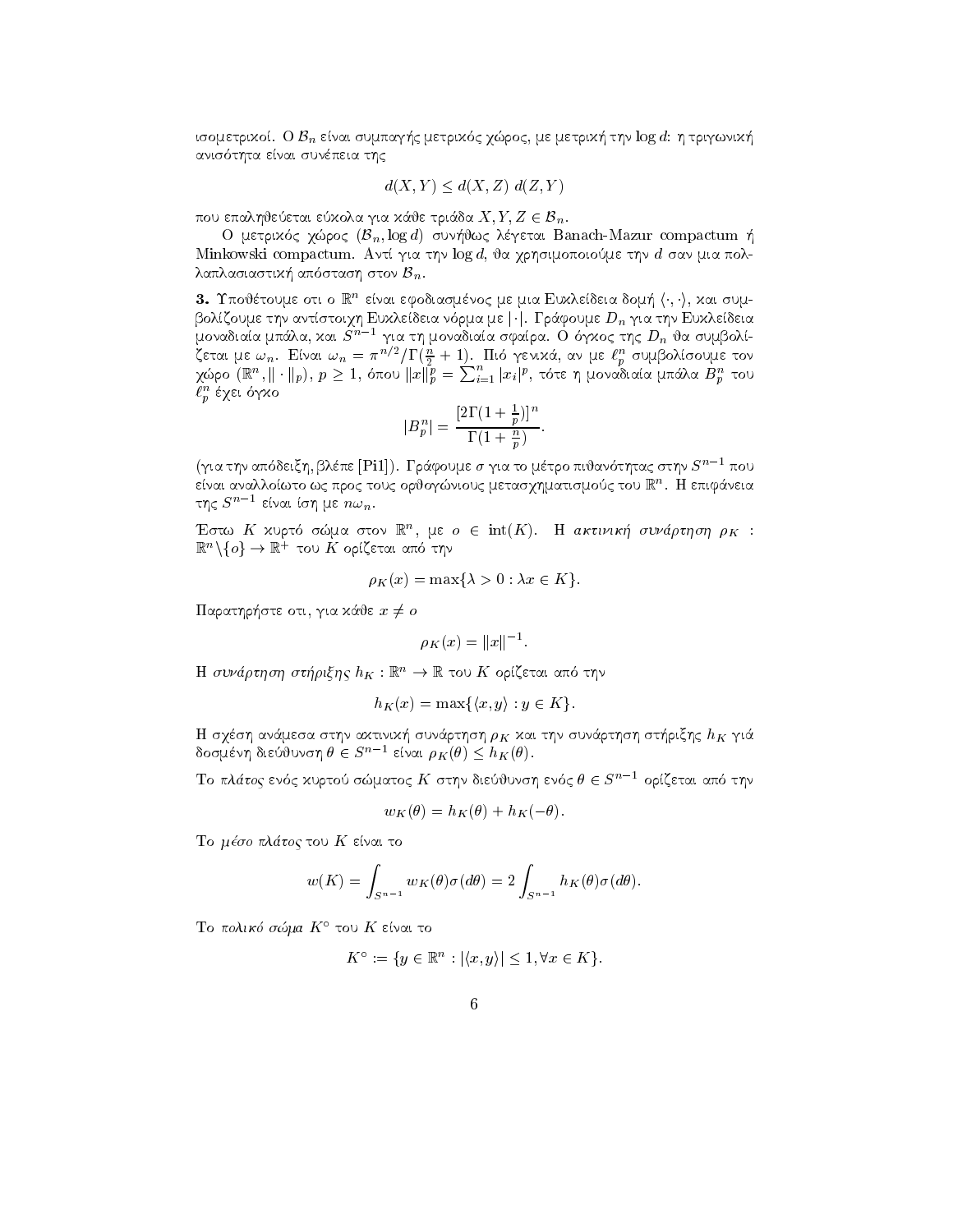ισομετρικοί. Ο $\mathcal{B}_n$ είναι συμπαγής μετρικός χώρος, με μετρική την $\log d$: η τριγωνική ανισότητα είναι συνέπεια της

$$d(X,Y) \leq d(X,Z)\ d(Z,Y)$$

που επαληθεύεται εύκολα για κάθε τριάδα $X, Y, Z \in \mathcal{B}_n$.

Ο μετρικός χώρος $(\mathcal{B}_n, \log d)$ συνήθως λέγεται Banach-Mazur compactum ή Minkowski compactum. Αντί για την $\log d$, θα χρησιμοποιούμε την $d$ σαν μια πολλαπλασιαστική απόσταση στον $\mathcal{B}_n$.

**3.** Υποθέτουμε οτι ο $\mathbb{R}^n$ είναι εφοδιασμένος με μια Ευκλείδεια δομή $\langle \cdot, \cdot \rangle$, και συμβολίζουμε την αντίστοιχη Ευκλείδεια νόρμα με $|\cdot|$. Γράφουμε $D_n$ για την Ευκλείδεια μοναδιαία μπάλα, και $S^{n-1}$ για τη μοναδιαία σφαίρα. Ο όγκος της $D_n$ θα συμβολίζεται με $\omega_n$. Είναι $\omega_n = \pi^{n/2}/\Gamma(\frac{n}{2}+1)$. Πιό γενικά, αν με $\ell_p^n$ συμβολίσουμε τον χώρο $(\mathbb{R}^n, \|\cdot\|_p)$, $p \geq 1$, όπου $\|x\|_p^p = \sum_{i=1}^n |x_i|^p$, τότε η μοναδιαία μπάλα $B_p^n$ του $\ell_p^n$ έχει όγκο

$$|B_p^n| = \frac{[2\Gamma(1+\frac{1}{p})]^n}{\Gamma(1+\frac{n}{p})}.$$

(για την απόδειξη, βλέπε [Pi1]). Γράφουμε $\sigma$ για το μέτρο πιθανότητας στην $S^{n-1}$ που είναι αναλλοίωτο ως προς τους ορθογώνιους μετασχηματισμούς του $\mathbb{R}^n$. Η επιφάνεια της $S^{n-1}$ είναι ίση με $n\omega_n$.

Έστω $K$ κυρτό σώμα στον $\mathbb{R}^n$, με $o \in \text{int}(K)$. Η *ακτινική συνάρτηση* $\rho_K : \mathbb{R}^n \setminus \{o\} \to \mathbb{R}^+$ του $K$ ορίζεται από την

$$\rho_K(x) = \max\{\lambda > 0 : \lambda x \in K\}.$$

Παρατηρήστε οτι, για κάθε $x \neq o$

$$\rho_K(x) = \|x\|^{-1}.$$

Η *συνάρτηση στήριξης* $h_K : \mathbb{R}^n \to \mathbb{R}$ του $K$ ορίζεται από την

$$h_K(x) = \max\{\langle x, y \rangle : y \in K\}.$$

Η σχέση ανάμεσα στην ακτινική συνάρτηση $\rho_K$ και την συνάρτηση στήριξης $h_K$ γιά δοσμένη διεύθυνση $\theta \in S^{n-1}$ είναι $\rho_K(\theta) \leq h_K(\theta)$.

Το *πλάτος* ενός κυρτού σώματος $K$ στην διεύθυνση ενός $\theta \in S^{n-1}$ ορίζεται από την

$$w_K(\theta) = h_K(\theta) + h_K(-\theta).$$

Το *μέσο πλάτος* του $K$ είναι το

$$w(K) = \int_{S^{n-1}} w_K(\theta)\sigma(d\theta) = 2\int_{S^{n-1}} h_K(\theta)\sigma(d\theta).$$

Το *πολικό σώμα* $K^\circ$ του $K$ είναι το

$$K^\circ := \{y \in \mathbb{R}^n : |\langle x, y \rangle| \leq 1, \forall x \in K\}.$$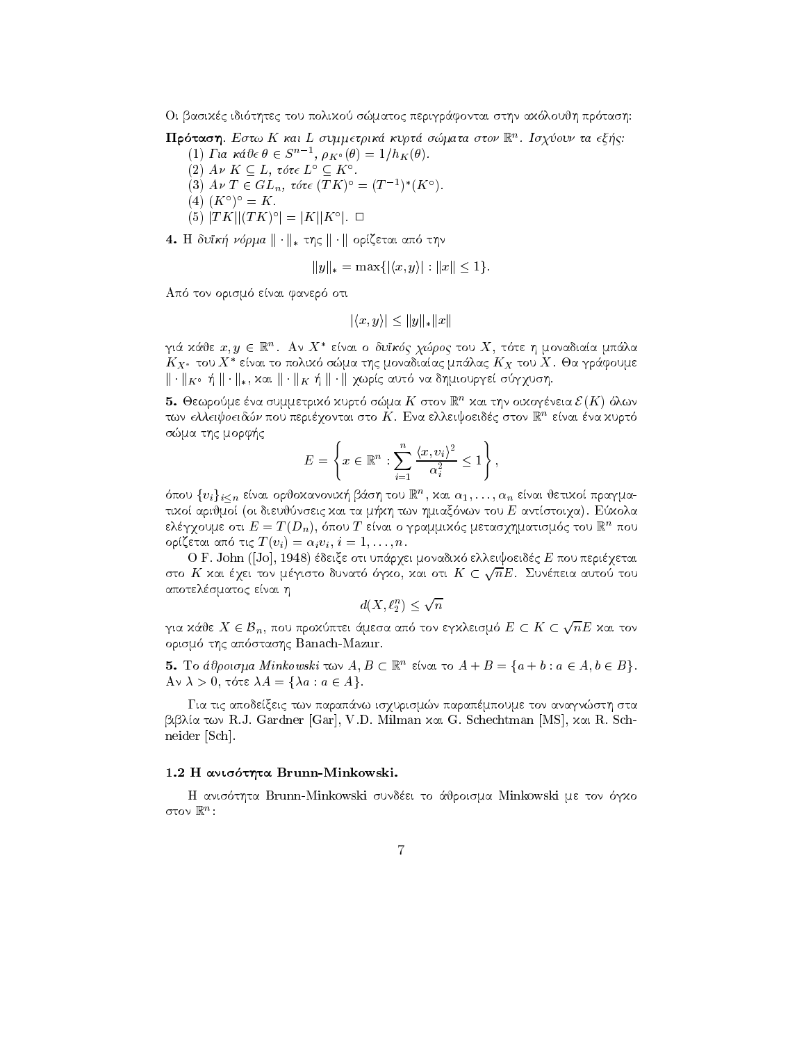Οι βασικές ιδιότητες του πολικού σώματος περιγράφονται στην ακόλουθη πρόταση:

**Πρόταση**. *Εστω $K$ και $L$ συμμετρικά κυρτά σώματα στον $\mathbb{R}^n$. Ισχύουν τα εξής:*

(1) *Για κάθε $\theta \in S^{n-1}$, $\rho_{K^\circ}(\theta) = 1/h_K(\theta)$.*

(2) *Αν $K \subseteq L$, τότε $L^\circ \subseteq K^\circ$.*

(3) *Αν $T \in GL_n$, τότε $(TK)^\circ = (T^{-1})^*(K^\circ)$.*

(4) *$(K^\circ)^\circ = K$.*

(5) *$|TK||(TK)^\circ| = |K||K^\circ|$.* □

**4.** Η *δυϊκή νόρμα* $\|\cdot\|_*$ της $\|\cdot\|$ ορίζεται από την

$$\|y\|_* = \max\{|\langle x, y\rangle| : \|x\| \leq 1\}.$$

Από τον ορισμό είναι φανερό οτι

$$|\langle x, y\rangle| \leq \|y\|_* \|x\|$$

γιά κάθε $x, y \in \mathbb{R}^n$. Αν $X^*$ είναι ο *δυϊκός χώρος* του $X$, τότε η μοναδιαία μπάλα $K_{X^*}$ του $X^*$ είναι το πολικό σώμα της μοναδιαίας μπάλας $K_X$ του $X$. Θα γράφουμε $\|\cdot\|_{K^\circ}$ ή $\|\cdot\|_*$, και $\|\cdot\|_K$ ή $\|\cdot\|$ χωρίς αυτό να δημιουργεί σύγχυση.

**5.** Θεωρούμε ένα συμμετρικό κυρτό σώμα $K$ στον $\mathbb{R}^n$ και την οικογένεια $\mathcal{E}(K)$ όλων των *ελλειψοειδών* που περιέχονται στο $K$. Ενα ελλειψοειδές στον $\mathbb{R}^n$ είναι ένα κυρτό σώμα της μορφής

$$E = \left\{ x \in \mathbb{R}^n : \sum_{i=1}^{n} \frac{\langle x, v_i\rangle^2}{\alpha_i^2} \leq 1 \right\},$$

όπου $\{v_i\}_{i\leq n}$ είναι ορθοκανονική βάση του $\mathbb{R}^n$, και $\alpha_1, \ldots, \alpha_n$ είναι θετικοί πραγματικοί αριθμοί (οι διευθύνσεις και τα μήκη των ημιαξόνων του $E$ αντίστοιχα). Εύκολα ελέγχουμε οτι $E = T(D_n)$, όπου $T$ είναι ο γραμμικός μετασχηματισμός του $\mathbb{R}^n$ που ορίζεται από τις $T(v_i) = \alpha_i v_i$, $i = 1, \ldots, n$.

Ο F. John ([Jo], 1948) έδειξε οτι υπάρχει μοναδικό ελλειψοειδές $E$ που περιέχεται στο $K$ και έχει τον μέγιστο δυνατό όγκο, και οτι $K \subset \sqrt{n}E$. Συνέπεια αυτού του αποτελέσματος είναι η

$$d(X, \ell_2^n) \leq \sqrt{n}$$

για κάθε $X \in \mathcal{B}_n$, που προκύπτει άμεσα από τον εγκλεισμό $E \subset K \subset \sqrt{n}E$ και τον ορισμό της απόστασης Banach-Mazur.

**5.** Το *άθροισμα Minkowski* των $A, B \subset \mathbb{R}^n$ είναι το $A + B = \{a + b : a \in A, b \in B\}$. Αν $\lambda > 0$, τότε $\lambda A = \{\lambda a : a \in A\}$.

Για τις αποδείξεις των παραπάνω ισχυρισμών παραπέμπουμε τον αναγνώστη στα βιβλία των R.J. Gardner [Gar], V.D. Milman και G. Schechtman [MS], και R. Schneider [Sch].

### 1.2 Η ανισότητα Brunn-Minkowski.

Η ανισότητα Brunn-Minkowski συνδέει το άθροισμα Minkowski με τον όγκο στον $\mathbb{R}^n$: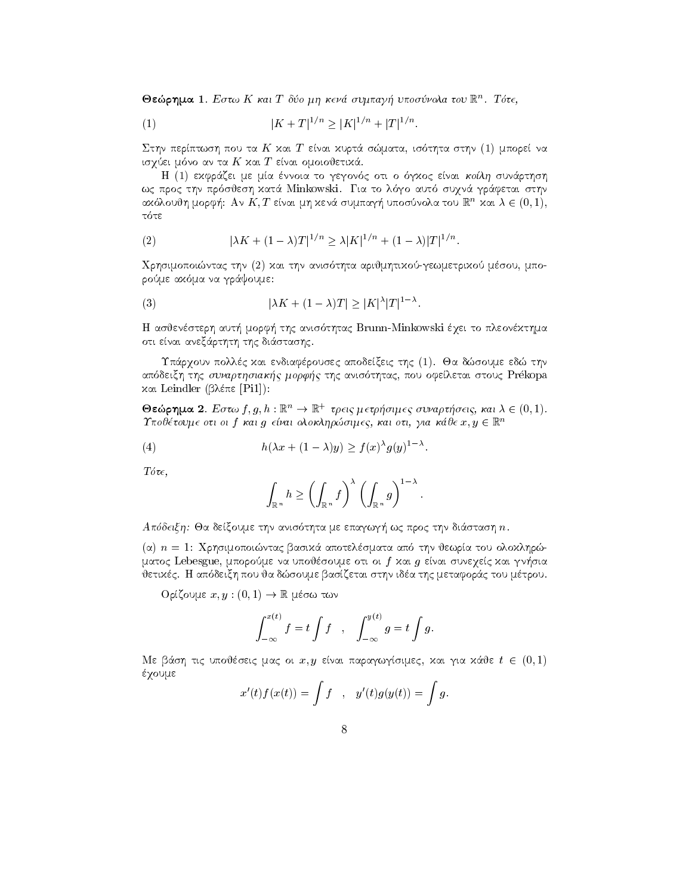**Θεώρημα 1.** *Εστω $K$ και $T$ δύο μη κενά συμπαγή υποσύνολα του $\mathbb{R}^n$. Τότε,*

$$|K+T|^{1/n} \geq |K|^{1/n} + |T|^{1/n}. \tag{1}$$

Στην περίπτωση που τα $K$ και $T$ είναι κυρτά σώματα, ισότητα στην (1) μπορεί να ισχύει μόνο αν τα $K$ και $T$ είναι ομοιοθετικά.

Η (1) εκφράζει με μία έννοια το γεγονός οτι ο όγκος είναι *κοίλη* συνάρτηση ως προς την πρόσθεση κατά Minkowski. Για το λόγο αυτό συχνά γράφεται στην ακόλουθη μορφή: Αν $K, T$ είναι μη κενά συμπαγή υποσύνολα του $\mathbb{R}^n$ και $\lambda \in (0,1)$, τότε

$$|\lambda K + (1-\lambda)T|^{1/n} \geq \lambda |K|^{1/n} + (1-\lambda)|T|^{1/n}. \tag{2}$$

Χρησιμοποιώντας την (2) και την ανισότητα αριθμητικού-γεωμετρικού μέσου, μπορούμε ακόμα να γράψουμε:

$$|\lambda K + (1-\lambda)T| \geq |K|^{\lambda}|T|^{1-\lambda}. \tag{3}$$

Η ασθενέστερη αυτή μορφή της ανισότητας Brunn-Minkowski έχει το πλεονέκτημα οτι είναι ανεξάρτητη της διάστασης.

Υπάρχουν πολλές και ενδιαφέρουσες αποδείξεις της (1). Θα δώσουμε εδώ την απόδειξη της *συναρτησιακής μορφής* της ανισότητας, που οφείλεται στους Prékopa και Leindler (βλέπε [Pi1]):

**Θεώρημα 2.** *Εστω $f, g, h : \mathbb{R}^n \to \mathbb{R}^+$ τρεις μετρήσιμες συναρτήσεις, και $\lambda \in (0,1)$. Υποθέτουμε οτι οι $f$ και $g$ είναι ολοκληρώσιμες, και οτι, για κάθε $x, y \in \mathbb{R}^n$*

$$h(\lambda x + (1-\lambda)y) \geq f(x)^{\lambda} g(y)^{1-\lambda}. \tag{4}$$

*Τότε,*

$$\int_{\mathbb{R}^n} h \geq \left( \int_{\mathbb{R}^n} f \right)^{\lambda} \left( \int_{\mathbb{R}^n} g \right)^{1-\lambda}.$$

*Απόδειξη:* Θα δείξουμε την ανισότητα με επαγωγή ως προς την διάσταση $n$.

(α) $n = 1$: Χρησιμοποιώντας βασικά αποτελέσματα από την θεωρία του ολοκληρώματος Lebesgue, μπορούμε να υποθέσουμε οτι οι $f$ και $g$ είναι συνεχείς και γνήσια θετικές. Η απόδειξη που θα δώσουμε βασίζεται στην ιδέα της μεταφοράς του μέτρου.

Ορίζουμε $x, y : (0,1) \to \mathbb{R}$ μέσω των

$$\int_{-\infty}^{x(t)} f = t \int f \quad , \quad \int_{-\infty}^{y(t)} g = t \int g.$$

Με βάση τις υποθέσεις μας οι $x, y$ είναι παραγωγίσιμες, και για κάθε $t \in (0,1)$ έχουμε

$$x'(t) f(x(t)) = \int f \quad , \quad y'(t) g(y(t)) = \int g.$$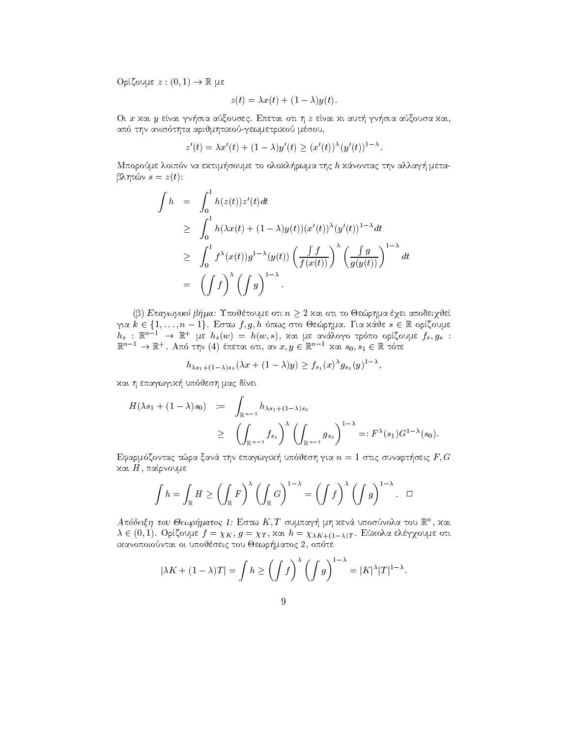Ορίζουμε $z : (0,1) \to \mathbb{R}$ με

$$z(t) = \lambda x(t) + (1-\lambda) y(t).$$

Οι $x$ και $y$ είναι γνήσια αύξουσες. Επεται οτι η $z$ είναι κι αυτή γνήσια αύξουσα και, από την ανισότητα αριθμητικού-γεωμετρικού μέσου,

$$z'(t) = \lambda x'(t) + (1-\lambda) y'(t) \geq (x'(t))^{\lambda} (y'(t))^{1-\lambda}.$$

Μπορούμε λοιπόν να εκτιμήσουμε το ολοκλήρωμα της $h$ κάνοντας την αλλαγή μεταβλητών $s = z(t)$:

$$\begin{aligned}
\int h &= \int_0^1 h(z(t)) z'(t) dt \\
&\geq \int_0^1 h(\lambda x(t) + (1-\lambda) y(t)) (x'(t))^{\lambda} (y'(t))^{1-\lambda} dt \\
&\geq \int_0^1 f^{\lambda}(x(t)) g^{1-\lambda}(y(t)) \left( \frac{\int f}{f(x(t))} \right)^{\lambda} \left( \frac{\int g}{g(y(t))} \right)^{1-\lambda} dt \\
&= \left( \int f \right)^{\lambda} \left( \int g \right)^{1-\lambda}.
\end{aligned}$$

(β) *Επαγωγικό βήμα:* Υποθέτουμε οτι $n \geq 2$ και οτι το Θεώρημα έχει αποδειχθεί για $k \in \{1, \ldots, n-1\}$. Εστω $f, g, h$ όπως στο Θεώρημα. Για κάθε $s \in \mathbb{R}$ ορίζουμε $h_s : \mathbb{R}^{n-1} \to \mathbb{R}^+$ με $h_s(w) = h(w,s)$, και με ανάλογο τρόπο ορίζουμε $f_s, g_s : \mathbb{R}^{n-1} \to \mathbb{R}^+$. Από την (4) έπεται οτι, αν $x, y \in \mathbb{R}^{n-1}$ και $s_0, s_1 \in \mathbb{R}$ τότε

$$h_{\lambda s_1 + (1-\lambda) s_0}(\lambda x + (1-\lambda) y) \geq f_{s_1}(x)^{\lambda} g_{s_0}(y)^{1-\lambda},$$

και η επαγωγική υπόθεση μας δίνει

$$\begin{aligned}
H(\lambda s_1 + (1-\lambda) s_0) &:= \int_{\mathbb{R}^{n-1}} h_{\lambda s_1 + (1-\lambda) s_0} \\
&\geq \left( \int_{\mathbb{R}^{n-1}} f_{s_1} \right)^{\lambda} \left( \int_{\mathbb{R}^{n-1}} g_{s_0} \right)^{1-\lambda} =: F^{\lambda}(s_1) G^{1-\lambda}(s_0).
\end{aligned}$$

Εφαρμόζοντας τώρα ξανά την επαγωγική υπόθεση για $n = 1$ στις συναρτήσεις $F, G$ και $H$, παίρνουμε

$$\int h = \int_{\mathbb{R}} H \geq \left( \int_{\mathbb{R}} F \right)^{\lambda} \left( \int_{\mathbb{R}} G \right)^{1-\lambda} = \left( \int f \right)^{\lambda} \left( \int g \right)^{1-\lambda}. \quad \square$$

*Απόδειξη του Θεωρήματος 1:* Εστω $K, T$ συμπαγή μη κενά υποσύνολα του $\mathbb{R}^n$, και $\lambda \in (0,1)$. Ορίζουμε $f = \chi_K$, $g = \chi_T$, και $h = \chi_{\lambda K + (1-\lambda) T}$. Εύκολα ελέγχουμε οτι ικανοποιούνται οι υποθέσεις του Θεωρήματος 2, οπότε

$$|\lambda K + (1-\lambda) T| = \int h \geq \left( \int f \right)^{\lambda} \left( \int g \right)^{1-\lambda} = |K|^{\lambda} |T|^{1-\lambda}.$$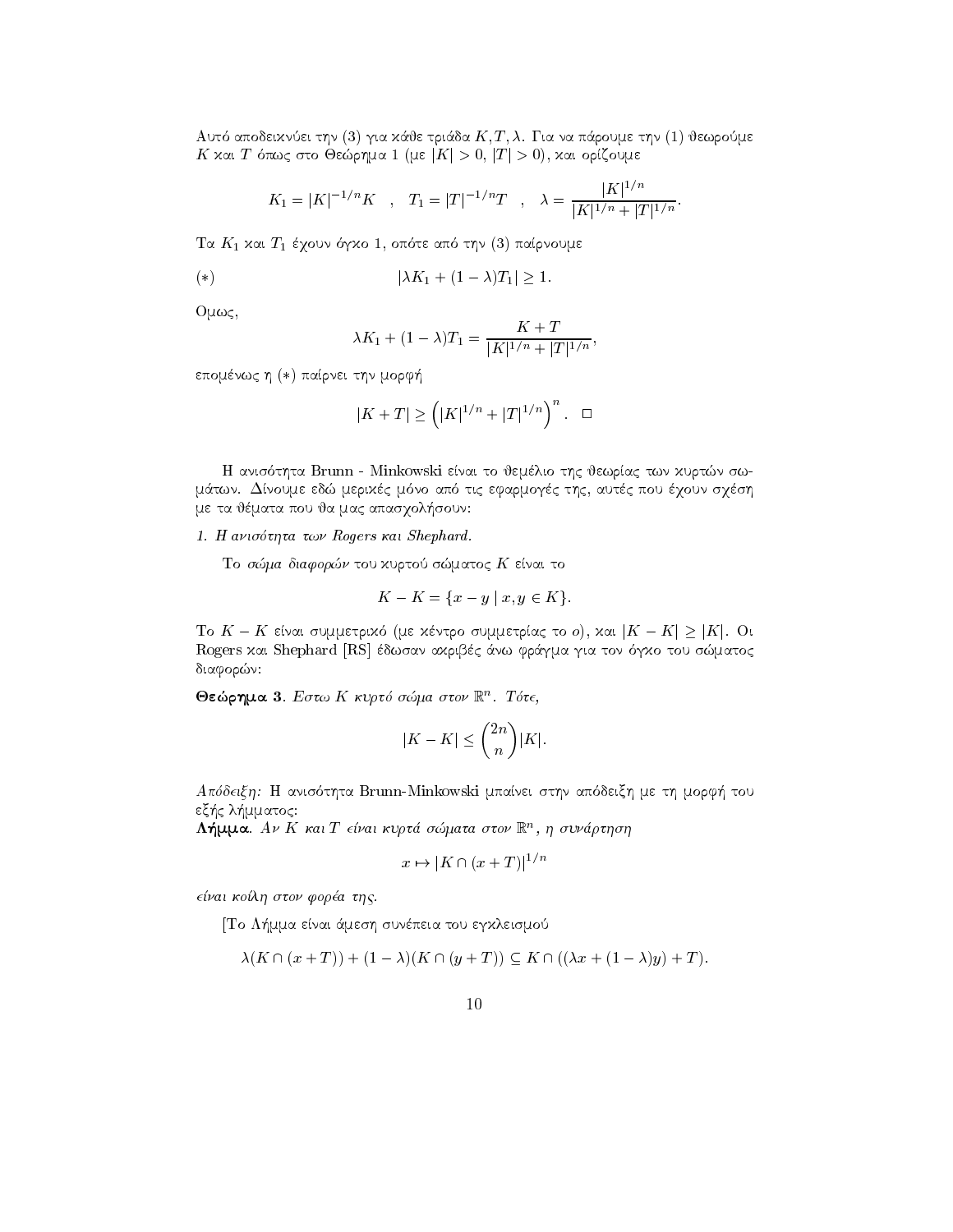Αυτό αποδεικνύει την (3) για κάθε τριάδα $K, T, \lambda$. Για να πάρουμε την (1) θεωρούμε $K$ και $T$ όπως στο Θεώρημα 1 (με $|K| > 0$, $|T| > 0$), και ορίζουμε

$$K_1 = |K|^{-1/n} K \quad , \quad T_1 = |T|^{-1/n} T \quad , \quad \lambda = \frac{|K|^{1/n}}{|K|^{1/n} + |T|^{1/n}}.$$

Τα $K_1$ και $T_1$ έχουν όγκο 1, οπότε από την (3) παίρνουμε

$$(*) \qquad |\lambda K_1 + (1-\lambda) T_1| \geq 1.$$

Ομως,

$$\lambda K_1 + (1-\lambda) T_1 = \frac{K + T}{|K|^{1/n} + |T|^{1/n}},$$

επομένως η $(*)$ παίρνει την μορφή

$$|K + T| \geq \left( |K|^{1/n} + |T|^{1/n} \right)^n . \quad \square$$

Η ανισότητα Brunn - Minkowski είναι το θεμέλιο της θεωρίας των κυρτών σωμάτων. Δίνουμε εδώ μερικές μόνο από τις εφαρμογές της, αυτές που έχουν σχέση με τα θέματα που θα μας απασχολήσουν:

*1. Η ανισότητα των Rogers και Shephard.*

Το *σώμα διαφορών* του κυρτού σώματος $K$ είναι το

$$K - K = \{x - y \mid x, y \in K\}.$$

Το $K - K$ είναι συμμετρικό (με κέντρο συμμετρίας το $o$), και $|K - K| \geq |K|$. Οι Rogers και Shephard [RS] έδωσαν ακριβές άνω φράγμα για τον όγκο του σώματος διαφορών:

**Θεώρημα 3**. *Εστω $K$ κυρτό σώμα στον $\mathbb{R}^n$. Τότε,*

$$|K - K| \leq \binom{2n}{n} |K|.$$

*Απόδειξη:* Η ανισότητα Brunn-Minkowski μπαίνει στην απόδειξη με τη μορφή του εξής λήμματος:

**Λήμμα**. *Αν $K$ και $T$ είναι κυρτά σώματα στον $\mathbb{R}^n$, η συνάρτηση*

$$x \mapsto |K \cap (x + T)|^{1/n}$$

*είναι κοίλη στον φορέα της.*

[Το Λήμμα είναι άμεση συνέπεια του εγκλεισμού

$$\lambda(K \cap (x + T)) + (1-\lambda)(K \cap (y + T)) \subseteq K \cap ((\lambda x + (1-\lambda) y) + T).$$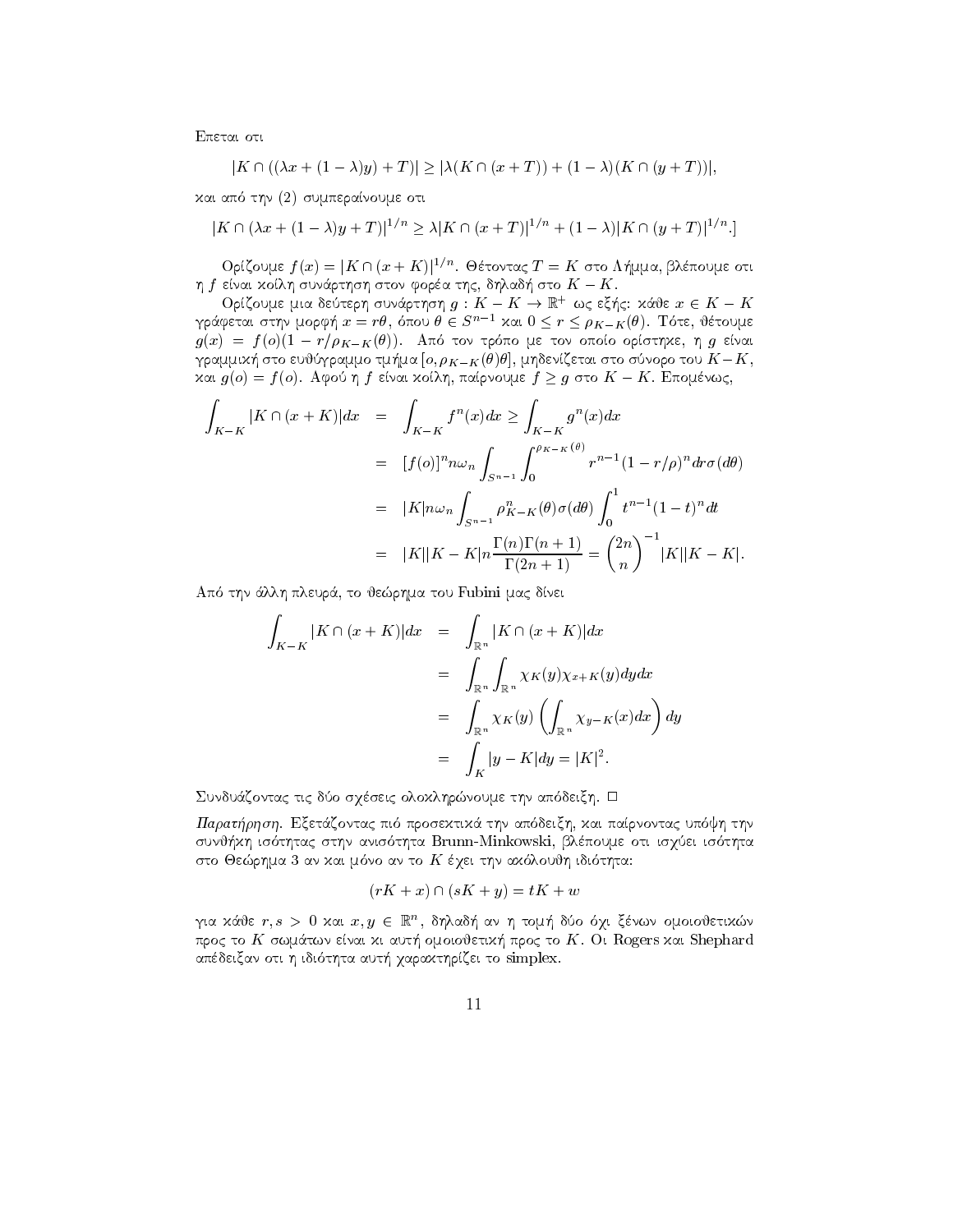Επεται οτι

$$|K \cap ((\lambda x + (1-\lambda)y) + T)| \geq |\lambda(K \cap (x+T)) + (1-\lambda)(K \cap (y+T))|,$$

και από την (2) συμπεραίνουμε οτι

$$|K \cap (\lambda x + (1-\lambda)y + T)|^{1/n} \geq \lambda |K \cap (x+T)|^{1/n} + (1-\lambda)|K \cap (y+T)|^{1/n}.]$$

Ορίζουμε $f(x) = |K \cap (x+K)|^{1/n}$. Θέτοντας $T = K$ στο Λήμμα, βλέπουμε οτι η $f$ είναι κοίλη συνάρτηση στον φορέα της, δηλαδή στο $K - K$.

Ορίζουμε μια δεύτερη συνάρτηση $g : K - K \to \mathbb{R}^+$ ως εξής: κάθε $x \in K - K$ γράφεται στην μορφή $x = r\theta$, όπου $\theta \in S^{n-1}$ και $0 \leq r \leq \rho_{K-K}(\theta)$. Τότε, θέτουμε $g(x) = f(o)(1 - r/\rho_{K-K}(\theta))$. Από τον τρόπο με τον οποίο ορίστηκε, η $g$ είναι γραμμική στο ευθύγραμμο τμήμα $[o, \rho_{K-K}(\theta)\theta]$, μηδενίζεται στο σύνορο του $K - K$, και $g(o) = f(o)$. Αφού η $f$ είναι κοίλη, παίρνουμε $f \geq g$ στο $K - K$. Επομένως,

$$\begin{aligned}
\int_{K-K} |K \cap (x+K)| dx &= \int_{K-K} f^n(x) dx \geq \int_{K-K} g^n(x) dx \\
&= [f(o)]^n n\omega_n \int_{S^{n-1}} \int_0^{\rho_{K-K}(\theta)} r^{n-1}(1 - r/\rho)^n dr \sigma(d\theta) \\
&= |K| n\omega_n \int_{S^{n-1}} \rho_{K-K}^n(\theta)\sigma(d\theta) \int_0^1 t^{n-1}(1-t)^n dt \\
&= |K||K-K| n \frac{\Gamma(n)\Gamma(n+1)}{\Gamma(2n+1)} = \binom{2n}{n}^{-1} |K||K-K|.
\end{aligned}$$

Από την άλλη πλευρά, το θεώρημα του Fubini μας δίνει

$$\begin{aligned}
\int_{K-K} |K \cap (x+K)| dx &= \int_{\mathbb{R}^n} |K \cap (x+K)| dx \\
&= \int_{\mathbb{R}^n} \int_{\mathbb{R}^n} \chi_K(y) \chi_{x+K}(y) dy dx \\
&= \int_{\mathbb{R}^n} \chi_K(y) \left( \int_{\mathbb{R}^n} \chi_{y-K}(x) dx \right) dy \\
&= \int_K |y - K| dy = |K|^2.
\end{aligned}$$

Συνδυάζοντας τις δύο σχέσεις ολοκληρώνουμε την απόδειξη. □

*Παρατήρηση.* Εξετάζοντας πιό προσεκτικά την απόδειξη, και παίρνοντας υπόψη την συνθήκη ισότητας στην ανισότητα Brunn-Minkowski, βλέπουμε οτι ισχύει ισότητα στο Θεώρημα 3 αν και μόνο αν το $K$ έχει την ακόλουθη ιδιότητα:

$$(rK + x) \cap (sK + y) = tK + w$$

για κάθε $r, s > 0$ και $x, y \in \mathbb{R}^n$, δηλαδή αν η τομή δύο όχι ξένων ομοιοθετικών προς το $K$ σωμάτων είναι κι αυτή ομοιοθετική προς το $K$. Οι Rogers και Shephard απέδειξαν οτι η ιδιότητα αυτή χαρακτηρίζει το simplex.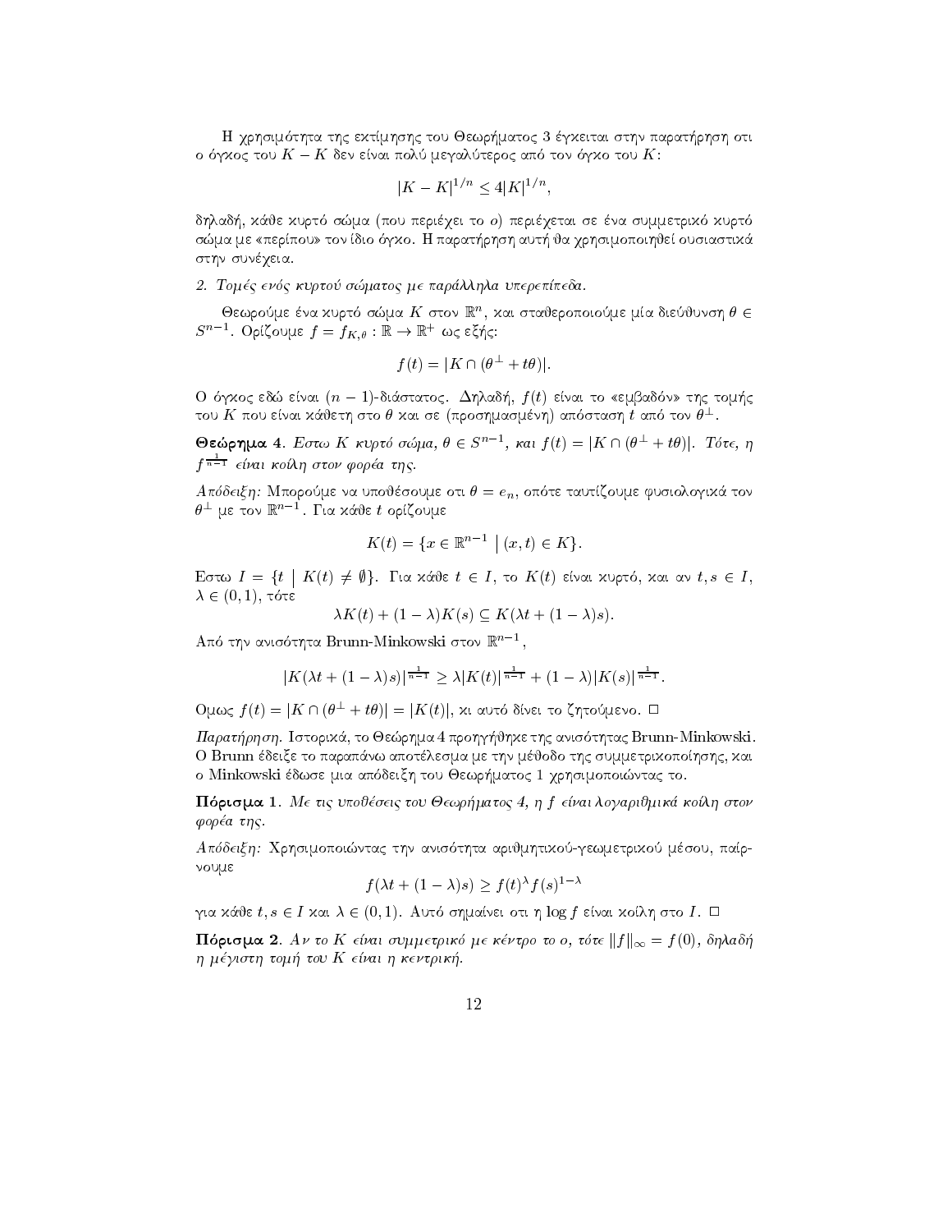Η χρησιμότητα της εκτίμησης του Θεωρήματος 3 έγκειται στην παρατήρηση οτι ο όγκος του $K-K$ δεν είναι πολύ μεγαλύτερος από τον όγκο του $K$:

$$|K-K|^{1/n} \leq 4|K|^{1/n},$$

δηλαδή, κάθε κυρτό σώμα (που περιέχει το $o$) περιέχεται σε ένα συμμετρικό κυρτό σώμα με «περίπου» τον ίδιο όγκο. Η παρατήρηση αυτή θα χρησιμοποιηθεί ουσιαστικά στην συνέχεια.

*2. Τομές ενός κυρτού σώματος με παράλληλα υπερεπίπεδα.*

Θεωρούμε ένα κυρτό σώμα $K$ στον $\mathbb{R}^n$, και σταθεροποιούμε μία διεύθυνση $\theta \in S^{n-1}$. Ορίζουμε $f = f_{K,\theta} : \mathbb{R} \to \mathbb{R}^+$ ως εξής:

$$f(t) = |K \cap (\theta^\perp + t\theta)|.$$

Ο όγκος εδώ είναι $(n-1)$-διάστατος. Δηλαδή, $f(t)$ είναι το «εμβαδόν» της τομής του $K$ που είναι κάθετη στο $\theta$ και σε (προσημασμένη) απόσταση $t$ από τον $\theta^\perp$.

**Θεώρημα 4**. *Εστω $K$ κυρτό σώμα, $\theta \in S^{n-1}$, και $f(t) = |K \cap (\theta^\perp + t\theta)|$. Τότε, η $f^{\frac{1}{n-1}}$ είναι κοίλη στον φορέα της.*

*Απόδειξη:* Μπορούμε να υποθέσουμε οτι $\theta = e_n$, οπότε ταυτίζουμε φυσιολογικά τον $\theta^\perp$ με τον $\mathbb{R}^{n-1}$. Για κάθε $t$ ορίζουμε

$$K(t) = \{x \in \mathbb{R}^{n-1} \mid (x,t) \in K\}.$$

Εστω $I = \{t \mid K(t) \neq \emptyset\}$. Για κάθε $t \in I$, το $K(t)$ είναι κυρτό, και αν $t, s \in I$, $\lambda \in (0,1)$, τότε

$$\lambda K(t) + (1-\lambda)K(s) \subseteq K(\lambda t + (1-\lambda)s).$$

Από την ανισότητα Brunn-Minkowski στον $\mathbb{R}^{n-1}$,

$$|K(\lambda t + (1-\lambda)s)|^{\frac{1}{n-1}} \geq \lambda |K(t)|^{\frac{1}{n-1}} + (1-\lambda)|K(s)|^{\frac{1}{n-1}}.$$

Ομως $f(t) = |K \cap (\theta^\perp + t\theta)| = |K(t)|$, κι αυτό δίνει το ζητούμενο. $\square$

*Παρατήρηση.* Ιστορικά, το Θεώρημα 4 προηγήθηκε της ανισότητας Brunn-Minkowski. Ο Brunn έδειξε το παραπάνω αποτέλεσμα με την μέθοδο της συμμετρικοποίησης, και ο Minkowski έδωσε μια απόδειξη του Θεωρήματος 1 χρησιμοποιώντας το.

**Πόρισμα 1**. *Με τις υποθέσεις του Θεωρήματος 4, η $f$ είναι λογαριθμικά κοίλη στον φορέα της.*

*Απόδειξη:* Χρησιμοποιώντας την ανισότητα αριθμητικού-γεωμετρικού μέσου, παίρνουμε

$$f(\lambda t + (1-\lambda)s) \geq f(t)^\lambda f(s)^{1-\lambda}$$

για κάθε $t, s \in I$ και $\lambda \in (0,1)$. Αυτό σημαίνει οτι η $\log f$ είναι κοίλη στο $I$. $\square$

**Πόρισμα 2**. *Αν το $K$ είναι συμμετρικό με κέντρο το $o$, τότε $\|f\|_\infty = f(0)$, δηλαδή η μέγιστη τομή του $K$ είναι η κεντρική.*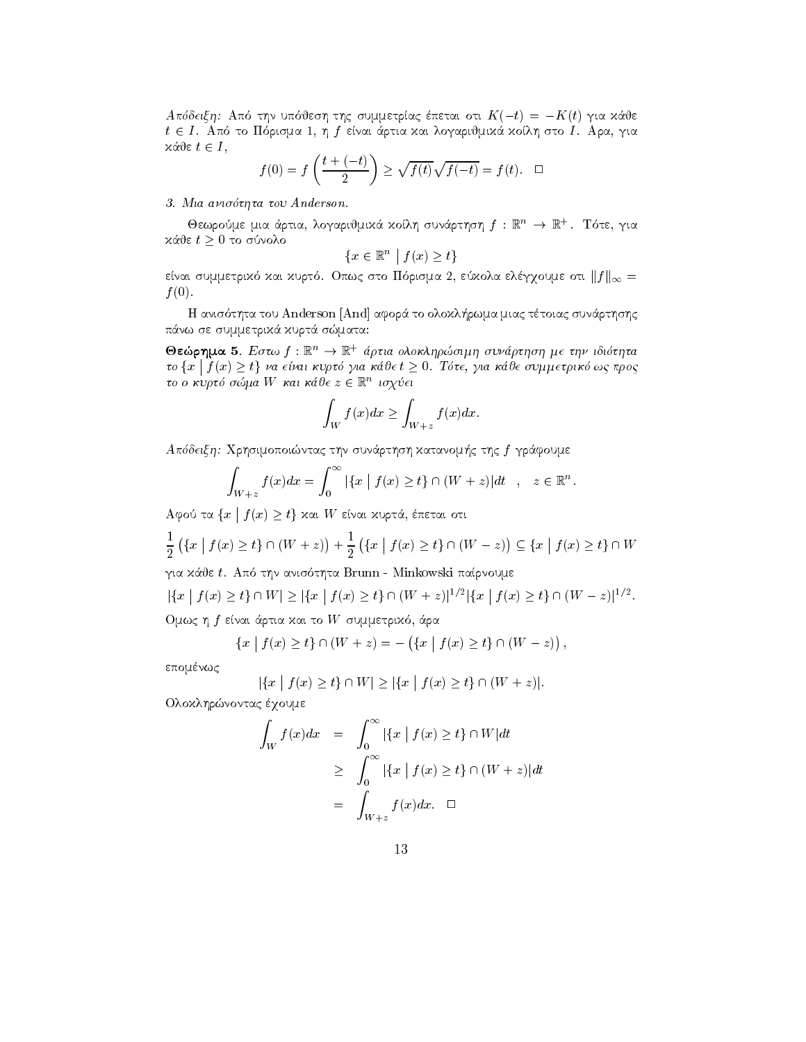*Απόδειξη:* Από την υπόθεση της συμμετρίας έπεται οτι $K(-t) = -K(t)$ για κάθε $t \in I$. Από το Πόρισμα 1, η $f$ είναι άρτια και λογαριθμικά κοίλη στο $I$. Αρα, για κάθε $t \in I$,

$$f(0) = f\left(\frac{t+(-t)}{2}\right) \geq \sqrt{f(t)}\sqrt{f(-t)} = f(t). \quad \square$$

*3. Μια ανισότητα του Anderson.*

Θεωρούμε μια άρτια, λογαριθμικά κοίλη συνάρτηση $f : \mathbb{R}^n \to \mathbb{R}^+$. Τότε, για κάθε $t \geq 0$ το σύνολο

$$\{x \in \mathbb{R}^n \mid f(x) \geq t\}$$

είναι συμμετρικό και κυρτό. Οπως στο Πόρισμα 2, εύκολα ελέγχουμε οτι $\|f\|_\infty = f(0)$.

Η ανισότητα του Anderson [And] αφορά το ολοκλήρωμα μιας τέτοιας συνάρτησης πάνω σε συμμετρικά κυρτά σώματα:

**Θεώρημα 5.** *Εστω $f : \mathbb{R}^n \to \mathbb{R}^+$ άρτια ολοκληρώσιμη συνάρτηση με την ιδιότητα το $\{x \mid f(x) \geq t\}$ να είναι κυρτό για κάθε $t \geq 0$. Τότε, για κάθε συμμετρικό ως προς το $o$ κυρτό σώμα $W$ και κάθε $z \in \mathbb{R}^n$ ισχύει*

$$\int_W f(x)dx \geq \int_{W+z} f(x)dx.$$

*Απόδειξη:* Χρησιμοποιώντας την συνάρτηση κατανομής της $f$ γράφουμε

$$\int_{W+z} f(x)dx = \int_0^\infty |\{x \mid f(x) \geq t\} \cap (W+z)|dt \quad , \quad z \in \mathbb{R}^n.$$

Αφού τα $\{x \mid f(x) \geq t\}$ και $W$ είναι κυρτά, έπεται οτι

$$\frac{1}{2}\left(\{x \mid f(x) \geq t\} \cap (W+z)\right) + \frac{1}{2}\left(\{x \mid f(x) \geq t\} \cap (W-z)\right) \subseteq \{x \mid f(x) \geq t\} \cap W$$

για κάθε $t$. Από την ανισότητα Brunn - Minkowski παίρνουμε

$$|\{x \mid f(x) \geq t\} \cap W| \geq |\{x \mid f(x) \geq t\} \cap (W+z)|^{1/2} |\{x \mid f(x) \geq t\} \cap (W-z)|^{1/2}.$$

Ομως η $f$ είναι άρτια και το $W$ συμμετρικό, άρα

$$\{x \mid f(x) \geq t\} \cap (W+z) = -\left(\{x \mid f(x) \geq t\} \cap (W-z)\right),$$

επομένως

$$|\{x \mid f(x) \geq t\} \cap W| \geq |\{x \mid f(x) \geq t\} \cap (W+z)|.$$

Ολοκληρώνοντας έχουμε

$$\begin{aligned}
\int_W f(x)dx &= \int_0^\infty |\{x \mid f(x) \geq t\} \cap W|dt \\
&\geq \int_0^\infty |\{x \mid f(x) \geq t\} \cap (W+z)|dt \\
&= \int_{W+z} f(x)dx. \quad \square
\end{aligned}$$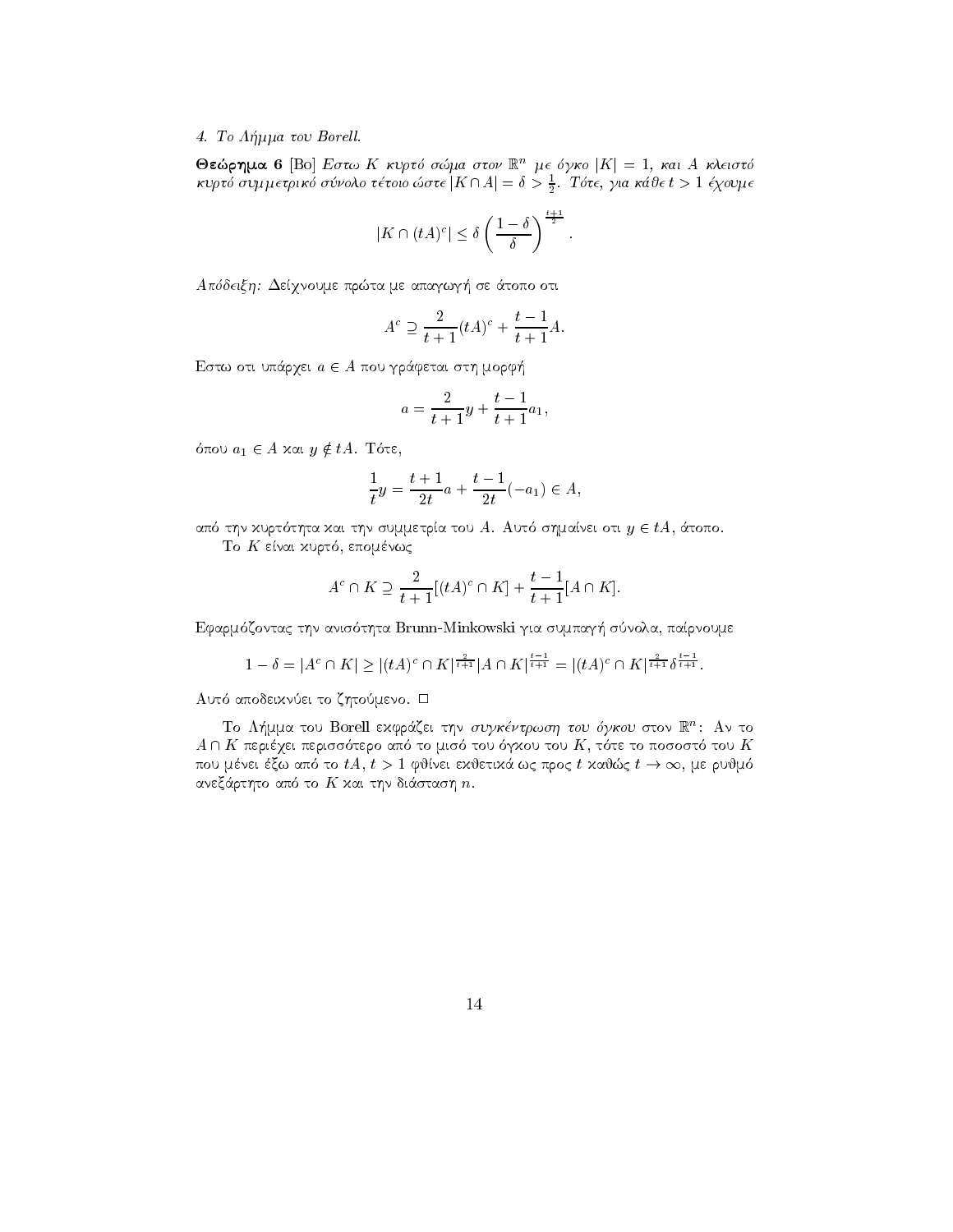*4. Το Λήμμα του Borell.*

**Θεώρημα 6** [Bo] *Εστω $K$ κυρτό σώμα στον $\mathbb{R}^n$ με όγκο $|K| = 1$, και $A$ κλειστό κυρτό συμμετρικό σύνολο τέτοιο ώστε $|K \cap A| = \delta > \frac{1}{2}$. Τότε, για κάθε $t > 1$ έχουμε*

$$|K \cap (tA)^c| \leq \delta \left( \frac{1-\delta}{\delta} \right)^{\frac{t+1}{2}}.$$

*Απόδειξη:* Δείχνουμε πρώτα με απαγωγή σε άτοπο οτι

$$A^c \supseteq \frac{2}{t+1}(tA)^c + \frac{t-1}{t+1}A.$$

Εστω οτι υπάρχει $a \in A$ που γράφεται στη μορφή

$$a = \frac{2}{t+1}y + \frac{t-1}{t+1}a_1,$$

όπου $a_1 \in A$ και $y \notin tA$. Τότε,

$$\frac{1}{t}y = \frac{t+1}{2t}a + \frac{t-1}{2t}(-a_1) \in A,$$

από την κυρτότητα και την συμμετρία του $A$. Αυτό σημαίνει οτι $y \in tA$, άτοπο.

Το $K$ είναι κυρτό, επομένως

$$A^c \cap K \supseteq \frac{2}{t+1}[(tA)^c \cap K] + \frac{t-1}{t+1}[A \cap K].$$

Εφαρμόζοντας την ανισότητα Brunn-Minkowski για συμπαγή σύνολα, παίρνουμε

$$1 - \delta = |A^c \cap K| \geq |(tA)^c \cap K|^{\frac{2}{t+1}} |A \cap K|^{\frac{t-1}{t+1}} = |(tA)^c \cap K|^{\frac{2}{t+1}} \delta^{\frac{t-1}{t+1}}.$$

Αυτό αποδεικνύει το ζητούμενο. □

Το Λήμμα του Borell εκφράζει την *συγκέντρωση* του όγκου στον $\mathbb{R}^n$: Αν το $A \cap K$ περιέχει περισσότερο από το μισό του όγκου του $K$, τότε το ποσοστό του $K$ που μένει έξω από το $tA$, $t > 1$ φθίνει εκθετικά ως προς $t$ καθώς $t \to \infty$, με ρυθμό ανεξάρτητο από το $K$ και την διάσταση $n$.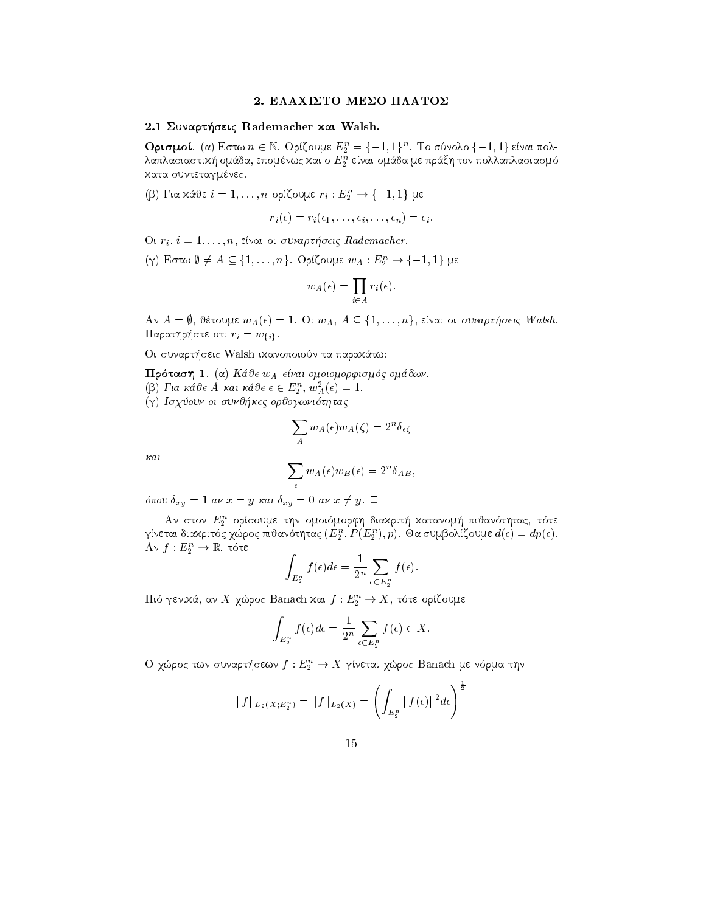## 2. ΕΛΑΧΙΣΤΟ ΜΕΣΟ ΠΛΑΤΟΣ

### 2.1 Συναρτήσεις Rademacher και Walsh.

**Ορισμοί.** (α) Εστω $n \in \mathbb{N}$. Ορίζουμε $E_2^n = \{-1, 1\}^n$. Το σύνολο $\{-1, 1\}$ είναι πολλαπλασιαστική ομάδα, επομένως και ο $E_2^n$ είναι ομάδα με πράξη τον πολλαπλασιασμό κατα συντεταγμένες.

(β) Για κάθε $i = 1, \ldots, n$ ορίζουμε $r_i : E_2^n \to \{-1, 1\}$ με

$$r_i(\epsilon) = r_i(\epsilon_1, \ldots, \epsilon_i, \ldots, \epsilon_n) = \epsilon_i.$$

Οι $r_i$, $i = 1, \ldots, n$, είναι οι *συναρτήσεις Rademacher*.

(γ) Εστω $\emptyset \neq A \subseteq \{1, \ldots, n\}$. Ορίζουμε $w_A : E_2^n \to \{-1, 1\}$ με

$$w_A(\epsilon) = \prod_{i \in A} r_i(\epsilon).$$

Αν $A = \emptyset$, θέτουμε $w_A(\epsilon) = 1$. Οι $w_A$, $A \subseteq \{1, \ldots, n\}$, είναι οι *συναρτήσεις Walsh*. Παρατηρήστε οτι $r_i = w_{\{i\}}$.

Οι συναρτήσεις Walsh ικανοποιούν τα παρακάτω:

**Πρόταση 1.** (α) *Κάθε $w_A$ είναι ομοιομορφισμός ομάδων.*
(β) *Για κάθε $A$ και κάθε $\epsilon \in E_2^n$, $w_A^2(\epsilon) = 1$.*
(γ) *Ισχύουν οι συνθήκες ορθογωνιότητας*

$$\sum_A w_A(\epsilon) w_A(\zeta) = 2^n \delta_{\epsilon\zeta}$$

*και*

$$\sum_\epsilon w_A(\epsilon) w_B(\epsilon) = 2^n \delta_{AB},$$

*όπου $\delta_{xy} = 1$ αν $x = y$ και $\delta_{xy} = 0$ αν $x \neq y$.* □

Αν στον $E_2^n$ ορίσουμε την ομοιόμορφη διακριτή κατανομή πιθανότητας, τότε γίνεται διακριτός χώρος πιθανότητας $(E_2^n, P(E_2^n), p)$. Θα συμβολίζουμε $d(\epsilon) = dp(\epsilon)$. Αν $f : E_2^n \to \mathbb{R}$, τότε

$$\int_{E_2^n} f(\epsilon) d\epsilon = \frac{1}{2^n} \sum_{\epsilon \in E_2^n} f(\epsilon).$$

Πιό γενικά, αν $X$ χώρος Banach και $f : E_2^n \to X$, τότε ορίζουμε

$$\int_{E_2^n} f(\epsilon) d\epsilon = \frac{1}{2^n} \sum_{\epsilon \in E_2^n} f(\epsilon) \in X.$$

Ο χώρος των συναρτήσεων $f : E_2^n \to X$ γίνεται χώρος Banach με νόρμα την

$$\|f\|_{L_2(X; E_2^n)} = \|f\|_{L_2(X)} = \left( \int_{E_2^n} \|f(\epsilon)\|^2 d\epsilon \right)^{\frac{1}{2}}$$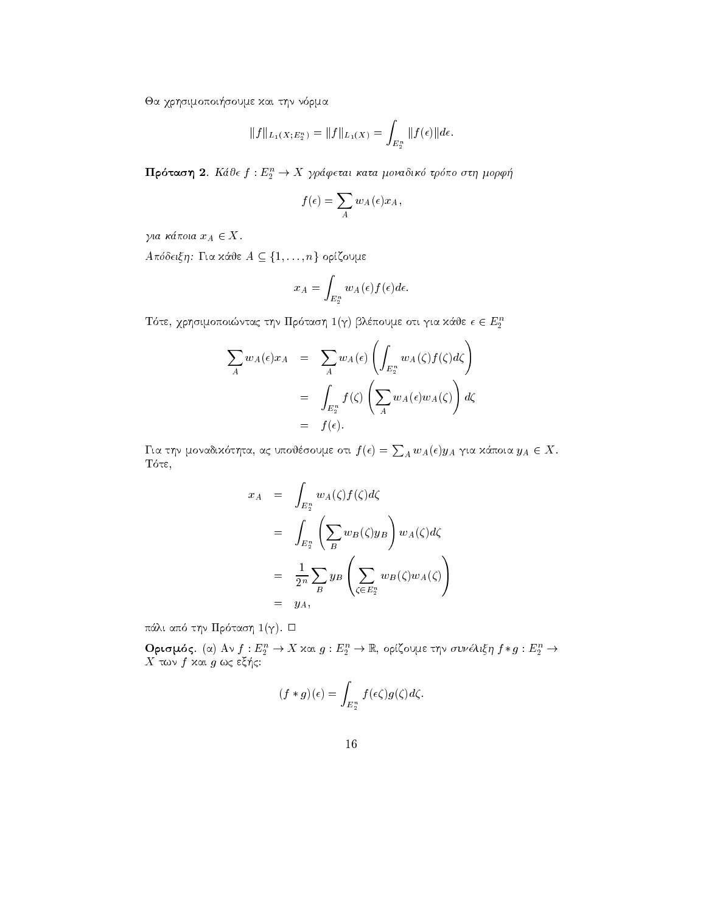Θα χρησιμοποιήσουμε και την νόρμα

$$\|f\|_{L_1(X;E_2^n)} = \|f\|_{L_1(X)} = \int_{E_2^n} \|f(\epsilon)\| d\epsilon.$$

**Πρόταση 2.** *Κάθε $f : E_2^n \to X$ γράφεται κατα μοναδικό τρόπο στη μορφή*

$$f(\epsilon) = \sum_A w_A(\epsilon) x_A,$$

*για κάποια $x_A \in X$.*

*Απόδειξη:* Για κάθε $A \subseteq \{1, \ldots, n\}$ ορίζουμε

$$x_A = \int_{E_2^n} w_A(\epsilon) f(\epsilon) d\epsilon.$$

Τότε, χρησιμοποιώντας την Πρόταση 1(γ) βλέπουμε οτι για κάθε $\epsilon \in E_2^n$

$$\begin{aligned}
\sum_A w_A(\epsilon) x_A &= \sum_A w_A(\epsilon) \left( \int_{E_2^n} w_A(\zeta) f(\zeta) d\zeta \right) \\
&= \int_{E_2^n} f(\zeta) \left( \sum_A w_A(\epsilon) w_A(\zeta) \right) d\zeta \\
&= f(\epsilon).
\end{aligned}$$

Για την μοναδικότητα, ας υποθέσουμε οτι $f(\epsilon) = \sum_A w_A(\epsilon) y_A$ για κάποια $y_A \in X$. Τότε,

$$\begin{aligned}
x_A &= \int_{E_2^n} w_A(\zeta) f(\zeta) d\zeta \\
&= \int_{E_2^n} \left( \sum_B w_B(\zeta) y_B \right) w_A(\zeta) d\zeta \\
&= \frac{1}{2^n} \sum_B y_B \left( \sum_{\zeta \in E_2^n} w_B(\zeta) w_A(\zeta) \right) \\
&= y_A,
\end{aligned}$$

πάλι από την Πρόταση 1(γ). □

**Ορισμός.** (α) Αν $f : E_2^n \to X$ και $g : E_2^n \to \mathbb{R}$, ορίζουμε την *συνέλιξη* $f * g : E_2^n \to X$ των $f$ και $g$ ως εξής:

$$(f * g)(\epsilon) = \int_{E_2^n} f(\epsilon\zeta) g(\zeta) d\zeta.$$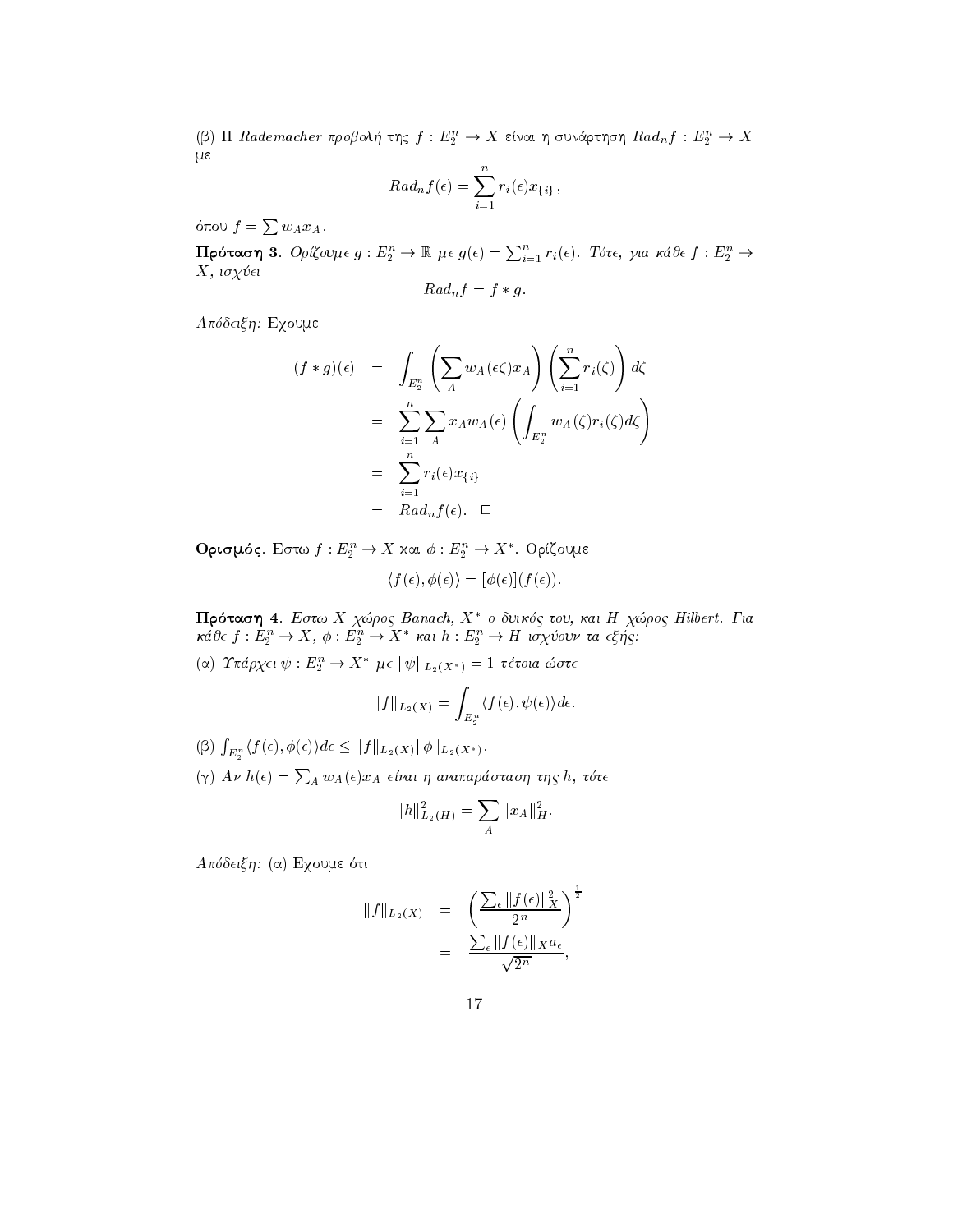(β) Η *Rademacher προβολή* της $f : E_2^n \to X$ είναι η συνάρτηση $Rad_n f : E_2^n \to X$ με

$$Rad_n f(\epsilon) = \sum_{i=1}^{n} r_i(\epsilon) x_{\{i\}},$$

όπου $f = \sum w_A x_A$.

**Πρόταση 3.** *Ορίζουμε $g : E_2^n \to \mathbb{R}$ με $g(\epsilon) = \sum_{i=1}^n r_i(\epsilon)$. Τότε, για κάθε $f : E_2^n \to X$, ισχύει*

$$Rad_n f = f * g.$$

*Απόδειξη:* Εχουμε

$$\begin{aligned}
(f * g)(\epsilon) &= \int_{E_2^n} \left( \sum_A w_A(\epsilon\zeta) x_A \right) \left( \sum_{i=1}^n r_i(\zeta) \right) d\zeta \\
&= \sum_{i=1}^n \sum_A x_A w_A(\epsilon) \left( \int_{E_2^n} w_A(\zeta) r_i(\zeta) d\zeta \right) \\
&= \sum_{i=1}^n r_i(\epsilon) x_{\{i\}} \\
&= Rad_n f(\epsilon). \quad \square
\end{aligned}$$

**Ορισμός.** Εστω $f : E_2^n \to X$ και $\phi : E_2^n \to X^*$. Ορίζουμε

$$\langle f(\epsilon), \phi(\epsilon) \rangle = [\phi(\epsilon)](f(\epsilon)).$$

**Πρόταση 4.** *Εστω $X$ χώρος Banach, $X^*$ ο δυικός του, και $H$ χώρος Hilbert. Για κάθε $f : E_2^n \to X$, $\phi : E_2^n \to X^*$ και $h : E_2^n \to H$ ισχύουν τα εξής:*

(α) *Υπάρχει $\psi : E_2^n \to X^*$ με $\|\psi\|_{L_2(X^*)} = 1$ τέτοια ώστε*

$$\|f\|_{L_2(X)} = \int_{E_2^n} \langle f(\epsilon), \psi(\epsilon) \rangle d\epsilon.$$

(β) $\int_{E_2^n} \langle f(\epsilon), \phi(\epsilon) \rangle d\epsilon \leq \|f\|_{L_2(X)} \|\phi\|_{L_2(X^*)}$.

(γ) *Αν $h(\epsilon) = \sum_A w_A(\epsilon) x_A$ είναι η αναπαράσταση της $h$, τότε*

$$\|h\|_{L_2(H)}^2 = \sum_A \|x_A\|_H^2.$$

*Απόδειξη:* (α) Εχουμε ότι

$$\begin{aligned}
\|f\|_{L_2(X)} &= \left( \frac{\sum_\epsilon \|f(\epsilon)\|_X^2}{2^n} \right)^{\frac{1}{2}} \\
&= \frac{\sum_\epsilon \|f(\epsilon)\|_X a_\epsilon}{\sqrt{2^n}},
\end{aligned}$$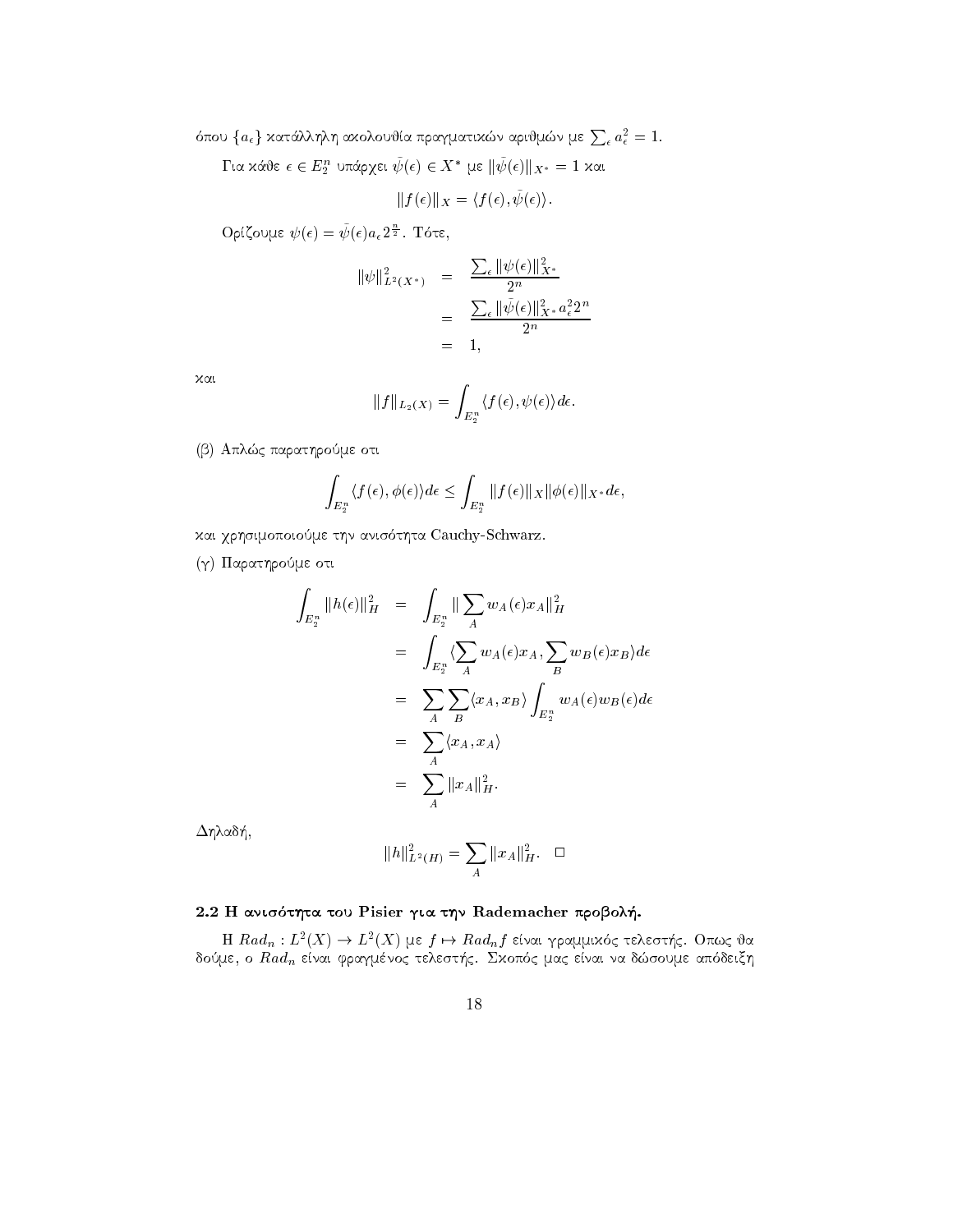όπου $\{a_\epsilon\}$ κατάλληλη ακολουθία πραγματικών αριθμών με $\sum_\epsilon a_\epsilon^2 = 1$.

Για κάθε $\epsilon \in E_2^n$ υπάρχει $\bar{\psi}(\epsilon) \in X^*$ με $\|\bar{\psi}(\epsilon)\|_{X^*} = 1$ και

$$\|f(\epsilon)\|_X = \langle f(\epsilon), \bar{\psi}(\epsilon) \rangle.$$

Ορίζουμε $\psi(\epsilon) = \bar{\psi}(\epsilon) a_\epsilon 2^{\frac{n}{2}}$. Τότε,

$$\begin{aligned}
\|\psi\|_{L^2(X^*)}^2 &= \frac{\sum_\epsilon \|\psi(\epsilon)\|_{X^*}^2}{2^n} \\
&= \frac{\sum_\epsilon \|\bar{\psi}(\epsilon)\|_{X^*}^2 a_\epsilon^2 2^n}{2^n} \\
&= 1,
\end{aligned}$$

και

$$\|f\|_{L_2(X)} = \int_{E_2^n} \langle f(\epsilon), \psi(\epsilon) \rangle d\epsilon.$$

(β) Απλώς παρατηρούμε οτι

$$\int_{E_2^n} \langle f(\epsilon), \phi(\epsilon) \rangle d\epsilon \leq \int_{E_2^n} \|f(\epsilon)\|_X \|\phi(\epsilon)\|_{X^*} d\epsilon,$$

και χρησιμοποιούμε την ανισότητα Cauchy-Schwarz.

(γ) Παρατηρούμε οτι

$$\begin{aligned}
\int_{E_2^n} \|h(\epsilon)\|_H^2 &= \int_{E_2^n} \|\sum_A w_A(\epsilon) x_A\|_H^2 \\
&= \int_{E_2^n} \langle \sum_A w_A(\epsilon) x_A, \sum_B w_B(\epsilon) x_B \rangle d\epsilon \\
&= \sum_A \sum_B \langle x_A, x_B \rangle \int_{E_2^n} w_A(\epsilon) w_B(\epsilon) d\epsilon \\
&= \sum_A \langle x_A, x_A \rangle \\
&= \sum_A \|x_A\|_H^2.
\end{aligned}$$

Δηλαδή,

$$\|h\|_{L^2(H)}^2 = \sum_A \|x_A\|_H^2. \quad \square$$

### 2.2 Η ανισότητα του Pisier για την Rademacher προβολή.

Η $Rad_n : L^2(X) \to L^2(X)$ με $f \mapsto Rad_n f$ είναι γραμμικός τελεστής. Οπως θα δούμε, ο $Rad_n$ είναι φραγμένος τελεστής. Σκοπός μας είναι να δώσουμε απόδειξη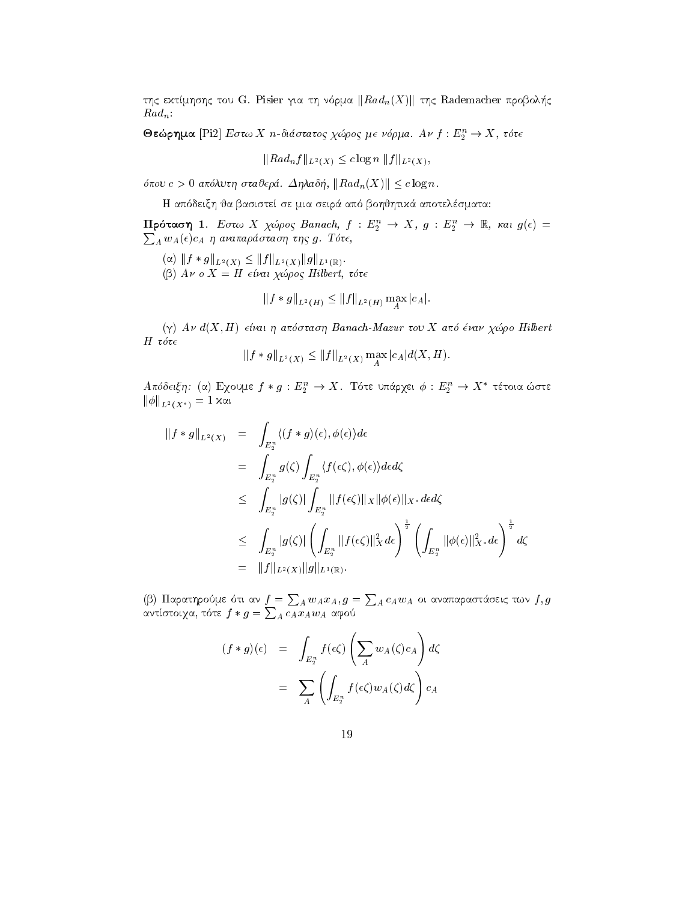της εκτίμησης του G. Pisier για τη νόρμα $\|Rad_n(X)\|$ της Rademacher προβολής $Rad_n$:

**Θεώρημα** [Pi2] *Εστω $X$ $n$-διάστατος χώρος με νόρμα. Αν $f : E_2^n \to X$, τότε*

$$\|Rad_n f\|_{L^2(X)} \leq c \log n \, \|f\|_{L^2(X)},$$

*όπου $c > 0$ απόλυτη σταθερά. Δηλαδή, $\|Rad_n(X)\| \leq c \log n$.*

Η απόδειξη θα βασιστεί σε μια σειρά από βοηθητικά αποτελέσματα:

**Πρόταση 1.** *Εστω $X$ χώρος Banach, $f : E_2^n \to X$, $g : E_2^n \to \mathbb{R}$, και $g(\epsilon) = \sum_A w_A(\epsilon) c_A$ η αναπαράσταση της $g$. Τότε,*

(α) $\|f * g\|_{L^2(X)} \leq \|f\|_{L^2(X)} \|g\|_{L^1(\mathbb{R})}$.

(β) *Αν ο $X = H$ είναι χώρος Hilbert, τότε*

$$\|f * g\|_{L^2(H)} \leq \|f\|_{L^2(H)} \max_A |c_A|.$$

(γ) *Αν $d(X, H)$ είναι η απόσταση Banach-Mazur του $X$ από έναν χώρο Hilbert $H$ τότε*

$$\|f * g\|_{L^2(X)} \leq \|f\|_{L^2(X)} \max_A |c_A| d(X, H).$$

*Απόδειξη:* (α) Εχουμε $f * g : E_2^n \to X$. Τότε υπάρχει $\phi : E_2^n \to X^*$ τέτοια ώστε $\|\phi\|_{L^2(X^*)} = 1$ και

$$\begin{aligned}
\|f * g\|_{L^2(X)} &= \int_{E_2^n} \langle (f * g)(\epsilon), \phi(\epsilon) \rangle d\epsilon \\
&= \int_{E_2^n} g(\zeta) \int_{E_2^n} \langle f(\epsilon\zeta), \phi(\epsilon) \rangle d\epsilon d\zeta \\
&\leq \int_{E_2^n} |g(\zeta)| \int_{E_2^n} \|f(\epsilon\zeta)\|_X \|\phi(\epsilon)\|_{X^*} d\epsilon d\zeta \\
&\leq \int_{E_2^n} |g(\zeta)| \left( \int_{E_2^n} \|f(\epsilon\zeta)\|_X^2 d\epsilon \right)^{\frac{1}{2}} \left( \int_{E_2^n} \|\phi(\epsilon)\|_{X^*}^2 d\epsilon \right)^{\frac{1}{2}} d\zeta \\
&= \|f\|_{L^2(X)} \|g\|_{L^1(\mathbb{R})}.
\end{aligned}$$

(β) Παρατηρούμε ότι αν $f = \sum_A w_A x_A, g = \sum_A c_A w_A$ οι αναπαραστάσεις των $f, g$ αντίστοιχα, τότε $f * g = \sum_A c_A x_A w_A$ αφού

$$\begin{aligned}
(f * g)(\epsilon) &= \int_{E_2^n} f(\epsilon\zeta) \left( \sum_A w_A(\zeta) c_A \right) d\zeta \\
&= \sum_A \left( \int_{E_2^n} f(\epsilon\zeta) w_A(\zeta) d\zeta \right) c_A
\end{aligned}$$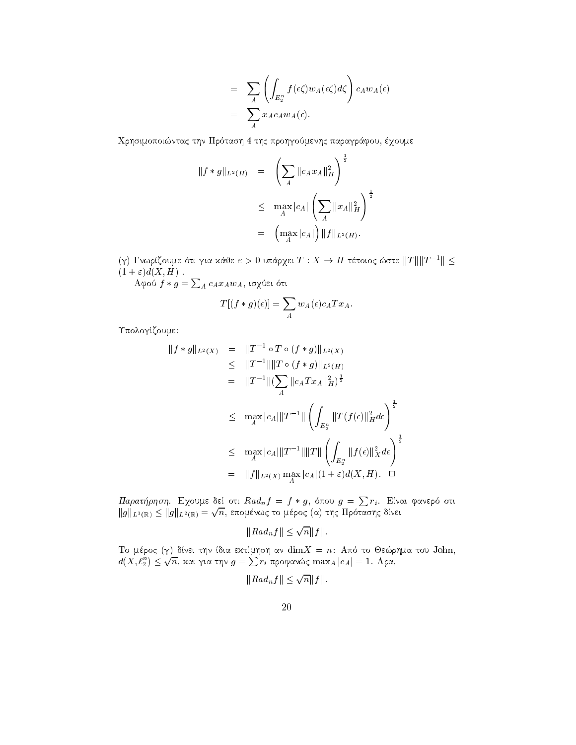$$
\begin{aligned}
&= \sum_A \left( \int_{E_2^n} f(\epsilon\zeta) w_A(\epsilon\zeta) d\zeta \right) c_A w_A(\epsilon) \\
&= \sum_A x_A c_A w_A(\epsilon).
\end{aligned}
$$

Χρησιμοποιώντας την Πρόταση 4 της προηγούμενης παραγράφου, έχουμε

$$
\begin{aligned}
\|f * g\|_{L^2(H)} &= \left( \sum_A \|c_A x_A\|_H^2 \right)^{\frac{1}{2}} \\
&\leq \max_A |c_A| \left( \sum_A \|x_A\|_H^2 \right)^{\frac{1}{2}} \\
&= \left( \max_A |c_A| \right) \|f\|_{L^2(H)}.
\end{aligned}
$$

(γ) Γνωρίζουμε ότι για κάθε $\varepsilon > 0$ υπάρχει $T : X \to H$ τέτοιος ώστε $\|T\|\|T^{-1}\| \leq (1+\varepsilon)d(X,H)$ .

Αφού $f * g = \sum_A c_A x_A w_A$, ισχύει ότι

$$
T[(f * g)(\epsilon)] = \sum_A w_A(\epsilon) c_A T x_A.
$$

Υπολογίζουμε:

$$
\begin{aligned}
\|f * g\|_{L^2(X)} &= \|T^{-1} \circ T \circ (f * g)\|_{L^2(X)} \\
&\leq \|T^{-1}\| \|T \circ (f * g)\|_{L^2(H)} \\
&= \|T^{-1}\| (\sum_A \|c_A T x_A\|_H^2)^{\frac{1}{2}} \\
&\leq \max_A |c_A| \|T^{-1}\| \left( \int_{E_2^n} \|T(f(\epsilon)\|_H^2 d\epsilon \right)^{\frac{1}{2}} \\
&\leq \max_A |c_A| \|T^{-1}\| \|T\| \left( \int_{E_2^n} \|f(\epsilon)\|_X^2 d\epsilon \right)^{\frac{1}{2}} \\
&= \|f\|_{L^2(X)} \max_A |c_A| (1+\varepsilon) d(X,H). \quad \square
\end{aligned}
$$

*Παρατήρηση.* Εχουμε δεί οτι $Rad_n f = f * g$, όπου $g = \sum r_i$. Είναι φανερό οτι $\|g\|_{L^1(\mathbb{R})} \leq \|g\|_{L^2(\mathbb{R})} = \sqrt{n}$, επομένως το μέρος (α) της Πρότασης δίνει

$$
\|Rad_n f\| \leq \sqrt{n} \|f\|.
$$

Το μέρος (γ) δίνει την ίδια εκτίμηση αν $\dim X = n$: Από το Θεώρημα του John, $d(X, \ell_2^n) \leq \sqrt{n}$, και για την $g = \sum r_i$ προφανώς $\max_A |c_A| = 1$. Αρα,

$$
\|Rad_n f\| \leq \sqrt{n} \|f\|.
$$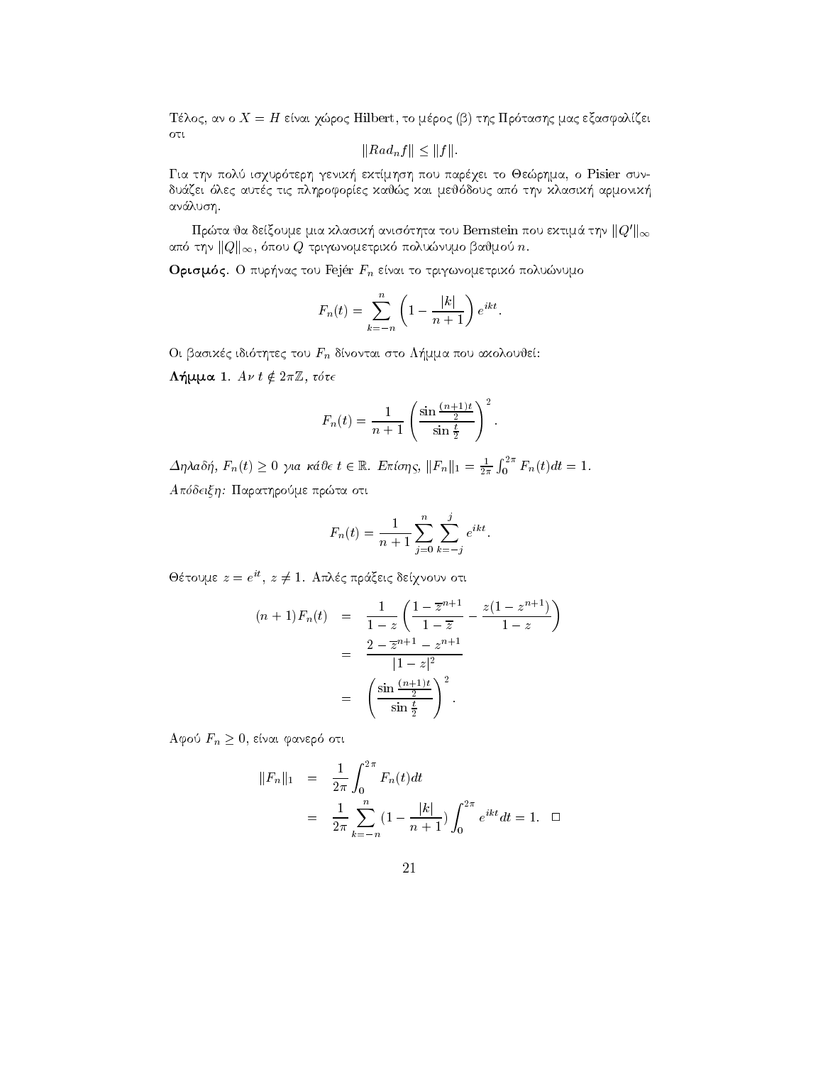Τέλος, αν ο $X = H$ είναι χώρος Hilbert, το μέρος (β) της Πρότασης μας εξασφαλίζει οτι

$$\|Rad_n f\| \leq \|f\|.$$

Για την πολύ ισχυρότερη γενική εκτίμηση που παρέχει το Θεώρημα, ο Pisier συνδυάζει όλες αυτές τις πληροφορίες καθώς και μεθόδους από την κλασική αρμονική ανάλυση.

Πρώτα θα δείξουμε μια κλασική ανισότητα του Bernstein που εκτιμά την $\|Q'\|_\infty$ από την $\|Q\|_\infty$, όπου $Q$ τριγωνομετρικό πολυώνυμο βαθμού $n$.

**Ορισμός.** Ο πυρήνας του Fejér $F_n$ είναι το τριγωνομετρικό πολυώνυμο

$$F_n(t) = \sum_{k=-n}^{n} \left(1 - \frac{|k|}{n+1}\right) e^{ikt}.$$

Οι βασικές ιδιότητες του $F_n$ δίνονται στο Λήμμα που ακολουθεί:

**Λήμμα 1.** *Αν $t \notin 2\pi\mathbb{Z}$, τότε*

$$F_n(t) = \frac{1}{n+1} \left( \frac{\sin \frac{(n+1)t}{2}}{\sin \frac{t}{2}} \right)^2.$$

*Δηλαδή, $F_n(t) \geq 0$ για κάθε $t \in \mathbb{R}$. Επίσης, $\|F_n\|_1 = \frac{1}{2\pi}\int_0^{2\pi} F_n(t)dt = 1$.*

*Απόδειξη:* Παρατηρούμε πρώτα οτι

$$F_n(t) = \frac{1}{n+1} \sum_{j=0}^{n} \sum_{k=-j}^{j} e^{ikt}.$$

Θέτουμε $z = e^{it}$, $z \neq 1$. Απλές πράξεις δείχνουν οτι

$$\begin{aligned}
(n+1)F_n(t) &= \frac{1}{1-z}\left( \frac{1-\overline{z}^{n+1}}{1-\overline{z}} - \frac{z(1-z^{n+1})}{1-z} \right) \\
&= \frac{2 - \overline{z}^{n+1} - z^{n+1}}{|1-z|^2} \\
&= \left( \frac{\sin \frac{(n+1)t}{2}}{\sin \frac{t}{2}} \right)^2.
\end{aligned}$$

Αφού $F_n \geq 0$, είναι φανερό οτι

$$\begin{aligned}
\|F_n\|_1 &= \frac{1}{2\pi} \int_0^{2\pi} F_n(t)dt \\
&= \frac{1}{2\pi} \sum_{k=-n}^{n} \left(1 - \frac{|k|}{n+1}\right) \int_0^{2\pi} e^{ikt}dt = 1. \quad \square
\end{aligned}$$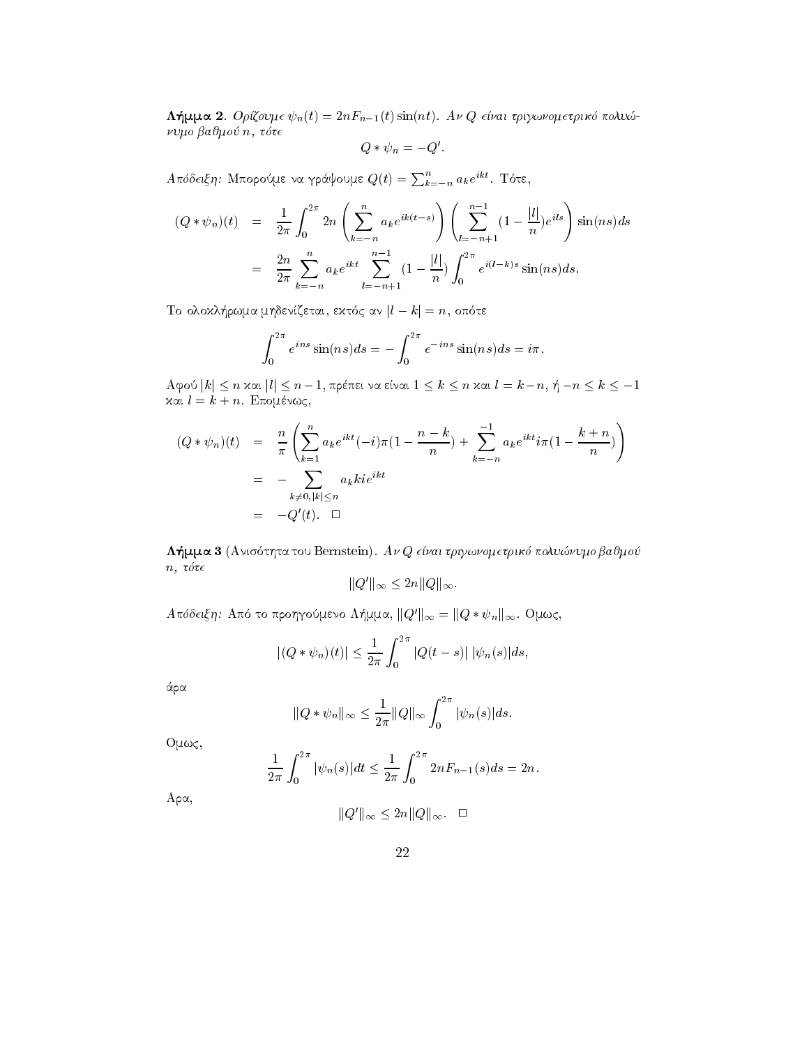**Λήμμα 2**. *Ορίζουμε $\psi_n(t) = 2nF_{n-1}(t)\sin(nt)$. Αν $Q$ είναι τριγωνομετρικό πολυώνυμο βαθμού $n$, τότε*

$$Q * \psi_n = -Q'.$$

*Απόδειξη:* Μπορούμε να γράψουμε $Q(t) = \sum_{k=-n}^{n} a_k e^{ikt}$. Τότε,

$$\begin{aligned}
(Q * \psi_n)(t) &= \frac{1}{2\pi}\int_0^{2\pi} 2n\left(\sum_{k=-n}^{n} a_k e^{ik(t-s)}\right)\left(\sum_{l=-n+1}^{n-1}(1-\frac{|l|}{n})e^{ils}\right)\sin(ns)ds \\
&= \frac{2n}{2\pi}\sum_{k=-n}^{n} a_k e^{ikt}\sum_{l=-n+1}^{n-1}(1-\frac{|l|}{n})\int_0^{2\pi} e^{i(l-k)s}\sin(ns)ds.
\end{aligned}$$

Το ολοκλήρωμα μηδενίζεται, εκτός αν $|l-k| = n$, οπότε

$$\int_0^{2\pi} e^{ins}\sin(ns)ds = -\int_0^{2\pi} e^{-ins}\sin(ns)ds = i\pi.$$

Αφού $|k| \leq n$ και $|l| \leq n-1$, πρέπει να είναι $1 \leq k \leq n$ και $l = k-n$, ή $-n \leq k \leq -1$ και $l = k+n$. Επομένως,

$$\begin{aligned}
(Q * \psi_n)(t) &= \frac{n}{\pi}\left(\sum_{k=1}^{n} a_k e^{ikt}(-i)\pi(1-\frac{n-k}{n}) + \sum_{k=-n}^{-1} a_k e^{ikt} i\pi(1-\frac{k+n}{n})\right) \\
&= -\sum_{k\neq 0, |k|\leq n} a_k k i e^{ikt} \\
&= -Q'(t). \quad \square
\end{aligned}$$

**Λήμμα 3** (Ανισότητα του Bernstein). *Αν $Q$ είναι τριγωνομετρικό πολυώνυμο βαθμού $n$, τότε*

$$\|Q'\|_\infty \leq 2n\|Q\|_\infty.$$

*Απόδειξη:* Από το προηγούμενο Λήμμα, $\|Q'\|_\infty = \|Q * \psi_n\|_\infty$. Ομως,

$$|(Q * \psi_n)(t)| \leq \frac{1}{2\pi}\int_0^{2\pi} |Q(t-s)|\,|\psi_n(s)|ds,$$

άρα

$$\|Q * \psi_n\|_\infty \leq \frac{1}{2\pi}\|Q\|_\infty \int_0^{2\pi} |\psi_n(s)|ds.$$

Ομως,

$$\frac{1}{2\pi}\int_0^{2\pi} |\psi_n(s)|dt \leq \frac{1}{2\pi}\int_0^{2\pi} 2nF_{n-1}(s)ds = 2n.$$

Αρα,

$$\|Q'\|_\infty \leq 2n\|Q\|_\infty. \quad \square$$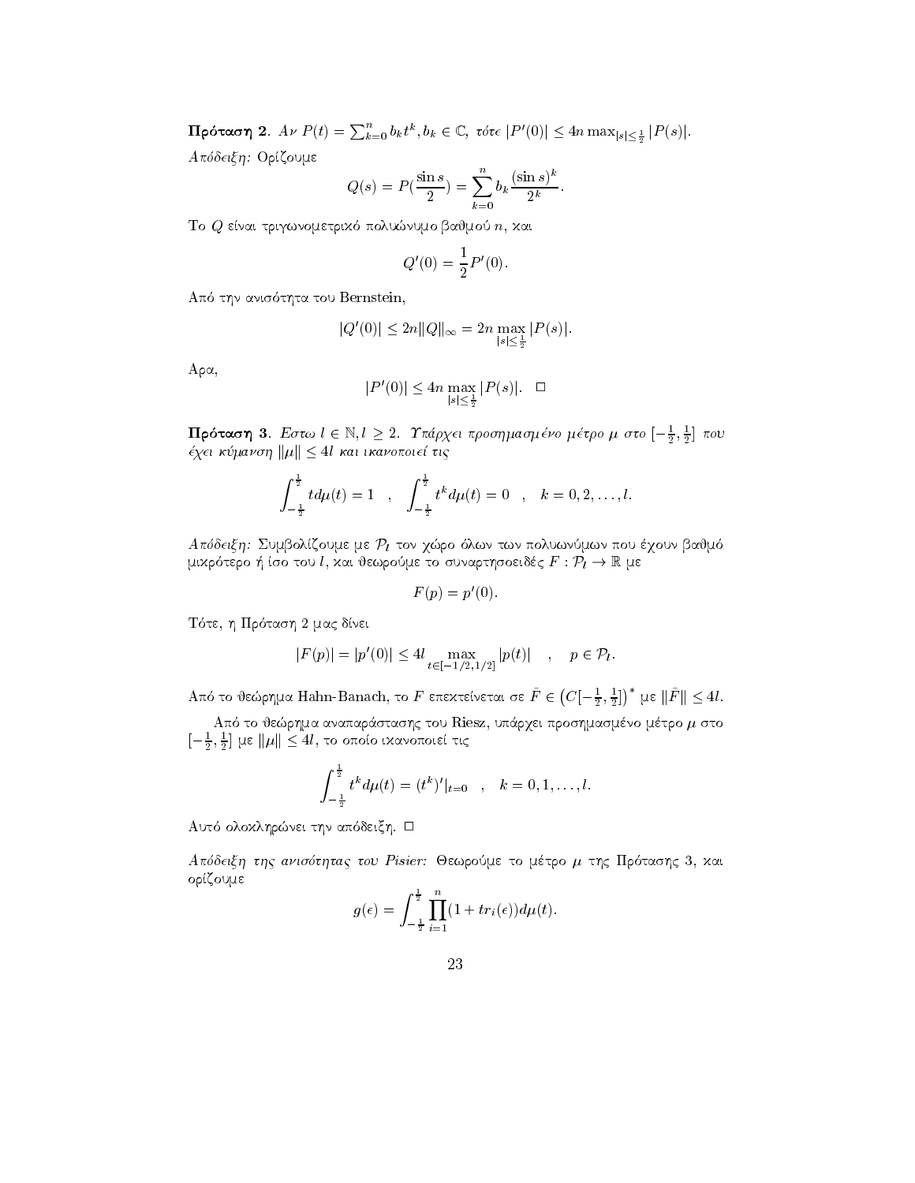**Πρόταση 2**. *Αν* $P(t) = \sum_{k=0}^{n} b_k t^k, b_k \in \mathbb{C}$, *τότε* $|P'(0)| \leq 4n \max_{|s|\leq \frac{1}{2}} |P(s)|$.

*Απόδειξη:* Ορίζουμε

$$Q(s) = P(\frac{\sin s}{2}) = \sum_{k=0}^{n} b_k \frac{(\sin s)^k}{2^k}.$$

Το $Q$ είναι τριγωνομετρικό πολυώνυμο βαθμού $n$, και

$$Q'(0) = \frac{1}{2} P'(0).$$

Από την ανισότητα του Bernstein,

$$|Q'(0)| \leq 2n \|Q\|_\infty = 2n \max_{|s|\leq \frac{1}{2}} |P(s)|.$$

Αρα,

$$|P'(0)| \leq 4n \max_{|s|\leq \frac{1}{2}} |P(s)|. \quad \square$$

**Πρόταση 3**. *Εστω* $l \in \mathbb{N}, l \geq 2$. *Υπάρχει προσημασμένο μέτρο* $\mu$ *στο* $[-\frac{1}{2}, \frac{1}{2}]$ *που έχει κύμανση* $\|\mu\| \leq 4l$ *και ικανοποιεί τις*

$$\int_{-\frac{1}{2}}^{\frac{1}{2}} t d\mu(t) = 1 \quad , \quad \int_{-\frac{1}{2}}^{\frac{1}{2}} t^k d\mu(t) = 0 \quad , \quad k = 0, 2, \ldots, l.$$

*Απόδειξη:* Συμβολίζουμε με $\mathcal{P}_l$ τον χώρο όλων των πολυωνύμων που έχουν βαθμό μικρότερο ή ίσο του $l$, και θεωρούμε το συναρτησοειδές $F : \mathcal{P}_l \to \mathbb{R}$ με

$$F(p) = p'(0).$$

Τότε, η Πρόταση 2 μας δίνει

$$|F(p)| = |p'(0)| \leq 4l \max_{t\in[-1/2,1/2]} |p(t)| \quad , \quad p \in \mathcal{P}_l.$$

Από το θεώρημα Hahn-Banach, το $F$ επεκτείνεται σε $\tilde{F} \in \left(C[-\frac{1}{2}, \frac{1}{2}]\right)^*$ με $\|\tilde{F}\| \leq 4l$.

Από το θεώρημα αναπαράστασης του Riesz, υπάρχει προσημασμένο μέτρο $\mu$ στο $[-\frac{1}{2}, \frac{1}{2}]$ με $\|\mu\| \leq 4l$, το οποίο ικανοποιεί τις

$$\int_{-\frac{1}{2}}^{\frac{1}{2}} t^k d\mu(t) = (t^k)'|_{t=0} \quad , \quad k = 0, 1, \ldots, l.$$

Αυτό ολοκληρώνει την απόδειξη. $\square$

*Απόδειξη της ανισότητας του Pisier:* Θεωρούμε το μέτρο $\mu$ της Πρότασης 3, και ορίζουμε

$$g(\epsilon) = \int_{-\frac{1}{2}}^{\frac{1}{2}} \prod_{i=1}^{n} (1 + tr_i(\epsilon)) d\mu(t).$$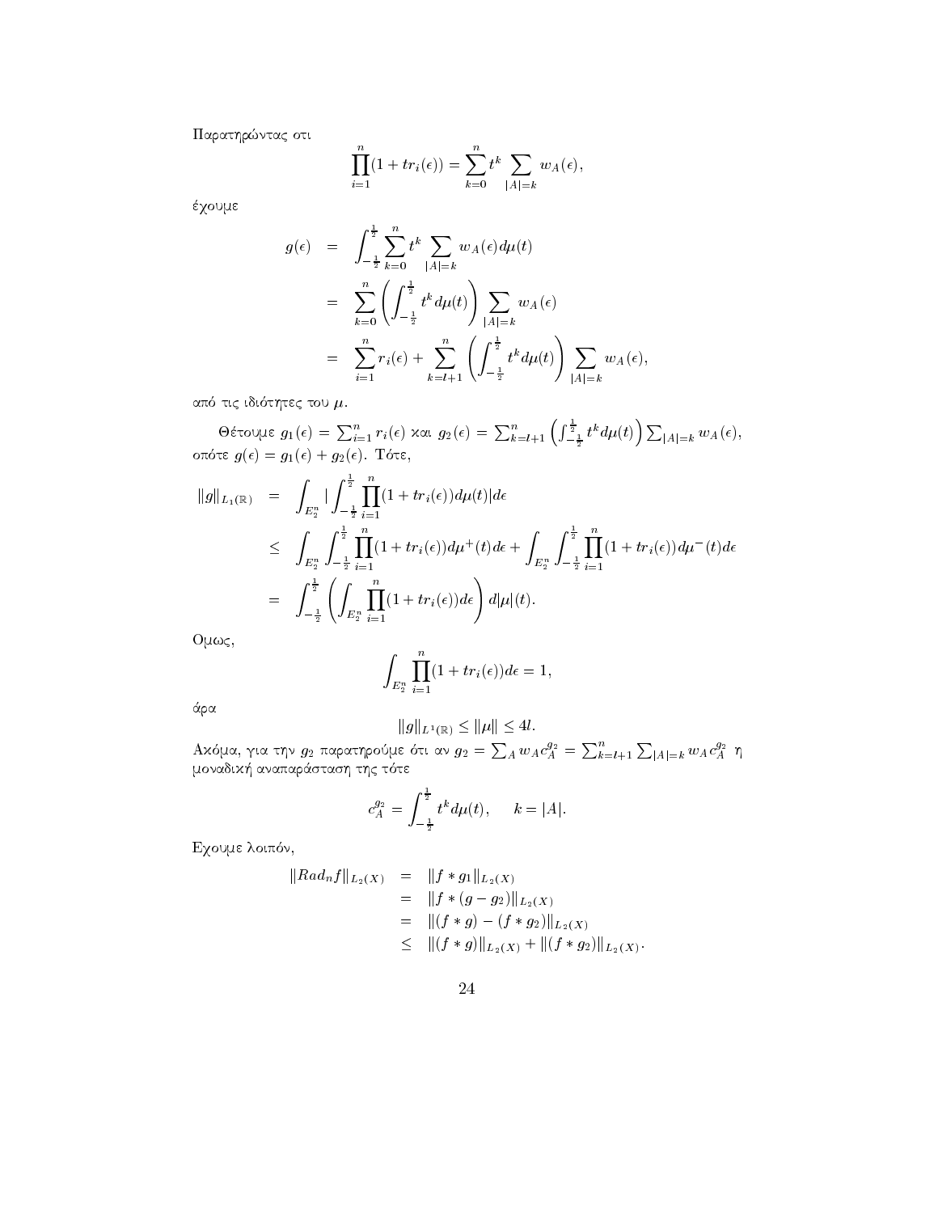Παρατηρώντας οτι

$$\prod_{i=1}^{n}(1+tr_i(\epsilon)) = \sum_{k=0}^{n} t^k \sum_{|A|=k} w_A(\epsilon),$$

έχουμε

$$\begin{aligned}
g(\epsilon) &= \int_{-\frac{1}{2}}^{\frac{1}{2}} \sum_{k=0}^{n} t^k \sum_{|A|=k} w_A(\epsilon) d\mu(t) \\
&= \sum_{k=0}^{n} \left( \int_{-\frac{1}{2}}^{\frac{1}{2}} t^k d\mu(t) \right) \sum_{|A|=k} w_A(\epsilon) \\
&= \sum_{i=1}^{n} r_i(\epsilon) + \sum_{k=l+1}^{n} \left( \int_{-\frac{1}{2}}^{\frac{1}{2}} t^k d\mu(t) \right) \sum_{|A|=k} w_A(\epsilon),
\end{aligned}$$

από τις ιδιότητες του $\mu$.

Θέτουμε $g_1(\epsilon) = \sum_{i=1}^{n} r_i(\epsilon)$ και $g_2(\epsilon) = \sum_{k=l+1}^{n} \left( \int_{-\frac{1}{2}}^{\frac{1}{2}} t^k d\mu(t) \right) \sum_{|A|=k} w_A(\epsilon)$, οπότε $g(\epsilon) = g_1(\epsilon) + g_2(\epsilon)$. Τότε,

$$\begin{aligned}
\|g\|_{L_1(\mathbb{R})} &= \int_{E_2^n} \left| \int_{-\frac{1}{2}}^{\frac{1}{2}} \prod_{i=1}^{n}(1+tr_i(\epsilon)) d\mu(t) \right| d\epsilon \\
&\leq \int_{E_2^n} \int_{-\frac{1}{2}}^{\frac{1}{2}} \prod_{i=1}^{n}(1+tr_i(\epsilon)) d\mu^+(t) d\epsilon + \int_{E_2^n} \int_{-\frac{1}{2}}^{\frac{1}{2}} \prod_{i=1}^{n}(1+tr_i(\epsilon)) d\mu^-(t) d\epsilon \\
&= \int_{-\frac{1}{2}}^{\frac{1}{2}} \left( \int_{E_2^n} \prod_{i=1}^{n}(1+tr_i(\epsilon)) d\epsilon \right) d|\mu|(t).
\end{aligned}$$

Ομως,

$$\int_{E_2^n} \prod_{i=1}^{n}(1+tr_i(\epsilon)) d\epsilon = 1,$$

άρα

$$\|g\|_{L^1(\mathbb{R})} \leq \|\mu\| \leq 4l.$$

Ακόμα, για την $g_2$ παρατηρούμε ότι αν $g_2 = \sum_A w_A c_A^{g_2} = \sum_{k=l+1}^{n} \sum_{|A|=k} w_A c_A^{g_2}$ η μοναδική αναπαράσταση της τότε

$$c_A^{g_2} = \int_{-\frac{1}{2}}^{\frac{1}{2}} t^k d\mu(t), \quad k = |A|.$$

Εχουμε λοιπόν,

$$\begin{aligned}
\|Rad_n f\|_{L_2(X)} &= \|f * g_1\|_{L_2(X)} \\
&= \|f * (g - g_2)\|_{L_2(X)} \\
&= \|(f * g) - (f * g_2)\|_{L_2(X)} \\
&\leq \|(f * g)\|_{L_2(X)} + \|(f * g_2)\|_{L_2(X)}.
\end{aligned}$$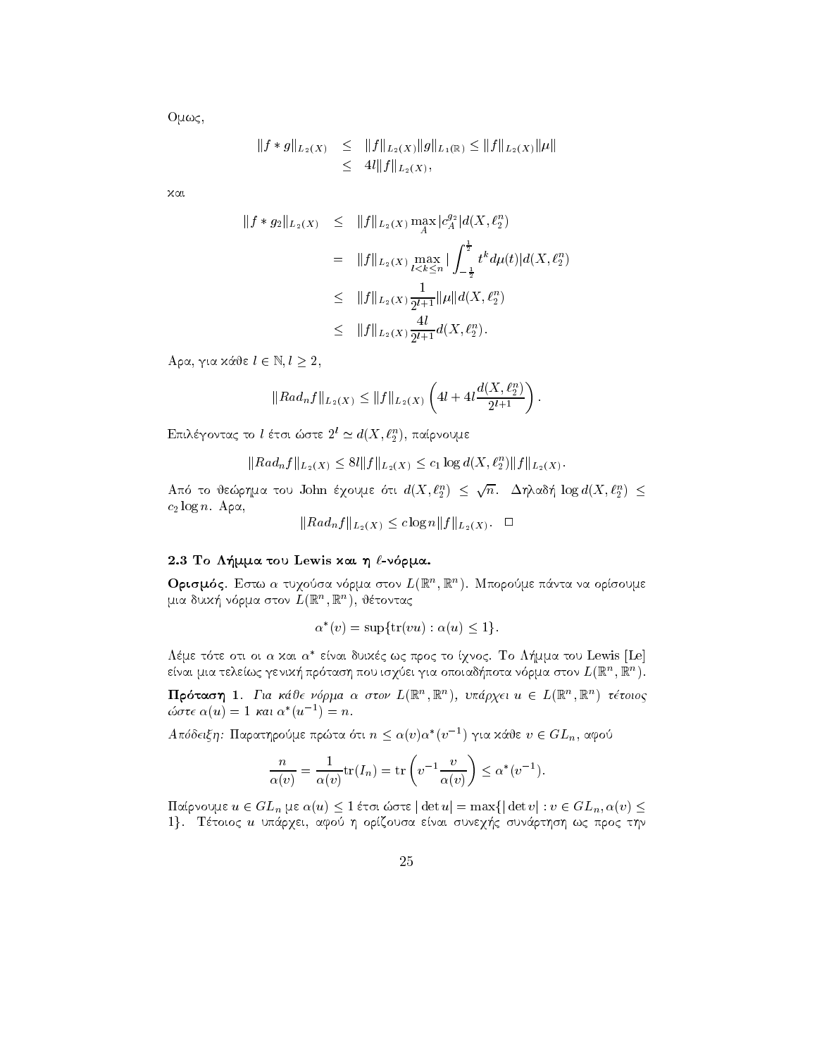Ομως,

$$
\begin{aligned}
\|f * g\|_{L_2(X)} &\leq \|f\|_{L_2(X)}\|g\|_{L_1(\mathbb{R})} \leq \|f\|_{L_2(X)}\|\mu\| \\
&\leq 4l\|f\|_{L_2(X)},
\end{aligned}
$$

και

$$
\begin{aligned}
\|f * g_2\|_{L_2(X)} &\leq \|f\|_{L_2(X)} \max_A |c_A^{g_2}| d(X, \ell_2^n) \\
&= \|f\|_{L_2(X)} \max_{l<k\leq n} \left| \int_{-\frac{1}{2}}^{\frac{1}{2}} t^k d\mu(t) \right| d(X, \ell_2^n) \\
&\leq \|f\|_{L_2(X)} \frac{1}{2^{l+1}} \|\mu\| d(X, \ell_2^n) \\
&\leq \|f\|_{L_2(X)} \frac{4l}{2^{l+1}} d(X, \ell_2^n).
\end{aligned}
$$

Αρα, για κάθε $l \in \mathbb{N}, l \geq 2$,

$$
\|Rad_n f\|_{L_2(X)} \leq \|f\|_{L_2(X)} \left( 4l + 4l \frac{d(X, \ell_2^n)}{2^{l+1}} \right).
$$

Επιλέγοντας το $l$ έτσι ώστε $2^l \simeq d(X, \ell_2^n)$, παίρνουμε

$$
\|Rad_n f\|_{L_2(X)} \leq 8l\|f\|_{L_2(X)} \leq c_1 \log d(X, \ell_2^n) \|f\|_{L_2(X)}.
$$

Από το θεώρημα του John έχουμε ότι $d(X, \ell_2^n) \leq \sqrt{n}$. Δηλαδή $\log d(X, \ell_2^n) \leq c_2 \log n$. Αρα,

$$
\|Rad_n f\|_{L_2(X)} \leq c \log n \|f\|_{L_2(X)}. \quad \square
$$

### 2.3 Το Λήμμα του Lewis και η $\ell$-νόρμα.

**Ορισμός.** Εστω $\alpha$ τυχούσα νόρμα στον $L(\mathbb{R}^n, \mathbb{R}^n)$. Μπορούμε πάντα να ορίσουμε μια δυική νόρμα στον $L(\mathbb{R}^n, \mathbb{R}^n)$, θέτοντας

$$
\alpha^*(v) = \sup\{\text{tr}(vu) : \alpha(u) \leq 1\}.
$$

Λέμε τότε οτι οι $\alpha$ και $\alpha^*$ είναι δυικές ως προς το ίχνος. Το Λήμμα του Lewis [Le] είναι μια τελείως γενική πρόταση που ισχύει για οποιαδήποτε νόρμα στον $L(\mathbb{R}^n, \mathbb{R}^n)$.

**Πρόταση 1.** *Για κάθε νόρμα $\alpha$ στον $L(\mathbb{R}^n, \mathbb{R}^n)$, υπάρχει $u \in L(\mathbb{R}^n, \mathbb{R}^n)$ τέτοιος ώστε $\alpha(u) = 1$ και $\alpha^*(u^{-1}) = n$.*

*Απόδειξη:* Παρατηρούμε πρώτα ότι $n \leq \alpha(v)\alpha^*(v^{-1})$ για κάθε $v \in GL_n$, αφού

$$
\frac{n}{\alpha(v)} = \frac{1}{\alpha(v)} \text{tr}(I_n) = \text{tr}\left( v^{-1} \frac{v}{\alpha(v)} \right) \leq \alpha^*(v^{-1}).
$$

Παίρνουμε $u \in GL_n$ με $\alpha(u) \leq 1$ έτσι ώστε $|\det u| = \max\{|\det v| : v \in GL_n, \alpha(v) \leq 1\}$. Τέτοιος $u$ υπάρχει, αφού η ορίζουσα είναι συνεχής συνάρτηση ως προς την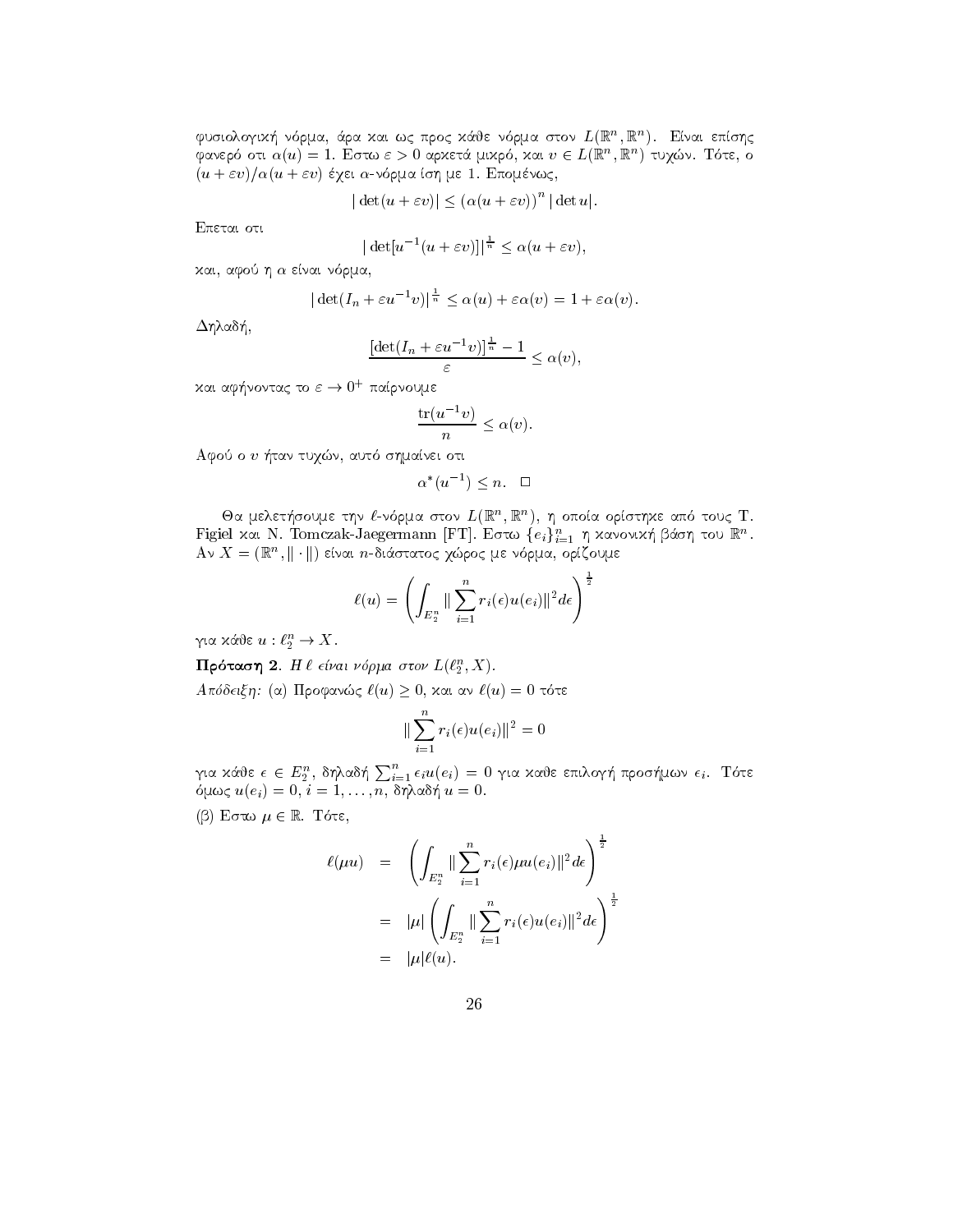φυσιολογική νόρμα, άρα και ως προς κάθε νόρμα στον $L(\mathbb{R}^n,\mathbb{R}^n)$. Είναι επίσης φανερό οτι $\alpha(u)=1$. Εστω $\varepsilon>0$ αρκετά μικρό, και $v\in L(\mathbb{R}^n,\mathbb{R}^n)$ τυχών. Τότε, ο $(u+\varepsilon v)/\alpha(u+\varepsilon v)$ έχει $\alpha$-νόρμα ίση με 1. Επομένως,

$$|\det(u+\varepsilon v)|\le (\alpha(u+\varepsilon v))^n\,|\det u|.$$

Επεται οτι

$$|\det[u^{-1}(u+\varepsilon v)]|^{\frac{1}{n}}\le \alpha(u+\varepsilon v),$$

και, αφού η $\alpha$ είναι νόρμα,

$$|\det(I_n+\varepsilon u^{-1}v)|^{\frac{1}{n}}\le \alpha(u)+\varepsilon\alpha(v)=1+\varepsilon\alpha(v).$$

Δηλαδή,

$$\frac{[\det(I_n+\varepsilon u^{-1}v)]^{\frac{1}{n}}-1}{\varepsilon}\le \alpha(v),$$

και αφήνοντας το $\varepsilon\to 0^+$ παίρνουμε

$$\frac{\mathrm{tr}(u^{-1}v)}{n}\le \alpha(v).$$

Αφού ο $v$ ήταν τυχών, αυτό σημαίνει οτι

$$\alpha^*(u^{-1})\le n.\quad \Box$$

Θα μελετήσουμε την $\ell$-νόρμα στον $L(\mathbb{R}^n,\mathbb{R}^n)$, η οποία ορίστηκε από τους T. Figiel και N. Tomczak-Jaegermann [FT]. Εστω $\{e_i\}_{i=1}^n$ η κανονική βάση του $\mathbb{R}^n$. Αν $X=(\mathbb{R}^n,\|\cdot\|)$ είναι $n$-διάστατος χώρος με νόρμα, ορίζουμε

$$\ell(u)=\left(\int_{E_2^n}\|\sum_{i=1}^n r_i(\epsilon)u(e_i)\|^2 d\epsilon\right)^{\frac{1}{2}}$$

για κάθε $u:\ell_2^n\to X$.

**Πρόταση 2.** *Η $\ell$ είναι νόρμα στον $L(\ell_2^n,X)$.*

*Απόδειξη:* (α) Προφανώς $\ell(u)\ge 0$, και αν $\ell(u)=0$ τότε

$$\|\sum_{i=1}^n r_i(\epsilon)u(e_i)\|^2=0$$

για κάθε $\epsilon\in E_2^n$, δηλαδή $\sum_{i=1}^n \epsilon_i u(e_i)=0$ για καθε επιλογή προσήμων $\epsilon_i$. Τότε όμως $u(e_i)=0$, $i=1,\dots,n$, δηλαδή $u=0$.

(β) Εστω $\mu\in\mathbb{R}$. Τότε,

$$\begin{aligned}\ell(\mu u) &= \left(\int_{E_2^n}\|\sum_{i=1}^n r_i(\epsilon)\mu u(e_i)\|^2 d\epsilon\right)^{\frac{1}{2}}\\ &= |\mu|\left(\int_{E_2^n}\|\sum_{i=1}^n r_i(\epsilon)u(e_i)\|^2 d\epsilon\right)^{\frac{1}{2}}\\ &= |\mu|\ell(u).\end{aligned}$$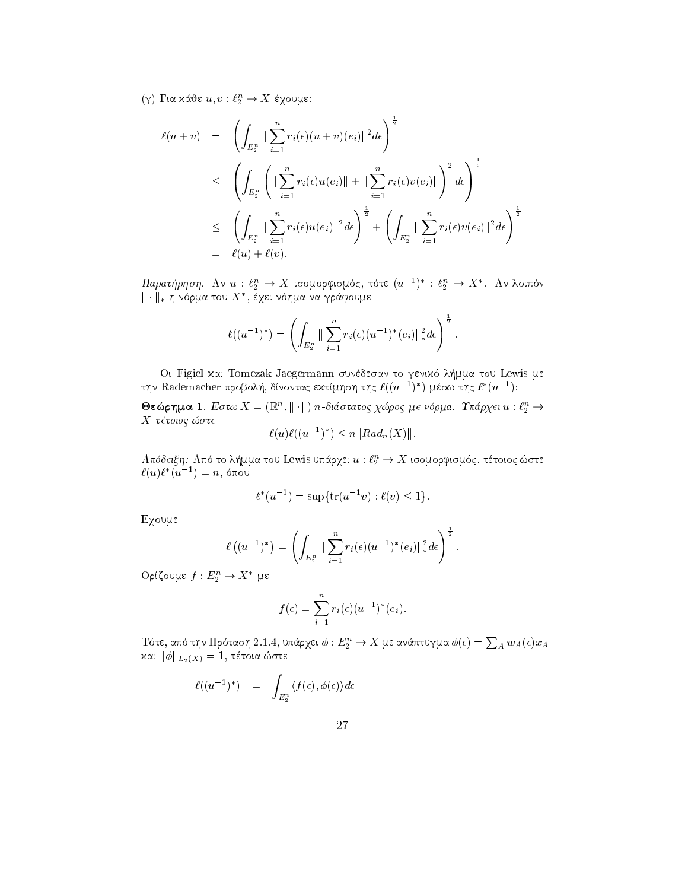(γ) Για κάθε $u, v : \ell_2^n \to X$ έχουμε:

$$
\begin{aligned}
\ell(u+v) &= \left( \int_{E_2^n} \| \sum_{i=1}^n r_i(\epsilon)(u+v)(e_i) \|^2 d\epsilon \right)^{\frac{1}{2}} \\
&\leq \left( \int_{E_2^n} \left( \| \sum_{i=1}^n r_i(\epsilon) u(e_i) \| + \| \sum_{i=1}^n r_i(\epsilon) v(e_i) \| \right)^2 d\epsilon \right)^{\frac{1}{2}} \\
&\leq \left( \int_{E_2^n} \| \sum_{i=1}^n r_i(\epsilon) u(e_i) \|^2 d\epsilon \right)^{\frac{1}{2}} + \left( \int_{E_2^n} \| \sum_{i=1}^n r_i(\epsilon) v(e_i) \|^2 d\epsilon \right)^{\frac{1}{2}} \\
&= \ell(u) + \ell(v). \quad \square
\end{aligned}
$$

*Παρατήρηση.* Αν $u : \ell_2^n \to X$ ισομορφισμός, τότε $(u^{-1})^* : \ell_2^n \to X^*$. Αν λοιπόν $\|\cdot\|_*$ η νόρμα του $X^*$, έχει νόημα να γράφουμε

$$
\ell((u^{-1})^*) = \left( \int_{E_2^n} \| \sum_{i=1}^n r_i(\epsilon)(u^{-1})^*(e_i) \|_*^2 d\epsilon \right)^{\frac{1}{2}}.
$$

Οι Figiel και Tomczak-Jaegermann συνέδεσαν το γενικό λήμμα του Lewis με την Rademacher προβολή, δίνοντας εκτίμηση της $\ell((u^{-1})^*)$ μέσω της $\ell^*(u^{-1})$:

**Θεώρημα 1.** *Εστω $X = (\mathbb{R}^n, \|\cdot\|)$ $n$-διάστατος χώρος με νόρμα. Υπάρχει $u : \ell_2^n \to X$ τέτοιος ώστε*

$$
\ell(u)\ell((u^{-1})^*) \leq n \|Rad_n(X)\|.
$$

*Απόδειξη:* Από το λήμμα του Lewis υπάρχει $u : \ell_2^n \to X$ ισομορφισμός, τέτοιος ώστε $\ell(u)\ell^*(u^{-1}) = n$, όπου

$$
\ell^*(u^{-1}) = \sup\{\mathrm{tr}(u^{-1}v) : \ell(v) \leq 1\}.
$$

Εχουμε

$$
\ell\left((u^{-1})^*\right) = \left( \int_{E_2^n} \| \sum_{i=1}^n r_i(\epsilon)(u^{-1})^*(e_i) \|_*^2 d\epsilon \right)^{\frac{1}{2}}.
$$

Ορίζουμε $f : E_2^n \to X^*$ με

$$
f(\epsilon) = \sum_{i=1}^n r_i(\epsilon)(u^{-1})^*(e_i).
$$

Τότε, από την Πρόταση 2.1.4, υπάρχει $\phi : E_2^n \to X$ με ανάπτυγμα $\phi(\epsilon) = \sum_A w_A(\epsilon) x_A$ και $\|\phi\|_{L_2(X)} = 1$, τέτοια ώστε

$$
\ell((u^{-1})^*) = \int_{E_2^n} \langle f(\epsilon), \phi(\epsilon) \rangle d\epsilon
$$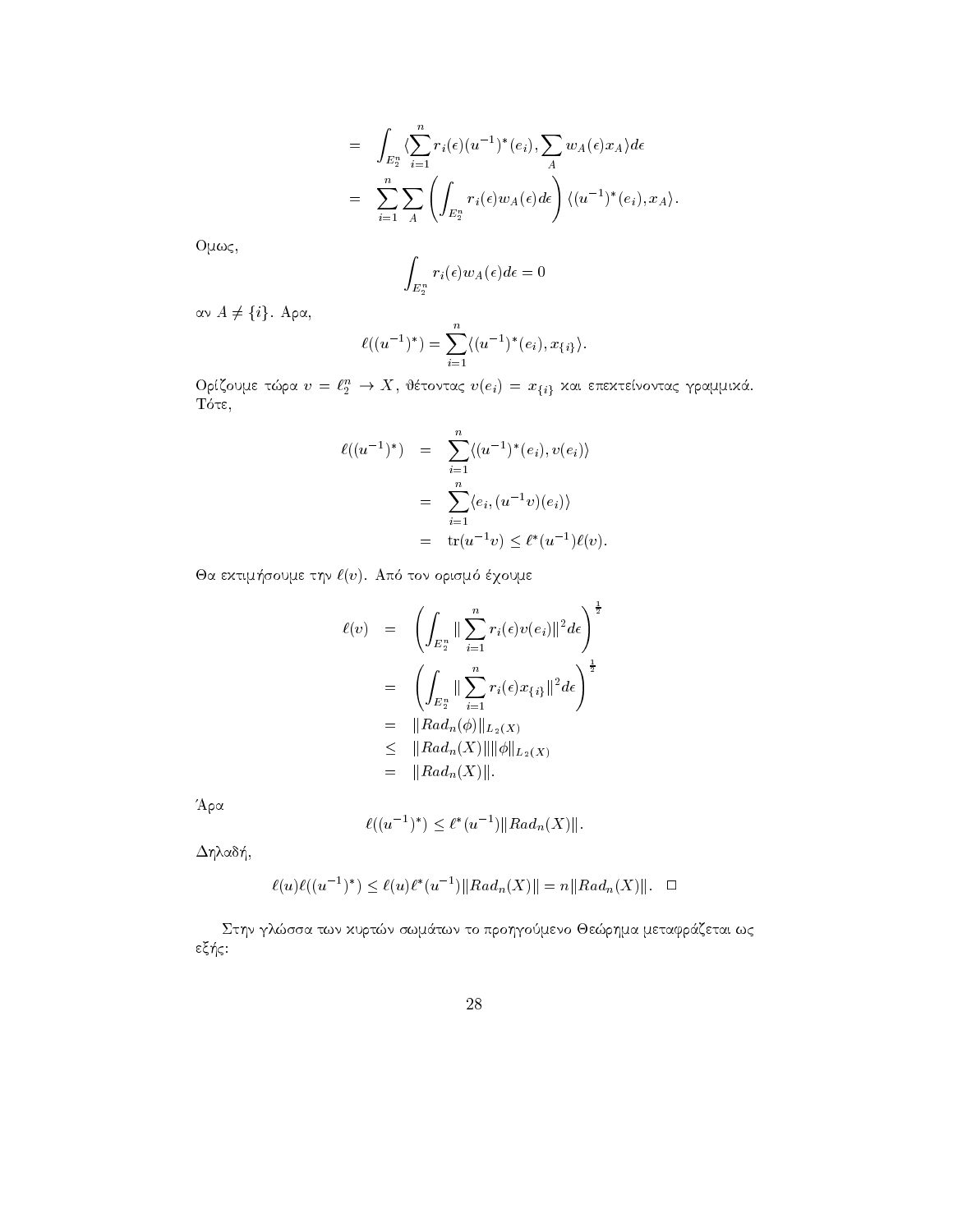$$
\begin{aligned}
&= \int_{E_2^n} \langle \sum_{i=1}^n r_i(\epsilon)(u^{-1})^*(e_i), \sum_A w_A(\epsilon) x_A \rangle d\epsilon \\
&= \sum_{i=1}^n \sum_A \left( \int_{E_2^n} r_i(\epsilon) w_A(\epsilon) d\epsilon \right) \langle (u^{-1})^*(e_i), x_A \rangle .
\end{aligned}
$$

Ομως,

$$
\int_{E_2^n} r_i(\epsilon) w_A(\epsilon) d\epsilon = 0
$$

αν $A \neq \{i\}$. Αρα,

$$
\ell((u^{-1})^*) = \sum_{i=1}^n \langle (u^{-1})^*(e_i), x_{\{i\}} \rangle .
$$

Ορίζουμε τώρα $v = \ell_2^n \to X$, θέτοντας $v(e_i) = x_{\{i\}}$ και επεκτείνοντας γραμμικά. Τότε,

$$
\begin{aligned}
\ell((u^{-1})^*) &= \sum_{i=1}^n \langle (u^{-1})^*(e_i), v(e_i) \rangle \\
&= \sum_{i=1}^n \langle e_i, (u^{-1}v)(e_i) \rangle \\
&= \mathrm{tr}(u^{-1}v) \leq \ell^*(u^{-1}) \ell(v).
\end{aligned}
$$

Θα εκτιμήσουμε την $\ell(v)$. Από τον ορισμό έχουμε

$$
\begin{aligned}
\ell(v) &= \left( \int_{E_2^n} \| \sum_{i=1}^n r_i(\epsilon) v(e_i) \|^2 d\epsilon \right)^{\frac{1}{2}} \\
&= \left( \int_{E_2^n} \| \sum_{i=1}^n r_i(\epsilon) x_{\{i\}} \|^2 d\epsilon \right)^{\frac{1}{2}} \\
&= \| Rad_n(\phi) \|_{L_2(X)} \\
&\leq \| Rad_n(X) \| \|\phi\|_{L_2(X)} \\
&= \| Rad_n(X) \| .
\end{aligned}
$$

Άρα

$$
\ell((u^{-1})^*) \leq \ell^*(u^{-1}) \| Rad_n(X) \| .
$$

Δηλαδή,

$$
\ell(u) \ell((u^{-1})^*) \leq \ell(u) \ell^*(u^{-1}) \| Rad_n(X) \| = n \| Rad_n(X) \| . \quad \square
$$

Στην γλώσσα των κυρτών σωμάτων το προηγούμενο Θεώρημα μεταφράζεται ως εξής: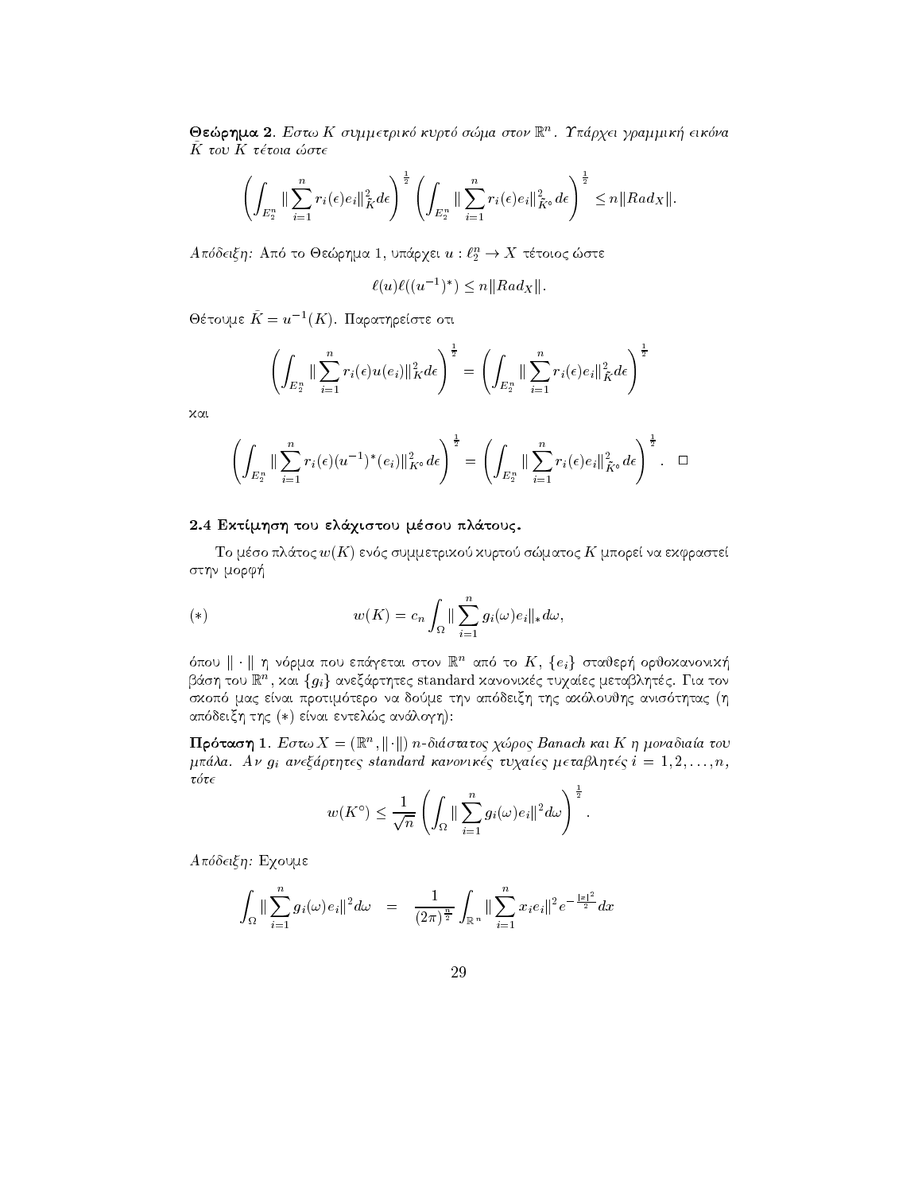**Θεώρημα 2**. *Εστω $K$ συμμετρικό κυρτό σώμα στον $\mathbb{R}^n$. Υπάρχει γραμμική εικόνα $\tilde{K}$ του $K$ τέτοια ώστε*

$$\left(\int_{E_2^n} \|\sum_{i=1}^{n} r_i(\epsilon)e_i\|_{\tilde{K}}^2 d\epsilon\right)^{\frac{1}{2}} \left(\int_{E_2^n} \|\sum_{i=1}^{n} r_i(\epsilon)e_i\|_{\tilde{K}^\circ}^2 d\epsilon\right)^{\frac{1}{2}} \leq n\|Rad_X\|.$$

*Απόδειξη:* Από το Θεώρημα 1, υπάρχει $u : \ell_2^n \to X$ τέτοιος ώστε

$$\ell(u)\ell((u^{-1})^*) \leq n\|Rad_X\|.$$

Θέτουμε $\tilde{K} = u^{-1}(K)$. Παρατηρείστε οτι

$$\left(\int_{E_2^n} \|\sum_{i=1}^{n} r_i(\epsilon)u(e_i)\|_K^2 d\epsilon\right)^{\frac{1}{2}} = \left(\int_{E_2^n} \|\sum_{i=1}^{n} r_i(\epsilon)e_i\|_{\tilde{K}}^2 d\epsilon\right)^{\frac{1}{2}}$$

και

$$\left(\int_{E_2^n} \|\sum_{i=1}^{n} r_i(\epsilon)(u^{-1})^*(e_i)\|_{K^\circ}^2 d\epsilon\right)^{\frac{1}{2}} = \left(\int_{E_2^n} \|\sum_{i=1}^{n} r_i(\epsilon)e_i\|_{\tilde{K}^\circ}^2 d\epsilon\right)^{\frac{1}{2}}. \quad \square$$

### 2.4 Εκτίμηση του ελάχιστου μέσου πλάτους.

Το μέσο πλάτος $w(K)$ ενός συμμετρικού κυρτού σώματος $K$ μπορεί να εκφραστεί στην μορφή

$$(*) \qquad w(K) = c_n \int_{\Omega} \|\sum_{i=1}^{n} g_i(\omega)e_i\|_* d\omega,$$

όπου $\|\cdot\|$ η νόρμα που επάγεται στον $\mathbb{R}^n$ από το $K$, $\{e_i\}$ σταθερή ορθοκανονική βάση του $\mathbb{R}^n$, και $\{g_i\}$ ανεξάρτητες standard κανονικές τυχαίες μεταβλητές. Για τον σκοπό μας είναι προτιμότερο να δούμε την απόδειξη της ακόλουθης ανισότητας (η απόδειξη της $(*)$ είναι εντελώς ανάλογη):

**Πρόταση 1**. *Εστω $X = (\mathbb{R}^n, \|\cdot\|)$ $n$-διάστατος χώρος Banach και $K$ η μοναδιαία του μπάλα. Αν $g_i$ ανεξάρτητες standard κανονικές τυχαίες μεταβλητές $i = 1, 2, \ldots, n$, τότε*

$$w(K^\circ) \leq \frac{1}{\sqrt{n}} \left(\int_{\Omega} \|\sum_{i=1}^{n} g_i(\omega)e_i\|^2 d\omega\right)^{\frac{1}{2}}.$$

*Απόδειξη:* Εχουμε

$$\int_{\Omega} \|\sum_{i=1}^{n} g_i(\omega)e_i\|^2 d\omega = \frac{1}{(2\pi)^{\frac{n}{2}}} \int_{\mathbb{R}^n} \|\sum_{i=1}^{n} x_i e_i\|^2 e^{-\frac{|x|^2}{2}} dx$$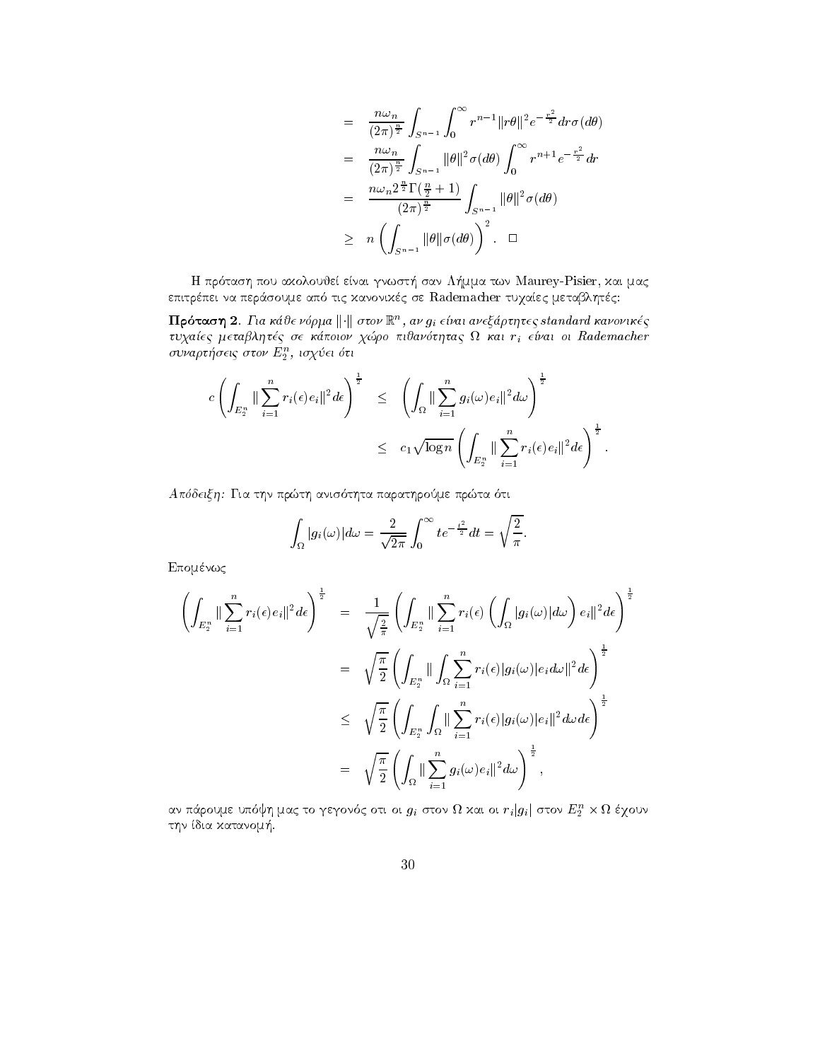$$
\begin{aligned}
&= \frac{n\omega_n}{(2\pi)^{\frac{n}{2}}} \int_{S^{n-1}} \int_0^\infty r^{n-1} \|r\theta\|^2 e^{-\frac{r^2}{2}} dr \sigma(d\theta) \\
&= \frac{n\omega_n}{(2\pi)^{\frac{n}{2}}} \int_{S^{n-1}} \|\theta\|^2 \sigma(d\theta) \int_0^\infty r^{n+1} e^{-\frac{r^2}{2}} dr \\
&= \frac{n\omega_n 2^{\frac{n}{2}} \Gamma(\frac{n}{2}+1)}{(2\pi)^{\frac{n}{2}}} \int_{S^{n-1}} \|\theta\|^2 \sigma(d\theta) \\
&\geq n \left( \int_{S^{n-1}} \|\theta\| \sigma(d\theta) \right)^2 . \quad \square
\end{aligned}
$$

Η πρόταση που ακολουθεί είναι γνωστή σαν Λήμμα των Maurey-Pisier, και μας επιτρέπει να περάσουμε από τις κανονικές σε Rademacher τυχαίες μεταβλητές:

**Πρόταση 2**. *Για κάθε νόρμα* $\|\cdot\|$ *στον* $\mathbb{R}^n$, *αν* $g_i$ *είναι ανεξάρτητες standard κανονικές τυχαίες μεταβλητές σε κάποιον χώρο πιθανότητας* $\Omega$ *και* $r_i$ *είναι οι Rademacher συναρτήσεις στον* $E_2^n$, *ισχύει ότι*

$$
\begin{aligned}
c \left( \int_{E_2^n} \| \sum_{i=1}^n r_i(\epsilon) e_i \|^2 d\epsilon \right)^{\frac{1}{2}} &\leq \left( \int_\Omega \| \sum_{i=1}^n g_i(\omega) e_i \|^2 d\omega \right)^{\frac{1}{2}} \\
&\leq c_1 \sqrt{\log n} \left( \int_{E_2^n} \| \sum_{i=1}^n r_i(\epsilon) e_i \|^2 d\epsilon \right)^{\frac{1}{2}} .
\end{aligned}
$$

*Απόδειξη:* Για την πρώτη ανισότητα παρατηρούμε πρώτα ότι

$$
\int_\Omega |g_i(\omega)| d\omega = \frac{2}{\sqrt{2\pi}} \int_0^\infty t e^{-\frac{t^2}{2}} dt = \sqrt{\frac{2}{\pi}} .
$$

Επομένως

$$
\begin{aligned}
\left( \int_{E_2^n} \| \sum_{i=1}^n r_i(\epsilon) e_i \|^2 d\epsilon \right)^{\frac{1}{2}} &= \frac{1}{\sqrt{\frac{2}{\pi}}} \left( \int_{E_2^n} \| \sum_{i=1}^n r_i(\epsilon) \left( \int_\Omega |g_i(\omega)| d\omega \right) e_i \|^2 d\epsilon \right)^{\frac{1}{2}} \\
&= \sqrt{\frac{\pi}{2}} \left( \int_{E_2^n} \| \int_\Omega \sum_{i=1}^n r_i(\epsilon) |g_i(\omega)| e_i d\omega \|^2 d\epsilon \right)^{\frac{1}{2}} \\
&\leq \sqrt{\frac{\pi}{2}} \left( \int_{E_2^n} \int_\Omega \| \sum_{i=1}^n r_i(\epsilon) |g_i(\omega)| e_i \|^2 d\omega d\epsilon \right)^{\frac{1}{2}} \\
&= \sqrt{\frac{\pi}{2}} \left( \int_\Omega \| \sum_{i=1}^n g_i(\omega) e_i \|^2 d\omega \right)^{\frac{1}{2}} ,
\end{aligned}
$$

αν πάρουμε υπόψη μας το γεγονός οτι οι $g_i$ στον $\Omega$ και οι $r_i|g_i|$ στον $E_2^n \times \Omega$ έχουν την ίδια κατανομή.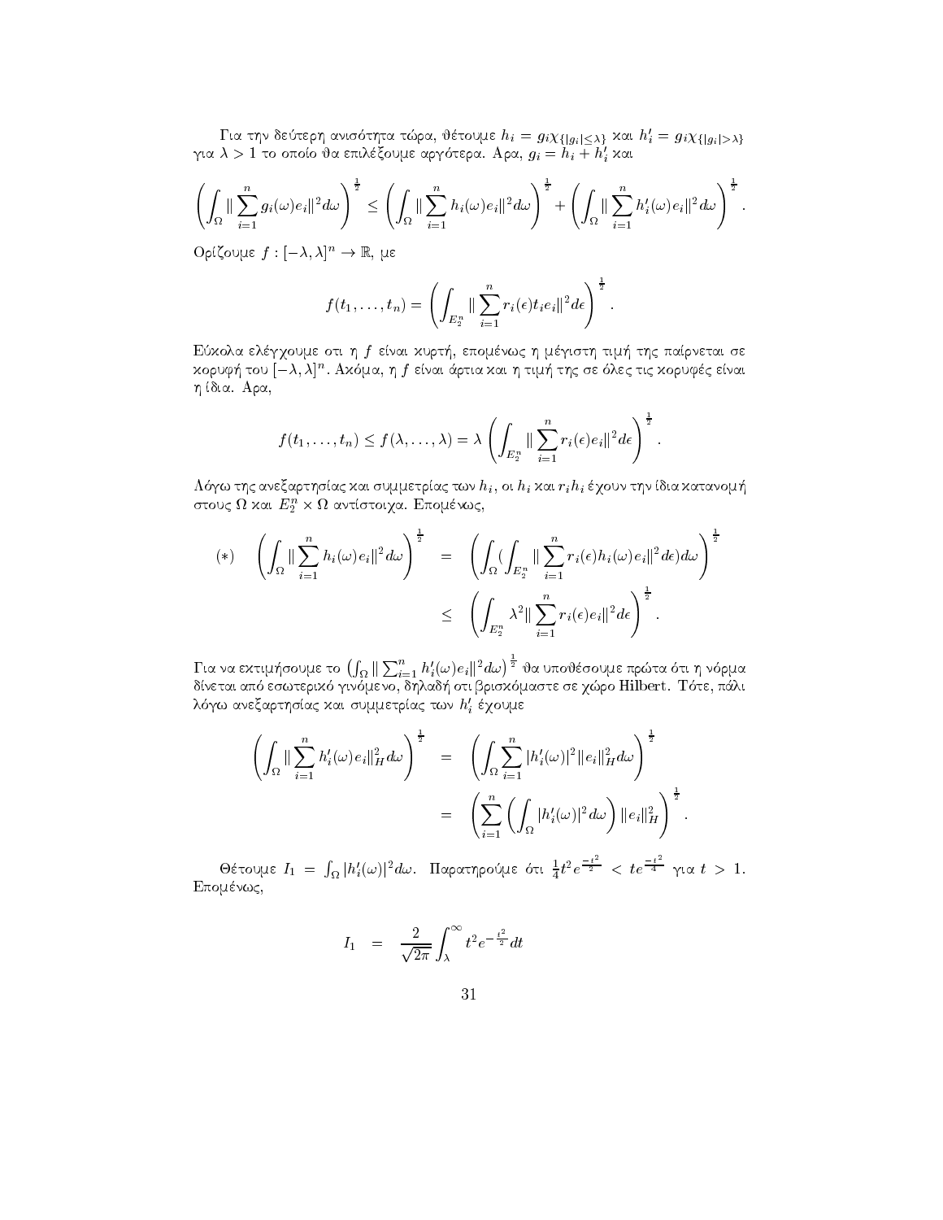Για την δεύτερη ανισότητα τώρα, θέτουμε $h_i = g_i \chi_{\{|g_i| \le \lambda\}}$ και $h_i' = g_i \chi_{\{|g_i| > \lambda\}}$ για $\lambda > 1$ το οποίο θα επιλέξουμε αργότερα. Αρα, $g_i = h_i + h_i'$ και

$$\left( \int_\Omega \| \sum_{i=1}^n g_i(\omega) e_i \|^2 d\omega \right)^{\frac{1}{2}} \le \left( \int_\Omega \| \sum_{i=1}^n h_i(\omega) e_i \|^2 d\omega \right)^{\frac{1}{2}} + \left( \int_\Omega \| \sum_{i=1}^n h_i'(\omega) e_i \|^2 d\omega \right)^{\frac{1}{2}}.$$

Ορίζουμε $f : [-\lambda, \lambda]^n \to \mathbb{R}$, με

$$f(t_1, \ldots, t_n) = \left( \int_{E_2^n} \| \sum_{i=1}^n r_i(\epsilon) t_i e_i \|^2 d\epsilon \right)^{\frac{1}{2}}.$$

Εύκολα ελέγχουμε οτι η $f$ είναι κυρτή, επομένως η μέγιστη τιμή της παίρνεται σε κορυφή του $[-\lambda, \lambda]^n$. Ακόμα, η $f$ είναι άρτια και η τιμή της σε όλες τις κορυφές είναι η ίδια. Αρα,

$$f(t_1, \ldots, t_n) \le f(\lambda, \ldots, \lambda) = \lambda \left( \int_{E_2^n} \| \sum_{i=1}^n r_i(\epsilon) e_i \|^2 d\epsilon \right)^{\frac{1}{2}}.$$

Λόγω της ανεξαρτησίας και συμμετρίας των $h_i$, οι $h_i$ και $r_i h_i$ έχουν την ίδια κατανομή στους $\Omega$ και $E_2^n \times \Omega$ αντίστοιχα. Επομένως,

$$(*) \quad \left( \int_\Omega \| \sum_{i=1}^n h_i(\omega) e_i \|^2 d\omega \right)^{\frac{1}{2}} = \left( \int_\Omega ( \int_{E_2^n} \| \sum_{i=1}^n r_i(\epsilon) h_i(\omega) e_i \|^2 d\epsilon) d\omega \right)^{\frac{1}{2}}$$
$$\le \left( \int_{E_2^n} \lambda^2 \| \sum_{i=1}^n r_i(\epsilon) e_i \|^2 d\epsilon \right)^{\frac{1}{2}}.$$

Για να εκτιμήσουμε το $\left( \int_\Omega \| \sum_{i=1}^n h_i'(\omega) e_i \|^2 d\omega \right)^{\frac{1}{2}}$ θα υποθέσουμε πρώτα ότι η νόρμα δίνεται από εσωτερικό γινόμενο, δηλαδή ότι βρισκόμαστε σε χώρο Hilbert. Τότε, πάλι λόγω ανεξαρτησίας και συμμετρίας των $h_i'$ έχουμε

$$\left( \int_\Omega \| \sum_{i=1}^n h_i'(\omega) e_i \|_H^2 d\omega \right)^{\frac{1}{2}} = \left( \int_\Omega \sum_{i=1}^n |h_i'(\omega)|^2 \| e_i \|_H^2 d\omega \right)^{\frac{1}{2}}$$
$$= \left( \sum_{i=1}^n \left( \int_\Omega |h_i'(\omega)|^2 d\omega \right) \| e_i \|_H^2 \right)^{\frac{1}{2}}.$$

Θέτουμε $I_1 = \int_\Omega |h_i'(\omega)|^2 d\omega$. Παρατηρούμε ότι $\frac{1}{4} t^2 e^{\frac{-t^2}{2}} < t e^{\frac{-t^2}{4}}$ για $t > 1$. Επομένως,

$$I_1 = \frac{2}{\sqrt{2\pi}} \int_\lambda^\infty t^2 e^{-\frac{t^2}{2}} dt$$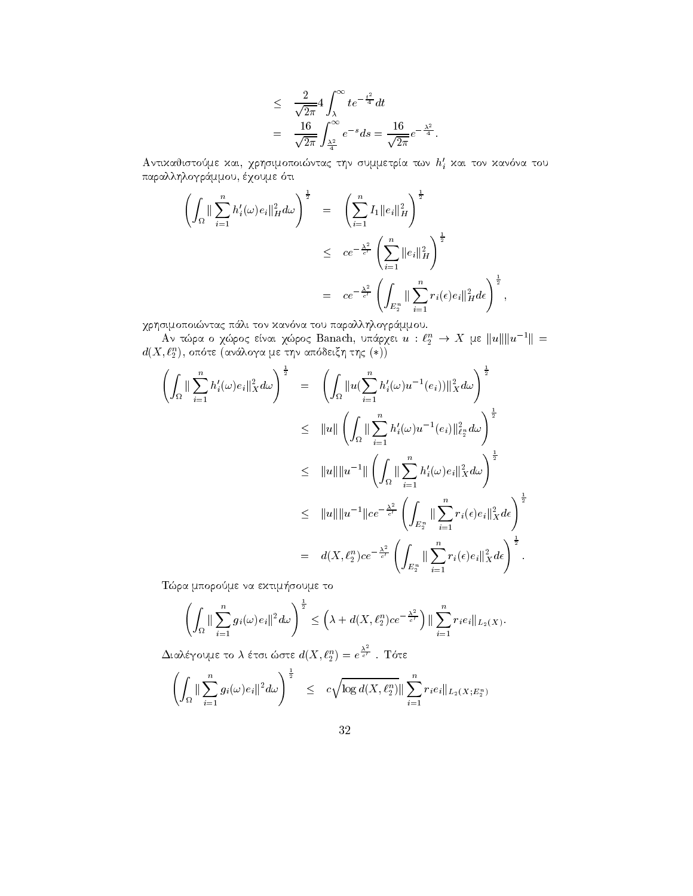$$
\begin{aligned}
&\leq \frac{2}{\sqrt{2\pi}} 4 \int_{\lambda}^{\infty} t e^{-\frac{t^2}{4}} dt \\
&= \frac{16}{\sqrt{2\pi}} \int_{\frac{\lambda^2}{4}}^{\infty} e^{-s} ds = \frac{16}{\sqrt{2\pi}} e^{-\frac{\lambda^2}{4}}.
\end{aligned}
$$

Αντικαθιστούμε και, χρησιμοποιώντας την συμμετρία των $h_i'$ και τον κανόνα του παραλληλογράμμου, έχουμε ότι

$$
\begin{aligned}
\left( \int_{\Omega} \| \sum_{i=1}^{n} h_i'(\omega) e_i \|_H^2 d\omega \right)^{\frac{1}{2}} &= \left( \sum_{i=1}^{n} I_1 \|e_i\|_H^2 \right)^{\frac{1}{2}} \\
&\leq c e^{-\frac{\lambda^2}{c'}} \left( \sum_{i=1}^{n} \|e_i\|_H^2 \right)^{\frac{1}{2}} \\
&= c e^{-\frac{\lambda^2}{c'}} \left( \int_{E_2^n} \| \sum_{i=1}^{n} r_i(\epsilon) e_i \|_H^2 d\epsilon \right)^{\frac{1}{2}},
\end{aligned}
$$

χρησιμοποιώντας πάλι τον κανόνα του παραλληλογράμμου.

Αν τώρα ο χώρος είναι χώρος Banach, υπάρχει $u : \ell_2^n \to X$ με $\|u\| \|u^{-1}\| = d(X, \ell_2^n)$, οπότε (ανάλογα με την απόδειξη της $(*)$)

$$
\begin{aligned}
\left( \int_{\Omega} \| \sum_{i=1}^{n} h_i'(\omega) e_i \|_X^2 d\omega \right)^{\frac{1}{2}} &= \left( \int_{\Omega} \| u( \sum_{i=1}^{n} h_i'(\omega) u^{-1}(e_i)) \|_X^2 d\omega \right)^{\frac{1}{2}} \\
&\leq \|u\| \left( \int_{\Omega} \| \sum_{i=1}^{n} h_i'(\omega) u^{-1}(e_i) \|_{\ell_2^n}^2 d\omega \right)^{\frac{1}{2}} \\
&\leq \|u\| \|u^{-1}\| \left( \int_{\Omega} \| \sum_{i=1}^{n} h_i'(\omega) e_i \|_X^2 d\omega \right)^{\frac{1}{2}} \\
&\leq \|u\| \|u^{-1}\| c e^{-\frac{\lambda^2}{c'}} \left( \int_{E_2^n} \| \sum_{i=1}^{n} r_i(\epsilon) e_i \|_X^2 d\epsilon \right)^{\frac{1}{2}} \\
&= d(X, \ell_2^n) c e^{-\frac{\lambda^2}{c'}} \left( \int_{E_2^n} \| \sum_{i=1}^{n} r_i(\epsilon) e_i \|_X^2 d\epsilon \right)^{\frac{1}{2}}.
\end{aligned}
$$

Τώρα μπορούμε να εκτιμήσουμε το

$$
\left( \int_{\Omega} \| \sum_{i=1}^{n} g_i(\omega) e_i \|^2 d\omega \right)^{\frac{1}{2}} \leq \left( \lambda + d(X, \ell_2^n) c e^{-\frac{\lambda^2}{c'}} \right) \| \sum_{i=1}^{n} r_i e_i \|_{L_2(X)}.
$$

Διαλέγουμε το $\lambda$ έτσι ώστε $d(X, \ell_2^n) = e^{\frac{\lambda^2}{c'}}$ . Τότε

$$
\left( \int_{\Omega} \| \sum_{i=1}^{n} g_i(\omega) e_i \|^2 d\omega \right)^{\frac{1}{2}} \leq c \sqrt{\log d(X, \ell_2^n)} \| \sum_{i=1}^{n} r_i e_i \|_{L_2(X; E_2^n)}
$$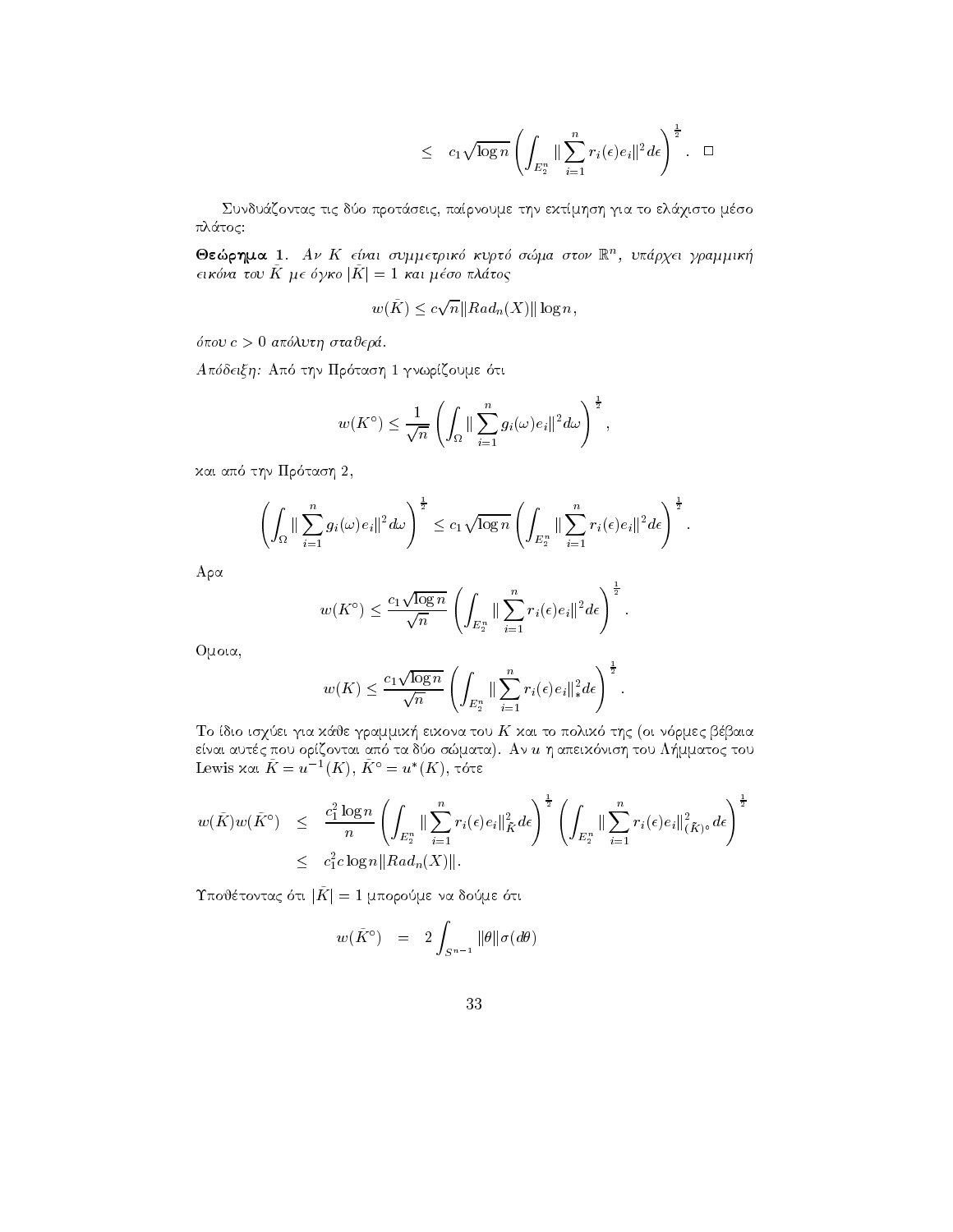$$\leq \quad c_1\sqrt{\log n}\left(\int_{E_2^n}\|\sum_{i=1}^n r_i(\epsilon)e_i\|^2 d\epsilon\right)^{\frac{1}{2}}. \quad \square$$

Συνδυάζοντας τις δύο προτάσεις, παίρνουμε την εκτίμηση για το ελάχιστο μέσο πλάτος:

**Θεώρημα 1.** *Αν $K$ είναι συμμετρικό κυρτό σώμα στον $\mathbb{R}^n$, υπάρχει γραμμική εικόνα του $\tilde{K}$ με όγκο $|\tilde{K}| = 1$ και μέσο πλάτος*

$$w(\tilde{K}) \leq c\sqrt{n}\|Rad_n(X)\|\log n,$$

*όπου $c > 0$ απόλυτη σταθερά.*

*Απόδειξη:* Από την Πρόταση 1 γνωρίζουμε ότι

$$w(K^\circ) \leq \frac{1}{\sqrt{n}}\left(\int_\Omega \|\sum_{i=1}^n g_i(\omega)e_i\|^2 d\omega\right)^{\frac{1}{2}},$$

και από την Πρόταση 2,

$$\left(\int_\Omega \|\sum_{i=1}^n g_i(\omega)e_i\|^2 d\omega\right)^{\frac{1}{2}} \leq c_1\sqrt{\log n}\left(\int_{E_2^n}\|\sum_{i=1}^n r_i(\epsilon)e_i\|^2 d\epsilon\right)^{\frac{1}{2}}.$$

Αρα

$$w(K^\circ) \leq \frac{c_1\sqrt{\log n}}{\sqrt{n}}\left(\int_{E_2^n}\|\sum_{i=1}^n r_i(\epsilon)e_i\|^2 d\epsilon\right)^{\frac{1}{2}}.$$

Ομοια,

$$w(K) \leq \frac{c_1\sqrt{\log n}}{\sqrt{n}}\left(\int_{E_2^n}\|\sum_{i=1}^n r_i(\epsilon)e_i\|_*^2 d\epsilon\right)^{\frac{1}{2}}.$$

Το ίδιο ισχύει για κάθε γραμμική εικονα του $K$ και το πολικό της (οι νόρμες βέβαια είναι αυτές που ορίζονται από τα δύο σώματα). Αν $u$ η απεικόνιση του Λήμματος του Lewis και $\tilde{K} = u^{-1}(K)$, $\tilde{K}^\circ = u^*(K)$, τότε

$$\begin{aligned} w(\tilde{K})w(\tilde{K}^\circ) &\leq \frac{c_1^2\log n}{n}\left(\int_{E_2^n}\|\sum_{i=1}^n r_i(\epsilon)e_i\|_{\tilde{K}}^2 d\epsilon\right)^{\frac{1}{2}}\left(\int_{E_2^n}\|\sum_{i=1}^n r_i(\epsilon)e_i\|_{(\tilde{K})^\circ}^2 d\epsilon\right)^{\frac{1}{2}} \\ &\leq c_1^2 c\log n\|Rad_n(X)\|. \end{aligned}$$

Υποθέτοντας ότι $|\tilde{K}| = 1$ μπορούμε να δούμε ότι

$$w(\tilde{K}^\circ) \quad = \quad 2\int_{S^{n-1}}\|\theta\|\sigma(d\theta)$$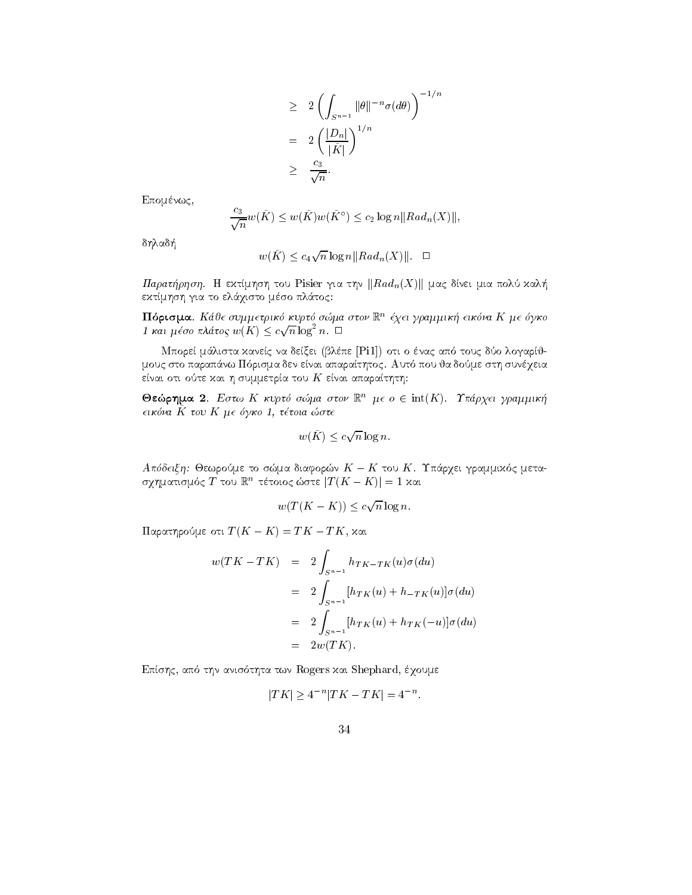$$
\begin{aligned}
&\geq 2\left(\int_{S^{n-1}} \|\theta\|^{-n}\sigma(d\theta)\right)^{-1/n} \\
&= 2\left(\frac{|D_n|}{|\bar{K}|}\right)^{1/n} \\
&\geq \frac{c_3}{\sqrt{n}}.
\end{aligned}
$$

Επομένως,

$$
\frac{c_3}{\sqrt{n}} w(\bar{K}) \leq w(\bar{K})w(\bar{K}^\circ) \leq c_2 \log n \|Rad_n(X)\|,
$$

δηλαδή

$$
w(\bar{K}) \leq c_4\sqrt{n}\log n\|Rad_n(X)\|. \quad \square
$$

*Παρατήρηση.* Η εκτίμηση του Pisier για την $\|Rad_n(X)\|$ μας δίνει μια πολύ καλή εκτίμηση για το ελάχιστο μέσο πλάτος:

**Πόρισμα.** *Κάθε συμμετρικό κυρτό σώμα στον $\mathbb{R}^n$ έχει γραμμική εικόνα $K$ με όγκο 1 και μέσο πλάτος $w(K) \leq c\sqrt{n}\log^2 n$.* $\square$

Μπορεί μάλιστα κανείς να δείξει (βλέπε [Pi1]) οτι ο ένας από τους δύο λογαρίθμους στο παραπάνω Πόρισμα δεν είναι απαραίτητος. Αυτό που θα δούμε στη συνέχεια είναι οτι ούτε και η συμμετρία του $K$ είναι απαραίτητη:

**Θεώρημα 2.** *Εστω $K$ κυρτό σώμα στον $\mathbb{R}^n$ με $o \in \text{int}(K)$. Υπάρχει γραμμική εικόνα $\bar{K}$ του $K$ με όγκο 1, τέτοια ώστε*

$$
w(\bar{K}) \leq c\sqrt{n}\log n.
$$

*Απόδειξη:* Θεωρούμε το σώμα διαφορών $K - K$ του $K$. Υπάρχει γραμμικός μετασχηματισμός $T$ του $\mathbb{R}^n$ τέτοιος ώστε $|T(K-K)| = 1$ και

$$
w(T(K-K)) \leq c\sqrt{n}\log n.
$$

Παρατηρούμε οτι $T(K-K) = TK - TK$, και

$$
\begin{aligned}
w(TK-TK) &= 2\int_{S^{n-1}} h_{TK-TK}(u)\sigma(du) \\
&= 2\int_{S^{n-1}} [h_{TK}(u) + h_{-TK}(u)]\sigma(du) \\
&= 2\int_{S^{n-1}} [h_{TK}(u) + h_{TK}(-u)]\sigma(du) \\
&= 2w(TK).
\end{aligned}
$$

Επίσης, από την ανισότητα των Rogers και Shephard, έχουμε

$$
|TK| \geq 4^{-n}|TK - TK| = 4^{-n}.
$$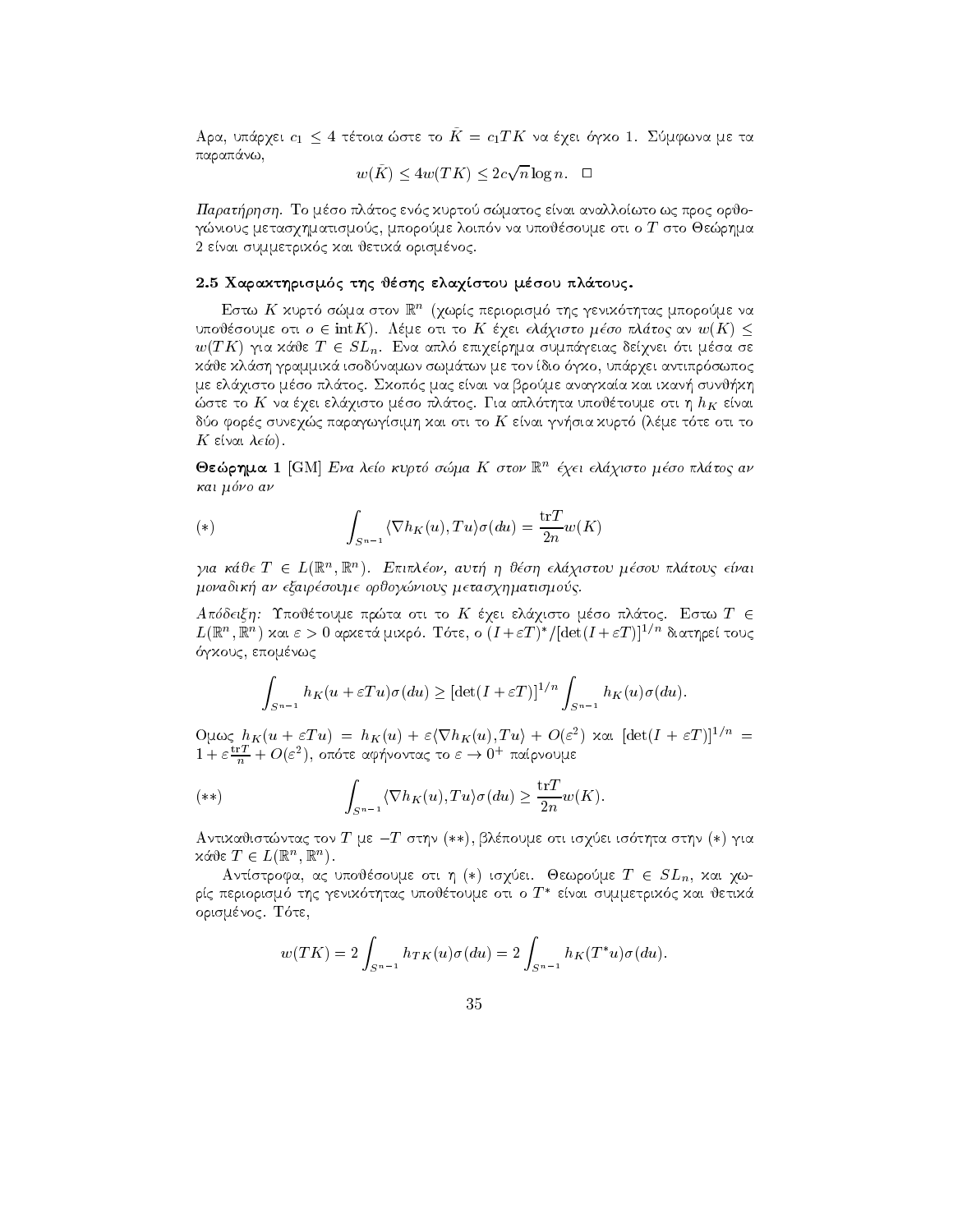Αρα, υπάρχει $c_1 \leq 4$ τέτοια ώστε το $\tilde{K} = c_1 TK$ να έχει όγκο 1. Σύμφωνα με τα παραπάνω,

$$w(\tilde{K}) \leq 4w(TK) \leq 2c\sqrt{n}\log n. \quad \square$$

*Παρατήρηση.* Το μέσο πλάτος ενός κυρτού σώματος είναι αναλλοίωτο ως προς ορθογώνιους μετασχηματισμούς, μπορούμε λοιπόν να υποθέσουμε οτι ο $T$ στο Θεώρημα 2 είναι συμμετρικός και θετικά ορισμένος.

### 2.5 Χαρακτηρισμός της θέσης ελαχίστου μέσου πλάτους.

Εστω $K$ κυρτό σώμα στον $\mathbb{R}^n$ (χωρίς περιορισμό της γενικότητας μπορούμε να υποθέσουμε οτι $o \in \text{int}K$). Λέμε οτι το $K$ έχει *ελάχιστο μέσο πλάτος* αν $w(K) \leq w(TK)$ για κάθε $T \in SL_n$. Ενα απλό επιχείρημα συμπάγειας δείχνει ότι μέσα σε κάθε κλάση γραμμικά ισοδύναμων σωμάτων με τον ίδιο όγκο, υπάρχει αντιπρόσωπος με ελάχιστο μέσο πλάτος. Σκοπός μας είναι να βρούμε αναγκαία και ικανή συνθήκη ώστε το $K$ να έχει ελάχιστο μέσο πλάτος. Για απλότητα υποθέτουμε οτι η $h_K$ είναι δύο φορές συνεχώς παραγωγίσιμη και οτι το $K$ είναι γνήσια κυρτό (λέμε τότε οτι το $K$ είναι *λείο*).

**Θεώρημα 1** [GM] *Ενα λείο κυρτό σώμα $K$ στον $\mathbb{R}^n$ έχει ελάχιστο μέσο πλάτος αν και μόνο αν*

$$(*) \qquad \int_{S^{n-1}} \langle \nabla h_K(u), Tu\rangle \sigma(du) = \frac{\text{tr}T}{2n} w(K)$$

*για κάθε $T \in L(\mathbb{R}^n, \mathbb{R}^n)$. Επιπλέον, αυτή η θέση ελάχιστου μέσου πλάτους είναι μοναδική αν εξαιρέσουμε ορθογώνιους μετασχηματισμούς.*

*Απόδειξη:* Υποθέτουμε πρώτα οτι το $K$ έχει ελάχιστο μέσο πλάτος. Εστω $T \in L(\mathbb{R}^n, \mathbb{R}^n)$ και $\varepsilon > 0$ αρκετά μικρό. Τότε, ο $(I+\varepsilon T)^*/[\det(I+\varepsilon T)]^{1/n}$ διατηρεί τους όγκους, επομένως

$$\int_{S^{n-1}} h_K(u+\varepsilon Tu)\sigma(du) \geq [\det(I+\varepsilon T)]^{1/n} \int_{S^{n-1}} h_K(u)\sigma(du).$$

Ομως $h_K(u+\varepsilon Tu) = h_K(u) + \varepsilon\langle \nabla h_K(u), Tu\rangle + O(\varepsilon^2)$ και $[\det(I+\varepsilon T)]^{1/n} = 1 + \varepsilon\frac{\text{tr}T}{n} + O(\varepsilon^2)$, οπότε αφήνοντας το $\varepsilon \to 0^+$ παίρνουμε

$$(**) \qquad \int_{S^{n-1}} \langle \nabla h_K(u), Tu\rangle \sigma(du) \geq \frac{\text{tr}T}{2n} w(K).$$

Αντικαθιστώντας τον $T$ με $-T$ στην $(**)$, βλέπουμε οτι ισχύει ισότητα στην $(*)$ για κάθε $T \in L(\mathbb{R}^n, \mathbb{R}^n)$.

Αντίστροφα, ας υποθέσουμε οτι η $(*)$ ισχύει. Θεωρούμε $T \in SL_n$, και χωρίς περιορισμό της γενικότητας υποθέτουμε οτι ο $T^*$ είναι συμμετρικός και θετικά ορισμένος. Τότε,

$$w(TK) = 2\int_{S^{n-1}} h_{TK}(u)\sigma(du) = 2\int_{S^{n-1}} h_K(T^*u)\sigma(du).$$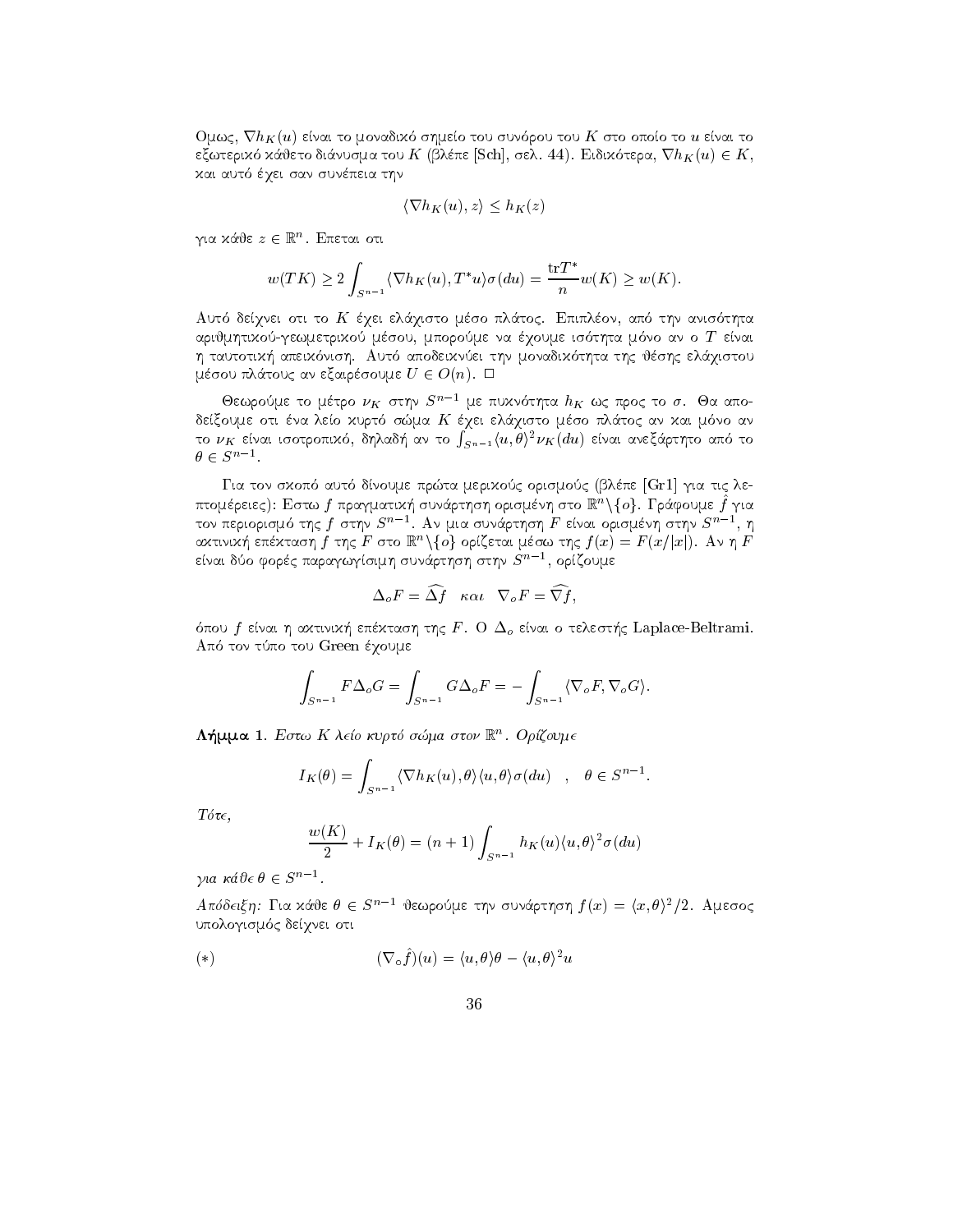Ομως, $\nabla h_K(u)$ είναι το μοναδικό σημείο του συνόρου του $K$ στο οποίο το $u$ είναι το εξωτερικό κάθετο διάνυσμα του $K$ (βλέπε [Sch], σελ. 44). Ειδικότερα, $\nabla h_K(u) \in K$, και αυτό έχει σαν συνέπεια την

$$\langle \nabla h_K(u), z\rangle \leq h_K(z)$$

για κάθε $z \in \mathbb{R}^n$. Επεται οτι

$$w(TK) \geq 2\int_{S^{n-1}} \langle \nabla h_K(u), T^* u\rangle \sigma(du) = \frac{\mathrm{tr}T^*}{n} w(K) \geq w(K).$$

Αυτό δείχνει οτι το $K$ έχει ελάχιστο μέσο πλάτος. Επιπλέον, από την ανισότητα αριθμητικού-γεωμετρικού μέσου, μπορούμε να έχουμε ισότητα μόνο αν ο $T$ είναι η ταυτοτική απεικόνιση. Αυτό αποδεικνύει την μοναδικότητα της θέσης ελάχιστου μέσου πλάτους αν εξαιρέσουμε $U \in O(n)$. $\square$

Θεωρούμε το μέτρο $\nu_K$ στην $S^{n-1}$ με πυκνότητα $h_K$ ως προς το $\sigma$. Θα αποδείξουμε οτι ένα λείο κυρτό σώμα $K$ έχει ελάχιστο μέσο πλάτος αν και μόνο αν το $\nu_K$ είναι ισοτροπικό, δηλαδή αν το $\int_{S^{n-1}} \langle u, \theta\rangle^2 \nu_K(du)$ είναι ανεξάρτητο από το $\theta \in S^{n-1}$.

Για τον σκοπό αυτό δίνουμε πρώτα μερικούς ορισμούς (βλέπε [Gr1] για τις λεπτομέρειες): Εστω $f$ πραγματική συνάρτηση ορισμένη στο $\mathbb{R}^n \setminus \{o\}$. Γράφουμε $\hat{f}$ για τον περιορισμό της $f$ στην $S^{n-1}$. Αν μια συνάρτηση $F$ είναι ορισμένη στην $S^{n-1}$, η ακτινική επέκταση $f$ της $F$ στο $\mathbb{R}^n \setminus \{o\}$ ορίζεται μέσω της $f(x) = F(x/|x|)$. Αν η $F$ είναι δύο φορές παραγωγίσιμη συνάρτηση στην $S^{n-1}$, ορίζουμε

$$\Delta_o F = \widehat{\Delta f} \quad \kappa\alpha\iota \quad \nabla_o F = \widehat{\nabla f},$$

όπου $f$ είναι η ακτινική επέκταση της $F$. Ο $\Delta_o$ είναι ο τελεστής Laplace-Beltrami. Από τον τύπο του Green έχουμε

$$\int_{S^{n-1}} F \Delta_o G = \int_{S^{n-1}} G \Delta_o F = -\int_{S^{n-1}} \langle \nabla_o F, \nabla_o G\rangle.$$

**Λήμμα 1.** *Εστω $K$ λείο κυρτό σώμα στον $\mathbb{R}^n$. Ορίζουμε*

$$I_K(\theta) = \int_{S^{n-1}} \langle \nabla h_K(u), \theta\rangle \langle u, \theta\rangle \sigma(du) \quad , \quad \theta \in S^{n-1}.$$

*Τότε,*

$$\frac{w(K)}{2} + I_K(\theta) = (n+1)\int_{S^{n-1}} h_K(u)\langle u, \theta\rangle^2 \sigma(du)$$

*για κάθε $\theta \in S^{n-1}$.*

*Απόδειξη:* Για κάθε $\theta \in S^{n-1}$ θεωρούμε την συνάρτηση $f(x) = \langle x, \theta\rangle^2/2$. Αμεσος υπολογισμός δείχνει οτι

$$(*) \qquad (\nabla_o \hat{f})(u) = \langle u, \theta\rangle \theta - \langle u, \theta\rangle^2 u$$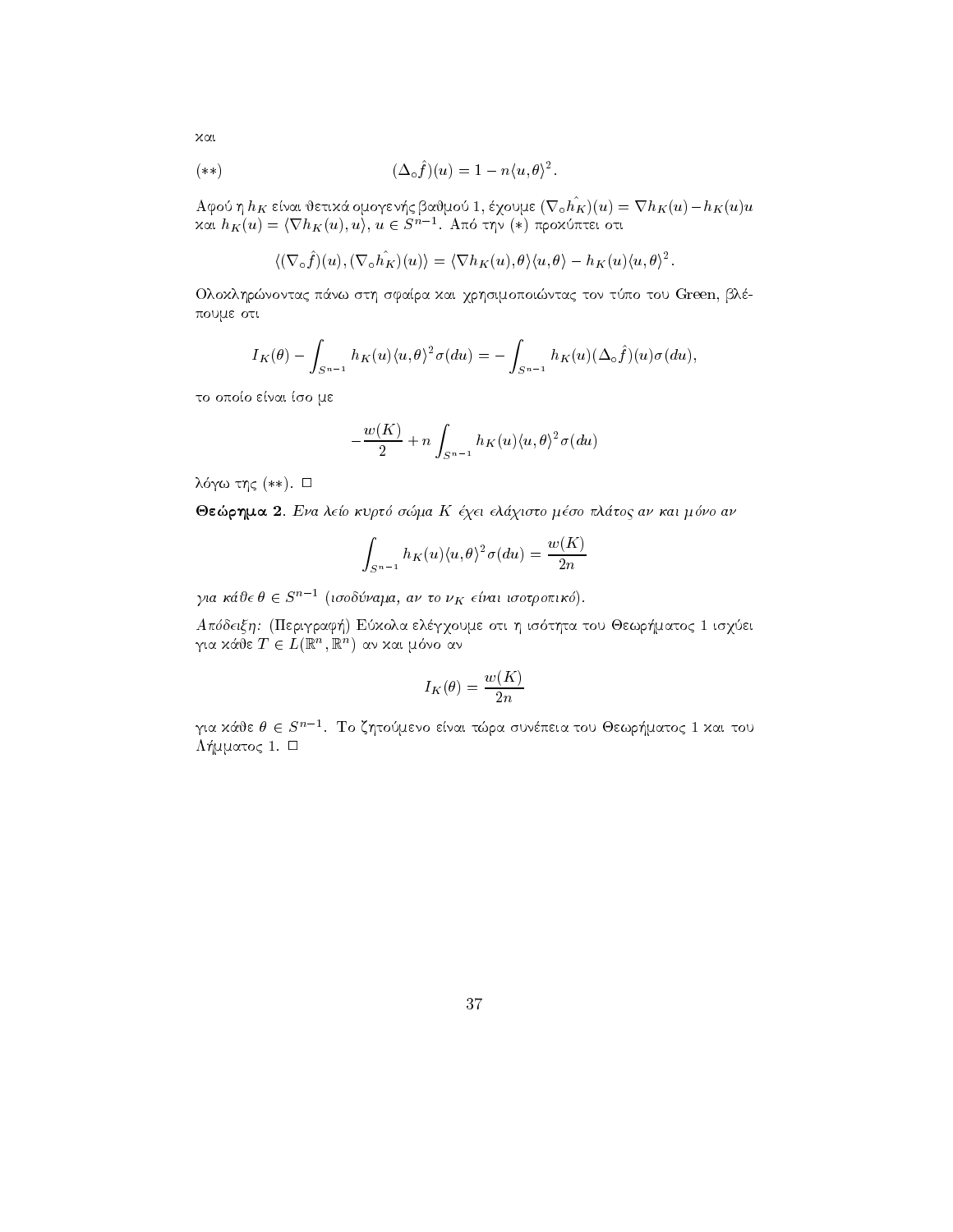και

$$(**) \qquad\qquad (\Delta_\circ \hat{f})(u) = 1 - n\langle u,\theta\rangle^2 .$$

Αφού η $h_K$ είναι θετικά ομογενής βαθμού 1, έχουμε $(\nabla_\circ \hat{h_K})(u) = \nabla h_K(u) - h_K(u)u$ και $h_K(u) = \langle \nabla h_K(u), u\rangle$, $u \in S^{n-1}$. Από την $(*)$ προκύπτει οτι

$$\langle (\nabla_\circ \hat{f})(u), (\nabla_\circ \hat{h_K})(u)\rangle = \langle \nabla h_K(u), \theta\rangle\langle u,\theta\rangle - h_K(u)\langle u,\theta\rangle^2 .$$

Ολοκληρώνοντας πάνω στη σφαίρα και χρησιμοποιώντας τον τύπο του Green, βλέπουμε οτι

$$I_K(\theta) - \int_{S^{n-1}} h_K(u)\langle u,\theta\rangle^2 \sigma(du) = -\int_{S^{n-1}} h_K(u)(\Delta_\circ \hat{f})(u)\sigma(du),$$

το οποίο είναι ίσο με

$$-\frac{w(K)}{2} + n\int_{S^{n-1}} h_K(u)\langle u,\theta\rangle^2 \sigma(du)$$

λόγω της $(**)$. □

**Θεώρημα 2**. *Ενα λείο κυρτό σώμα $K$ έχει ελάχιστο μέσο πλάτος αν και μόνο αν*

$$\int_{S^{n-1}} h_K(u)\langle u,\theta\rangle^2 \sigma(du) = \frac{w(K)}{2n}$$

*για κάθε $\theta \in S^{n-1}$ (ισοδύναμα, αν το $\nu_K$ είναι ισοτροπικό).*

*Απόδειξη:* (Περιγραφή) Εύκολα ελέγχουμε οτι η ισότητα του Θεωρήματος 1 ισχύει για κάθε $T \in L(\mathbb{R}^n, \mathbb{R}^n)$ αν και μόνο αν

$$I_K(\theta) = \frac{w(K)}{2n}$$

για κάθε $\theta \in S^{n-1}$. Το ζητούμενο είναι τώρα συνέπεια του Θεωρήματος 1 και του Λήμματος 1. □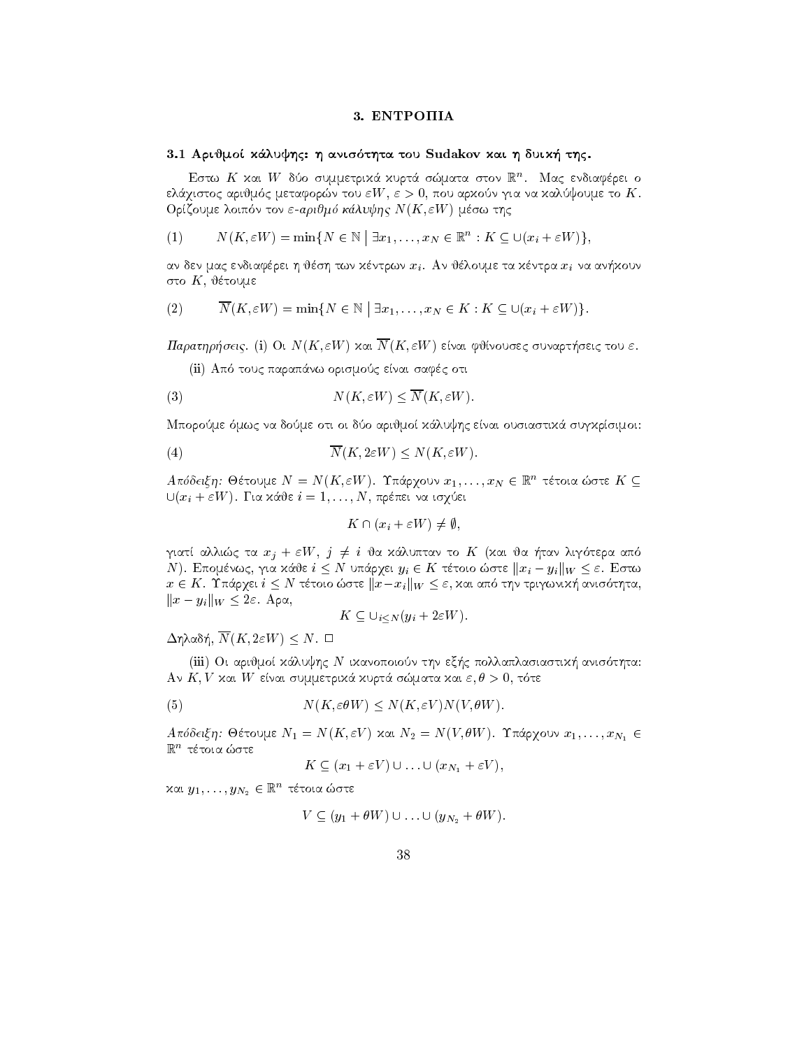# 3. ΕΝΤΡΟΠΙΑ

## 3.1 Αριθμοί κάλυψης: η ανισότητα του Sudakov και η δυική της.

Εστω $K$ και $W$ δύο συμμετρικά κυρτά σώματα στον $\mathbb{R}^n$. Μας ενδιαφέρει ο ελάχιστος αριθμός μεταφορών του $\varepsilon W$, $\varepsilon > 0$, που αρκούν για να καλύψουμε το $K$. Ορίζουμε λοιπόν τον *ε-αριθμό κάλυψης* $N(K, \varepsilon W)$ μέσω της

$$N(K, \varepsilon W) = \min\{N \in \mathbb{N} \mid \exists x_1, \ldots, x_N \in \mathbb{R}^n : K \subseteq \cup(x_i + \varepsilon W)\}, \tag{1}$$

αν δεν μας ενδιαφέρει η θέση των κέντρων $x_i$. Αν θέλουμε τα κέντρα $x_i$ να ανήκουν στο $K$, θέτουμε

$$\overline{N}(K, \varepsilon W) = \min\{N \in \mathbb{N} \mid \exists x_1, \ldots, x_N \in K : K \subseteq \cup(x_i + \varepsilon W)\}. \tag{2}$$

*Παρατηρήσεις.* (i) Οι $N(K, \varepsilon W)$ και $\overline{N}(K, \varepsilon W)$ είναι φθίνουσες συναρτήσεις του $\varepsilon$.

(ii) Από τους παραπάνω ορισμούς είναι σαφές οτι

$$N(K, \varepsilon W) \leq \overline{N}(K, \varepsilon W). \tag{3}$$

Μπορούμε όμως να δούμε οτι οι δύο αριθμοί κάλυψης είναι ουσιαστικά συγκρίσιμοι:

$$\overline{N}(K, 2\varepsilon W) \leq N(K, \varepsilon W). \tag{4}$$

*Απόδειξη:* Θέτουμε $N = N(K, \varepsilon W)$. Υπάρχουν $x_1, \ldots, x_N \in \mathbb{R}^n$ τέτοια ώστε $K \subseteq \cup(x_i + \varepsilon W)$. Για κάθε $i = 1, \ldots, N$, πρέπει να ισχύει

$$K \cap (x_i + \varepsilon W) \neq \emptyset,$$

γιατί αλλιώς τα $x_j + \varepsilon W$, $j \neq i$ θα κάλυπταν το $K$ (και θα ήταν λιγότερα από $N$). Επομένως, για κάθε $i \leq N$ υπάρχει $y_i \in K$ τέτοιο ώστε $\|x_i - y_i\|_W \leq \varepsilon$. Εστω $x \in K$. Υπάρχει $i \leq N$ τέτοιο ώστε $\|x - x_i\|_W \leq \varepsilon$, και από την τριγωνική ανισότητα, $\|x - y_i\|_W \leq 2\varepsilon$. Άρα,

$$K \subseteq \cup_{i \leq N}(y_i + 2\varepsilon W).$$

Δηλαδή, $\overline{N}(K, 2\varepsilon W) \leq N$. $\square$

(iii) Οι αριθμοί κάλυψης $N$ ικανοποιούν την εξής πολλαπλασιαστική ανισότητα: Αν $K, V$ και $W$ είναι συμμετρικά κυρτά σώματα και $\varepsilon, \theta > 0$, τότε

$$N(K, \varepsilon\theta W) \leq N(K, \varepsilon V) N(V, \theta W). \tag{5}$$

*Απόδειξη:* Θέτουμε $N_1 = N(K, \varepsilon V)$ και $N_2 = N(V, \theta W)$. Υπάρχουν $x_1, \ldots, x_{N_1} \in \mathbb{R}^n$ τέτοια ώστε

$$K \subseteq (x_1 + \varepsilon V) \cup \ldots \cup (x_{N_1} + \varepsilon V),$$

και $y_1, \ldots, y_{N_2} \in \mathbb{R}^n$ τέτοια ώστε

$$V \subseteq (y_1 + \theta W) \cup \ldots \cup (y_{N_2} + \theta W).$$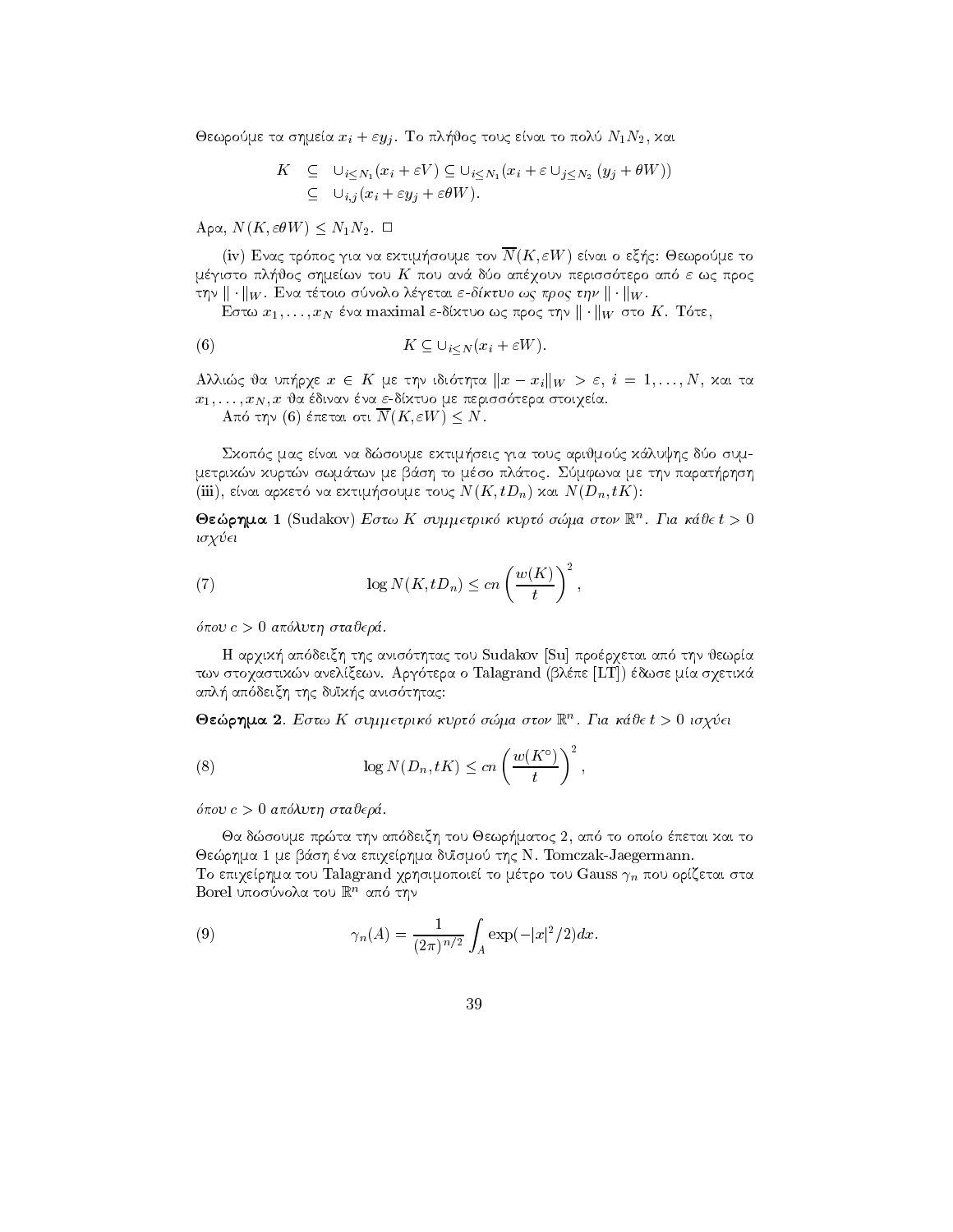Θεωρούμε τα σημεία $x_i + \varepsilon y_j$. Το πλήθος τους είναι το πολύ $N_1N_2$, και

$$\begin{aligned} K &\subseteq \cup_{i\leq N_1}(x_i + \varepsilon V) \subseteq \cup_{i\leq N_1}(x_i + \varepsilon \cup_{j\leq N_2}(y_j + \theta W)) \\ &\subseteq \cup_{i,j}(x_i + \varepsilon y_j + \varepsilon\theta W). \end{aligned}$$

Άρα, $N(K, \varepsilon\theta W) \leq N_1N_2$. $\square$

(iv) Ένας τρόπος για να εκτιμήσουμε τον $\overline{N}(K, \varepsilon W)$ είναι ο εξής: Θεωρούμε το μέγιστο πλήθος σημείων του $K$ που ανά δύο απέχουν περισσότερο από $\varepsilon$ ως προς την $\|\cdot\|_W$. Ένα τέτοιο σύνολο λέγεται *$\varepsilon$-δίκτυο ως προς την* $\|\cdot\|_W$.

Έστω $x_1, \ldots, x_N$ ένα maximal $\varepsilon$-δίκτυο ως προς την $\|\cdot\|_W$ στο $K$. Τότε,

$$K \subseteq \cup_{i\leq N}(x_i + \varepsilon W). \tag{6}$$

Αλλιώς θα υπήρχε $x \in K$ με την ιδιότητα $\|x - x_i\|_W > \varepsilon$, $i = 1, \ldots, N$, και τα $x_1, \ldots, x_N, x$ θα έδιναν ένα $\varepsilon$-δίκτυο με περισσότερα στοιχεία.

Από την (6) έπεται οτι $\overline{N}(K, \varepsilon W) \leq N$.

Σκοπός μας είναι να δώσουμε εκτιμήσεις για τους αριθμούς κάλυψης δύο συμμετρικών κυρτών σωμάτων με βάση το μέσο πλάτος. Σύμφωνα με την παρατήρηση (iii), είναι αρκετό να εκτιμήσουμε τους $N(K, tD_n)$ και $N(D_n, tK)$:

**Θεώρημα 1** (Sudakov) *Έστω $K$ συμμετρικό κυρτό σώμα στον $\mathbb{R}^n$. Για κάθε $t > 0$ ισχύει*

$$\log N(K, tD_n) \leq cn\left(\frac{w(K)}{t}\right)^2, \tag{7}$$

*όπου $c > 0$ απόλυτη σταθερά.*

Η αρχική απόδειξη της ανισότητας του Sudakov [Su] προέρχεται από την θεωρία των στοχαστικών ανελίξεων. Αργότερα ο Talagrand (βλέπε [LT]) έδωσε μία σχετικά απλή απόδειξη της δυϊκής ανισότητας:

**Θεώρημα 2**. *Έστω $K$ συμμετρικό κυρτό σώμα στον $\mathbb{R}^n$. Για κάθε $t > 0$ ισχύει*

$$\log N(D_n, tK) \leq cn\left(\frac{w(K^\circ)}{t}\right)^2, \tag{8}$$

*όπου $c > 0$ απόλυτη σταθερά.*

Θα δώσουμε πρώτα την απόδειξη του Θεωρήματος 2, από το οποίο έπεται και το Θεώρημα 1 με βάση ένα επιχείρημα δυϊσμού της N. Tomczak-Jaegermann.
Το επιχείρημα του Talagrand χρησιμοποιεί το μέτρο του Gauss $\gamma_n$ που ορίζεται στα Borel υποσύνολα του $\mathbb{R}^n$ από την

$$\gamma_n(A) = \frac{1}{(2\pi)^{n/2}}\int_A \exp(-|x|^2/2)dx. \tag{9}$$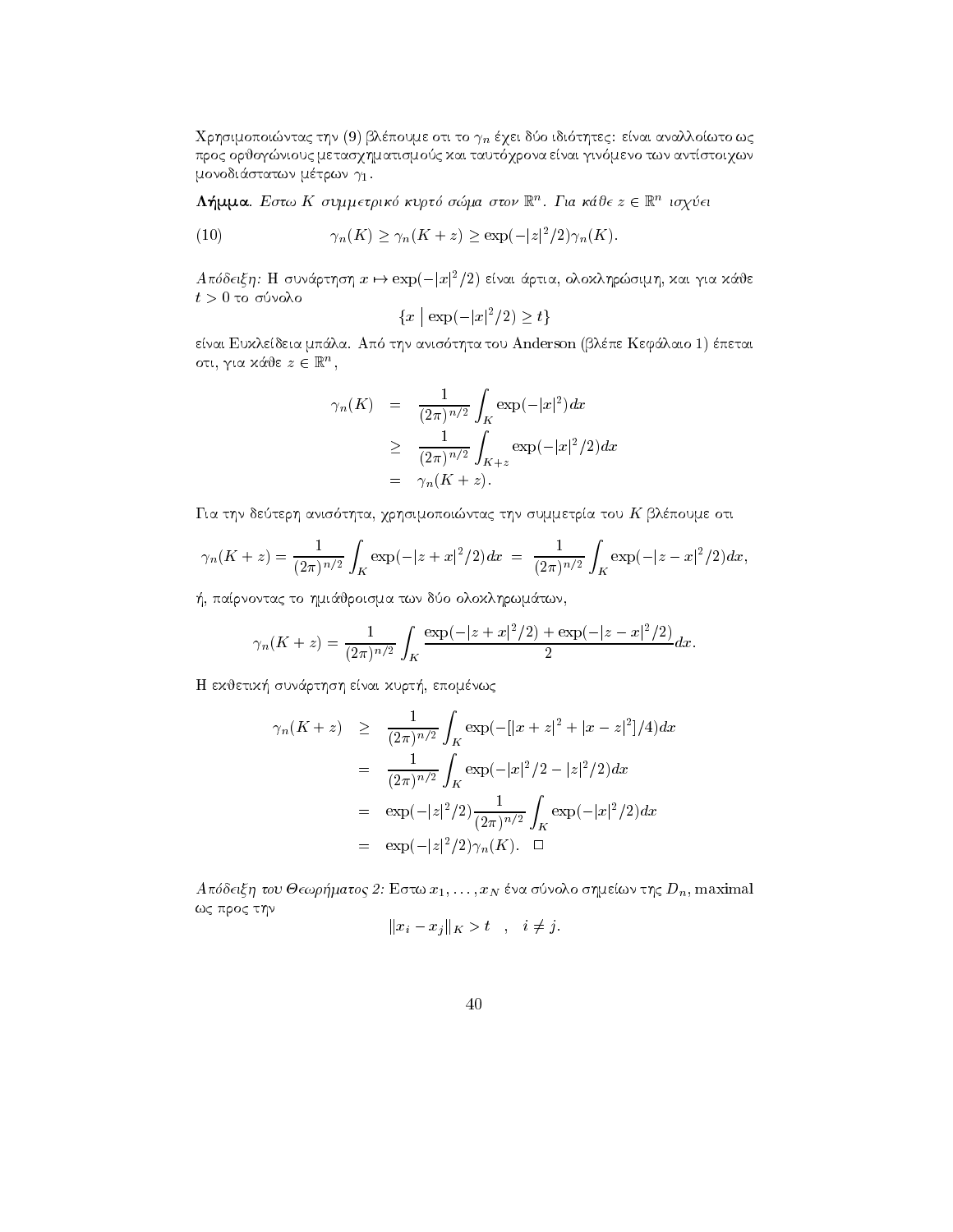Χρησιμοποιώντας την (9) βλέπουμε οτι το $\gamma_n$ έχει δύο ιδιότητες: είναι αναλλοίωτο ως προς ορθογώνιους μετασχηματισμούς και ταυτόχρονα είναι γινόμενο των αντίστοιχων μονοδιάστατων μέτρων $\gamma_1$.

**Λήμμα.** *Εστω $K$ συμμετρικό κυρτό σώμα στον $\mathbb{R}^n$. Για κάθε $z \in \mathbb{R}^n$ ισχύει*

$$\gamma_n(K) \geq \gamma_n(K+z) \geq \exp(-|z|^2/2)\gamma_n(K). \tag{10}$$

*Απόδειξη:* Η συνάρτηση $x \mapsto \exp(-|x|^2/2)$ είναι άρτια, ολοκληρώσιμη, και για κάθε $t > 0$ το σύνολο

$$\{x \mid \exp(-|x|^2/2) \geq t\}$$

είναι Ευκλείδεια μπάλα. Από την ανισότητα του Anderson (βλέπε Κεφάλαιο 1) έπεται οτι, για κάθε $z \in \mathbb{R}^n$,

$$\begin{aligned}
\gamma_n(K) &= \frac{1}{(2\pi)^{n/2}} \int_K \exp(-|x|^2) dx \\
&\geq \frac{1}{(2\pi)^{n/2}} \int_{K+z} \exp(-|x|^2/2) dx \\
&= \gamma_n(K+z).
\end{aligned}$$

Για την δεύτερη ανισότητα, χρησιμοποιώντας την συμμετρία του $K$ βλέπουμε οτι

$$\gamma_n(K+z) = \frac{1}{(2\pi)^{n/2}} \int_K \exp(-|z+x|^2/2) dx \;=\; \frac{1}{(2\pi)^{n/2}} \int_K \exp(-|z-x|^2/2) dx,$$

ή, παίρνοντας το ημιάθροισμα των δύο ολοκληρωμάτων,

$$\gamma_n(K+z) = \frac{1}{(2\pi)^{n/2}} \int_K \frac{\exp(-|z+x|^2/2) + \exp(-|z-x|^2/2)}{2} dx.$$

Η εκθετική συνάρτηση είναι κυρτή, επομένως

$$\begin{aligned}
\gamma_n(K+z) &\geq \frac{1}{(2\pi)^{n/2}} \int_K \exp(-[|x+z|^2 + |x-z|^2]/4) dx \\
&= \frac{1}{(2\pi)^{n/2}} \int_K \exp(-|x|^2/2 - |z|^2/2) dx \\
&= \exp(-|z|^2/2) \frac{1}{(2\pi)^{n/2}} \int_K \exp(-|x|^2/2) dx \\
&= \exp(-|z|^2/2)\gamma_n(K). \quad \square
\end{aligned}$$

*Απόδειξη του Θεωρήματος 2:* Εστω $x_1, \ldots, x_N$ ένα σύνολο σημείων της $D_n$, maximal ως προς την

$$\|x_i - x_j\|_K > t \quad , \quad i \neq j.$$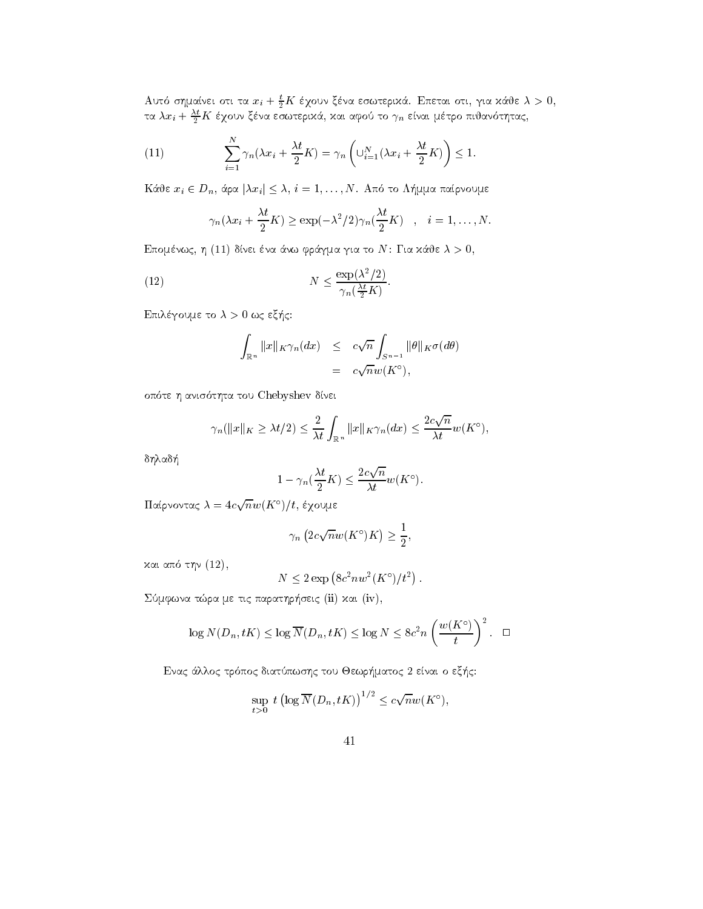Αυτό σημαίνει οτι τα $x_i + \frac{t}{2}K$ έχουν ξένα εσωτερικά. Επεται οτι, για κάθε $\lambda > 0$, τα $\lambda x_i + \frac{\lambda t}{2}K$ έχουν ξένα εσωτερικά, και αφού το $\gamma_n$ είναι μέτρο πιθανότητας,

$$\sum_{i=1}^{N} \gamma_n(\lambda x_i + \frac{\lambda t}{2}K) = \gamma_n\left(\cup_{i=1}^{N}(\lambda x_i + \frac{\lambda t}{2}K)\right) \leq 1. \tag{11}$$

Κάθε $x_i \in D_n$, άρα $|\lambda x_i| \leq \lambda$, $i = 1, \ldots, N$. Από το Λήμμα παίρνουμε

$$\gamma_n(\lambda x_i + \frac{\lambda t}{2}K) \geq \exp(-\lambda^2/2)\gamma_n(\frac{\lambda t}{2}K) \quad , \quad i = 1, \ldots, N.$$

Επομένως, η (11) δίνει ένα άνω φράγμα για το $N$: Για κάθε $\lambda > 0$,

$$N \leq \frac{\exp(\lambda^2/2)}{\gamma_n(\frac{\lambda t}{2}K)}. \tag{12}$$

Επιλέγουμε το $\lambda > 0$ ως εξής:

$$\begin{aligned} \int_{\mathbb{R}^n} \|x\|_K \gamma_n(dx) &\leq c\sqrt{n}\int_{S^{n-1}} \|\theta\|_K \sigma(d\theta) \\ &= c\sqrt{n}w(K^\circ), \end{aligned}$$

οπότε η ανισότητα του Chebyshev δίνει

$$\gamma_n(\|x\|_K \geq \lambda t/2) \leq \frac{2}{\lambda t}\int_{\mathbb{R}^n} \|x\|_K \gamma_n(dx) \leq \frac{2c\sqrt{n}}{\lambda t}w(K^\circ),$$

δηλαδή

$$1 - \gamma_n(\frac{\lambda t}{2}K) \leq \frac{2c\sqrt{n}}{\lambda t}w(K^\circ).$$

Παίρνοντας $\lambda = 4c\sqrt{n}w(K^\circ)/t$, έχουμε

$$\gamma_n\left(2c\sqrt{n}w(K^\circ)K\right) \geq \frac{1}{2},$$

και από την (12),

$$N \leq 2\exp\left(8c^2 n w^2(K^\circ)/t^2\right).$$

Σύμφωνα τώρα με τις παρατηρήσεις (ii) και (iv),

$$\log N(D_n, tK) \leq \log \overline{N}(D_n, tK) \leq \log N \leq 8c^2 n \left(\frac{w(K^\circ)}{t}\right)^2. \quad \square$$

Ενας άλλος τρόπος διατύπωσης του Θεωρήματος 2 είναι ο εξής:

$$\sup_{t>0} t\left(\log \overline{N}(D_n, tK)\right)^{1/2} \leq c\sqrt{n}w(K^\circ),$$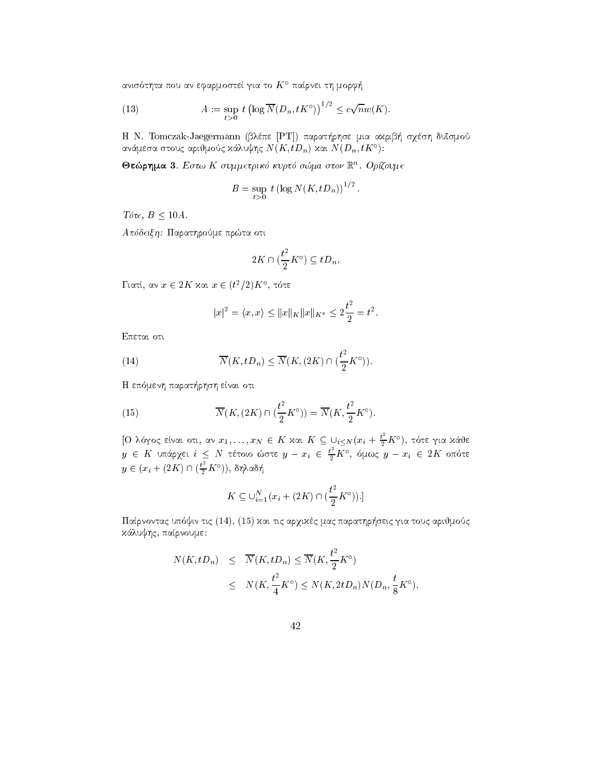ανισότητα που αν εφαρμοστεί για το $K^\circ$ παίρνει τη μορφή

$$A := \sup_{t>0} t \left(\log \overline{N}(D_n, tK^\circ)\right)^{1/2} \leq c\sqrt{n}w(K). \tag{13}$$

Η N. Tomczak-Jaegermann (βλέπε [PT]) παρατήρησε μια ακριβή σχέση δυϊσμού ανάμεσα στους αριθμούς κάλυψης $N(K, tD_n)$ και $N(D_n, tK^\circ)$:

**Θεώρημα 3.** *Εστω $K$ συμμετρικό κυρτό σώμα στον $\mathbb{R}^n$. Ορίζουμε*

$$B = \sup_{t>0} t \left(\log N(K, tD_n)\right)^{1/2}.$$

*Τότε, $B \leq 10A$.*

*Απόδειξη:* Παρατηρούμε πρώτα οτι

$$2K \cap (\frac{t^2}{2}K^\circ) \subseteq tD_n.$$

Γιατί, αν $x \in 2K$ και $x \in (t^2/2)K^\circ$, τότε

$$|x|^2 = \langle x, x\rangle \leq \|x\|_K \|x\|_{K^\circ} \leq 2\frac{t^2}{2} = t^2.$$

Επεται οτι

$$\overline{N}(K, tD_n) \leq \overline{N}(K, (2K) \cap (\frac{t^2}{2}K^\circ)). \tag{14}$$

Η επόμενη παρατήρηση είναι οτι

$$\overline{N}(K, (2K) \cap (\frac{t^2}{2}K^\circ)) = \overline{N}(K, \frac{t^2}{2}K^\circ). \tag{15}$$

[Ο λόγος είναι οτι, αν $x_1, \ldots, x_N \in K$ και $K \subseteq \cup_{i\leq N}(x_i + \frac{t^2}{2}K^\circ)$, τότε για κάθε $y \in K$ υπάρχει $i \leq N$ τέτοιο ώστε $y - x_i \in \frac{t^2}{2}K^\circ$, όμως $y - x_i \in 2K$ οπότε $y \in (x_i + (2K) \cap (\frac{t^2}{2}K^\circ))$, δηλαδή

$$K \subseteq \cup_{i=1}^N (x_i + (2K) \cap (\frac{t^2}{2}K^\circ)).]$$

Παίρνοντας υπόψιν τις (14), (15) και τις αρχικές μας παρατηρήσεις για τους αριθμούς κάλυψης, παίρνουμε:

$$\begin{aligned} N(K, tD_n) &\leq \overline{N}(K, tD_n) \leq \overline{N}(K, \frac{t^2}{2}K^\circ) \\ &\leq N(K, \frac{t^2}{4}K^\circ) \leq N(K, 2tD_n)N(D_n, \frac{t}{8}K^\circ). \end{aligned}$$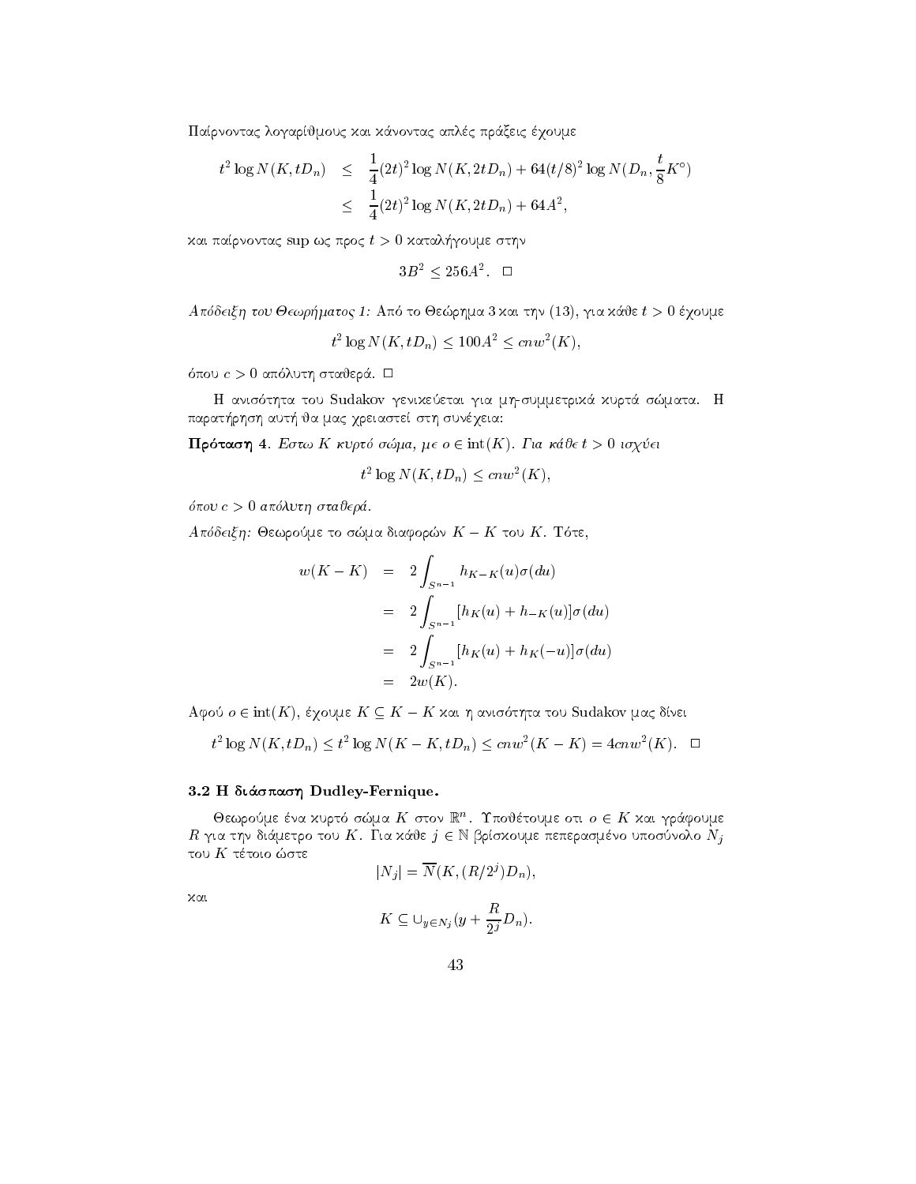Παίρνοντας λογαρίθμους και κάνοντας απλές πράξεις έχουμε

$$
\begin{aligned}
t^2 \log N(K, tD_n) &\leq \frac{1}{4}(2t)^2 \log N(K, 2tD_n) + 64(t/8)^2 \log N(D_n, \frac{t}{8}K^\circ) \\
&\leq \frac{1}{4}(2t)^2 \log N(K, 2tD_n) + 64A^2,
\end{aligned}
$$

και παίρνοντας sup ως προς $t > 0$ καταλήγουμε στην

$$3B^2 \leq 256A^2. \quad \Box$$

*Απόδειξη του Θεωρήματος 1:* Από το Θεώρημα 3 και την (13), για κάθε $t > 0$ έχουμε

$$t^2 \log N(K, tD_n) \leq 100A^2 \leq cnw^2(K),$$

όπου $c > 0$ απόλυτη σταθερά. $\Box$

Η ανισότητα του Sudakov γενικεύεται για μη-συμμετρικά κυρτά σώματα. Η παρατήρηση αυτή θα μας χρειαστεί στη συνέχεια:

**Πρόταση 4.** *Εστω $K$ κυρτό σώμα, με $o \in \mathrm{int}(K)$. Για κάθε $t > 0$ ισχύει*

$$t^2 \log N(K, tD_n) \leq cnw^2(K),$$

*όπου $c > 0$ απόλυτη σταθερά.*

*Απόδειξη:* Θεωρούμε το σώμα διαφορών $K - K$ του $K$. Τότε,

$$
\begin{aligned}
w(K - K) &= 2\int_{S^{n-1}} h_{K-K}(u)\sigma(du) \\
&= 2\int_{S^{n-1}} [h_K(u) + h_{-K}(u)]\sigma(du) \\
&= 2\int_{S^{n-1}} [h_K(u) + h_K(-u)]\sigma(du) \\
&= 2w(K).
\end{aligned}
$$

Αφού $o \in \mathrm{int}(K)$, έχουμε $K \subseteq K - K$ και η ανισότητα του Sudakov μας δίνει

$$t^2 \log N(K, tD_n) \leq t^2 \log N(K - K, tD_n) \leq cnw^2(K - K) = 4cnw^2(K). \quad \Box$$

### 3.2 Η διάσπαση Dudley-Fernique.

Θεωρούμε ένα κυρτό σώμα $K$ στον $\mathbb{R}^n$. Υποθέτουμε οτι $o \in K$ και γράφουμε $R$ για την διάμετρο του $K$. Για κάθε $j \in \mathbb{N}$ βρίσκουμε πεπερασμένο υποσύνολο $N_j$ του $K$ τέτοιο ώστε

$$|N_j| = \overline{N}(K, (R/2^j)D_n),$$

και

$$K \subseteq \cup_{y \in N_j}(y + \frac{R}{2^j}D_n).$$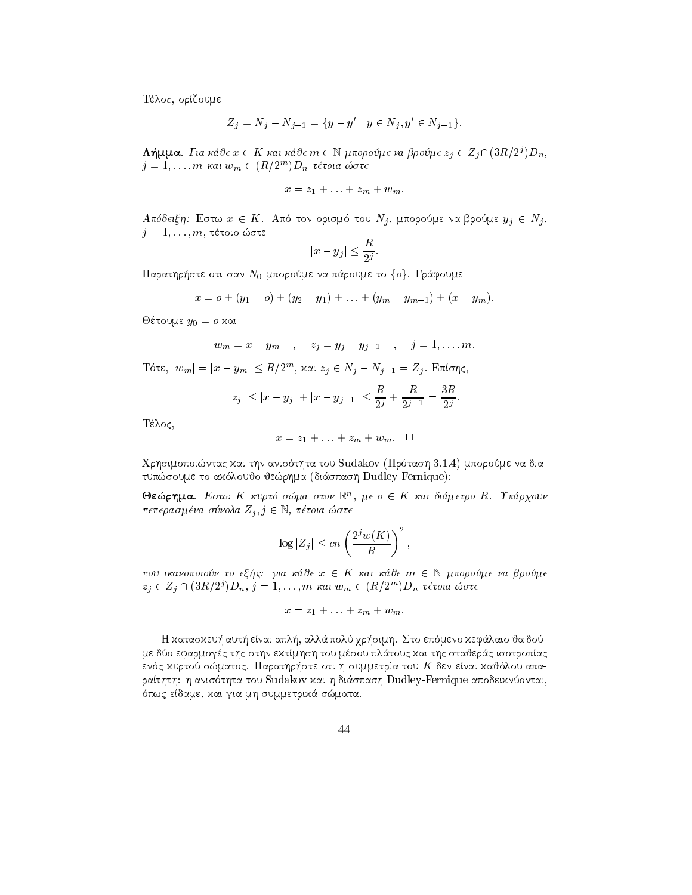Τέλος, ορίζουμε

$$Z_j = N_j - N_{j-1} = \{y - y' \mid y \in N_j, y' \in N_{j-1}\}.$$

**Λήμμα.** *Για κάθε $x \in K$ και κάθε $m \in \mathbb{N}$ μπορούμε να βρούμε $z_j \in Z_j \cap (3R/2^j)D_n$, $j = 1, \ldots, m$ και $w_m \in (R/2^m)D_n$ τέτοια ώστε*

$$x = z_1 + \ldots + z_m + w_m.$$

*Απόδειξη:* Εστω $x \in K$. Από τον ορισμό του $N_j$, μπορούμε να βρούμε $y_j \in N_j$, $j = 1, \ldots, m$, τέτοιο ώστε

$$|x - y_j| \leq \frac{R}{2^j}.$$

Παρατηρήστε οτι σαν $N_0$ μπορούμε να πάρουμε το $\{o\}$. Γράφουμε

$$x = o + (y_1 - o) + (y_2 - y_1) + \ldots + (y_m - y_{m-1}) + (x - y_m).$$

Θέτουμε $y_0 = o$ και

$$w_m = x - y_m \quad , \quad z_j = y_j - y_{j-1} \quad , \quad j = 1, \ldots, m.$$

Τότε, $|w_m| = |x - y_m| \leq R/2^m$, και $z_j \in N_j - N_{j-1} = Z_j$. Επίσης,

$$|z_j| \leq |x - y_j| + |x - y_{j-1}| \leq \frac{R}{2^j} + \frac{R}{2^{j-1}} = \frac{3R}{2^j}.$$

Τέλος,

$$x = z_1 + \ldots + z_m + w_m. \quad \square$$

Χρησιμοποιώντας και την ανισότητα του Sudakov (Πρόταση 3.1.4) μπορούμε να διατυπώσουμε το ακόλουθο θεώρημα (διάσπαση Dudley-Fernique):

**Θεώρημα.** *Εστω $K$ κυρτό σώμα στον $\mathbb{R}^n$, με $o \in K$ και διάμετρο $R$. Υπάρχουν πεπερασμένα σύνολα $Z_j, j \in \mathbb{N}$, τέτοια ώστε*

$$\log |Z_j| \leq cn \left( \frac{2^j w(K)}{R} \right)^2,$$

*που ικανοποιούν το εξής: για κάθε $x \in K$ και κάθε $m \in \mathbb{N}$ μπορούμε να βρούμε $z_j \in Z_j \cap (3R/2^j)D_n$, $j = 1, \ldots, m$ και $w_m \in (R/2^m)D_n$ τέτοια ώστε*

$$x = z_1 + \ldots + z_m + w_m.$$

Η κατασκευή αυτή είναι απλή, αλλά πολύ χρήσιμη. Στο επόμενο κεφάλαιο θα δούμε δύο εφαρμογές της στην εκτίμηση του μέσου πλάτους και της σταθεράς ισοτροπίας ενός κυρτού σώματος. Παρατηρήστε οτι η συμμετρία του $K$ δεν είναι καθόλου απαραίτητη: η ανισότητα του Sudakov και η διάσπαση Dudley-Fernique αποδεικνύονται, όπως είδαμε, και για μη συμμετρικά σώματα.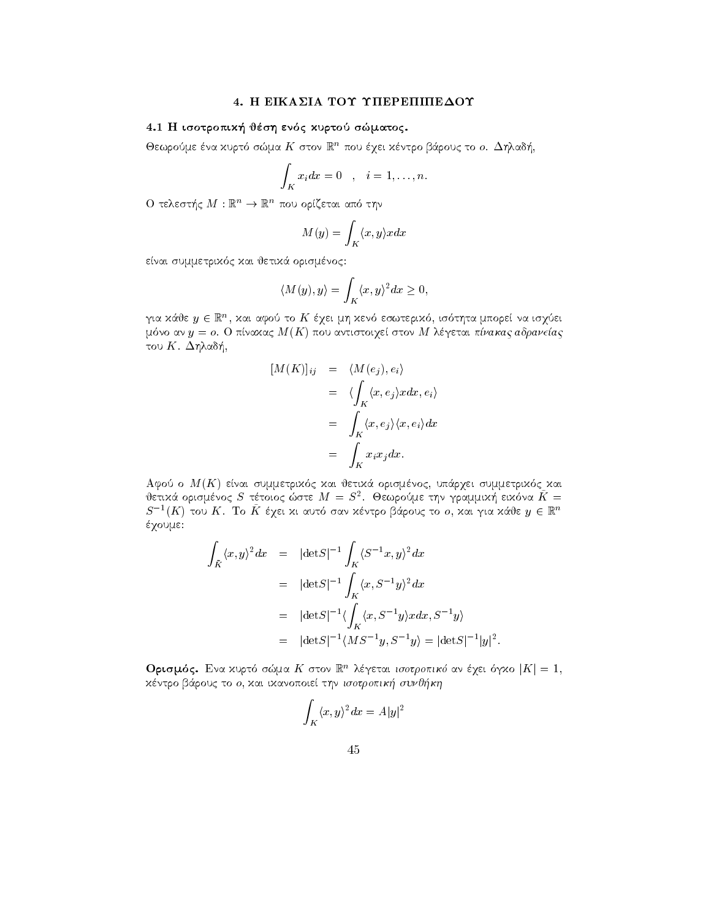# 4. Η ΕΙΚΑΣΙΑ ΤΟΥ ΥΠΕΡΕΠΙΠΕΔΟΥ

## 4.1 Η ισοτροπική θέση ενός κυρτού σώματος.

Θεωρούμε ένα κυρτό σώμα $K$ στον $\mathbb{R}^n$ που έχει κέντρο βάρους το $o$. Δηλαδή,

$$\int_K x_i dx = 0 \quad , \quad i = 1, \ldots, n.$$

Ο τελεστής $M : \mathbb{R}^n \to \mathbb{R}^n$ που ορίζεται από την

$$M(y) = \int_K \langle x, y \rangle x dx$$

είναι συμμετρικός και θετικά ορισμένος:

$$\langle M(y), y \rangle = \int_K \langle x, y \rangle^2 dx \geq 0,$$

για κάθε $y \in \mathbb{R}^n$, και αφού το $K$ έχει μη κενό εσωτερικό, ισότητα μπορεί να ισχύει μόνο αν $y = o$. Ο πίνακας $M(K)$ που αντιστοιχεί στον $M$ λέγεται *πίνακας αδρανείας* του $K$. Δηλαδή,

$$\begin{aligned}
[M(K)]_{ij} &= \langle M(e_j), e_i \rangle \\
&= \langle \int_K \langle x, e_j \rangle x dx, e_i \rangle \\
&= \int_K \langle x, e_j \rangle \langle x, e_i \rangle dx \\
&= \int_K x_i x_j dx.
\end{aligned}$$

Αφού ο $M(K)$ είναι συμμετρικός και θετικά ορισμένος, υπάρχει συμμετρικός και θετικά ορισμένος $S$ τέτοιος ώστε $M = S^2$. Θεωρούμε την γραμμική εικόνα $\tilde{K} = S^{-1}(K)$ του $K$. Το $\tilde{K}$ έχει κι αυτό σαν κέντρο βάρους το $o$, και για κάθε $y \in \mathbb{R}^n$ έχουμε:

$$\begin{aligned}
\int_{\tilde{K}} \langle x, y \rangle^2 dx &= |\text{det} S|^{-1} \int_K \langle S^{-1} x, y \rangle^2 dx \\
&= |\text{det} S|^{-1} \int_K \langle x, S^{-1} y \rangle^2 dx \\
&= |\text{det} S|^{-1} \langle \int_K \langle x, S^{-1} y \rangle x dx, S^{-1} y \rangle \\
&= |\text{det} S|^{-1} \langle M S^{-1} y, S^{-1} y \rangle = |\text{det} S|^{-1} |y|^2.
\end{aligned}$$

**Ορισμός.** Ενα κυρτό σώμα $K$ στον $\mathbb{R}^n$ λέγεται *ισοτροπικό* αν έχει όγκο $|K| = 1$, κέντρο βάρους το $o$, και ικανοποιεί την *ισοτροπική συνθήκη*

$$\int_K \langle x, y \rangle^2 dx = A |y|^2$$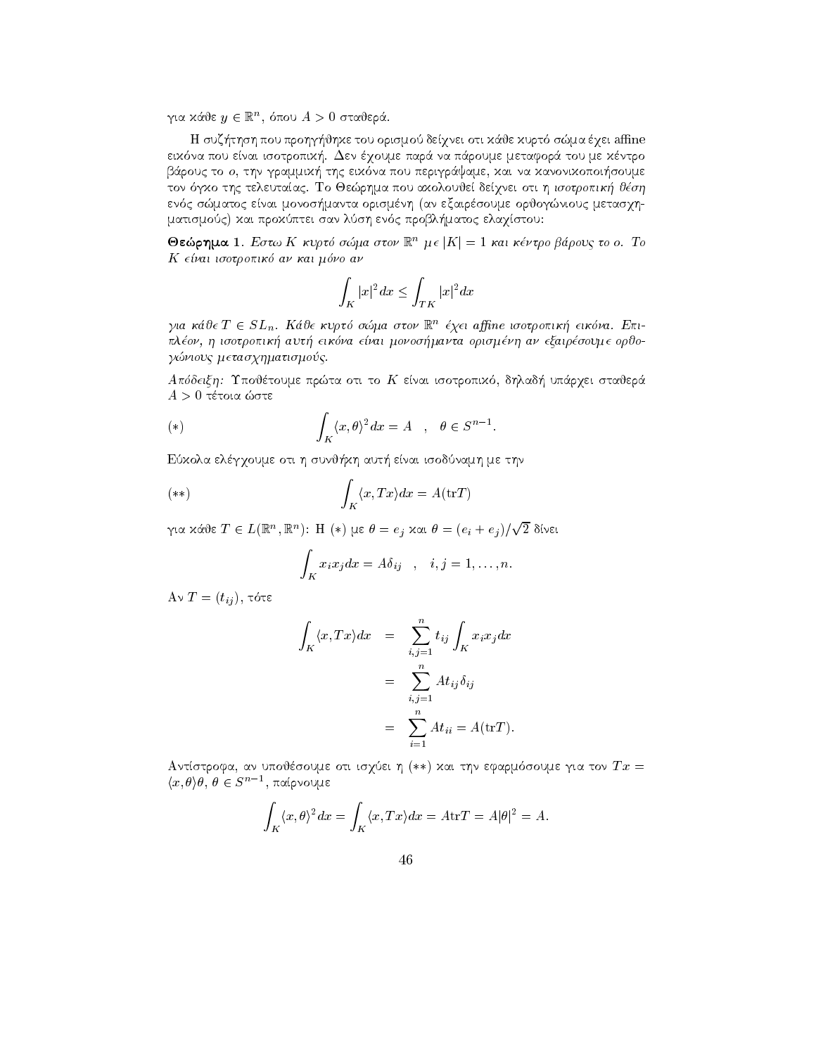για κάθε $y \in \mathbb{R}^n$, όπου $A > 0$ σταθερά.

Η συζήτηση που προηγήθηκε του ορισμού δείχνει οτι κάθε κυρτό σώμα έχει affine εικόνα που είναι ισοτροπική. Δεν έχουμε παρά να πάρουμε μεταφορά του με κέντρο βάρους το $o$, την γραμμική της εικόνα που περιγράψαμε, και να κανονικοποιήσουμε τον όγκο της τελευταίας. Το Θεώρημα που ακολουθεί δείχνει οτι η *ισοτροπική θέση* ενός σώματος είναι μονοσήμαντα ορισμένη (αν εξαιρέσουμε ορθογώνιους μετασχηματισμούς) και προκύπτει σαν λύση ενός προβλήματος ελαχίστου:

**Θεώρημα 1**. *Εστω $K$ κυρτό σώμα στον $\mathbb{R}^n$ με $|K| = 1$ και κέντρο βάρους το $o$. Το $K$ είναι ισοτροπικό αν και μόνο αν*

$$\int_K |x|^2 dx \leq \int_{TK} |x|^2 dx$$

*για κάθε $T \in SL_n$. Κάθε κυρτό σώμα στον $\mathbb{R}^n$ έχει affine ισοτροπική εικόνα. Επιπλέον, η ισοτροπική αυτή εικόνα είναι μονοσήμαντα ορισμένη αν εξαιρέσουμε ορθογώνιους μετασχηματισμούς.*

*Απόδειξη:* Υποθέτουμε πρώτα οτι το $K$ είναι ισοτροπικό, δηλαδή υπάρχει σταθερά $A > 0$ τέτοια ώστε

$$(*) \qquad \int_K \langle x, \theta \rangle^2 dx = A \quad , \quad \theta \in S^{n-1}.$$

Εύκολα ελέγχουμε οτι η συνθήκη αυτή είναι ισοδύναμη με την

$$(**) \qquad \int_K \langle x, Tx \rangle dx = A(\mathrm{tr}T)$$

για κάθε $T \in L(\mathbb{R}^n, \mathbb{R}^n)$: Η $(*)$ με $\theta = e_j$ και $\theta = (e_i + e_j)/\sqrt{2}$ δίνει

$$\int_K x_i x_j dx = A\delta_{ij} \quad , \quad i, j = 1, \ldots, n.$$

Αν $T = (t_{ij})$, τότε

$$\begin{aligned} \int_K \langle x, Tx \rangle dx &= \sum_{i,j=1}^{n} t_{ij} \int_K x_i x_j dx \\ &= \sum_{i,j=1}^{n} A t_{ij} \delta_{ij} \\ &= \sum_{i=1}^{n} A t_{ii} = A(\mathrm{tr}T). \end{aligned}$$

Αντίστροφα, αν υποθέσουμε οτι ισχύει η $(**)$ και την εφαρμόσουμε για τον $Tx = \langle x, \theta \rangle \theta$, $\theta \in S^{n-1}$, παίρνουμε

$$\int_K \langle x, \theta \rangle^2 dx = \int_K \langle x, Tx \rangle dx = A\mathrm{tr}T = A|\theta|^2 = A.$$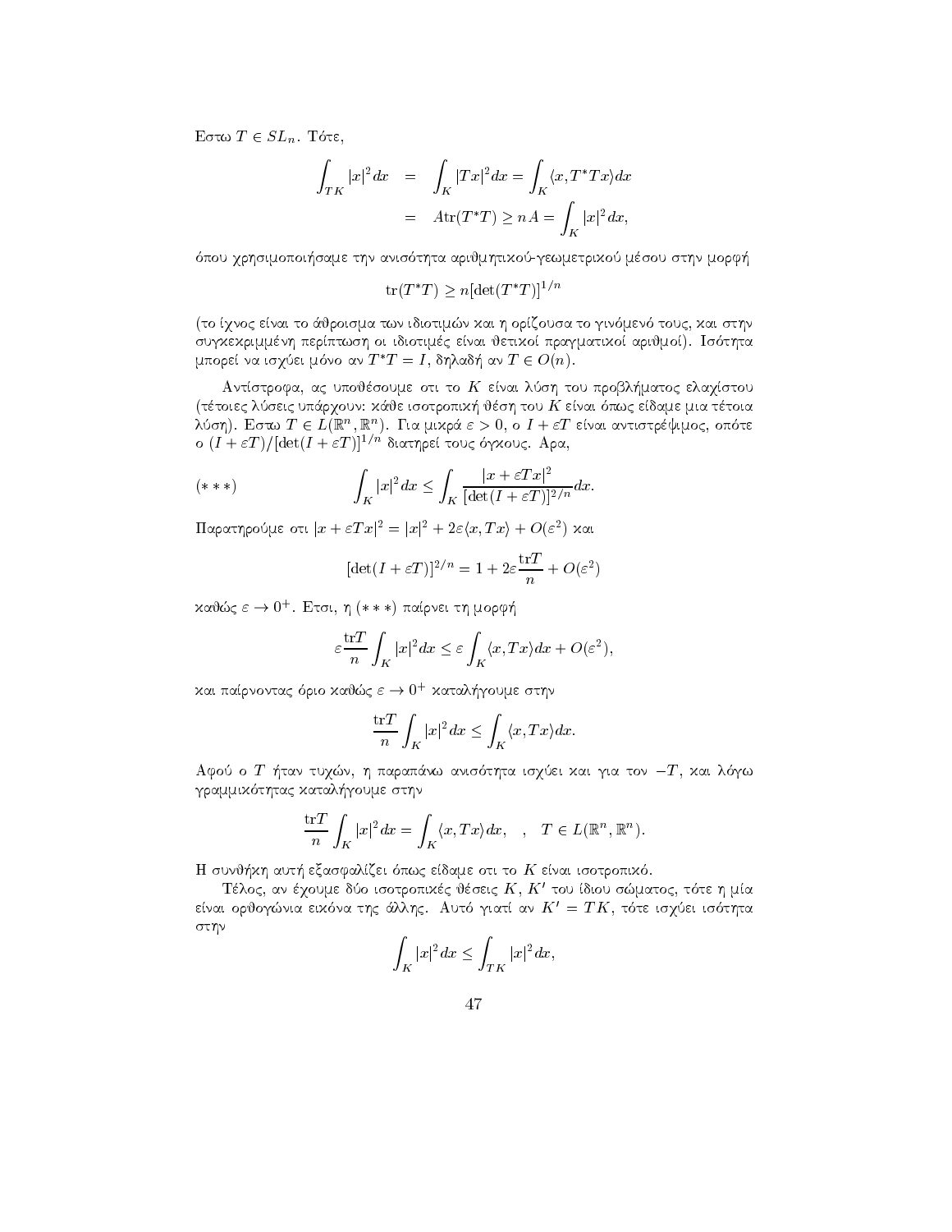Εστω $T \in SL_n$. Τότε,

$$\begin{aligned}\int_{TK} |x|^2 dx &= \int_K |Tx|^2 dx = \int_K \langle x, T^*Tx\rangle dx \\ &= A\mathrm{tr}(T^*T) \geq nA = \int_K |x|^2 dx,\end{aligned}$$

όπου χρησιμοποιήσαμε την ανισότητα αριθμητικού-γεωμετρικού μέσου στην μορφή

$$\mathrm{tr}(T^*T) \geq n[\det(T^*T)]^{1/n}$$

(το ίχνος είναι το άθροισμα των ιδιοτιμών και η ορίζουσα το γινόμενό τους, και στην συγκεκριμμένη περίπτωση οι ιδιοτιμές είναι θετικοί πραγματικοί αριθμοί). Ισότητα μπορεί να ισχύει μόνο αν $T^*T = I$, δηλαδή αν $T \in O(n)$.

Αντίστροφα, ας υποθέσουμε οτι το $K$ είναι λύση του προβλήματος ελαχίστου (τέτοιες λύσεις υπάρχουν: κάθε ισοτροπική θέση του $K$ είναι όπως είδαμε μια τέτοια λύση). Εστω $T \in L(\mathbb{R}^n, \mathbb{R}^n)$. Για μικρά $\varepsilon > 0$, ο $I + \varepsilon T$ είναι αντιστρέψιμος, οπότε ο $(I + \varepsilon T)/[\det(I + \varepsilon T)]^{1/n}$ διατηρεί τους όγκους. Αρα,

$$(***) \qquad \int_K |x|^2 dx \leq \int_K \frac{|x + \varepsilon Tx|^2}{[\det(I + \varepsilon T)]^{2/n}} dx.$$

Παρατηρούμε οτι $|x + \varepsilon Tx|^2 = |x|^2 + 2\varepsilon\langle x, Tx\rangle + O(\varepsilon^2)$ και

$$[\det(I + \varepsilon T)]^{2/n} = 1 + 2\varepsilon \frac{\mathrm{tr}T}{n} + O(\varepsilon^2)$$

καθώς $\varepsilon \to 0^+$. Ετσι, η $(***)$ παίρνει τη μορφή

$$\varepsilon \frac{\mathrm{tr}T}{n} \int_K |x|^2 dx \leq \varepsilon \int_K \langle x, Tx\rangle dx + O(\varepsilon^2),$$

και παίρνοντας όριο καθώς $\varepsilon \to 0^+$ καταλήγουμε στην

$$\frac{\mathrm{tr}T}{n} \int_K |x|^2 dx \leq \int_K \langle x, Tx\rangle dx.$$

Αφού ο $T$ ήταν τυχών, η παραπάνω ανισότητα ισχύει και για τον $-T$, και λόγω γραμμικότητας καταλήγουμε στην

$$\frac{\mathrm{tr}T}{n} \int_K |x|^2 dx = \int_K \langle x, Tx\rangle dx, \quad , \quad T \in L(\mathbb{R}^n, \mathbb{R}^n).$$

Η συνθήκη αυτή εξασφαλίζει όπως είδαμε οτι το $K$ είναι ισοτροπικό.

Τέλος, αν έχουμε δύο ισοτροπικές θέσεις $K$, $K'$ του ίδιου σώματος, τότε η μία είναι ορθογώνια εικόνα της άλλης. Αυτό γιατί αν $K' = TK$, τότε ισχύει ισότητα στην

$$\int_K |x|^2 dx \leq \int_{TK} |x|^2 dx,$$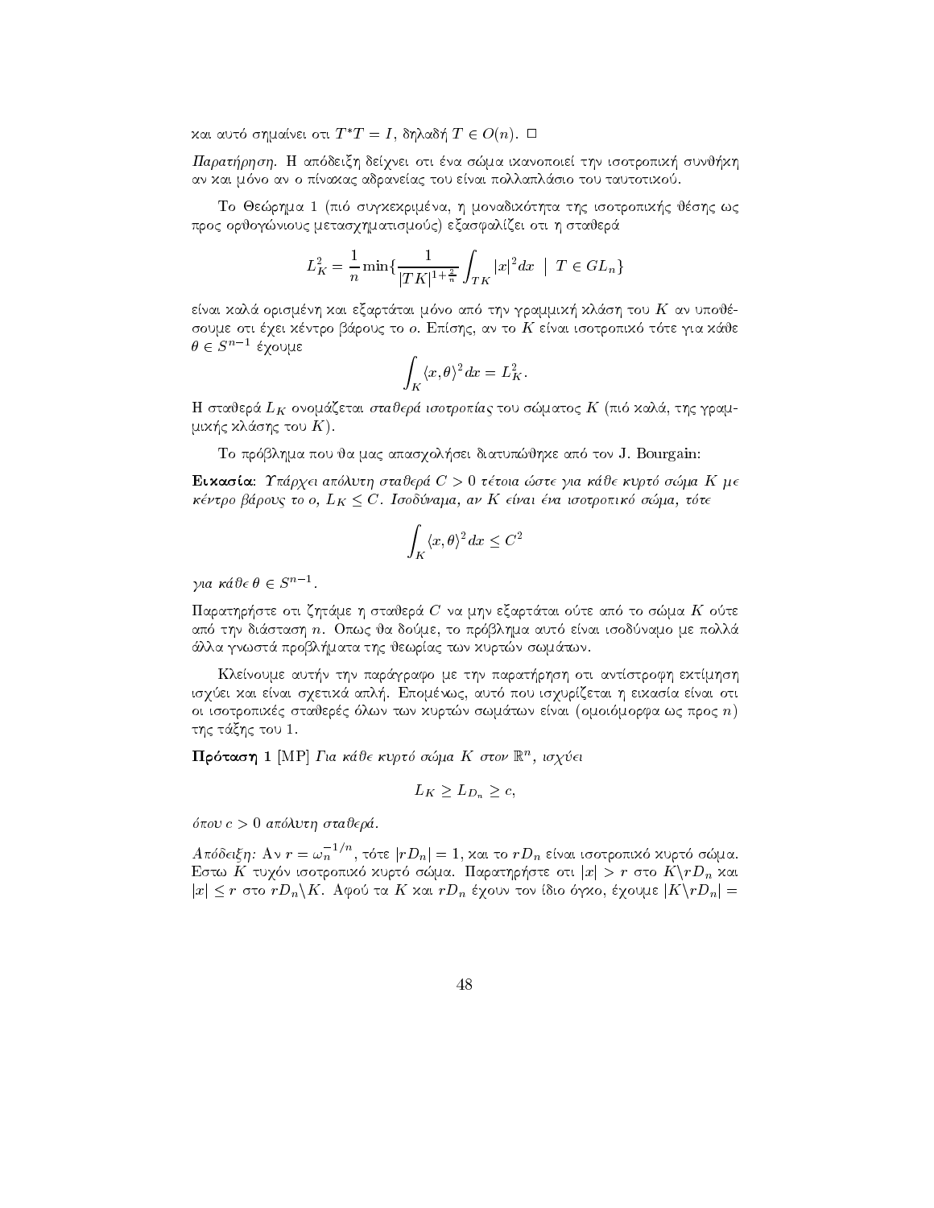και αυτό σημαίνει οτι $T^*T = I$, δηλαδή $T \in O(n)$. $\square$

*Παρατήρηση.* Η απόδειξη δείχνει οτι ένα σώμα ικανοποιεί την ισοτροπική συνθήκη αν και μόνο αν ο πίνακας αδρανείας του είναι πολλαπλάσιο του ταυτοτικού.

Το Θεώρημα 1 (πιό συγκεκριμένα, η μοναδικότητα της ισοτροπικής θέσης ως προς ορθογώνιους μετασχηματισμούς) εξασφαλίζει οτι η σταθερά

$$L_K^2 = \frac{1}{n}\min\{\frac{1}{|TK|^{1+\frac{2}{n}}}\int_{TK}|x|^2dx \;\mid\; T \in GL_n\}$$

είναι καλά ορισμένη και εξαρτάται μόνο από την γραμμική κλάση του $K$ αν υποθέσουμε οτι έχει κέντρο βάρους το $o$. Επίσης, αν το $K$ είναι ισοτροπικό τότε για κάθε $\theta \in S^{n-1}$ έχουμε

$$\int_K \langle x, \theta\rangle^2 dx = L_K^2.$$

Η σταθερά $L_K$ ονομάζεται *σταθερά ισοτροπίας* του σώματος $K$ (πιό καλά, της γραμμικής κλάσης του $K$).

Το πρόβλημα που θα μας απασχολήσει διατυπώθηκε από τον J. Bourgain:

**Εικασία**: *Υπάρχει απόλυτη σταθερά $C > 0$ τέτοια ώστε για κάθε κυρτό σώμα $K$ με κέντρο βάρους το $o$, $L_K \leq C$. Ισοδύναμα, αν $K$ είναι ένα ισοτροπικό σώμα, τότε*

$$\int_K \langle x, \theta\rangle^2 dx \leq C^2$$

*για κάθε $\theta \in S^{n-1}$.*

Παρατηρήστε οτι ζητάμε η σταθερά $C$ να μην εξαρτάται ούτε από το σώμα $K$ ούτε από την διάσταση $n$. Οπως θα δούμε, το πρόβλημα αυτό είναι ισοδύναμο με πολλά άλλα γνωστά προβλήματα της θεωρίας των κυρτών σωμάτων.

Κλείνουμε αυτήν την παράγραφο με την παρατήρηση οτι αντίστροφη εκτίμηση ισχύει και είναι σχετικά απλή. Επομένως, αυτό που ισχυρίζεται η εικασία είναι οτι οι ισοτροπικές σταθερές όλων των κυρτών σωμάτων είναι (ομοιόμορφα ως προς $n$) της τάξης του 1.

**Πρόταση 1** [MP] *Για κάθε κυρτό σώμα $K$ στον $\mathbb{R}^n$, ισχύει*

$$L_K \geq L_{D_n} \geq c,$$

*όπου $c > 0$ απόλυτη σταθερά.*

*Απόδειξη:* Αν $r = \omega_n^{-1/n}$, τότε $|rD_n| = 1$, και το $rD_n$ είναι ισοτροπικό κυρτό σώμα. Εστω $K$ τυχόν ισοτροπικό κυρτό σώμα. Παρατηρήστε οτι $|x| > r$ στο $K\setminus rD_n$ και $|x| \leq r$ στο $rD_n\setminus K$. Αφού τα $K$ και $rD_n$ έχουν τον ίδιο όγκο, έχουμε $|K\setminus rD_n| =$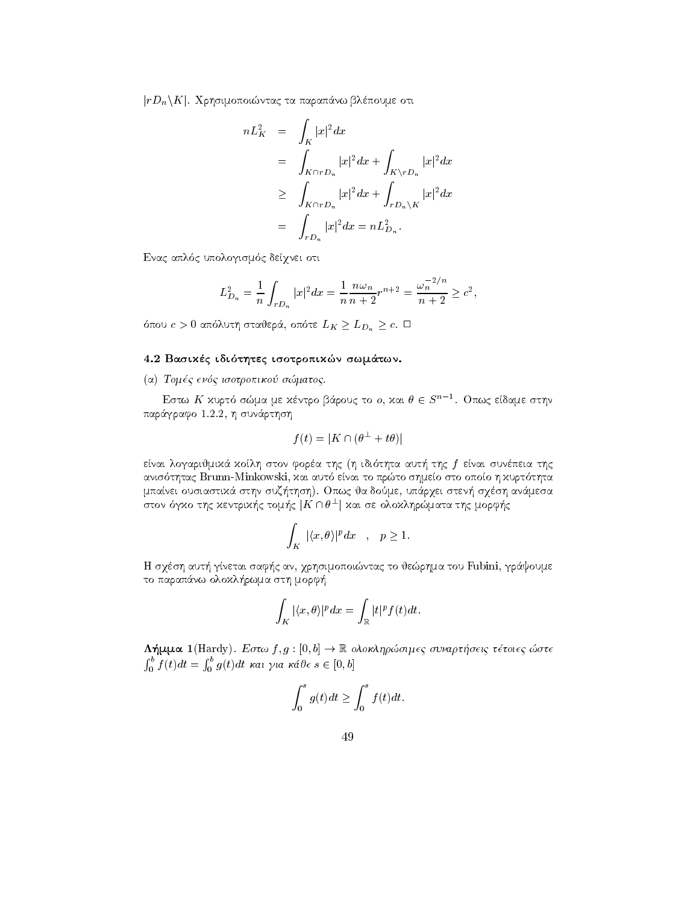$|rD_n \setminus K|$. Χρησιμοποιώντας τα παραπάνω βλέπουμε οτι

$$
\begin{aligned}
nL_K^2 &= \int_K |x|^2 dx \\
&= \int_{K\cap rD_n} |x|^2 dx + \int_{K\setminus rD_n} |x|^2 dx \\
&\geq \int_{K\cap rD_n} |x|^2 dx + \int_{rD_n\setminus K} |x|^2 dx \\
&= \int_{rD_n} |x|^2 dx = nL_{D_n}^2 .
\end{aligned}
$$

Ενας απλός υπολογισμός δείχνει οτι

$$
L_{D_n}^2 = \frac{1}{n}\int_{rD_n} |x|^2 dx = \frac{1}{n}\frac{n\omega_n}{n+2} r^{n+2} = \frac{\omega_n^{-2/n}}{n+2} \geq c^2 ,
$$

όπου $c>0$ απόλυτη σταθερά, οπότε $L_K \geq L_{D_n} \geq c$. $\square$

## 4.2 Βασικές ιδιότητες ισοτροπικών σωμάτων.

(α) *Τομές ενός ισοτροπικού σώματος.*

Εστω $K$ κυρτό σώμα με κέντρο βάρους το $o$, και $\theta \in S^{n-1}$. Οπως είδαμε στην παράγραφο 1.2.2, η συνάρτηση

$$
f(t) = |K \cap (\theta^{\perp} + t\theta)|
$$

είναι λογαριθμικά κοίλη στον φορέα της (η ιδιότητα αυτή της $f$ είναι συνέπεια της ανισότητας Brunn-Minkowski, και αυτό είναι το πρώτο σημείο στο οποίο η κυρτότητα μπαίνει ουσιαστικά στην συζήτηση). Οπως θα δούμε, υπάρχει στενή σχέση ανάμεσα στον όγκο της κεντρικής τομής $|K\cap \theta^{\perp}|$ και σε ολοκληρώματα της μορφής

$$
\int_K |\langle x, \theta\rangle|^p dx \quad , \quad p \geq 1.
$$

Η σχέση αυτή γίνεται σαφής αν, χρησιμοποιώντας το θεώρημα του Fubini, γράψουμε το παραπάνω ολοκλήρωμα στη μορφή

$$
\int_K |\langle x, \theta\rangle|^p dx = \int_{\mathbb{R}} |t|^p f(t) dt.
$$

**Λήμμα 1** (Hardy). *Εστω $f, g : [0,b] \to \mathbb{R}$ ολοκληρώσιμες συναρτήσεις τέτοιες ώστε $\int_0^b f(t)dt = \int_0^b g(t)dt$ και για κάθε $s \in [0,b]$*

$$
\int_0^s g(t)dt \geq \int_0^s f(t)dt.
$$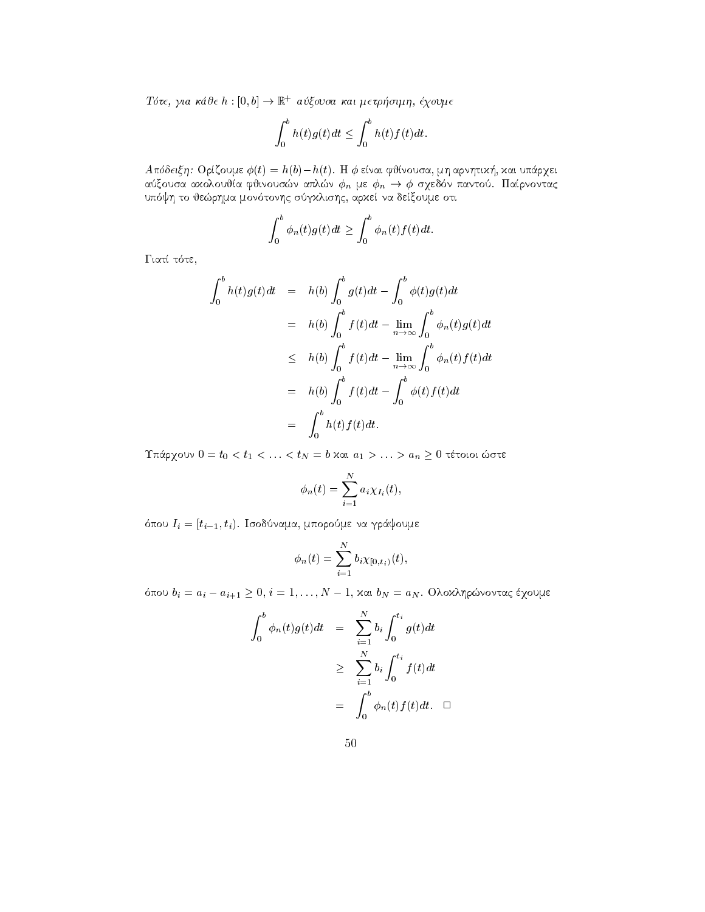*Τότε, για κάθε* $h : [0, b] \to \mathbb{R}^+$ *αύξουσα και μετρήσιμη, έχουμε*

$$\int_0^b h(t)g(t)dt \le \int_0^b h(t)f(t)dt.$$

*Απόδειξη:* Ορίζουμε $\phi(t) = h(b) - h(t)$. Η $\phi$ είναι φθίνουσα, μη αρνητική, και υπάρχει αύξουσα ακολουθία φθινουσών απλών $\phi_n$ με $\phi_n \to \phi$ σχεδόν παντού. Παίρνοντας υπόψη το θεώρημα μονότονης σύγκλισης, αρκεί να δείξουμε οτι

$$\int_0^b \phi_n(t)g(t)dt \ge \int_0^b \phi_n(t)f(t)dt.$$

Γιατί τότε,

$$\begin{aligned}
\int_0^b h(t)g(t)dt &= h(b)\int_0^b g(t)dt - \int_0^b \phi(t)g(t)dt \\
&= h(b)\int_0^b f(t)dt - \lim_{n\to\infty}\int_0^b \phi_n(t)g(t)dt \\
&\le h(b)\int_0^b f(t)dt - \lim_{n\to\infty}\int_0^b \phi_n(t)f(t)dt \\
&= h(b)\int_0^b f(t)dt - \int_0^b \phi(t)f(t)dt \\
&= \int_0^b h(t)f(t)dt.
\end{aligned}$$

Υπάρχουν $0 = t_0 < t_1 < \ldots < t_N = b$ και $a_1 > \ldots > a_n \ge 0$ τέτοιοι ώστε

$$\phi_n(t) = \sum_{i=1}^N a_i \chi_{I_i}(t),$$

όπου $I_i = [t_{i-1}, t_i)$. Ισοδύναμα, μπορούμε να γράψουμε

$$\phi_n(t) = \sum_{i=1}^N b_i \chi_{[0,t_i)}(t),$$

όπου $b_i = a_i - a_{i+1} \ge 0$, $i = 1, \ldots, N-1$, και $b_N = a_N$. Ολοκληρώνοντας έχουμε

$$\begin{aligned}
\int_0^b \phi_n(t)g(t)dt &= \sum_{i=1}^N b_i \int_0^{t_i} g(t)dt \\
&\ge \sum_{i=1}^N b_i \int_0^{t_i} f(t)dt \\
&= \int_0^b \phi_n(t)f(t)dt. \quad \square
\end{aligned}$$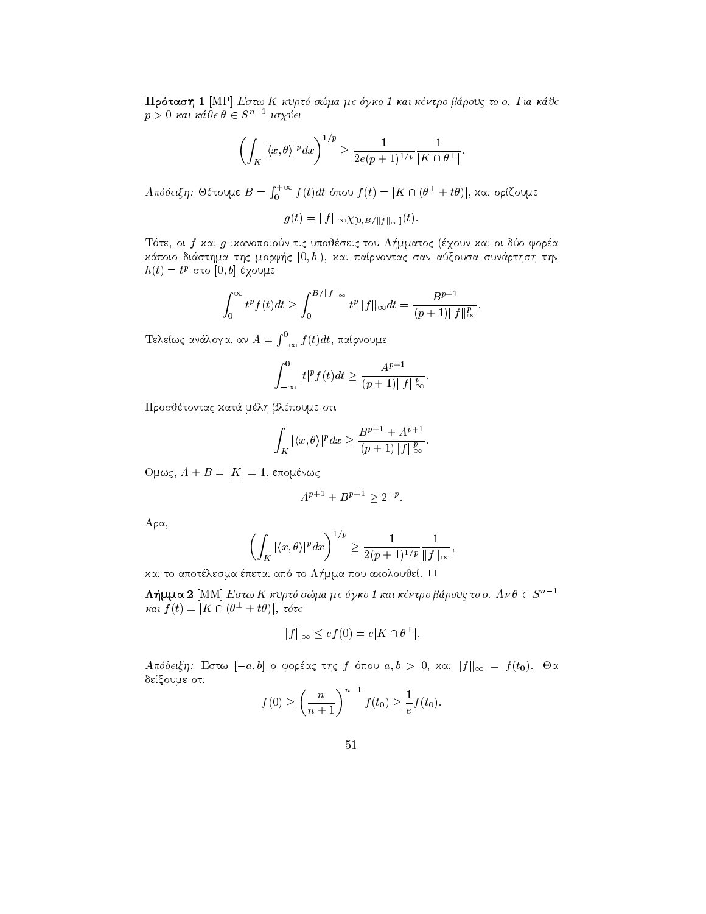**Πρόταση 1** [MP] *Εστω $K$ κυρτό σώμα με όγκο 1 και κέντρο βάρους το $o$. Για κάθε $p > 0$ και κάθε $\theta \in S^{n-1}$ ισχύει*

$$\left( \int_K |\langle x, \theta \rangle|^p dx \right)^{1/p} \geq \frac{1}{2e(p+1)^{1/p}} \frac{1}{|K \cap \theta^{\perp}|}.$$

*Απόδειξη:* Θέτουμε $B = \int_0^{+\infty} f(t)dt$ όπου $f(t) = |K \cap (\theta^{\perp} + t\theta)|$, και ορίζουμε

$$g(t) = \|f\|_{\infty} \chi_{[0, B/\|f\|_{\infty}]}(t).$$

Τότε, οι $f$ και $g$ ικανοποιούν τις υποθέσεις του Λήμματος (έχουν και οι δύο φορέα κάποιο διάστημα της μορφής $[0, b]$), και παίρνοντας σαν αύξουσα συνάρτηση την $h(t) = t^p$ στο $[0, b]$ έχουμε

$$\int_0^{\infty} t^p f(t) dt \geq \int_0^{B/\|f\|_{\infty}} t^p \|f\|_{\infty} dt = \frac{B^{p+1}}{(p+1)\|f\|_{\infty}^p}.$$

Τελείως ανάλογα, αν $A = \int_{-\infty}^0 f(t)dt$, παίρνουμε

$$\int_{-\infty}^0 |t|^p f(t) dt \geq \frac{A^{p+1}}{(p+1)\|f\|_{\infty}^p}.$$

Προσθέτοντας κατά μέλη βλέπουμε οτι

$$\int_K |\langle x, \theta \rangle|^p dx \geq \frac{B^{p+1} + A^{p+1}}{(p+1)\|f\|_{\infty}^p}.$$

Ομως, $A + B = |K| = 1$, επομένως

$$A^{p+1} + B^{p+1} \geq 2^{-p}.$$

Αρα,

$$\left( \int_K |\langle x, \theta \rangle|^p dx \right)^{1/p} \geq \frac{1}{2(p+1)^{1/p}} \frac{1}{\|f\|_{\infty}},$$

και το αποτέλεσμα έπεται από το Λήμμα που ακολουθεί. $\square$

**Λήμμα 2** [MM] *Εστω $K$ κυρτό σώμα με όγκο 1 και κέντρο βάρους το $o$. Αν $\theta \in S^{n-1}$ και $f(t) = |K \cap (\theta^{\perp} + t\theta)|$, τότε*

$$\|f\|_{\infty} \leq e f(0) = e|K \cap \theta^{\perp}|.$$

*Απόδειξη:* Εστω $[-a, b]$ ο φορέας της $f$ όπου $a, b > 0$, και $\|f\|_{\infty} = f(t_0)$. Θα δείξουμε οτι

$$f(0) \geq \left( \frac{n}{n+1} \right)^{n-1} f(t_0) \geq \frac{1}{e} f(t_0).$$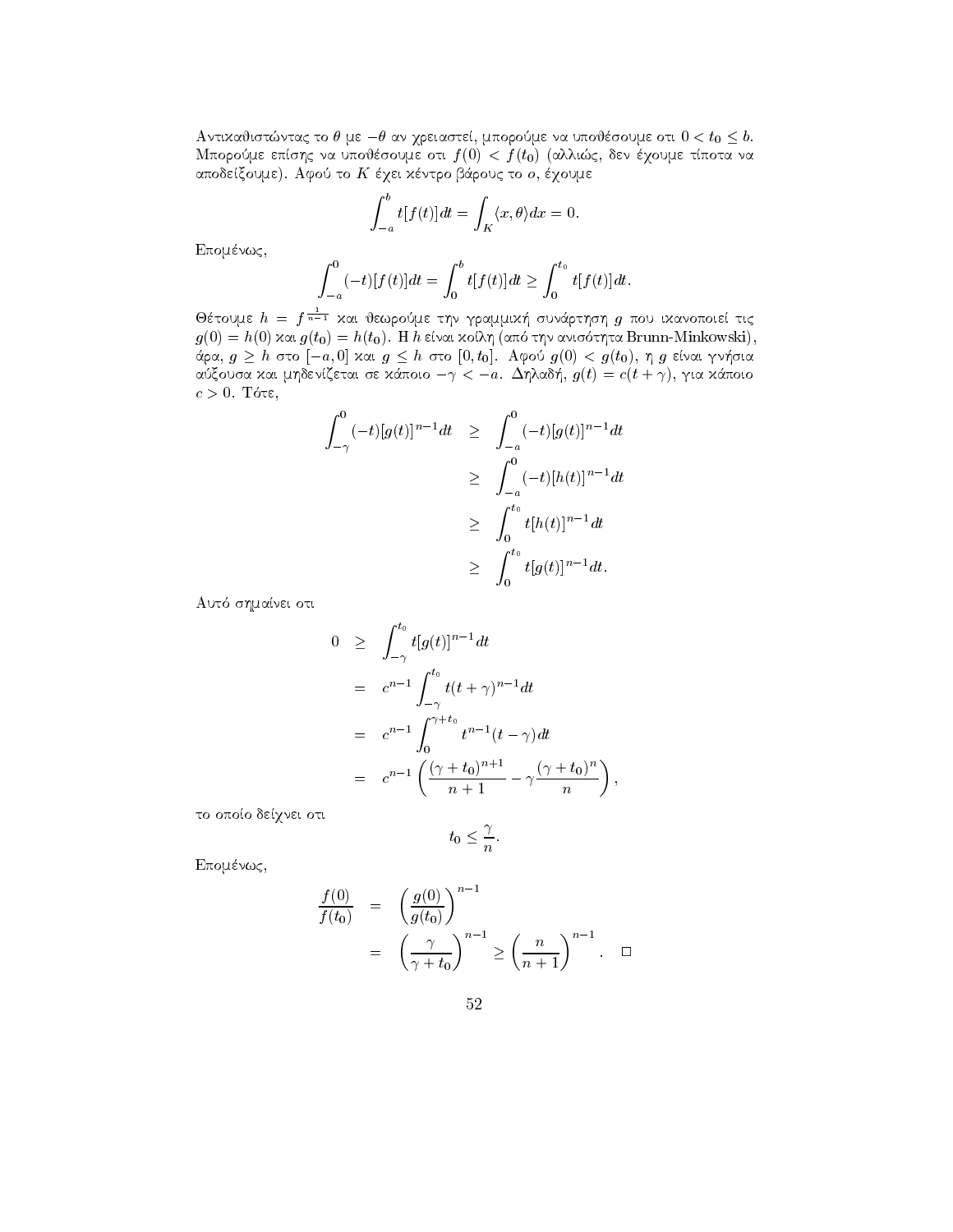Αντικαθιστώντας το $\theta$ με $-\theta$ αν χρειαστεί, μπορούμε να υποθέσουμε οτι $0 < t_0 \leq b$. Μπορούμε επίσης να υποθέσουμε οτι $f(0) < f(t_0)$ (αλλιώς, δεν έχουμε τίποτα να αποδείξουμε). Αφού το $K$ έχει κέντρο βάρους το $o$, έχουμε

$$\int_{-a}^{b} t[f(t)]dt = \int_K \langle x, \theta \rangle dx = 0.$$

Επομένως,

$$\int_{-a}^{0} (-t)[f(t)]dt = \int_0^b t[f(t)]dt \geq \int_0^{t_0} t[f(t)]dt.$$

Θέτουμε $h = f^{\frac{1}{n-1}}$ και θεωρούμε την γραμμική συνάρτηση $g$ που ικανοποιεί τις $g(0) = h(0)$ και $g(t_0) = h(t_0)$. Η $h$ είναι κοίλη (από την ανισότητα Brunn-Minkowski), άρα, $g \geq h$ στο $[-a, 0]$ και $g \leq h$ στο $[0, t_0]$. Αφού $g(0) < g(t_0)$, η $g$ είναι γνήσια αύξουσα και μηδενίζεται σε κάποιο $-\gamma < -a$. Δηλαδή, $g(t) = c(t + \gamma)$, για κάποιο $c > 0$. Τότε,

$$\begin{aligned}
\int_{-\gamma}^{0} (-t)[g(t)]^{n-1} dt &\geq \int_{-a}^{0} (-t)[g(t)]^{n-1} dt \\
&\geq \int_{-a}^{0} (-t)[h(t)]^{n-1} dt \\
&\geq \int_0^{t_0} t[h(t)]^{n-1} dt \\
&\geq \int_0^{t_0} t[g(t)]^{n-1} dt.
\end{aligned}$$

Αυτό σημαίνει οτι

$$\begin{aligned}
0 &\geq \int_{-\gamma}^{t_0} t[g(t)]^{n-1} dt \\
&= c^{n-1} \int_{-\gamma}^{t_0} t(t+\gamma)^{n-1} dt \\
&= c^{n-1} \int_0^{\gamma + t_0} t^{n-1}(t - \gamma) dt \\
&= c^{n-1} \left( \frac{(\gamma + t_0)^{n+1}}{n+1} - \gamma \frac{(\gamma + t_0)^n}{n} \right),
\end{aligned}$$

το οποίο δείχνει οτι

$$t_0 \leq \frac{\gamma}{n}.$$

Επομένως,

$$\begin{aligned}
\frac{f(0)}{f(t_0)} &= \left( \frac{g(0)}{g(t_0)} \right)^{n-1} \\
&= \left( \frac{\gamma}{\gamma + t_0} \right)^{n-1} \geq \left( \frac{n}{n+1} \right)^{n-1}. \quad \square
\end{aligned}$$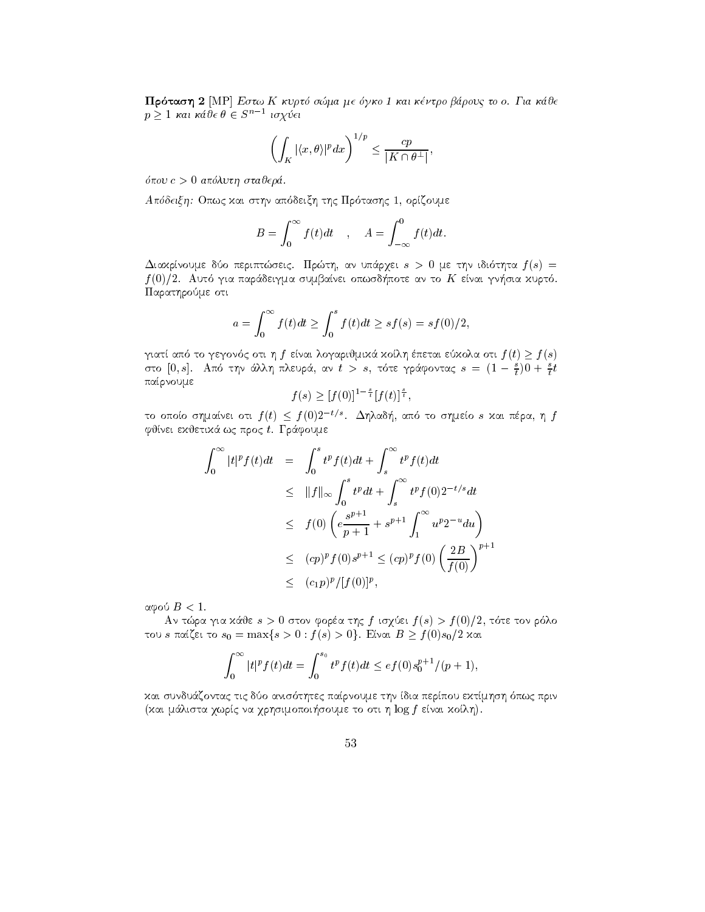**Πρόταση 2** [MP] *Εστω $K$ κυρτό σώμα με όγκο 1 και κέντρο βάρους το $o$. Για κάθε $p \geq 1$ και κάθε $\theta \in S^{n-1}$ ισχύει*

$$\left( \int_K |\langle x, \theta \rangle|^p dx \right)^{1/p} \leq \frac{cp}{|K \cap \theta^\perp|},$$

*όπου $c > 0$ απόλυτη σταθερά.*

*Απόδειξη:* Οπως και στην απόδειξη της Πρότασης 1, ορίζουμε

$$B = \int_0^\infty f(t)dt \quad , \quad A = \int_{-\infty}^0 f(t)dt.$$

Διακρίνουμε δύο περιπτώσεις. Πρώτη, αν υπάρχει $s > 0$ με την ιδιότητα $f(s) = f(0)/2$. Αυτό για παράδειγμα συμβαίνει οπωσδήποτε αν το $K$ είναι γνήσια κυρτό. Παρατηρούμε οτι

$$a = \int_0^\infty f(t)dt \geq \int_0^s f(t)dt \geq sf(s) = sf(0)/2,$$

γιατί από το γεγονός οτι η $f$ είναι λογαριθμικά κοίλη έπεται εύκολα οτι $f(t) \geq f(s)$ στο $[0, s]$. Από την άλλη πλευρά, αν $t > s$, τότε γράφοντας $s = (1 - \frac{s}{t})0 + \frac{s}{t}t$ παίρνουμε

$$f(s) \geq [f(0)]^{1-\frac{s}{t}} [f(t)]^{\frac{s}{t}},$$

το οποίο σημαίνει οτι $f(t) \leq f(0)2^{-t/s}$. Δηλαδή, από το σημείο $s$ και πέρα, η $f$ φθίνει εκθετικά ως προς $t$. Γράφουμε

$$\begin{aligned}
\int_0^\infty |t|^p f(t)dt &= \int_0^s t^p f(t)dt + \int_s^\infty t^p f(t)dt \\
&\leq \|f\|_\infty \int_0^s t^p dt + \int_s^\infty t^p f(0) 2^{-t/s} dt \\
&\leq f(0) \left( e\frac{s^{p+1}}{p+1} + s^{p+1} \int_1^\infty u^p 2^{-u} du \right) \\
&\leq (cp)^p f(0) s^{p+1} \leq (cp)^p f(0) \left( \frac{2B}{f(0)} \right)^{p+1} \\
&\leq (c_1 p)^p / [f(0)]^p,
\end{aligned}$$

αφού $B < 1$.

Αν τώρα για κάθε $s > 0$ στον φορέα της $f$ ισχύει $f(s) > f(0)/2$, τότε τον ρόλο του $s$ παίζει το $s_0 = \max\{s > 0 : f(s) > 0\}$. Είναι $B \geq f(0)s_0/2$ και

$$\int_0^\infty |t|^p f(t)dt = \int_0^{s_0} t^p f(t)dt \leq ef(0)s_0^{p+1}/(p+1),$$

και συνδυάζοντας τις δύο ανισότητες παίρνουμε την ίδια περίπου εκτίμηση όπως πριν (και μάλιστα χωρίς να χρησιμοποιήσουμε το οτι η $\log f$ είναι κοίλη).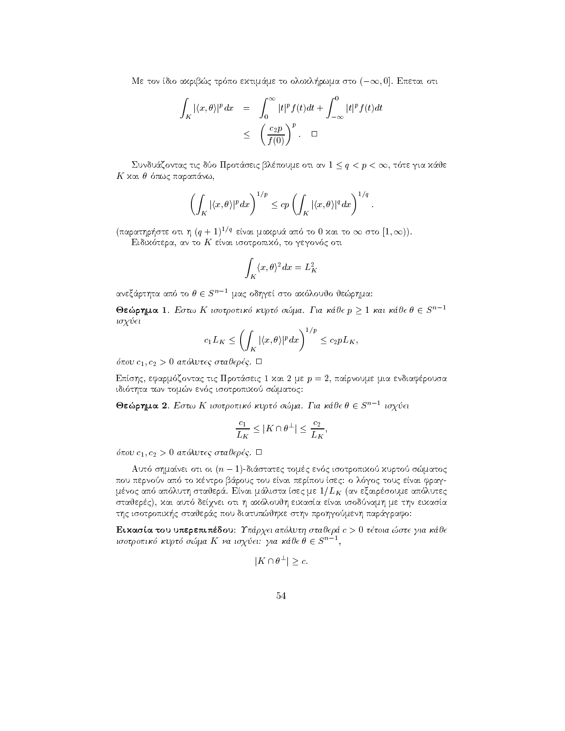Με τον ίδιο ακριβώς τρόπο εκτιμάμε το ολοκλήρωμα στο $(-\infty, 0]$. Επεται οτι

$$\begin{aligned} \int_K |\langle x,\theta\rangle|^p dx &= \int_0^\infty |t|^p f(t)dt + \int_{-\infty}^0 |t|^p f(t)dt \\ &\leq \left(\frac{c_2 p}{f(0)}\right)^p. \quad \square \end{aligned}$$

Συνδυάζοντας τις δύο Προτάσεις βλέπουμε οτι αν $1 \leq q < p < \infty$, τότε για κάθε $K$ και $\theta$ όπως παραπάνω,

$$\left(\int_K |\langle x,\theta\rangle|^p dx\right)^{1/p} \leq cp \left(\int_K |\langle x,\theta\rangle|^q dx\right)^{1/q}.$$

(παρατηρήστε οτι η $(q+1)^{1/q}$ είναι μακρυά από το 0 και το $\infty$ στο $[1,\infty)$).

Ειδικότερα, αν το $K$ είναι ισοτροπικό, το γεγονός οτι

$$\int_K \langle x,\theta\rangle^2 dx = L_K^2$$

ανεξάρτητα από το $\theta \in S^{n-1}$ μας οδηγεί στο ακόλουθο θεώρημα:

**Θεώρημα 1**. *Εστω $K$ ισοτροπικό κυρτό σώμα. Για κάθε $p \geq 1$ και κάθε $\theta \in S^{n-1}$ ισχύει*

$$c_1 L_K \leq \left(\int_K |\langle x,\theta\rangle|^p dx\right)^{1/p} \leq c_2 p L_K,$$

*όπου $c_1, c_2 > 0$ απόλυτες σταθερές.* $\square$

Επίσης, εφαρμόζοντας τις Προτάσεις 1 και 2 με $p = 2$, παίρνουμε μια ενδιαφέρουσα ιδιότητα των τομών ενός ισοτροπικού σώματος:

**Θεώρημα 2**. *Εστω $K$ ισοτροπικό κυρτό σώμα. Για κάθε $\theta \in S^{n-1}$ ισχύει*

$$\frac{c_1}{L_K} \leq |K \cap \theta^\perp| \leq \frac{c_2}{L_K},$$

*όπου $c_1, c_2 > 0$ απόλυτες σταθερές.* $\square$

Αυτό σημαίνει οτι οι $(n-1)$-διάστατες τομές ενός ισοτροπικού κυρτού σώματος που περνούν από το κέντρο βάρους του είναι περίπου ίσες: ο λόγος τους είναι φραγμένος από απόλυτη σταθερά. Είναι μάλιστα ίσες με $1/L_K$ (αν εξαιρέσουμε απόλυτες σταθερές), και αυτό δείχνει οτι η ακόλουθη εικασία είναι ισοδύναμη με την εικασία της ισοτροπικής σταθεράς που διατυπώθηκε στην προηγούμενη παράγραφο:

**Εικασία του υπερεπιπέδου**: *Υπάρχει απόλυτη σταθερά $c > 0$ τέτοια ώστε για κάθε ισοτροπικό κυρτό σώμα $K$ να ισχύει: για κάθε $\theta \in S^{n-1}$,*

$$|K \cap \theta^\perp| \geq c.$$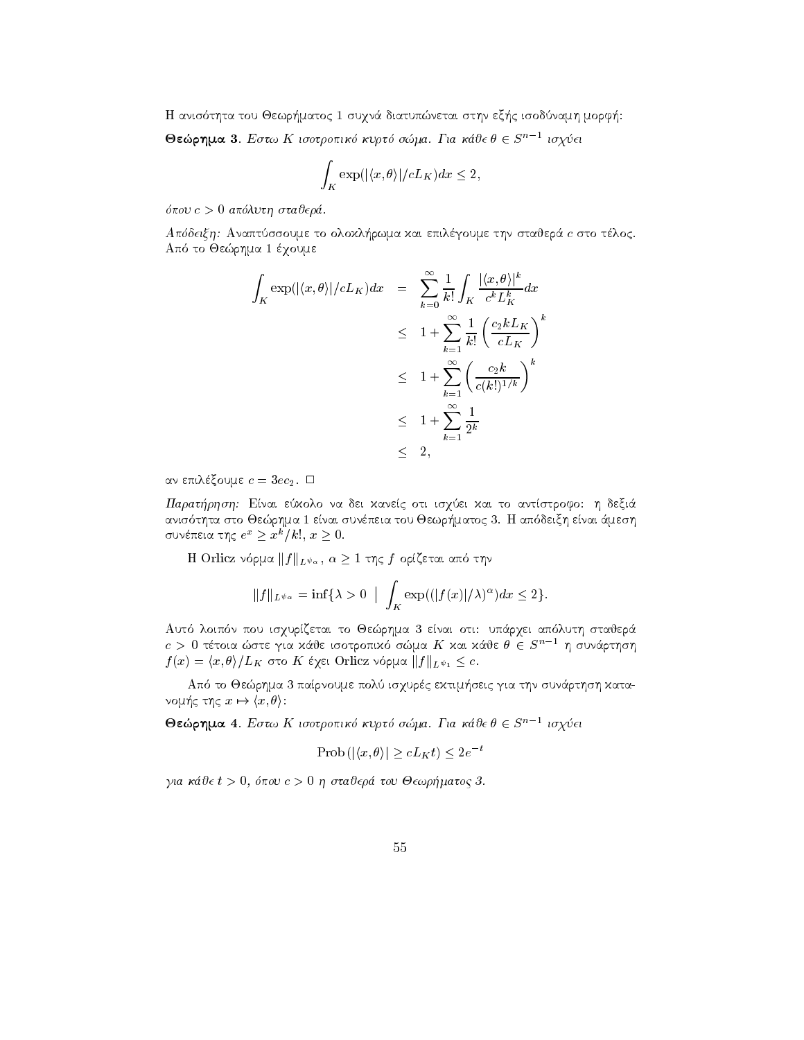Η ανισότητα του Θεωρήματος 1 συχνά διατυπώνεται στην εξής ισοδύναμη μορφή:

**Θεώρημα 3.** *Εστω $K$ ισοτροπικό κυρτό σώμα. Για κάθε $\theta \in S^{n-1}$ ισχύει*

$$\int_K \exp(|\langle x, \theta\rangle|/cL_K)dx \leq 2,$$

*όπου $c > 0$ απόλυτη σταθερά.*

*Απόδειξη:* Αναπτύσσουμε το ολοκλήρωμα και επιλέγουμε την σταθερά $c$ στο τέλος. Από το Θεώρημα 1 έχουμε

$$\begin{aligned}
\int_K \exp(|\langle x, \theta\rangle|/cL_K)dx &= \sum_{k=0}^{\infty} \frac{1}{k!}\int_K \frac{|\langle x, \theta\rangle|^k}{c^k L_K^k}dx \\
&\leq 1 + \sum_{k=1}^{\infty} \frac{1}{k!}\left(\frac{c_2 k L_K}{cL_K}\right)^k \\
&\leq 1 + \sum_{k=1}^{\infty} \left(\frac{c_2 k}{c(k!)^{1/k}}\right)^k \\
&\leq 1 + \sum_{k=1}^{\infty} \frac{1}{2^k} \\
&\leq 2,
\end{aligned}$$

αν επιλέξουμε $c = 3ec_2$. $\square$

*Παρατήρηση:* Είναι εύκολο να δει κανείς οτι ισχύει και το αντίστροφο: η δεξιά ανισότητα στο Θεώρημα 1 είναι συνέπεια του Θεωρήματος 3. Η απόδειξη είναι άμεση συνέπεια της $e^x \geq x^k/k!$, $x \geq 0$.

Η Orlicz νόρμα $\|f\|_{L^{\psi_\alpha}}$, $\alpha \geq 1$ της $f$ ορίζεται από την

$$\|f\|_{L^{\psi_\alpha}} = \inf\{\lambda > 0 \ \Big| \ \int_K \exp((|f(x)|/\lambda)^\alpha)dx \leq 2\}.$$

Αυτό λοιπόν που ισχυρίζεται το Θεώρημα 3 είναι οτι: υπάρχει απόλυτη σταθερά $c > 0$ τέτοια ώστε για κάθε ισοτροπικό σώμα $K$ και κάθε $\theta \in S^{n-1}$ η συνάρτηση $f(x) = \langle x, \theta\rangle/L_K$ στο $K$ έχει Orlicz νόρμα $\|f\|_{L^{\psi_1}} \leq c$.

Από το Θεώρημα 3 παίρνουμε πολύ ισχυρές εκτιμήσεις για την συνάρτηση κατανομής της $x \mapsto \langle x, \theta\rangle$:

**Θεώρημα 4.** *Εστω $K$ ισοτροπικό κυρτό σώμα. Για κάθε $\theta \in S^{n-1}$ ισχύει*

$$\mathrm{Prob}\left(|\langle x, \theta\rangle| \geq cL_K t\right) \leq 2e^{-t}$$

*για κάθε $t > 0$, όπου $c > 0$ η σταθερά του Θεωρήματος 3.*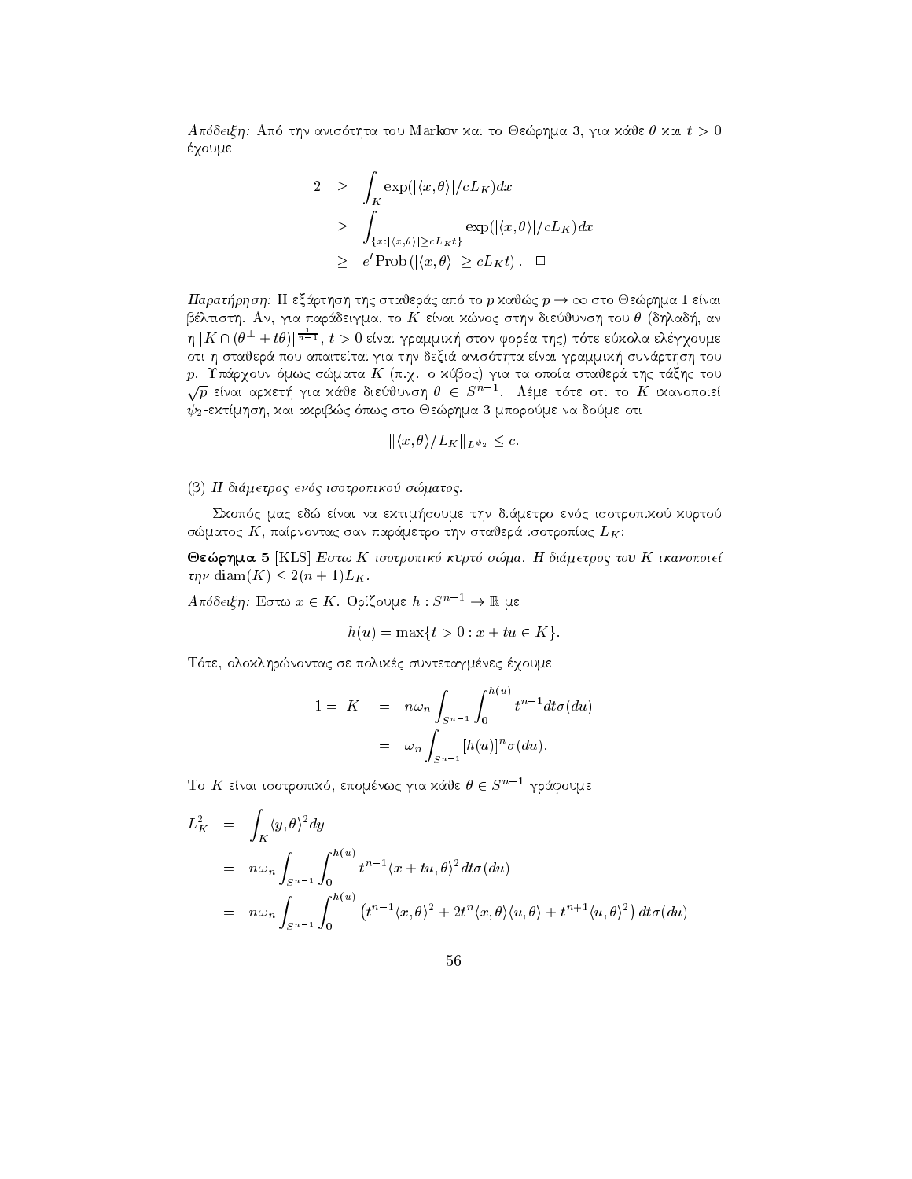*Απόδειξη:* Από την ανισότητα του Markov και το Θεώρημα 3, για κάθε $\theta$ και $t > 0$ έχουμε

$$
\begin{aligned}
2 &\geq \int_K \exp(|\langle x, \theta\rangle|/cL_K)dx \\
&\geq \int_{\{x:|\langle x,\theta\rangle|\geq cL_K t\}} \exp(|\langle x, \theta\rangle|/cL_K)dx \\
&\geq e^t \mathrm{Prob}\left(|\langle x, \theta\rangle| \geq cL_K t\right). \quad \square
\end{aligned}
$$

*Παρατήρηση:* Η εξάρτηση της σταθεράς από το $p$ καθώς $p \to \infty$ στο Θεώρημα 1 είναι βέλτιστη. Αν, για παράδειγμα, το $K$ είναι κώνος στην διεύθυνση του $\theta$ (δηλαδή, αν η $|K \cap (\theta^\perp + t\theta)|^{\frac{1}{n-1}}$, $t > 0$ είναι γραμμική στον φορέα της) τότε εύκολα ελέγχουμε οτι η σταθερά που απαιτείται για την δεξιά ανισότητα είναι γραμμική συνάρτηση του $p$. Υπάρχουν όμως σώματα $K$ (π.χ. ο κύβος) για τα οποία σταθερά της τάξης του $\sqrt{p}$ είναι αρκετή για κάθε διεύθυνση $\theta \in S^{n-1}$. Λέμε τότε οτι το $K$ ικανοποιεί $\psi_2$-εκτίμηση, και ακριβώς όπως στο Θεώρημα 3 μπορούμε να δούμε οτι

$$
\|\langle x, \theta\rangle / L_K\|_{L^{\psi_2}} \leq c.
$$

(β) *Η διάμετρος ενός ισοτροπικού σώματος.*

Σκοπός μας εδώ είναι να εκτιμήσουμε την διάμετρο ενός ισοτροπικού κυρτού σώματος $K$, παίρνοντας σαν παράμετρο την σταθερά ισοτροπίας $L_K$:

**Θεώρημα 5** [KLS] *Εστω $K$ ισοτροπικό κυρτό σώμα. Η διάμετρος του $K$ ικανοποιεί την* $\mathrm{diam}(K) \leq 2(n+1)L_K$.

*Απόδειξη:* Εστω $x \in K$. Ορίζουμε $h : S^{n-1} \to \mathbb{R}$ με

$$
h(u) = \max\{t > 0 : x + tu \in K\}.
$$

Τότε, ολοκληρώνοντας σε πολικές συντεταγμένες έχουμε

$$
\begin{aligned}
1 = |K| &= n\omega_n \int_{S^{n-1}} \int_0^{h(u)} t^{n-1} dt \sigma(du) \\
&= \omega_n \int_{S^{n-1}} [h(u)]^n \sigma(du).
\end{aligned}
$$

Το $K$ είναι ισοτροπικό, επομένως για κάθε $\theta \in S^{n-1}$ γράφουμε

$$
\begin{aligned}
L_K^2 &= \int_K \langle y, \theta\rangle^2 dy \\
&= n\omega_n \int_{S^{n-1}} \int_0^{h(u)} t^{n-1} \langle x + tu, \theta\rangle^2 dt\sigma(du) \\
&= n\omega_n \int_{S^{n-1}} \int_0^{h(u)} \left(t^{n-1}\langle x, \theta\rangle^2 + 2t^n \langle x, \theta\rangle\langle u, \theta\rangle + t^{n+1}\langle u, \theta\rangle^2\right) dt\sigma(du)
\end{aligned}
$$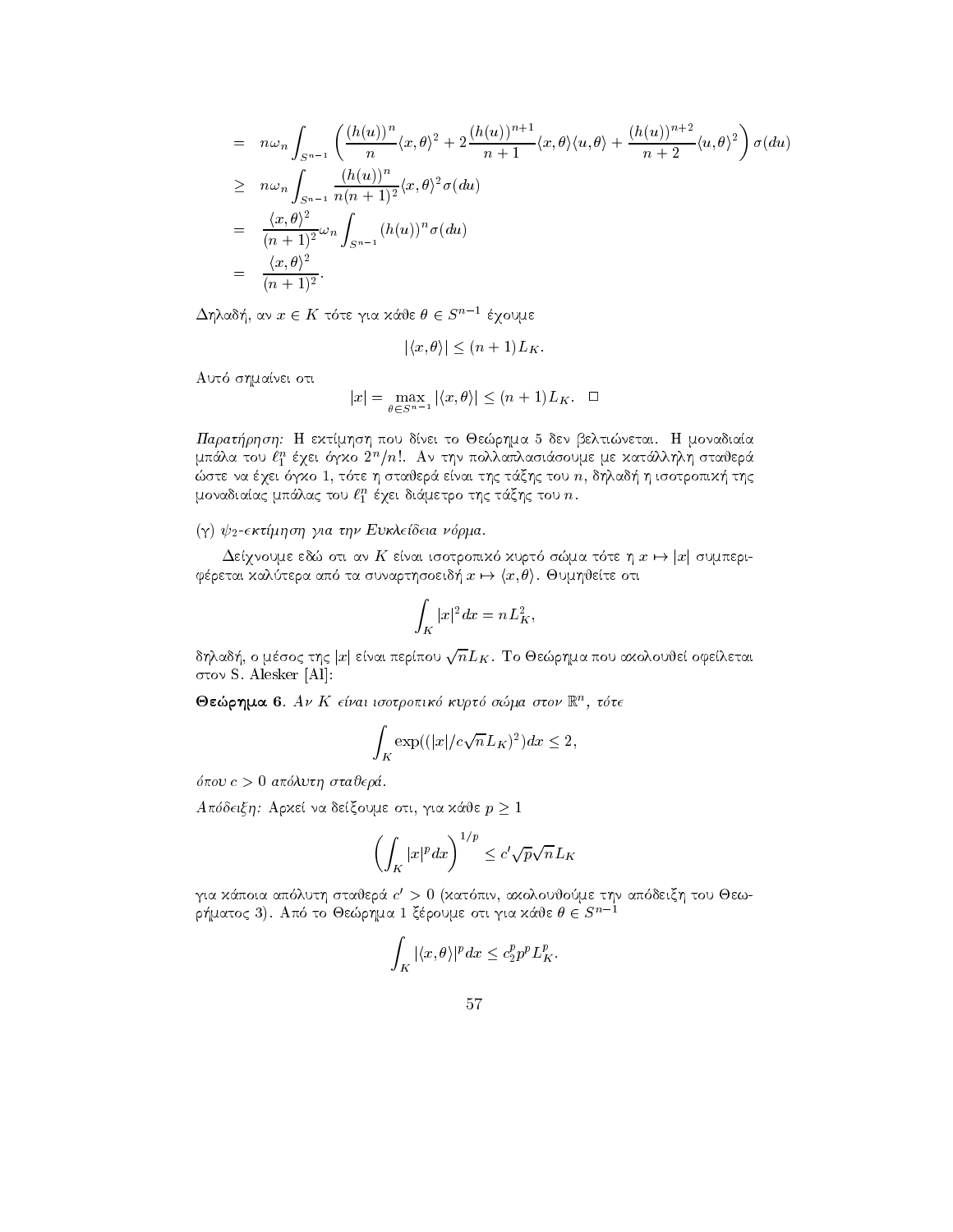$$
\begin{aligned}
&= n\omega_n \int_{S^{n-1}} \left( \frac{(h(u))^n}{n} \langle x,\theta\rangle^2 + 2\frac{(h(u))^{n+1}}{n+1}\langle x,\theta\rangle\langle u,\theta\rangle + \frac{(h(u))^{n+2}}{n+2}\langle u,\theta\rangle^2 \right) \sigma(du) \\
&\geq n\omega_n \int_{S^{n-1}} \frac{(h(u))^n}{n(n+1)^2}\langle x,\theta\rangle^2 \sigma(du) \\
&= \frac{\langle x,\theta\rangle^2}{(n+1)^2}\omega_n \int_{S^{n-1}} (h(u))^n \sigma(du) \\
&= \frac{\langle x,\theta\rangle^2}{(n+1)^2}.
\end{aligned}
$$

Δηλαδή, αν $x \in K$ τότε για κάθε $\theta \in S^{n-1}$ έχουμε

$$|\langle x,\theta\rangle| \leq (n+1)L_K.$$

Αυτό σημαίνει οτι

$$|x| = \max_{\theta\in S^{n-1}} |\langle x,\theta\rangle| \leq (n+1)L_K. \quad \square$$

*Παρατήρηση:* Η εκτίμηση που δίνει το Θεώρημα 5 δεν βελτιώνεται. Η μοναδιαία μπάλα του $\ell_1^n$ έχει όγκο $2^n/n!$. Αν την πολλαπλασιάσουμε με κατάλληλη σταθερά ώστε να έχει όγκο 1, τότε η σταθερά είναι της τάξης του $n$, δηλαδή η ισοτροπική της μοναδιαίας μπάλας του $\ell_1^n$ έχει διάμετρο της τάξης του $n$.

(γ) *$\psi_2$-εκτίμηση για την Ευκλείδεια νόρμα.*

Δείχνουμε εδώ οτι αν $K$ είναι ισοτροπικό κυρτό σώμα τότε η $x \mapsto |x|$ συμπεριφέρεται καλύτερα από τα συναρτησοειδή $x \mapsto \langle x,\theta\rangle$. Θυμηθείτε οτι

$$\int_K |x|^2 dx = nL_K^2,$$

δηλαδή, ο μέσος της $|x|$ είναι περίπου $\sqrt{n}L_K$. Το Θεώρημα που ακολουθεί οφείλεται στον S. Alesker [Al]:

**Θεώρημα 6.** *Αν $K$ είναι ισοτροπικό κυρτό σώμα στον $\mathbb{R}^n$, τότε*

$$\int_K \exp((|x|/c\sqrt{n}L_K)^2)dx \leq 2,$$

*όπου $c > 0$ απόλυτη σταθερά.*

*Απόδειξη:* Αρκεί να δείξουμε οτι, για κάθε $p \geq 1$

$$\left(\int_K |x|^p dx\right)^{1/p} \leq c'\sqrt{p}\sqrt{n}L_K$$

για κάποια απόλυτη σταθερά $c' > 0$ (κατόπιν, ακολουθούμε την απόδειξη του Θεωρήματος 3). Από το Θεώρημα 1 ξέρουμε οτι για κάθε $\theta \in S^{n-1}$

$$\int_K |\langle x,\theta\rangle|^p dx \leq c_2^p p^p L_K^p.$$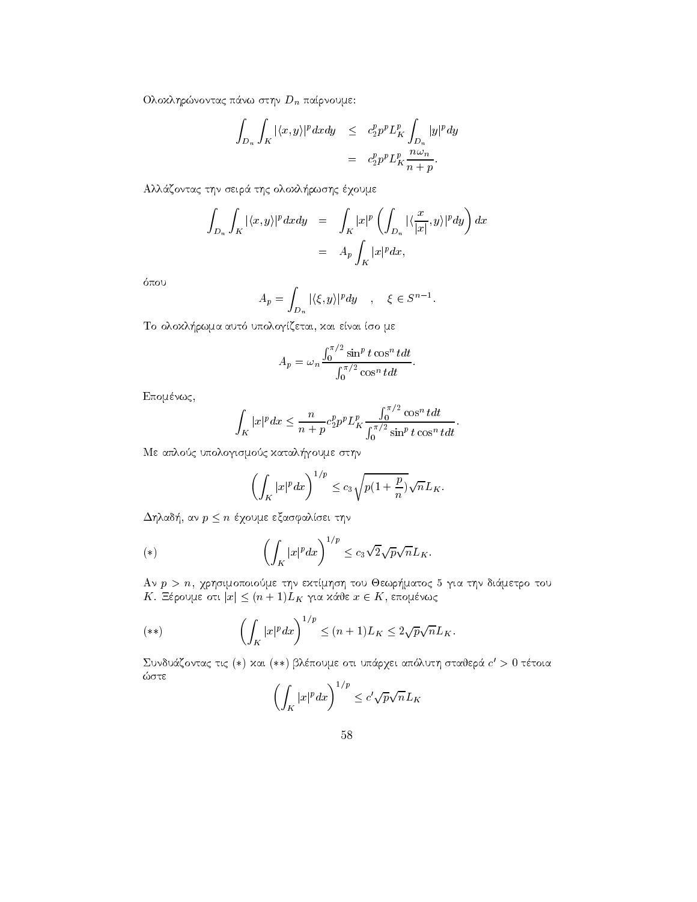Ολοκληρώνοντας πάνω στην $D_n$ παίρνουμε:

$$
\begin{aligned}
\int_{D_n}\int_K |\langle x,y\rangle|^p dxdy &\leq c_2^p p^p L_K^p \int_{D_n} |y|^p dy \\
&= c_2^p p^p L_K^p \frac{n\omega_n}{n+p}.
\end{aligned}
$$

Αλλάζοντας την σειρά της ολοκλήρωσης έχουμε

$$
\begin{aligned}
\int_{D_n}\int_K |\langle x,y\rangle|^p dxdy &= \int_K |x|^p \left(\int_{D_n} |\langle \frac{x}{|x|},y\rangle|^p dy\right) dx \\
&= A_p \int_K |x|^p dx,
\end{aligned}
$$

όπου

$$
A_p = \int_{D_n} |\langle \xi,y\rangle|^p dy \quad , \quad \xi \in S^{n-1}.
$$

Το ολοκλήρωμα αυτό υπολογίζεται, και είναι ίσο με

$$
A_p = \omega_n \frac{\int_0^{\pi/2} \sin^p t \cos^n t dt}{\int_0^{\pi/2} \cos^n t dt}.
$$

Επομένως,

$$
\int_K |x|^p dx \leq \frac{n}{n+p} c_2^p p^p L_K^p \frac{\int_0^{\pi/2} \cos^n t dt}{\int_0^{\pi/2} \sin^p t \cos^n t dt}.
$$

Με απλούς υπολογισμούς καταλήγουμε στην

$$
\left(\int_K |x|^p dx\right)^{1/p} \leq c_3 \sqrt{p(1+\frac{p}{n})}\sqrt{n} L_K.
$$

Δηλαδή, αν $p \leq n$ έχουμε εξασφαλίσει την

$$
(*) \qquad \left(\int_K |x|^p dx\right)^{1/p} \leq c_3 \sqrt{2}\sqrt{p}\sqrt{n} L_K.
$$

Αν $p > n$, χρησιμοποιούμε την εκτίμηση του Θεωρήματος 5 για την διάμετρο του $K$. Ξέρουμε οτι $|x| \leq (n+1)L_K$ για κάθε $x \in K$, επομένως

$$
(**) \qquad \left(\int_K |x|^p dx\right)^{1/p} \leq (n+1)L_K \leq 2\sqrt{p}\sqrt{n} L_K.
$$

Συνδυάζοντας τις $(*)$ και $(**)$ βλέπουμε οτι υπάρχει απόλυτη σταθερά $c' > 0$ τέτοια ώστε

$$
\left(\int_K |x|^p dx\right)^{1/p} \leq c' \sqrt{p}\sqrt{n} L_K
$$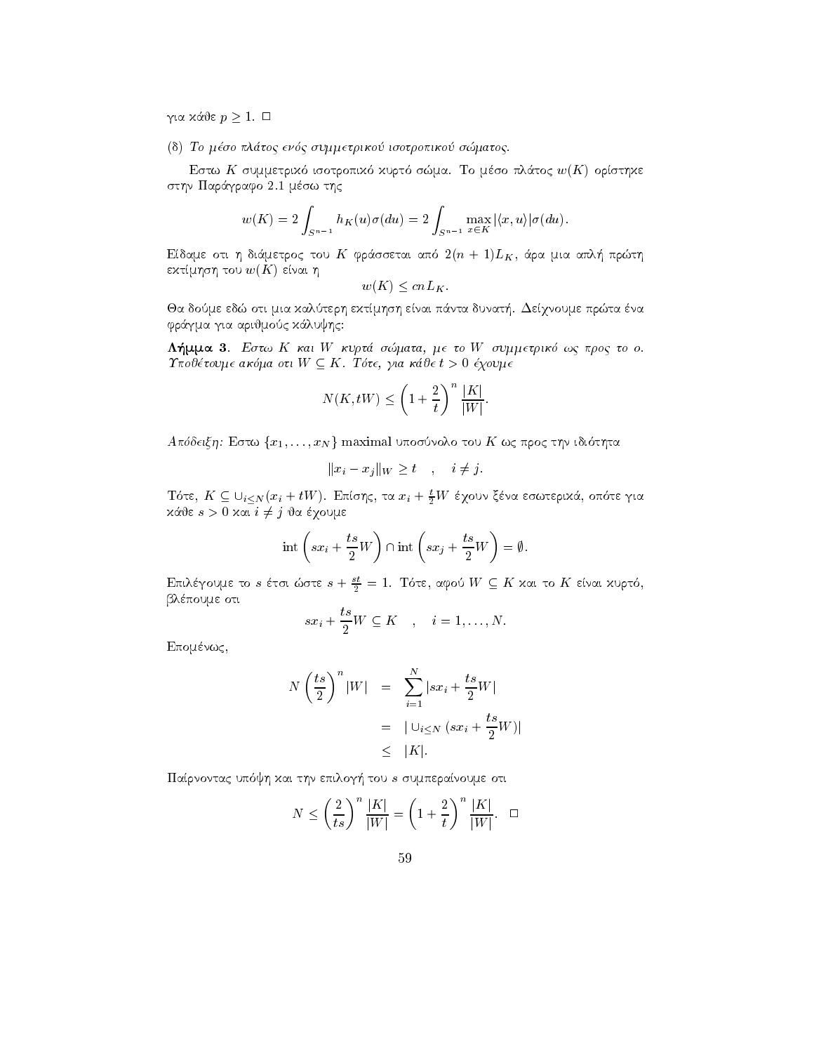για κάθε $p \geq 1$. $\square$

(δ) *Το μέσο πλάτος ενός συμμετρικού ισοτροπικού σώματος.*

Εστω $K$ συμμετρικό ισοτροπικό κυρτό σώμα. Το μέσο πλάτος $w(K)$ ορίστηκε στην Παράγραφο 2.1 μέσω της

$$w(K) = 2\int_{S^{n-1}} h_K(u)\sigma(du) = 2\int_{S^{n-1}} \max_{x\in K}|\langle x,u\rangle|\sigma(du).$$

Είδαμε οτι η διάμετρος του $K$ φράσσεται από $2(n+1)L_K$, άρα μια απλή πρώτη εκτίμηση του $w(K)$ είναι η

$$w(K) \leq cnL_K.$$

Θα δούμε εδώ οτι μια καλύτερη εκτίμηση είναι πάντα δυνατή. Δείχνουμε πρώτα ένα φράγμα για αριθμούς κάλυψης:

**Λήμμα 3.** *Εστω $K$ και $W$ κυρτά σώματα, με το $W$ συμμετρικό ως προς το $o$. Υποθέτουμε ακόμα οτι $W \subseteq K$. Τότε, για κάθε $t > 0$ έχουμε*

$$N(K, tW) \leq \left(1 + \frac{2}{t}\right)^n \frac{|K|}{|W|}.$$

*Απόδειξη:* Εστω $\{x_1, \ldots, x_N\}$ maximal υποσύνολο του $K$ ως προς την ιδιότητα

$$\|x_i - x_j\|_W \geq t \quad , \quad i \neq j.$$

Τότε, $K \subseteq \cup_{i\leq N}(x_i + tW)$. Επίσης, τα $x_i + \frac{t}{2}W$ έχουν ξένα εσωτερικά, οπότε για κάθε $s > 0$ και $i \neq j$ θα έχουμε

$$\text{int}\left(sx_i + \frac{ts}{2}W\right) \cap \text{int}\left(sx_j + \frac{ts}{2}W\right) = \emptyset.$$

Επιλέγουμε το $s$ έτσι ώστε $s + \frac{st}{2} = 1$. Τότε, αφού $W \subseteq K$ και το $K$ είναι κυρτό, βλέπουμε οτι

$$sx_i + \frac{ts}{2}W \subseteq K \quad , \quad i = 1, \ldots, N.$$

Επομένως,

$$\begin{aligned} N\left(\frac{ts}{2}\right)^n |W| &= \sum_{i=1}^{N} |sx_i + \frac{ts}{2}W| \\ &= |\cup_{i\leq N}(sx_i + \frac{ts}{2}W)| \\ &\leq |K|. \end{aligned}$$

Παίρνοντας υπόψη και την επιλογή του $s$ συμπεραίνουμε οτι

$$N \leq \left(\frac{2}{ts}\right)^n \frac{|K|}{|W|} = \left(1 + \frac{2}{t}\right)^n \frac{|K|}{|W|}. \quad \square$$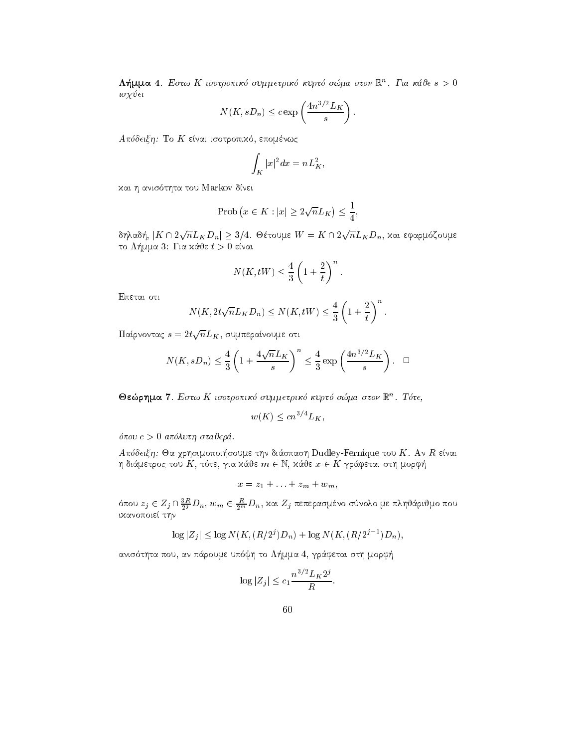**Λήμμα 4**. *Εστω $K$ ισοτροπικό συμμετρικό κυρτό σώμα στον $\mathbb{R}^n$. Για κάθε $s > 0$ ισχύει*

$$N(K, sD_n) \leq c \exp\left(\frac{4n^{3/2}L_K}{s}\right).$$

*Απόδειξη:* Το $K$ είναι ισοτροπικό, επομένως

$$\int_K |x|^2 dx = nL_K^2,$$

και η ανισότητα του Markov δίνει

$$\text{Prob}\left(x \in K : |x| \geq 2\sqrt{n}L_K\right) \leq \frac{1}{4},$$

δηλαδή, $|K \cap 2\sqrt{n}L_K D_n| \geq 3/4$. Θέτουμε $W = K \cap 2\sqrt{n}L_K D_n$, και εφαρμόζουμε το Λήμμα 3: Για κάθε $t > 0$ είναι

$$N(K, tW) \leq \frac{4}{3}\left(1 + \frac{2}{t}\right)^n.$$

Επεται οτι

$$N(K, 2t\sqrt{n}L_K D_n) \leq N(K, tW) \leq \frac{4}{3}\left(1 + \frac{2}{t}\right)^n.$$

Παίρνοντας $s = 2t\sqrt{n}L_K$, συμπεραίνουμε οτι

$$N(K, sD_n) \leq \frac{4}{3}\left(1 + \frac{4\sqrt{n}L_K}{s}\right)^n \leq \frac{4}{3}\exp\left(\frac{4n^{3/2}L_K}{s}\right). \quad \square$$

**Θεώρημα 7**. *Εστω $K$ ισοτροπικό συμμετρικό κυρτό σώμα στον $\mathbb{R}^n$. Τότε,*

$$w(K) \leq cn^{3/4}L_K,$$

*όπου $c > 0$ απόλυτη σταθερά.*

*Απόδειξη:* Θα χρησιμοποιήσουμε την διάσπαση Dudley-Fernique του $K$. Αν $R$ είναι η διάμετρος του $K$, τότε, για κάθε $m \in \mathbb{N}$, κάθε $x \in K$ γράφεται στη μορφή

$$x = z_1 + \ldots + z_m + w_m,$$

όπου $z_j \in Z_j \cap \frac{3R}{2^j}D_n$, $w_m \in \frac{R}{2^m}D_n$, και $Z_j$ πεπερασμένο σύνολο με πληθάριθμο που ικανοποιεί την

$$\log |Z_j| \leq \log N(K, (R/2^j)D_n) + \log N(K, (R/2^{j-1})D_n),$$

ανισότητα που, αν πάρουμε υπόψη το Λήμμα 4, γράφεται στη μορφή

$$\log |Z_j| \leq c_1 \frac{n^{3/2}L_K 2^j}{R}.$$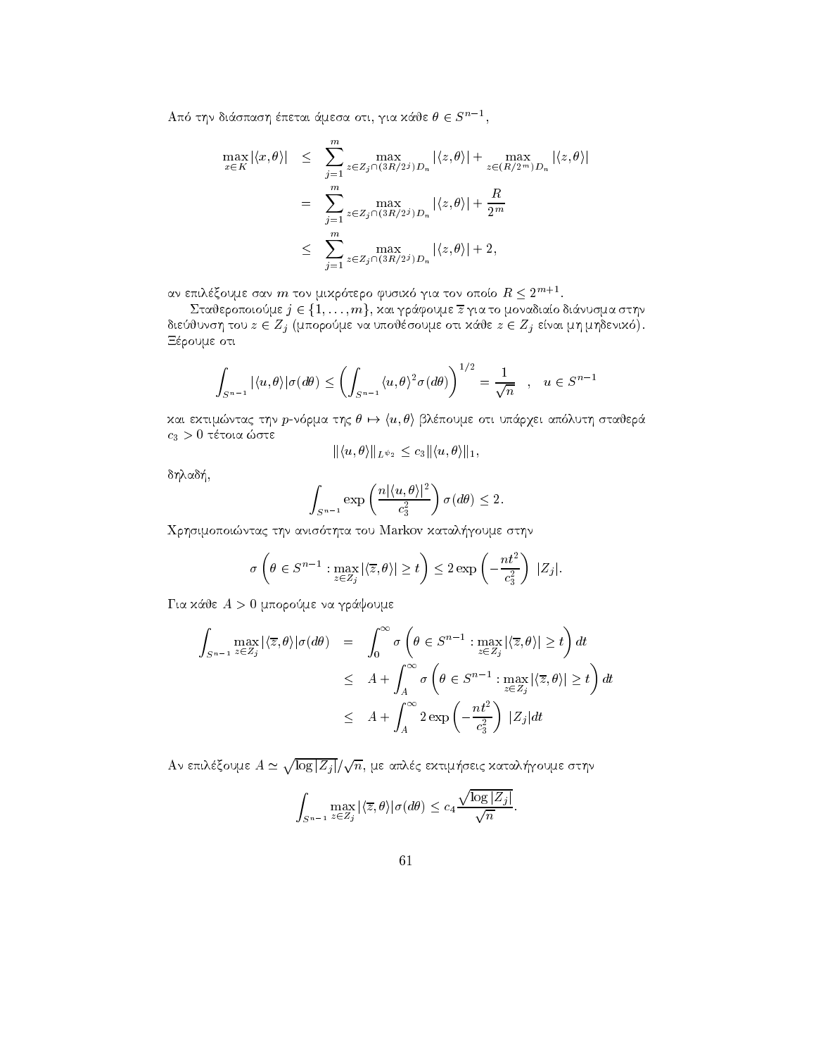Από την διάσπαση έπεται άμεσα οτι, για κάθε $\theta \in S^{n-1}$,

$$\begin{aligned}
\max_{x\in K} |\langle x, \theta\rangle| &\leq \sum_{j=1}^{m} \max_{z\in Z_j\cap(3R/2^j)D_n} |\langle z, \theta\rangle| + \max_{z\in (R/2^m)D_n} |\langle z, \theta\rangle| \\
&= \sum_{j=1}^{m} \max_{z\in Z_j\cap(3R/2^j)D_n} |\langle z, \theta\rangle| + \frac{R}{2^m} \\
&\leq \sum_{j=1}^{m} \max_{z\in Z_j\cap(3R/2^j)D_n} |\langle z, \theta\rangle| + 2,
\end{aligned}$$

αν επιλέξουμε σαν $m$ τον μικρότερο φυσικό για τον οποίο $R \leq 2^{m+1}$.

Σταθεροποιούμε $j \in \{1, \ldots, m\}$, και γράφουμε $\overline{z}$ για το μοναδιαίο διάνυσμα στην διεύθυνση του $z \in Z_j$ (μπορούμε να υποθέσουμε οτι κάθε $z \in Z_j$ είναι μη μηδενικό). Ξέρουμε οτι

$$\int_{S^{n-1}} |\langle u, \theta\rangle| \sigma(d\theta) \leq \left(\int_{S^{n-1}} \langle u, \theta\rangle^2 \sigma(d\theta)\right)^{1/2} = \frac{1}{\sqrt{n}} \quad , \quad u \in S^{n-1}$$

και εκτιμώντας την $p$-νόρμα της $\theta \mapsto \langle u, \theta\rangle$ βλέπουμε οτι υπάρχει απόλυτη σταθερά $c_3 > 0$ τέτοια ώστε

$$\|\langle u, \theta\rangle\|_{L^{\psi_2}} \leq c_3 \|\langle u, \theta\rangle\|_1,$$

δηλαδή,

$$\int_{S^{n-1}} \exp\left(\frac{n|\langle u, \theta\rangle|^2}{c_3^2}\right) \sigma(d\theta) \leq 2.$$

Χρησιμοποιώντας την ανισότητα του Markov καταλήγουμε στην

$$\sigma\left(\theta \in S^{n-1} : \max_{z\in Z_j} |\langle \overline{z}, \theta\rangle| \geq t\right) \leq 2\exp\left(-\frac{nt^2}{c_3^2}\right)\ |Z_j|.$$

Για κάθε $A > 0$ μπορούμε να γράψουμε

$$\begin{aligned}
\int_{S^{n-1}} \max_{z\in Z_j} |\langle \overline{z}, \theta\rangle| \sigma(d\theta) &= \int_0^\infty \sigma\left(\theta \in S^{n-1} : \max_{z\in Z_j} |\langle \overline{z}, \theta\rangle| \geq t\right) dt \\
&\leq A + \int_A^\infty \sigma\left(\theta \in S^{n-1} : \max_{z\in Z_j} |\langle \overline{z}, \theta\rangle| \geq t\right) dt \\
&\leq A + \int_A^\infty 2\exp\left(-\frac{nt^2}{c_3^2}\right)\ |Z_j| dt
\end{aligned}$$

Αν επιλέξουμε $A \simeq \sqrt{\log |Z_j|}/\sqrt{n}$, με απλές εκτιμήσεις καταλήγουμε στην

$$\int_{S^{n-1}} \max_{z\in Z_j} |\langle \overline{z}, \theta\rangle| \sigma(d\theta) \leq c_4 \frac{\sqrt{\log |Z_j|}}{\sqrt{n}}.$$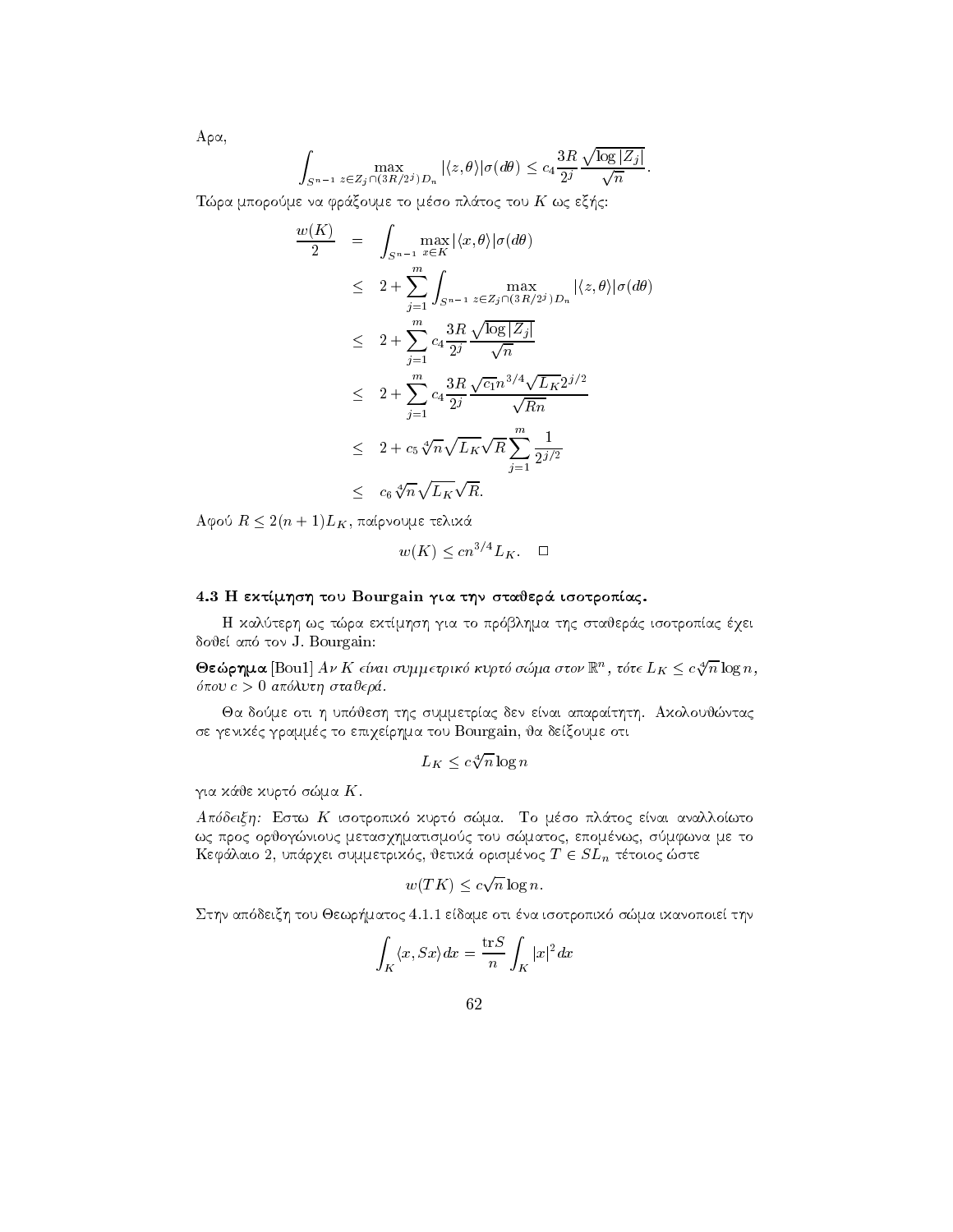Αρα,

$$\int_{S^{n-1}} \max_{z\in Z_j\cap(3R/2^j)D_n} |\langle z,\theta\rangle|\sigma(d\theta) \leq c_4 \frac{3R}{2^j}\frac{\sqrt{\log|Z_j|}}{\sqrt{n}}.$$

Τώρα μπορούμε να φράξουμε το μέσο πλάτος του $K$ ως εξής:

$$\begin{aligned}
\frac{w(K)}{2} &= \int_{S^{n-1}} \max_{x\in K}|\langle x,\theta\rangle|\sigma(d\theta) \\
&\leq 2+\sum_{j=1}^m \int_{S^{n-1}} \max_{z\in Z_j\cap(3R/2^j)D_n} |\langle z,\theta\rangle|\sigma(d\theta) \\
&\leq 2+\sum_{j=1}^m c_4\frac{3R}{2^j}\frac{\sqrt{\log|Z_j|}}{\sqrt{n}} \\
&\leq 2+\sum_{j=1}^m c_4\frac{3R}{2^j}\frac{\sqrt{c_1}n^{3/4}\sqrt{L_K}2^{j/2}}{\sqrt{Rn}} \\
&\leq 2+c_5\sqrt[4]{n}\sqrt{L_K}\sqrt{R}\sum_{j=1}^m\frac{1}{2^{j/2}} \\
&\leq c_6\sqrt[4]{n}\sqrt{L_K}\sqrt{R}.
\end{aligned}$$

Αφού $R\leq 2(n+1)L_K$, παίρνουμε τελικά

$$w(K)\leq cn^{3/4}L_K. \quad \square$$

### 4.3 Η εκτίμηση του Bourgain για την σταθερά ισοτροπίας.

Η καλύτερη ως τώρα εκτίμηση για το πρόβλημα της σταθεράς ισοτροπίας έχει δοθεί από τον J. Bourgain:

**Θεώρημα** [Bou1] *Αν $K$ είναι συμμετρικό κυρτό σώμα στον $\mathbb{R}^n$, τότε $L_K\leq c\sqrt[4]{n}\log n$, όπου $c>0$ απόλυτη σταθερά.*

Θα δούμε οτι η υπόθεση της συμμετρίας δεν είναι απαραίτητη. Ακολουθώντας σε γενικές γραμμές το επιχείρημα του Bourgain, θα δείξουμε οτι

$$L_K\leq c\sqrt[4]{n}\log n$$

για κάθε κυρτό σώμα $K$.

*Απόδειξη:* Εστω $K$ ισοτροπικό κυρτό σώμα. Το μέσο πλάτος είναι αναλλοίωτο ως προς ορθογώνιους μετασχηματισμούς του σώματος, επομένως, σύμφωνα με το Κεφάλαιο 2, υπάρχει συμμετρικός, θετικά ορισμένος $T\in SL_n$ τέτοιος ώστε

$$w(TK)\leq c\sqrt{n}\log n.$$

Στην απόδειξη του Θεωρήματος 4.1.1 είδαμε οτι ένα ισοτροπικό σώμα ικανοποιεί την

$$\int_K\langle x,Sx\rangle dx=\frac{\mathrm{tr}S}{n}\int_K|x|^2dx$$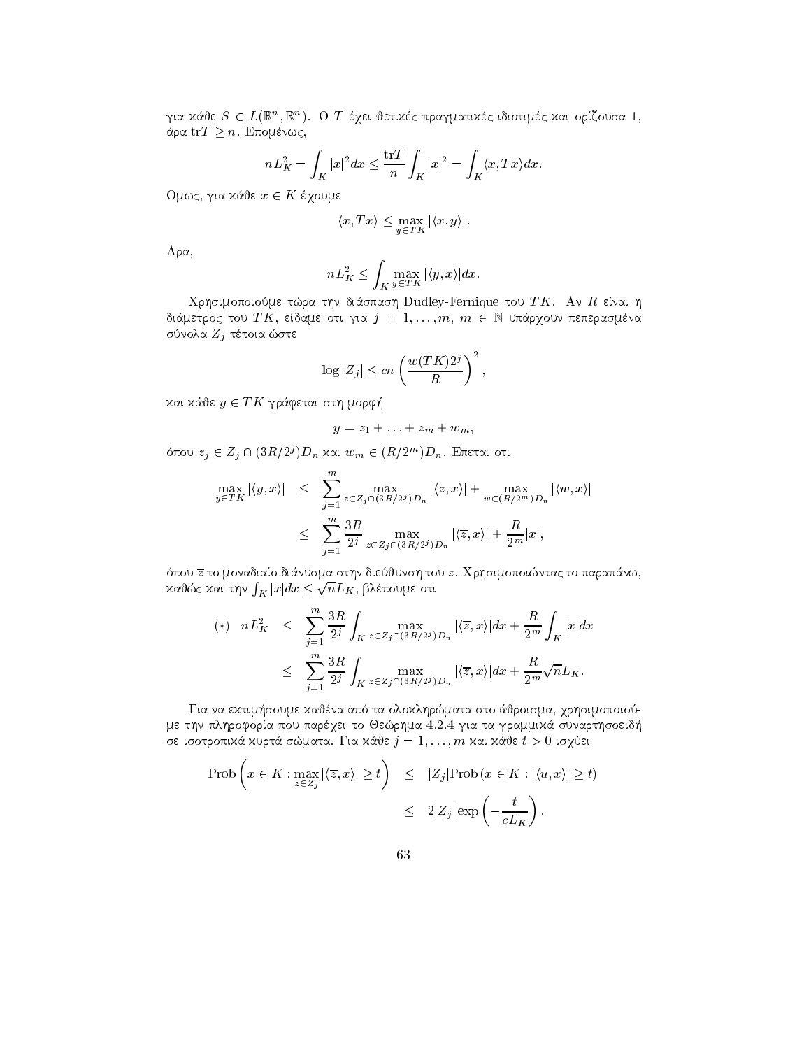για κάθε $S \in L(\mathbb{R}^n, \mathbb{R}^n)$. Ο $T$ έχει θετικές πραγματικές ιδιοτιμές και ορίζουσα 1, άρα $\mathrm{tr}T \geq n$. Επομένως,

$$nL_K^2 = \int_K |x|^2 dx \leq \frac{\mathrm{tr}T}{n} \int_K |x|^2 = \int_K \langle x, Tx \rangle dx.$$

Ομως, για κάθε $x \in K$ έχουμε

$$\langle x, Tx \rangle \leq \max_{y \in TK} |\langle x, y \rangle|.$$

Αρα,

$$nL_K^2 \leq \int_K \max_{y \in TK} |\langle y, x \rangle| dx.$$

Χρησιμοποιούμε τώρα την διάσπαση Dudley-Fernique του $TK$. Αν $R$ είναι η διάμετρος του $TK$, είδαμε οτι για $j = 1, \ldots, m$, $m \in \mathbb{N}$ υπάρχουν πεπερασμένα σύνολα $Z_j$ τέτοια ώστε

$$\log |Z_j| \leq cn \left( \frac{w(TK) 2^j}{R} \right)^2,$$

και κάθε $y \in TK$ γράφεται στη μορφή

$$y = z_1 + \ldots + z_m + w_m,$$

όπου $z_j \in Z_j \cap (3R/2^j) D_n$ και $w_m \in (R/2^m) D_n$. Επεται οτι

$$\begin{aligned}
\max_{y \in TK} |\langle y, x \rangle| &\leq \sum_{j=1}^{m} \max_{z \in Z_j \cap (3R/2^j) D_n} |\langle z, x \rangle| + \max_{w \in (R/2^m) D_n} |\langle w, x \rangle| \\
&\leq \sum_{j=1}^{m} \frac{3R}{2^j} \max_{z \in Z_j \cap (3R/2^j) D_n} |\langle \overline{z}, x \rangle| + \frac{R}{2^m} |x|,
\end{aligned}$$

όπου $\overline{z}$ το μοναδιαίο διάνυσμα στην διεύθυνση του $z$. Χρησιμοποιώντας το παραπάνω, καθώς και την $\int_K |x| dx \leq \sqrt{n} L_K$, βλέπουμε οτι

$$\begin{aligned}
(*) \quad nL_K^2 &\leq \sum_{j=1}^{m} \frac{3R}{2^j} \int_K \max_{z \in Z_j \cap (3R/2^j) D_n} |\langle \overline{z}, x \rangle| dx + \frac{R}{2^m} \int_K |x| dx \\
&\leq \sum_{j=1}^{m} \frac{3R}{2^j} \int_K \max_{z \in Z_j \cap (3R/2^j) D_n} |\langle \overline{z}, x \rangle| dx + \frac{R}{2^m} \sqrt{n} L_K.
\end{aligned}$$

Για να εκτιμήσουμε καθένα από τα ολοκληρώματα στο άθροισμα, χρησιμοποιούμε την πληροφορία που παρέχει το Θεώρημα 4.2.4 για τα γραμμικά συναρτησοειδή σε ισοτροπικά κυρτά σώματα. Για κάθε $j = 1, \ldots, m$ και κάθε $t > 0$ ισχύει

$$\begin{aligned}
\mathrm{Prob}\left( x \in K : \max_{z \in Z_j} |\langle \overline{z}, x \rangle| \geq t \right) &\leq |Z_j| \mathrm{Prob}\left( x \in K : |\langle u, x \rangle| \geq t \right) \\
&\leq 2|Z_j| \exp\left( -\frac{t}{cL_K} \right).
\end{aligned}$$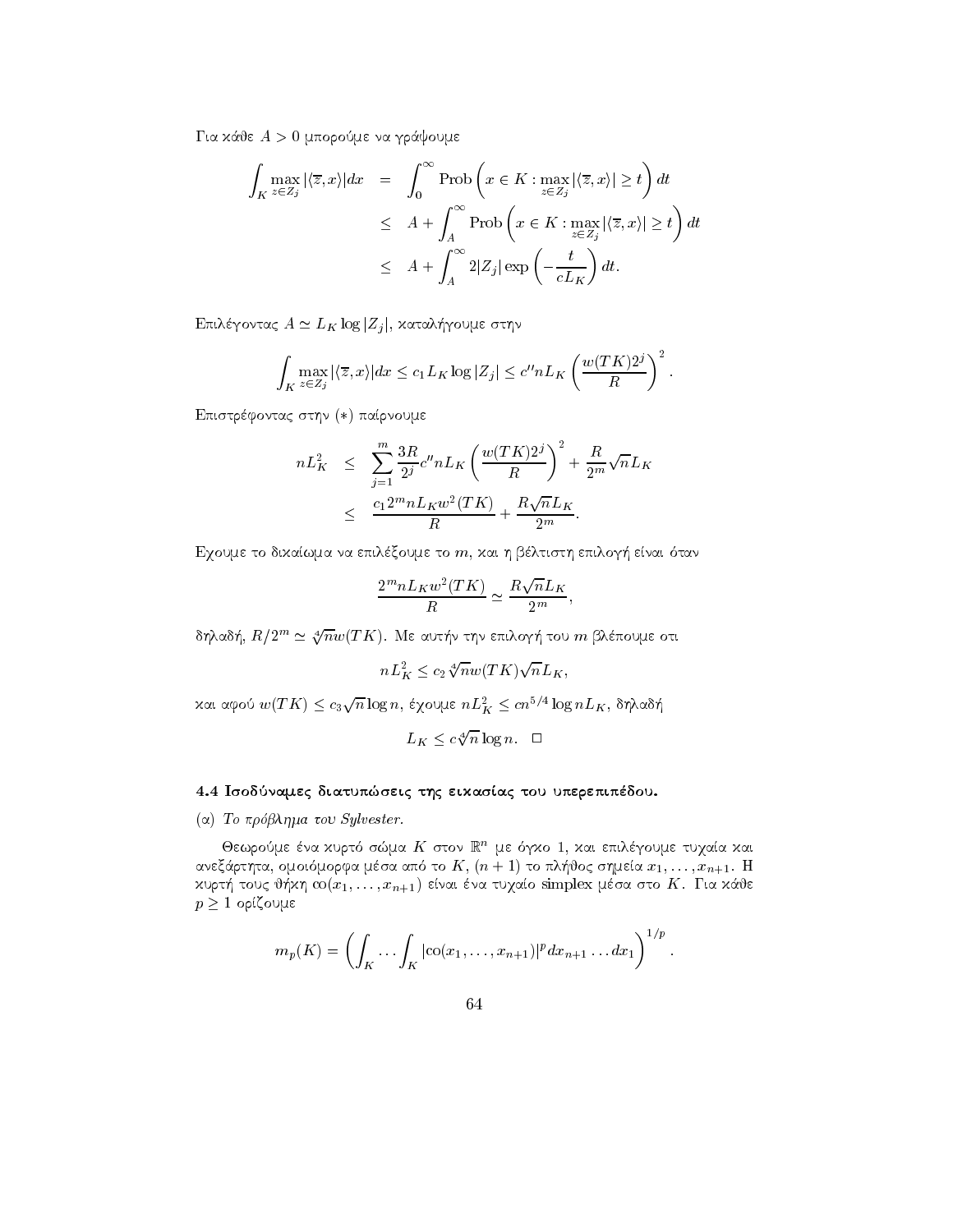Για κάθε $A > 0$ μπορούμε να γράψουμε

$$
\begin{aligned}
\int_K \max_{z \in Z_j} |\langle \overline{z}, x\rangle| dx &= \int_0^\infty \mathrm{Prob}\left( x \in K : \max_{z \in Z_j} |\langle \overline{z}, x\rangle| \geq t \right) dt \\
&\leq A + \int_A^\infty \mathrm{Prob}\left( x \in K : \max_{z \in Z_j} |\langle \overline{z}, x\rangle| \geq t \right) dt \\
&\leq A + \int_A^\infty 2|Z_j| \exp\left( -\frac{t}{cL_K} \right) dt.
\end{aligned}
$$

Επιλέγοντας $A \simeq L_K \log |Z_j|$, καταλήγουμε στην

$$
\int_K \max_{z \in Z_j} |\langle \overline{z}, x\rangle| dx \leq c_1 L_K \log |Z_j| \leq c'' n L_K \left( \frac{w(TK)2^j}{R} \right)^2 .
$$

Επιστρέφοντας στην $(*)$ παίρνουμε

$$
\begin{aligned}
nL_K^2 &\leq \sum_{j=1}^m \frac{3R}{2^j} c'' n L_K \left( \frac{w(TK)2^j}{R} \right)^2 + \frac{R}{2^m}\sqrt{n} L_K \\
&\leq \frac{c_1 2^m n L_K w^2(TK)}{R} + \frac{R\sqrt{n}L_K}{2^m}.
\end{aligned}
$$

Εχουμε το δικαίωμα να επιλέξουμε το $m$, και η βέλτιστη επιλογή είναι όταν

$$
\frac{2^m n L_K w^2(TK)}{R} \simeq \frac{R\sqrt{n}L_K}{2^m},
$$

δηλαδή, $R/2^m \simeq \sqrt[4]{n} w(TK)$. Με αυτήν την επιλογή του $m$ βλέπουμε οτι

$$
nL_K^2 \leq c_2 \sqrt[4]{n} w(TK) \sqrt{n} L_K,
$$

και αφού $w(TK) \leq c_3 \sqrt{n} \log n$, έχουμε $nL_K^2 \leq cn^{5/4} \log n L_K$, δηλαδή

$$
L_K \leq c\sqrt[4]{n} \log n. \quad \square
$$

### 4.4 Ισοδύναμες διατυπώσεις της εικασίας του υπερεπιπέδου.

(α) *Το πρόβλημα του Sylvester.*

Θεωρούμε ένα κυρτό σώμα $K$ στον $\mathbb{R}^n$ με όγκο 1, και επιλέγουμε τυχαία και ανεξάρτητα, ομοιόμορφα μέσα από το $K$, $(n+1)$ το πλήθος σημεία $x_1, \ldots, x_{n+1}$. Η κυρτή τους θήκη $\mathrm{co}(x_1, \ldots, x_{n+1})$ είναι ένα τυχαίο simplex μέσα στο $K$. Για κάθε $p \geq 1$ ορίζουμε

$$
m_p(K) = \left( \int_K \ldots \int_K |\mathrm{co}(x_1, \ldots, x_{n+1})|^p dx_{n+1} \ldots dx_1 \right)^{1/p}.
$$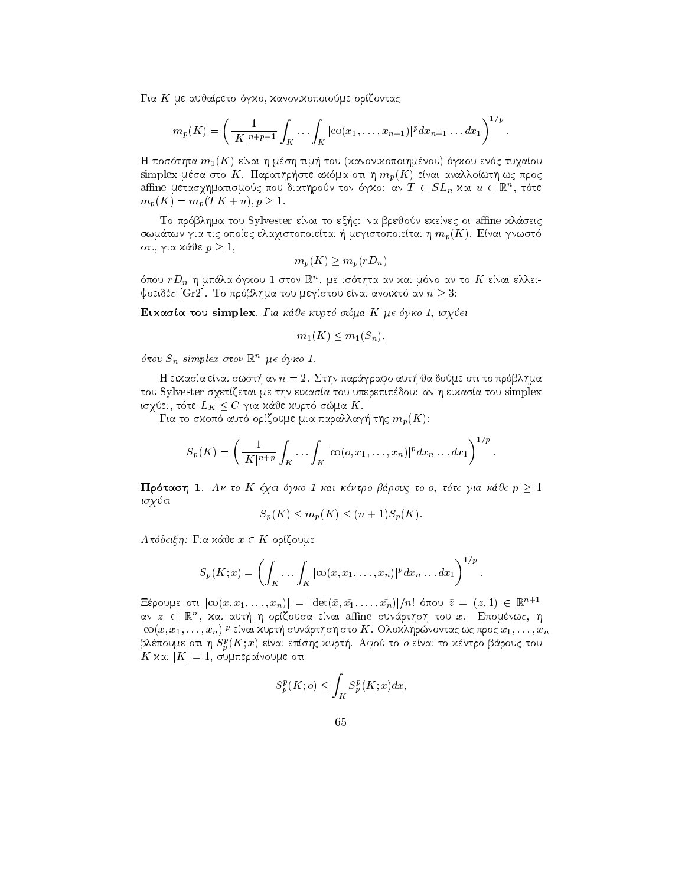Για $K$ με αυθαίρετο όγκο, κανονικοποιούμε ορίζοντας

$$m_p(K) = \left( \frac{1}{|K|^{n+p+1}} \int_K \cdots \int_K |\mathrm{co}(x_1, \ldots, x_{n+1})|^p dx_{n+1} \ldots dx_1 \right)^{1/p}.$$

Η ποσότητα $m_1(K)$ είναι η μέση τιμή του (κανονικοποιημένου) όγκου ενός τυχαίου simplex μέσα στο $K$. Παρατηρήστε ακόμα οτι η $m_p(K)$ είναι αναλλοίωτη ως προς affine μετασχηματισμούς που διατηρούν τον όγκο: αν $T \in SL_n$ και $u \in \mathbb{R}^n$, τότε $m_p(K) = m_p(TK + u), p \geq 1$.

Το πρόβλημα του Sylvester είναι το εξής: να βρεθούν εκείνες οι affine κλάσεις σωμάτων για τις οποίες ελαχιστοποιείται ή μεγιστοποιείται η $m_p(K)$. Είναι γνωστό οτι, για κάθε $p \geq 1$,

$$m_p(K) \geq m_p(rD_n)$$

όπου $rD_n$ η μπάλα όγκου 1 στον $\mathbb{R}^n$, με ισότητα αν και μόνο αν το $K$ είναι ελλειψοειδές [Gr2]. Το πρόβλημα του μεγίστου είναι ανοικτό αν $n \geq 3$:

**Εικασία του simplex.** *Για κάθε κυρτό σώμα $K$ με όγκο 1, ισχύει*

$$m_1(K) \leq m_1(S_n),$$

*όπου $S_n$ simplex στον $\mathbb{R}^n$ με όγκο 1.*

Η εικασία είναι σωστή αν $n = 2$. Στην παράγραφο αυτή θα δούμε οτι το πρόβλημα του Sylvester σχετίζεται με την εικασία του υπερεπιπέδου: αν η εικασία του simplex ισχύει, τότε $L_K \leq C$ για κάθε κυρτό σώμα $K$.

Για το σκοπό αυτό ορίζουμε μια παραλλαγή της $m_p(K)$:

$$S_p(K) = \left( \frac{1}{|K|^{n+p}} \int_K \cdots \int_K |\mathrm{co}(o, x_1, \ldots, x_n)|^p dx_n \ldots dx_1 \right)^{1/p}.$$

**Πρόταση 1.** *Αν το $K$ έχει όγκο 1 και κέντρο βάρους το $o$, τότε για κάθε $p \geq 1$ ισχύει*

$$S_p(K) \leq m_p(K) \leq (n+1) S_p(K).$$

*Απόδειξη:* Για κάθε $x \in K$ ορίζουμε

$$S_p(K; x) = \left( \int_K \cdots \int_K |\mathrm{co}(x, x_1, \ldots, x_n)|^p dx_n \ldots dx_1 \right)^{1/p}.$$

Ξέρουμε οτι $|\mathrm{co}(x, x_1, \ldots, x_n)| = |\det(\bar{x}, \bar{x_1}, \ldots, \bar{x_n})|/n!$ όπου $\bar{z} = (z, 1) \in \mathbb{R}^{n+1}$ αν $z \in \mathbb{R}^n$, και αυτή η ορίζουσα είναι affine συνάρτηση του $x$. Επομένως, η $|\mathrm{co}(x, x_1, \ldots, x_n)|^p$ είναι κυρτή συνάρτηση στο $K$. Ολοκληρώνοντας ως προς $x_1, \ldots, x_n$ βλέπουμε οτι η $S_p^p(K; x)$ είναι επίσης κυρτή. Αφού το $o$ είναι το κέντρο βάρους του $K$ και $|K| = 1$, συμπεραίνουμε οτι

$$S_p^p(K; o) \leq \int_K S_p^p(K; x) dx,$$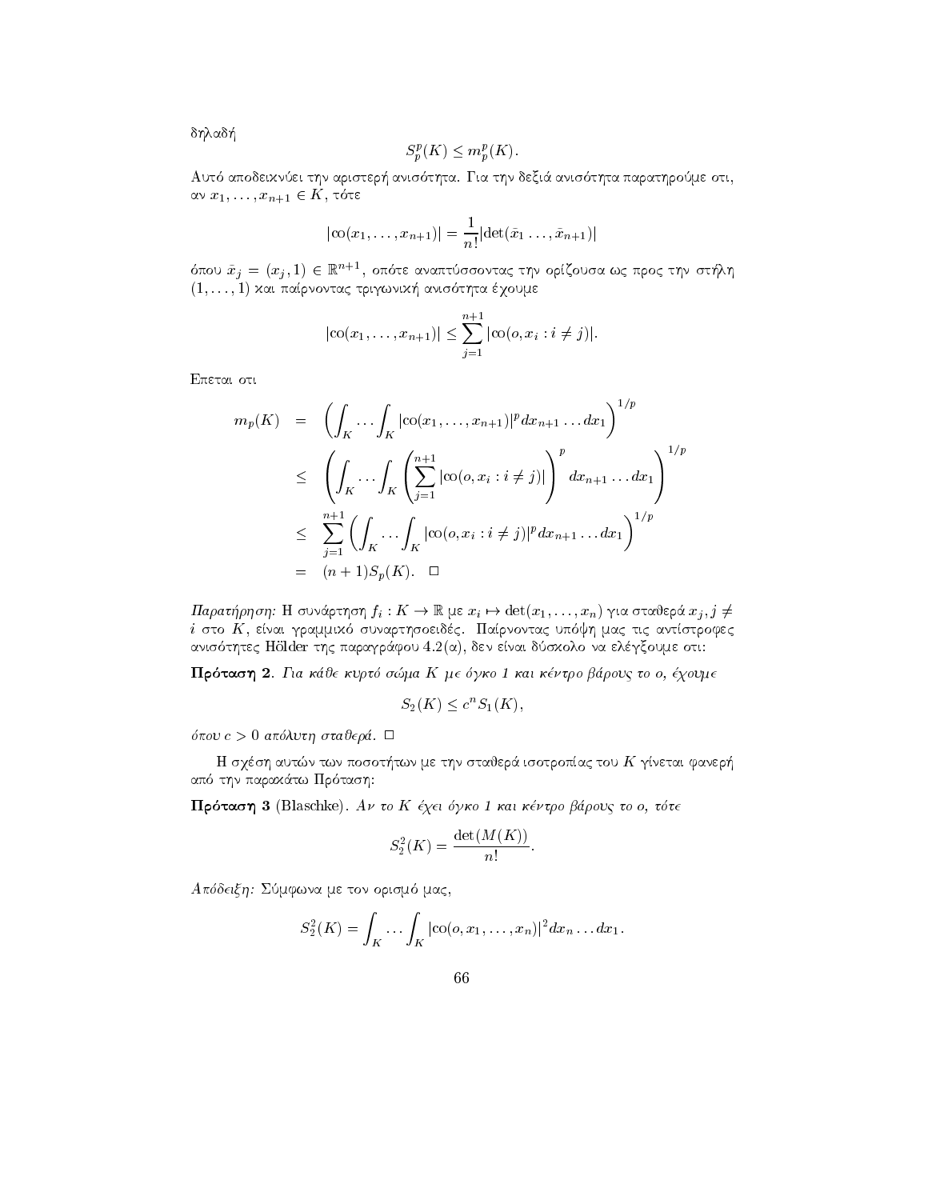δηλαδή

$$S_p^p(K) \leq m_p^p(K).$$

Αυτό αποδεικνύει την αριστερή ανισότητα. Για την δεξιά ανισότητα παρατηρούμε οτι, αν $x_1, \ldots, x_{n+1} \in K$, τότε

$$|\mathrm{co}(x_1, \ldots, x_{n+1})| = \frac{1}{n!}|\det(\bar{x}_1 \ldots, \bar{x}_{n+1})|$$

όπου $\bar{x}_j = (x_j, 1) \in \mathbb{R}^{n+1}$, οπότε αναπτύσσοντας την ορίζουσα ως προς την στήλη $(1, \ldots, 1)$ και παίρνοντας τριγωνική ανισότητα έχουμε

$$|\mathrm{co}(x_1, \ldots, x_{n+1})| \leq \sum_{j=1}^{n+1} |\mathrm{co}(o, x_i : i \neq j)|.$$

Επεται οτι

$$\begin{aligned}
m_p(K) &= \left( \int_K \cdots \int_K |\mathrm{co}(x_1, \ldots, x_{n+1})|^p dx_{n+1} \ldots dx_1 \right)^{1/p} \\
&\leq \left( \int_K \cdots \int_K \left( \sum_{j=1}^{n+1} |\mathrm{co}(o, x_i : i \neq j)| \right)^p dx_{n+1} \ldots dx_1 \right)^{1/p} \\
&\leq \sum_{j=1}^{n+1} \left( \int_K \cdots \int_K |\mathrm{co}(o, x_i : i \neq j)|^p dx_{n+1} \ldots dx_1 \right)^{1/p} \\
&= (n+1) S_p(K). \quad \square
\end{aligned}$$

*Παρατήρηση:* Η συνάρτηση $f_i : K \to \mathbb{R}$ με $x_i \mapsto \det(x_1, \ldots, x_n)$ για σταθερά $x_j, j \neq i$ στο $K$, είναι γραμμικό συναρτησοειδές. Παίρνοντας υπόψη μας τις αντίστροφες ανισότητες Hölder της παραγράφου 4.2(α), δεν είναι δύσκολο να ελέγξουμε οτι:

**Πρόταση 2**. *Για κάθε κυρτό σώμα $K$ με όγκο 1 και κέντρο βάρους το $o$, έχουμε*

$$S_2(K) \leq c^n S_1(K),$$

*όπου $c > 0$ απόλυτη σταθερά.* $\square$

Η σχέση αυτών των ποσοτήτων με την σταθερά ισοτροπίας του $K$ γίνεται φανερή από την παρακάτω Πρόταση:

**Πρόταση 3** (Blaschke). *Αν το $K$ έχει όγκο 1 και κέντρο βάρους το $o$, τότε*

$$S_2^2(K) = \frac{\det(M(K))}{n!}.$$

*Απόδειξη:* Σύμφωνα με τον ορισμό μας,

$$S_2^2(K) = \int_K \cdots \int_K |\mathrm{co}(o, x_1, \ldots, x_n)|^2 dx_n \ldots dx_1.$$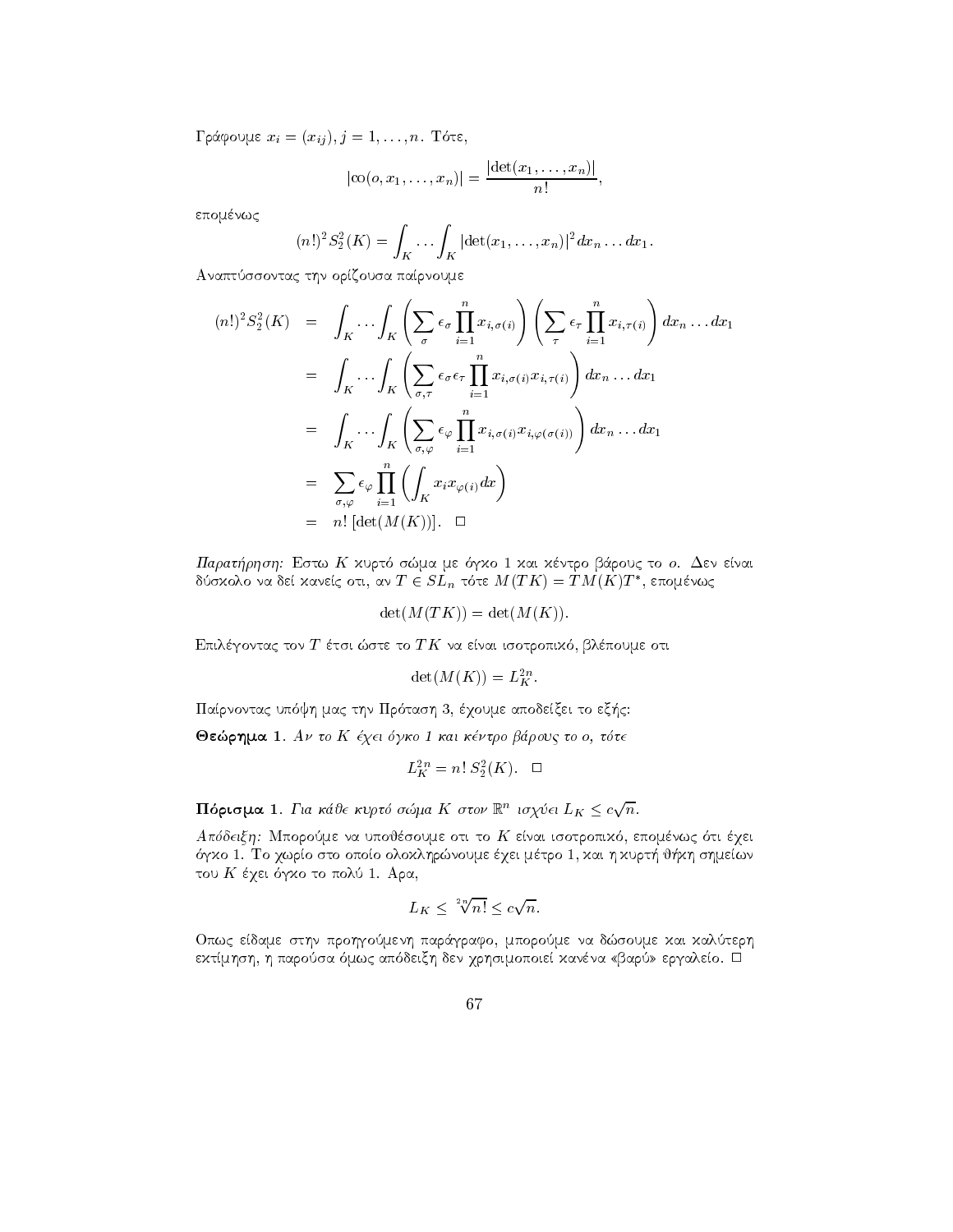Γράφουμε $x_i = (x_{ij}), j = 1, \ldots, n$. Τότε,

$$|\mathrm{co}(o, x_1, \ldots, x_n)| = \frac{|\det(x_1, \ldots, x_n)|}{n!},$$

επομένως

$$(n!)^2 S_2^2(K) = \int_K \ldots \int_K |\det(x_1, \ldots, x_n)|^2 dx_n \ldots dx_1.$$

Αναπτύσσοντας την ορίζουσα παίρνουμε

$$\begin{aligned}
(n!)^2 S_2^2(K) &= \int_K \ldots \int_K \left( \sum_{\sigma} \epsilon_\sigma \prod_{i=1}^n x_{i,\sigma(i)} \right) \left( \sum_{\tau} \epsilon_\tau \prod_{i=1}^n x_{i,\tau(i)} \right) dx_n \ldots dx_1 \\
&= \int_K \ldots \int_K \left( \sum_{\sigma,\tau} \epsilon_\sigma \epsilon_\tau \prod_{i=1}^n x_{i,\sigma(i)} x_{i,\tau(i)} \right) dx_n \ldots dx_1 \\
&= \int_K \ldots \int_K \left( \sum_{\sigma,\varphi} \epsilon_\varphi \prod_{i=1}^n x_{i,\sigma(i)} x_{i,\varphi(\sigma(i))} \right) dx_n \ldots dx_1 \\
&= \sum_{\sigma,\varphi} \epsilon_\varphi \prod_{i=1}^n \left( \int_K x_i x_{\varphi(i)} dx \right) \\
&= n! \,[\det(M(K))]. \quad \square
\end{aligned}$$

*Παρατήρηση:* Εστω $K$ κυρτό σώμα με όγκο 1 και κέντρο βάρους το $o$. Δεν είναι δύσκολο να δεί κανείς οτι, αν $T \in SL_n$ τότε $M(TK) = TM(K)T^*$, επομένως

$$\det(M(TK)) = \det(M(K)).$$

Επιλέγοντας τον $T$ έτσι ώστε το $TK$ να είναι ισοτροπικό, βλέπουμε οτι

$$\det(M(K)) = L_K^{2n}.$$

Παίρνοντας υπόψη μας την Πρόταση 3, έχουμε αποδείξει το εξής:

**Θεώρημα 1.** *Αν το $K$ έχει όγκο 1 και κέντρο βάρους το $o$, τότε*

$$L_K^{2n} = n! \, S_2^2(K). \quad \square$$

**Πόρισμα 1.** *Για κάθε κυρτό σώμα $K$ στον $\mathbb{R}^n$ ισχύει $L_K \leq c\sqrt{n}$.*

*Απόδειξη:* Μπορούμε να υποθέσουμε οτι το $K$ είναι ισοτροπικό, επομένως ότι έχει όγκο 1. Το χωρίο στο οποίο ολοκληρώνουμε έχει μέτρο 1, και η κυρτή θήκη σημείων του $K$ έχει όγκο το πολύ 1. Αρα,

$$L_K \leq \sqrt[2n]{n!} \leq c\sqrt{n}.$$

Οπως είδαμε στην προηγούμενη παράγραφο, μπορούμε να δώσουμε και καλύτερη εκτίμηση, η παρούσα όμως απόδειξη δεν χρησιμοποιεί κανένα «βαρύ» εργαλείο. $\square$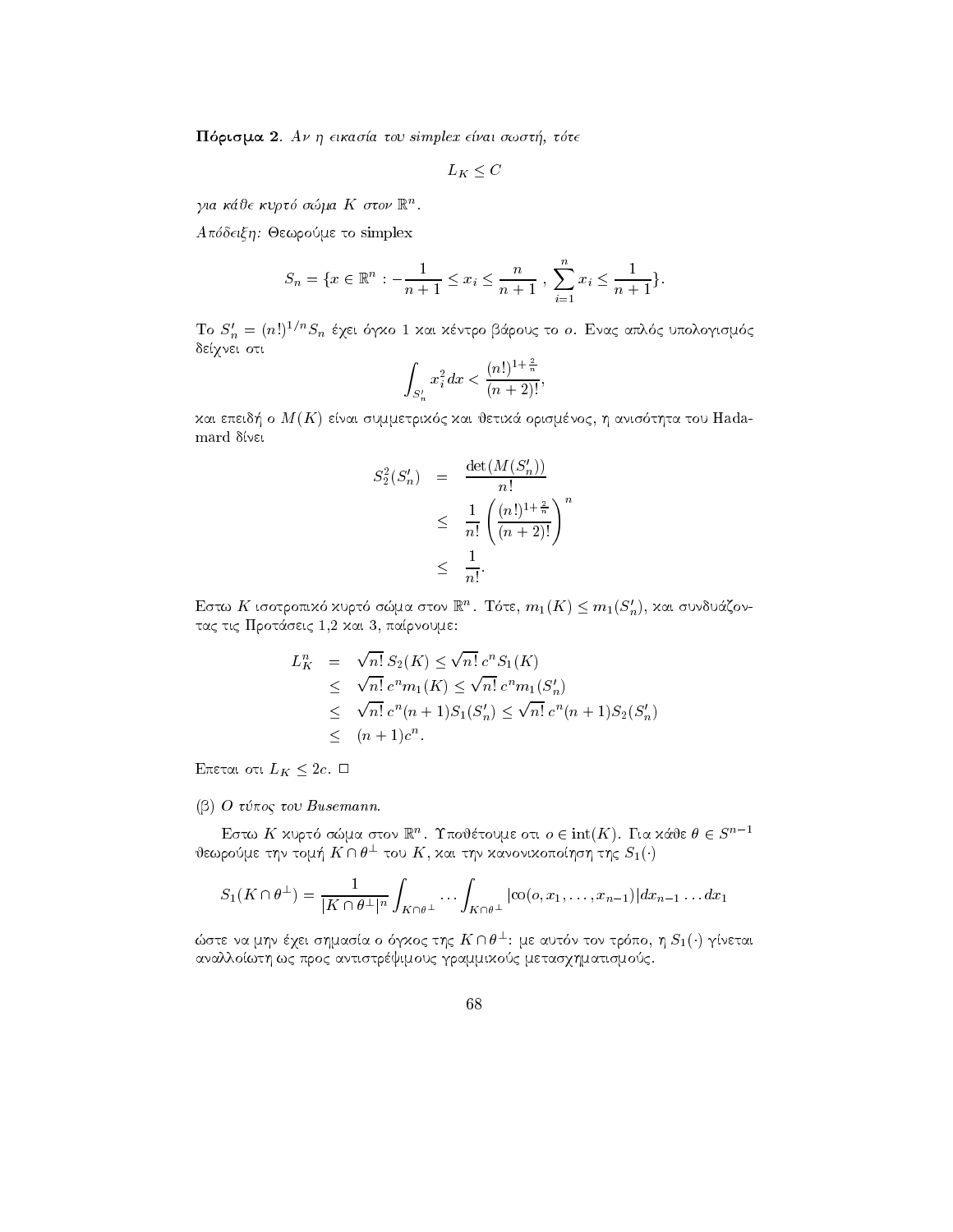**Πόρισμα 2.** *Αν η εικασία του simplex είναι σωστή, τότε*

$$L_K \leq C$$

*για κάθε κυρτό σώμα $K$ στον $\mathbb{R}^n$.*

*Απόδειξη:* Θεωρούμε το simplex

$$S_n = \{x \in \mathbb{R}^n : -\frac{1}{n+1} \leq x_i \leq \frac{n}{n+1}\ ,\ \sum_{i=1}^{n} x_i \leq \frac{1}{n+1}\}.$$

Το $S_n' = (n!)^{1/n} S_n$ έχει όγκο 1 και κέντρο βάρους το $o$. Ενας απλός υπολογισμός δείχνει οτι

$$\int_{S_n'} x_i^2 dx < \frac{(n!)^{1+\frac{2}{n}}}{(n+2)!},$$

και επειδή ο $M(K)$ είναι συμμετρικός και θετικά ορισμένος, η ανισότητα του Hadamard δίνει

$$\begin{aligned} S_2^2(S_n') &= \frac{\det(M(S_n'))}{n!} \\ &\leq \frac{1}{n!}\left(\frac{(n!)^{1+\frac{2}{n}}}{(n+2)!}\right)^n \\ &\leq \frac{1}{n!}. \end{aligned}$$

Εστω $K$ ισοτροπικό κυρτό σώμα στον $\mathbb{R}^n$. Τότε, $m_1(K) \leq m_1(S_n')$, και συνδυάζοντας τις Προτάσεις 1,2 και 3, παίρνουμε:

$$\begin{aligned} L_K^n &= \sqrt{n!}\, S_2(K) \leq \sqrt{n!}\, c^n S_1(K) \\ &\leq \sqrt{n!}\, c^n m_1(K) \leq \sqrt{n!}\, c^n m_1(S_n') \\ &\leq \sqrt{n!}\, c^n (n+1) S_1(S_n') \leq \sqrt{n!}\, c^n (n+1) S_2(S_n') \\ &\leq (n+1)c^n. \end{aligned}$$

Επεται οτι $L_K \leq 2c$. $\square$

(β) *Ο τύπος του Busemann.*

Εστω $K$ κυρτό σώμα στον $\mathbb{R}^n$. Υποθέτουμε οτι $o \in \text{int}(K)$. Για κάθε $\theta \in S^{n-1}$ θεωρούμε την τομή $K \cap \theta^{\perp}$ του $K$, και την κανονικοποίηση της $S_1(\cdot)$

$$S_1(K \cap \theta^{\perp}) = \frac{1}{|K \cap \theta^{\perp}|^n} \int_{K \cap \theta^{\perp}} \cdots \int_{K \cap \theta^{\perp}} |\text{co}(o, x_1, \ldots, x_{n-1})| dx_{n-1} \ldots dx_1$$

ώστε να μην έχει σημασία ο όγκος της $K \cap \theta^{\perp}$: με αυτόν τον τρόπο, η $S_1(\cdot)$ γίνεται αναλλοίωτη ως προς αντιστρέψιμους γραμμικούς μετασχηματισμούς.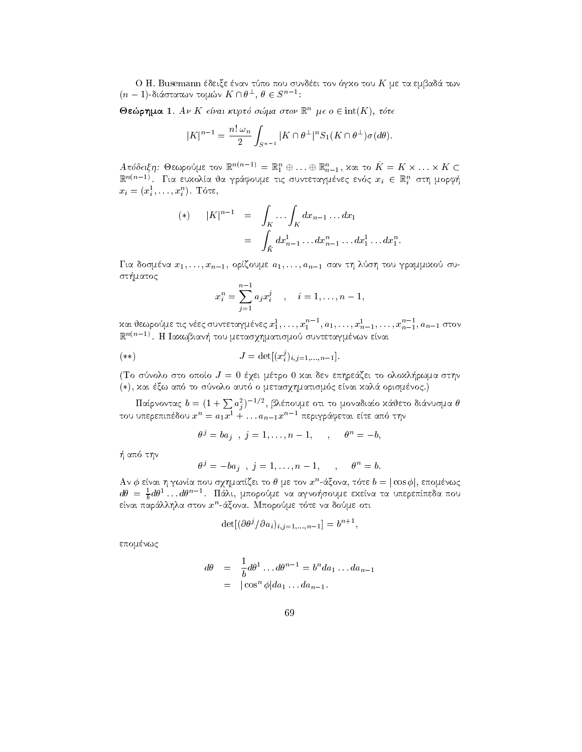Ο H. Busemann έδειξε έναν τύπο που συνδέει τον όγκο του $K$ με τα εμβαδά των $(n-1)$-διάστατων τομών $K \cap \theta^{\perp}$, $\theta \in S^{n-1}$:

**Θεώρημα 1.** *Αν $K$ είναι κυρτό σώμα στον $\mathbb{R}^n$ με $o \in \text{int}(K)$, τότε*

$$|K|^{n-1} = \frac{n!\,\omega_n}{2} \int_{S^{n-1}} |K \cap \theta^{\perp}|^n S_1(K \cap \theta^{\perp}) \sigma(d\theta).$$

*Απόδειξη:* Θεωρούμε τον $\mathbb{R}^{n(n-1)} = \mathbb{R}_1^n \oplus \ldots \oplus \mathbb{R}_{n-1}^n$, και το $\bar{K} = K \times \ldots \times K \subset \mathbb{R}^{n(n-1)}$. Για ευκολία θα γράφουμε τις συντεταγμένες ενός $x_i \in \mathbb{R}_i^n$ στη μορφή $x_i = (x_i^1, \ldots, x_i^n)$. Τότε,

$$(*) \qquad |K|^{n-1} = \int_K \ldots \int_K dx_{n-1} \ldots dx_1 = \int_{\bar{K}} dx_{n-1}^1 \ldots dx_{n-1}^n \ldots dx_1^1 \ldots dx_1^n.$$

Για δοσμένα $x_1, \ldots, x_{n-1}$, ορίζουμε $a_1, \ldots, a_{n-1}$ σαν τη λύση του γραμμικού συστήματος

$$x_i^n = \sum_{j=1}^{n-1} a_j x_i^j \quad , \quad i = 1, \ldots, n-1,$$

και θεωρούμε τις νέες συντεταγμένες $x_1^1, \ldots, x_1^{n-1}, a_1, \ldots, x_{n-1}^1, \ldots, x_{n-1}^{n-1}, a_{n-1}$ στον $\mathbb{R}^{n(n-1)}$. Η Ιακωβιανή του μετασχηματισμού συντεταγμένων είναι

$$(**) \qquad J = \det[(x_i^j)_{i,j=1,\ldots,n-1}].$$

(Το σύνολο στο οποίο $J = 0$ έχει μέτρο $0$ και δεν επηρεάζει το ολοκλήρωμα στην $(*)$, και έξω από το σύνολο αυτό ο μετασχηματισμός είναι καλά ορισμένος.)

Παίρνοντας $b = (1 + \sum a_j^2)^{-1/2}$, βλέπουμε οτι το μοναδιαίο κάθετο διάνυσμα $\theta$ του υπερεπιπέδου $x^n = a_1 x^1 + \ldots a_{n-1} x^{n-1}$ περιγράφεται είτε από την

$$\theta^j = b a_j \ , \ j = 1, \ldots, n-1, \quad , \quad \theta^n = -b,$$

ή από την

$$\theta^j = -b a_j \ , \ j = 1, \ldots, n-1, \quad , \quad \theta^n = b.$$

Αν $\phi$ είναι η γωνία που σχηματίζει το $\theta$ με τον $x^n$-άξονα, τότε $b = |\cos\phi|$, επομένως $d\theta = \frac{1}{b} d\theta^1 \ldots d\theta^{n-1}$. Πάλι, μπορούμε να αγνοήσουμε εκείνα τα υπερεπίπεδα που είναι παράλληλα στον $x^n$-άξονα. Μπορούμε τότε να δούμε οτι

$$\det[(\partial\theta^j / \partial a_i)_{i,j=1,\ldots,n-1}] = b^{n+1},$$

επομένως

$$d\theta = \frac{1}{b} d\theta^1 \ldots d\theta^{n-1} = b^n da_1 \ldots da_{n-1} = |\cos^n \phi| da_1 \ldots da_{n-1}.$$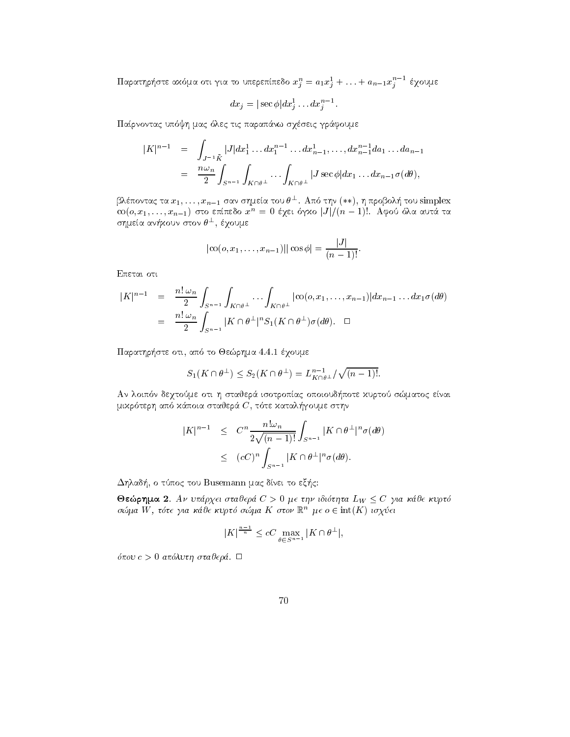Παρατηρήστε ακόμα οτι για το υπερεπίπεδο $x_j^n = a_1 x_j^1 + \ldots + a_{n-1} x_j^{n-1}$ έχουμε

$$dx_j = |\sec\phi| dx_j^1 \ldots dx_j^{n-1}.$$

Παίρνοντας υπόψη μας όλες τις παραπάνω σχέσεις γράφουμε

$$\begin{aligned}
|K|^{n-1} &= \int_{J^{-1}\tilde{K}} |J| dx_1^1 \ldots dx_1^{n-1} \ldots dx_{n-1}^1, \ldots, dx_{n-1}^{n-1} da_1 \ldots da_{n-1} \\
&= \frac{n\omega_n}{2} \int_{S^{n-1}} \int_{K\cap\theta^\perp} \ldots \int_{K\cap\theta^\perp} |J \sec\phi| dx_1 \ldots dx_{n-1} \sigma(d\theta),
\end{aligned}$$

βλέποντας τα $x_1, \ldots, x_{n-1}$ σαν σημεία του $\theta^\perp$. Από την (\*\*), η προβολή του simplex $\mathrm{co}(o, x_1, \ldots, x_{n-1})$ στο επίπεδο $x^n = 0$ έχει όγκο $|J|/(n-1)!$. Αφού όλα αυτά τα σημεία ανήκουν στον $\theta^\perp$, έχουμε

$$|\mathrm{co}(o, x_1, \ldots, x_{n-1})| |\cos\phi| = \frac{|J|}{(n-1)!}.$$

Επεται οτι

$$\begin{aligned}
|K|^{n-1} &= \frac{n!\,\omega_n}{2} \int_{S^{n-1}} \int_{K\cap\theta^\perp} \ldots \int_{K\cap\theta^\perp} |\mathrm{co}(o, x_1, \ldots, x_{n-1})| dx_{n-1} \ldots dx_1 \sigma(d\theta) \\
&= \frac{n!\,\omega_n}{2} \int_{S^{n-1}} |K\cap\theta^\perp|^n S_1(K\cap\theta^\perp) \sigma(d\theta). \quad \square
\end{aligned}$$

Παρατηρήστε οτι, από το Θεώρημα 4.4.1 έχουμε

$$S_1(K\cap\theta^\perp) \leq S_2(K\cap\theta^\perp) = L_{K\cap\theta^\perp}^{n-1} / \sqrt{(n-1)!}.$$

Αν λοιπόν δεχτούμε οτι η σταθερά ισοτροπίας οποιουδήποτε κυρτού σώματος είναι μικρότερη από κάποια σταθερά $C$, τότε καταλήγουμε στην

$$\begin{aligned}
|K|^{n-1} &\leq C^n \frac{n!\omega_n}{2\sqrt{(n-1)!}} \int_{S^{n-1}} |K\cap\theta^\perp|^n \sigma(d\theta) \\
&\leq (cC)^n \int_{S^{n-1}} |K\cap\theta^\perp|^n \sigma(d\theta).
\end{aligned}$$

Δηλαδή, ο τύπος του Busemann μας δίνει το εξής:

**Θεώρημα 2.** *Αν υπάρχει σταθερά $C > 0$ με την ιδιότητα $L_W \leq C$ για κάθε κυρτό σώμα $W$, τότε για κάθε κυρτό σώμα $K$ στον $\mathbb{R}^n$ με $o \in \mathrm{int}(K)$ ισχύει*

$$|K|^{\frac{n-1}{n}} \leq cC \max_{\theta\in S^{n-1}} |K\cap\theta^\perp|,$$

*όπου $c > 0$ απόλυτη σταθερά.* $\square$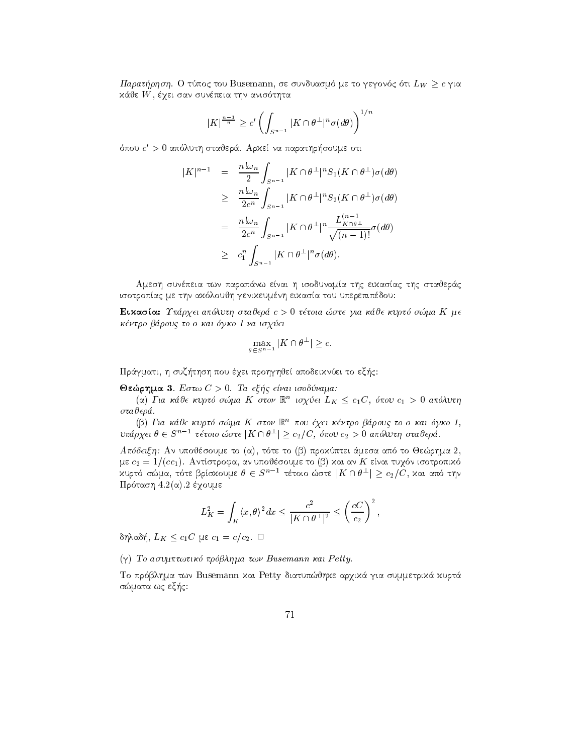*Παρατήρηση.* Ο τύπος του Busemann, σε συνδυασμό με το γεγονός ότι $L_W \geq c$ για κάθε $W$, έχει σαν συνέπεια την ανισότητα

$$|K|^{\frac{n-1}{n}} \geq c' \left( \int_{S^{n-1}} |K \cap \theta^\perp|^n \sigma(d\theta) \right)^{1/n}$$

όπου $c' > 0$ απόλυτη σταθερά. Αρκεί να παρατηρήσουμε οτι

$$\begin{aligned}
|K|^{n-1} &= \frac{n!\omega_n}{2} \int_{S^{n-1}} |K \cap \theta^\perp|^n S_1(K \cap \theta^\perp)\sigma(d\theta) \\
&\geq \frac{n!\omega_n}{2c^n} \int_{S^{n-1}} |K \cap \theta^\perp|^n S_2(K \cap \theta^\perp)\sigma(d\theta) \\
&= \frac{n!\omega_n}{2c^n} \int_{S^{n-1}} |K \cap \theta^\perp|^n \frac{L_{K\cap\theta^\perp}^{(n-1}}{\sqrt{(n-1)!}}\sigma(d\theta) \\
&\geq c_1^n \int_{S^{n-1}} |K \cap \theta^\perp|^n \sigma(d\theta).
\end{aligned}$$

Αμεση συνέπεια των παραπάνω είναι η ισοδυναμία της εικασίας της σταθεράς ισοτροπίας με την ακόλουθη γενικευμένη εικασία του υπερεπιπέδου:

**Εικασία:** *Υπάρχει απόλυτη σταθερά $c > 0$ τέτοια ώστε για κάθε κυρτό σώμα $K$ με κέντρο βάρους το $o$ και όγκο 1 να ισχύει*

$$\max_{\theta \in S^{n-1}} |K \cap \theta^\perp| \geq c.$$

Πράγματι, η συζήτηση που έχει προηγηθεί αποδεικνύει το εξής:

**Θεώρημα 3**. *Εστω $C > 0$. Τα εξής είναι ισοδύναμα:*

(α) *Για κάθε κυρτό σώμα $K$ στον $\mathbb{R}^n$ ισχύει $L_K \leq c_1 C$, όπου $c_1 > 0$ απόλυτη σταθερά.*

(β) *Για κάθε κυρτό σώμα $K$ στον $\mathbb{R}^n$ που έχει κέντρο βάρους το $o$ και όγκο 1, υπάρχει $\theta \in S^{n-1}$ τέτοιο ώστε $|K \cap \theta^\perp| \geq c_2/C$, όπου $c_2 > 0$ απόλυτη σταθερά.*

*Απόδειξη:* Αν υποθέσουμε το (α), τότε το (β) προκύπτει άμεσα από το Θεώρημα 2, με $c_2 = 1/(cc_1)$. Αντίστροφα, αν υποθέσουμε το (β) και αν $K$ είναι τυχόν ισοτροπικό κυρτό σώμα, τότε βρίσκουμε $\theta \in S^{n-1}$ τέτοιο ώστε $|K \cap \theta^\perp| \geq c_2/C$, και από την Πρόταση 4.2(α).2 έχουμε

$$L_K^2 = \int_K \langle x, \theta \rangle^2 dx \leq \frac{c^2}{|K \cap \theta^\perp|^2} \leq \left( \frac{cC}{c_2} \right)^2,$$

δηλαδή, $L_K \leq c_1 C$ με $c_1 = c/c_2$. $\square$

(γ) *Το ασυμπτωτικό πρόβλημα των Busemann και Petty.*

Το πρόβλημα των Busemann και Petty διατυπώθηκε αρχικά για συμμετρικά κυρτά σώματα ως εξής: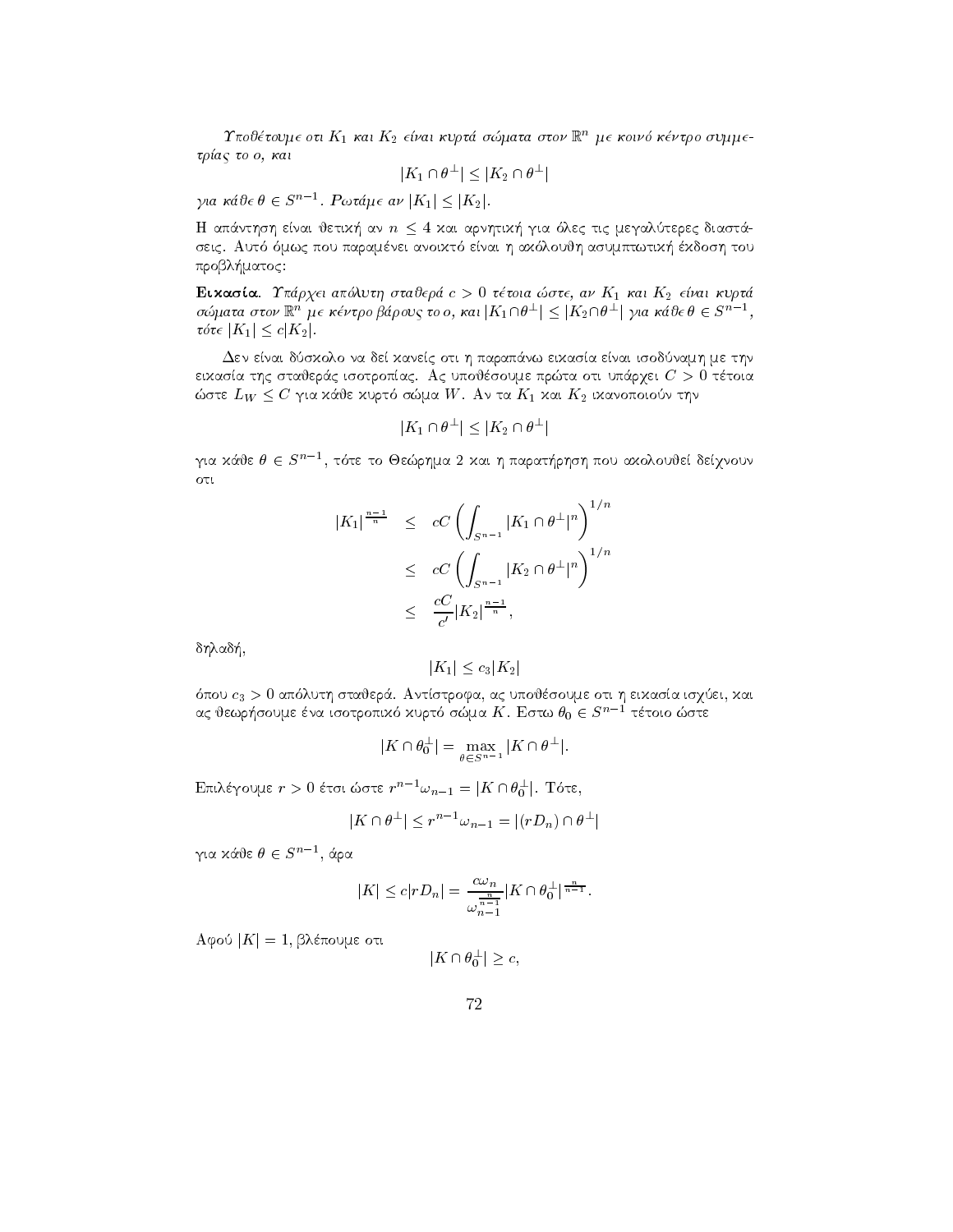*Υποθέτουμε οτι $K_1$ και $K_2$ είναι κυρτά σώματα στον $\mathbb{R}^n$ με κοινό κέντρο συμμετρίας το $o$, και*

$$|K_1 \cap \theta^\perp| \leq |K_2 \cap \theta^\perp|$$

*για κάθε $\theta \in S^{n-1}$. Ρωτάμε αν $|K_1| \leq |K_2|$.*

Η απάντηση είναι θετική αν $n \leq 4$ και αρνητική για όλες τις μεγαλύτερες διαστάσεις. Αυτό όμως που παραμένει ανοικτό είναι η ακόλουθη ασυμπτωτική έκδοση του προβλήματος:

**Εικασία.** *Υπάρχει απόλυτη σταθερά $c > 0$ τέτοια ώστε, αν $K_1$ και $K_2$ είναι κυρτά σώματα στον $\mathbb{R}^n$ με κέντρο βάρους το $o$, και $|K_1 \cap \theta^\perp| \leq |K_2 \cap \theta^\perp|$ για κάθε $\theta \in S^{n-1}$, τότε $|K_1| \leq c|K_2|$.*

Δεν είναι δύσκολο να δεί κανείς οτι η παραπάνω εικασία είναι ισοδύναμη με την εικασία της σταθεράς ισοτροπίας. Ας υποθέσουμε πρώτα οτι υπάρχει $C > 0$ τέτοια ώστε $L_W \leq C$ για κάθε κυρτό σώμα $W$. Αν τα $K_1$ και $K_2$ ικανοποιούν την

$$|K_1 \cap \theta^\perp| \leq |K_2 \cap \theta^\perp|$$

για κάθε $\theta \in S^{n-1}$, τότε το Θεώρημα 2 και η παρατήρηση που ακολουθεί δείχνουν οτι

$$\begin{aligned}
|K_1|^{\frac{n-1}{n}} &\leq cC \left( \int_{S^{n-1}} |K_1 \cap \theta^\perp|^n \right)^{1/n} \\
&\leq cC \left( \int_{S^{n-1}} |K_2 \cap \theta^\perp|^n \right)^{1/n} \\
&\leq \frac{cC}{c'} |K_2|^{\frac{n-1}{n}},
\end{aligned}$$

δηλαδή,

$$|K_1| \leq c_3 |K_2|$$

όπου $c_3 > 0$ απόλυτη σταθερά. Αντίστροφα, ας υποθέσουμε οτι η εικασία ισχύει, και ας θεωρήσουμε ένα ισοτροπικό κυρτό σώμα $K$. Εστω $\theta_0 \in S^{n-1}$ τέτοιο ώστε

$$|K \cap \theta_0^\perp| = \max_{\theta \in S^{n-1}} |K \cap \theta^\perp|.$$

Επιλέγουμε $r > 0$ έτσι ώστε $r^{n-1}\omega_{n-1} = |K \cap \theta_0^\perp|$. Τότε,

$$|K \cap \theta^\perp| \leq r^{n-1}\omega_{n-1} = |(rD_n) \cap \theta^\perp|$$

για κάθε $\theta \in S^{n-1}$, άρα

$$|K| \leq c|rD_n| = \frac{c\omega_n}{\omega_{n-1}^{\frac{n}{n-1}}} |K \cap \theta_0^\perp|^{\frac{n}{n-1}}.$$

Αφού $|K| = 1$, βλέπουμε οτι

$$|K \cap \theta_0^\perp| \geq c,$$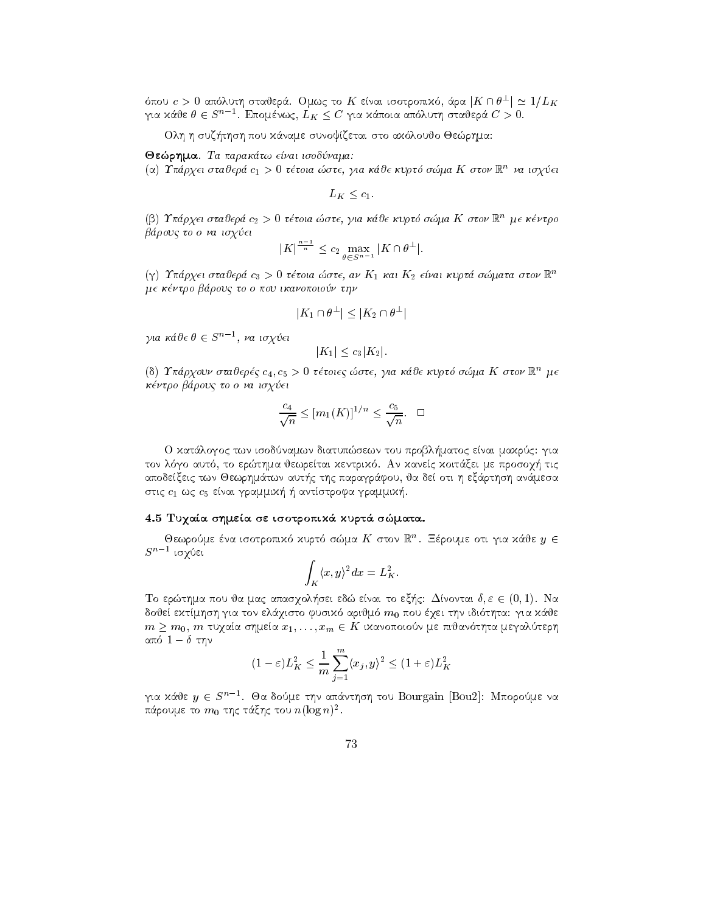όπου $c > 0$ απόλυτη σταθερά. Ομως το $K$ είναι ισοτροπικό, άρα $|K \cap \theta^\perp| \simeq 1/L_K$ για κάθε $\theta \in S^{n-1}$. Επομένως, $L_K \leq C$ για κάποια απόλυτη σταθερά $C > 0$.

Ολη η συζήτηση που κάναμε συνοψίζεται στο ακόλουθο Θεώρημα:

**Θεώρημα**. *Τα παρακάτω είναι ισοδύναμα:*

(α) *Υπάρχει σταθερά $c_1 > 0$ τέτοια ώστε, για κάθε κυρτό σώμα $K$ στον $\mathbb{R}^n$ να ισχύει*

$$L_K \leq c_1.$$

(β) *Υπάρχει σταθερά $c_2 > 0$ τέτοια ώστε, για κάθε κυρτό σώμα $K$ στον $\mathbb{R}^n$ με κέντρο βάρους το $o$ να ισχύει*

$$|K|^{\frac{n-1}{n}} \leq c_2 \max_{\theta \in S^{n-1}} |K \cap \theta^\perp|.$$

(γ) *Υπάρχει σταθερά $c_3 > 0$ τέτοια ώστε, αν $K_1$ και $K_2$ είναι κυρτά σώματα στον $\mathbb{R}^n$ με κέντρο βάρους το $o$ που ικανοποιούν την*

$$|K_1 \cap \theta^\perp| \leq |K_2 \cap \theta^\perp|$$

*για κάθε $\theta \in S^{n-1}$, να ισχύει*

$$|K_1| \leq c_3 |K_2|.$$

(δ) *Υπάρχουν σταθερές $c_4, c_5 > 0$ τέτοιες ώστε, για κάθε κυρτό σώμα $K$ στον $\mathbb{R}^n$ με κέντρο βάρους το $o$ να ισχύει*

$$\frac{c_4}{\sqrt{n}} \leq [m_1(K)]^{1/n} \leq \frac{c_5}{\sqrt{n}}. \quad \square$$

Ο κατάλογος των ισοδύναμων διατυπώσεων του προβλήματος είναι μακρύς: για τον λόγο αυτό, το ερώτημα θεωρείται κεντρικό. Αν κανείς κοιτάξει με προσοχή τις αποδείξεις των Θεωρημάτων αυτής της παραγράφου, θα δεί οτι η εξάρτηση ανάμεσα στις $c_1$ ως $c_5$ είναι γραμμική ή αντίστροφα γραμμική.

## 4.5 Τυχαία σημεία σε ισοτροπικά κυρτά σώματα.

Θεωρούμε ένα ισοτροπικό κυρτό σώμα $K$ στον $\mathbb{R}^n$. Ξέρουμε οτι για κάθε $y \in S^{n-1}$ ισχύει

$$\int_K \langle x, y\rangle^2 dx = L_K^2.$$

Το ερώτημα που θα μας απασχολήσει εδώ είναι το εξής: Δίνονται $\delta, \varepsilon \in (0,1)$. Να δοθεί εκτίμηση για τον ελάχιστο φυσικό αριθμό $m_0$ που έχει την ιδιότητα: για κάθε $m \geq m_0$, $m$ τυχαία σημεία $x_1, \ldots, x_m \in K$ ικανοποιούν με πιθανότητα μεγαλύτερη από $1 - \delta$ την

$$(1 - \varepsilon) L_K^2 \leq \frac{1}{m} \sum_{j=1}^{m} \langle x_j, y\rangle^2 \leq (1 + \varepsilon) L_K^2$$

για κάθε $y \in S^{n-1}$. Θα δούμε την απάντηση του Bourgain [Bou2]: Μπορούμε να πάρουμε το $m_0$ της τάξης του $n(\log n)^2$.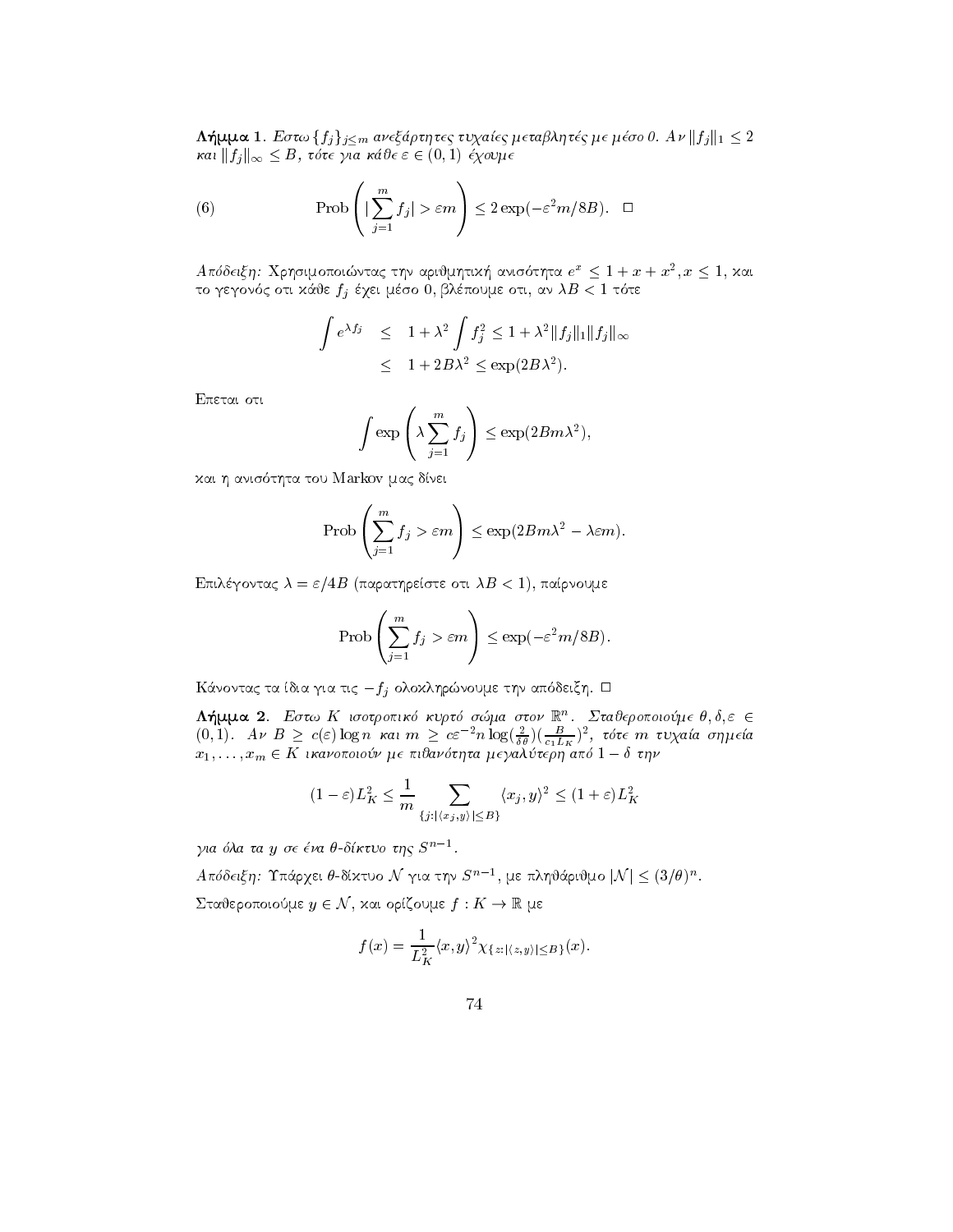**Λήμμα 1.** *Εστω $\{f_j\}_{j\leq m}$ ανεξάρτητες τυχαίες μεταβλητές με μέσο 0. Αν $\|f_j\|_1 \leq 2$ και $\|f_j\|_\infty \leq B$, τότε για κάθε $\varepsilon \in (0,1)$ έχουμε*

$$\text{Prob}\left( |\sum_{j=1}^{m} f_j| > \varepsilon m \right) \leq 2\exp(-\varepsilon^2 m/8B). \quad \square \tag{6}$$

*Απόδειξη:* Χρησιμοποιώντας την αριθμητική ανισότητα $e^x \leq 1 + x + x^2, x \leq 1$, και το γεγονός οτι κάθε $f_j$ έχει μέσο 0, βλέπουμε οτι, αν $\lambda B < 1$ τότε

$$\begin{aligned}\int e^{\lambda f_j} &\leq 1 + \lambda^2 \int f_j^2 \leq 1 + \lambda^2 \|f_j\|_1 \|f_j\|_\infty \\ &\leq 1 + 2B\lambda^2 \leq \exp(2B\lambda^2).\end{aligned}$$

Επεται οτι

$$\int \exp\left( \lambda \sum_{j=1}^{m} f_j \right) \leq \exp(2Bm\lambda^2),$$

και η ανισότητα του Markov μας δίνει

$$\text{Prob}\left( \sum_{j=1}^{m} f_j > \varepsilon m \right) \leq \exp(2Bm\lambda^2 - \lambda\varepsilon m).$$

Επιλέγοντας $\lambda = \varepsilon/4B$ (παρατηρείστε οτι $\lambda B < 1$), παίρνουμε

$$\text{Prob}\left( \sum_{j=1}^{m} f_j > \varepsilon m \right) \leq \exp(-\varepsilon^2 m/8B).$$

Κάνοντας τα ίδια για τις $-f_j$ ολοκληρώνουμε την απόδειξη. $\square$

**Λήμμα 2.** *Εστω $K$ ισοτροπικό κυρτό σώμα στον $\mathbb{R}^n$. Σταθεροποιούμε $\theta, \delta, \varepsilon \in (0,1)$. Αν $B \geq c(\varepsilon)\log n$ και $m \geq c\varepsilon^{-2} n \log(\frac{2}{\delta\theta})(\frac{B}{c_1 L_K})^2$, τότε $m$ τυχαία σημεία $x_1, \ldots, x_m \in K$ ικανοποιούν με πιθανότητα μεγαλύτερη από $1-\delta$ την*

$$(1-\varepsilon)L_K^2 \leq \frac{1}{m} \sum_{\{j : |\langle x_j, y\rangle| \leq B\}} \langle x_j, y\rangle^2 \leq (1+\varepsilon)L_K^2$$

*για όλα τα $y$ σε ένα $\theta$-δίκτυο της $S^{n-1}$.*

*Απόδειξη:* Υπάρχει $\theta$-δίκτυο $\mathcal{N}$ για την $S^{n-1}$, με πληθάριθμο $|\mathcal{N}| \leq (3/\theta)^n$.

Σταθεροποιούμε $y \in \mathcal{N}$, και ορίζουμε $f : K \to \mathbb{R}$ με

$$f(x) = \frac{1}{L_K^2} \langle x, y\rangle^2 \chi_{\{z : |\langle z, y\rangle| \leq B\}}(x).$$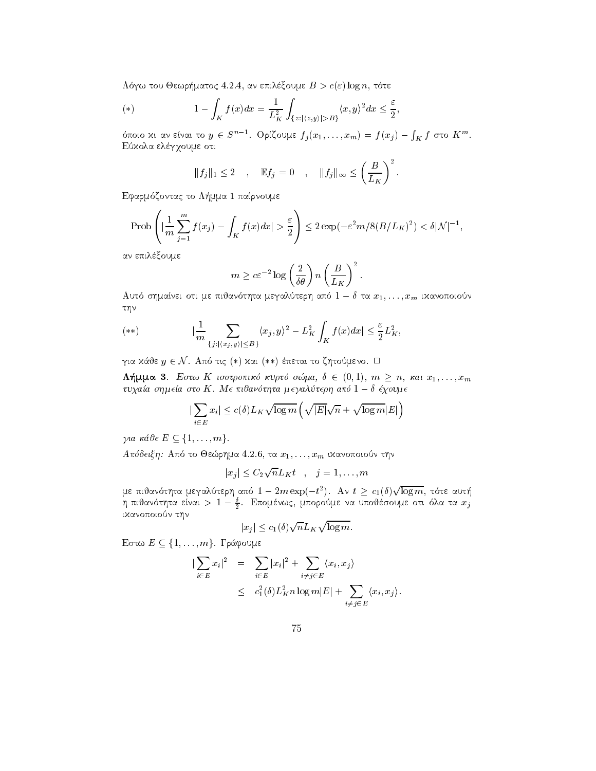Λόγω του Θεωρήματος 4.2.4, αν επιλέξουμε $B > c(\varepsilon)\log n$, τότε

$$(*) \qquad 1 - \int_K f(x)dx = \frac{1}{L_K^2}\int_{\{z:|\langle z,y\rangle|>B\}} \langle x,y\rangle^2 dx \leq \frac{\varepsilon}{2},$$

όποιο κι αν είναι το $y \in S^{n-1}$. Ορίζουμε $f_j(x_1,\ldots,x_m) = f(x_j) - \int_K f$ στο $K^m$. Εύκολα ελέγχουμε οτι

$$\|f_j\|_1 \leq 2 \quad , \quad \mathbb{E}f_j = 0 \quad , \quad \|f_j\|_\infty \leq \left(\frac{B}{L_K}\right)^2.$$

Εφαρμόζοντας το Λήμμα 1 παίρνουμε

$$\text{Prob}\left(\left|\frac{1}{m}\sum_{j=1}^m f(x_j) - \int_K f(x)dx\right| > \frac{\varepsilon}{2}\right) \leq 2\exp(-\varepsilon^2 m/8(B/L_K)^2) < \delta|\mathcal{N}|^{-1},$$

αν επιλέξουμε

$$m \geq c\varepsilon^{-2}\log\left(\frac{2}{\delta\theta}\right) n \left(\frac{B}{L_K}\right)^2.$$

Αυτό σημαίνει οτι με πιθανότητα μεγαλύτερη από $1-\delta$ τα $x_1,\ldots,x_m$ ικανοποιούν την

$$(**) \qquad \left|\frac{1}{m}\sum_{\{j:|\langle x_j,y\rangle|\leq B\}} \langle x_j,y\rangle^2 - L_K^2\int_K f(x)dx\right| \leq \frac{\varepsilon}{2}L_K^2,$$

για κάθε $y \in \mathcal{N}$. Από τις $(*)$ και $(**)$ έπεται το ζητούμενο. $\square$

**Λήμμα 3.** *Εστω $K$ ισοτροπικό κυρτό σώμα, $\delta \in (0,1)$, $m \geq n$, και $x_1,\ldots,x_m$ τυχαία σημεία στο $K$. Με πιθανότητα μεγαλύτερη από $1-\delta$ έχουμε*

$$\left|\sum_{i\in E} x_i\right| \leq c(\delta)L_K\sqrt{\log m}\left(\sqrt{|E|}\sqrt{n} + \sqrt{\log m}|E|\right)$$

*για κάθε $E \subseteq \{1,\ldots,m\}$.*

*Απόδειξη:* Από το Θεώρημα 4.2.6, τα $x_1,\ldots,x_m$ ικανοποιούν την

$$|x_j| \leq C_2\sqrt{n}L_K t \quad , \quad j = 1,\ldots,m$$

με πιθανότητα μεγαλύτερη από $1 - 2m\exp(-t^2)$. Αν $t \geq c_1(\delta)\sqrt{\log m}$, τότε αυτή η πιθανότητα είναι $> 1 - \frac{\delta}{2}$. Επομένως, μπορούμε να υποθέσουμε οτι όλα τα $x_j$ ικανοποιούν την

$$|x_j| \leq c_1(\delta)\sqrt{n}L_K\sqrt{\log m}.$$

Εστω $E \subseteq \{1,\ldots,m\}$. Γράφουμε

$$\begin{aligned}
\left|\sum_{i\in E} x_i\right|^2 &= \sum_{i\in E}|x_i|^2 + \sum_{i\neq j\in E}\langle x_i,x_j\rangle \\
&\leq c_1^2(\delta)L_K^2 n\log m|E| + \sum_{i\neq j\in E}\langle x_i,x_j\rangle.
\end{aligned}$$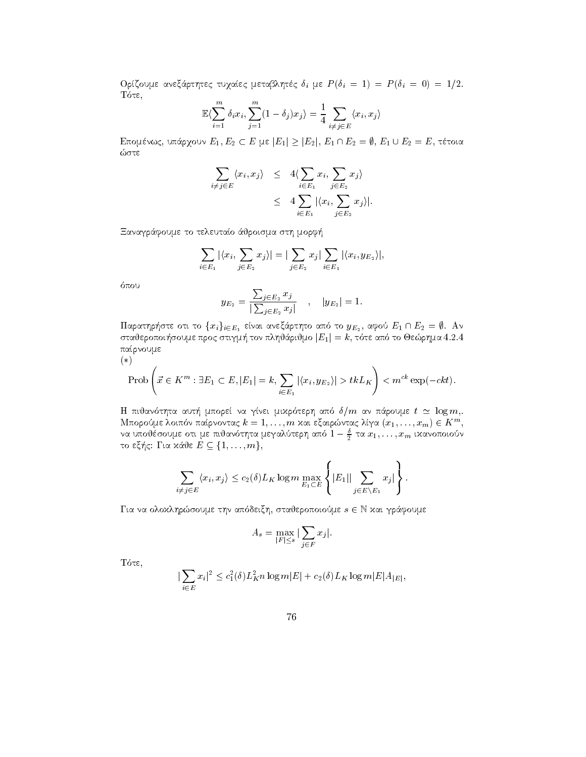Ορίζουμε ανεξάρτητες τυχαίες μεταβλητές $\delta_i$ με $P(\delta_i = 1) = P(\delta_i = 0) = 1/2$. Τότε,

$$\mathbb{E}\langle\sum_{i=1}^{m} \delta_i x_i, \sum_{j=1}^{m}(1-\delta_j)x_j\rangle = \frac{1}{4}\sum_{i\neq j\in E}\langle x_i, x_j\rangle$$

Επομένως, υπάρχουν $E_1, E_2 \subset E$ με $|E_1| \geq |E_2|$, $E_1 \cap E_2 = \emptyset$, $E_1 \cup E_2 = E$, τέτοια ώστε

$$\begin{aligned}\sum_{i\neq j\in E}\langle x_i, x_j\rangle &\leq 4\langle\sum_{i\in E_1} x_i, \sum_{j\in E_2} x_j\rangle \\ &\leq 4\sum_{i\in E_1}|\langle x_i, \sum_{j\in E_2} x_j\rangle|.\end{aligned}$$

Ξαναγράφουμε το τελευταίο άθροισμα στη μορφή

$$\sum_{i\in E_1}|\langle x_i, \sum_{j\in E_2} x_j\rangle| = |\sum_{j\in E_2} x_j|\sum_{i\in E_1}|\langle x_i, y_{E_2}\rangle|,$$

όπου

$$y_{E_2} = \frac{\sum_{j\in E_2} x_j}{|\sum_{j\in E_2} x_j|} \quad , \quad |y_{E_2}| = 1.$$

Παρατηρήστε οτι το $\{x_i\}_{i\in E_1}$ είναι ανεξάρτητο από το $y_{E_2}$, αφού $E_1 \cap E_2 = \emptyset$. Αν σταθεροποιήσουμε προς στιγμή τον πληθάριθμο $|E_1| = k$, τότε από το Θεώρημα 4.2.4 παίρνουμε

$(*)$

$$\text{Prob}\left(\vec{x} \in K^m : \exists E_1 \subset E, |E_1| = k, \sum_{i\in E_1}|\langle x_i, y_{E_2}\rangle| > tkL_K\right) < m^{ck}\exp(-ckt).$$

Η πιθανότητα αυτή μπορεί να γίνει μικρότερη από $\delta/m$ αν πάρουμε $t \simeq \log m$,. Μπορούμε λοιπόν παίρνοντας $k = 1, \ldots, m$ και εξαιρώντας λίγα $(x_1, \ldots, x_m) \in K^m$, να υποθέσουμε οτι με πιθανότητα μεγαλύτερη από $1 - \frac{\delta}{2}$ τα $x_1, \ldots, x_m$ ικανοποιούν το εξής: Για κάθε $E \subseteq \{1, \ldots, m\}$,

$$\sum_{i\neq j\in E}\langle x_i, x_j\rangle \leq c_2(\delta)L_K\log m\max_{E_1\subset E}\left\{|E_1||\sum_{j\in E\setminus E_1} x_j|\right\}.$$

Για να ολοκληρώσουμε την απόδειξη, σταθεροποιούμε $s \in \mathbb{N}$ και γράφουμε

$$A_s = \max_{|F|\leq s}|\sum_{j\in F} x_j|.$$

Τότε,

$$|\sum_{i\in E} x_i|^2 \leq c_1^2(\delta)L_K^2 n\log m|E| + c_2(\delta)L_K\log m|E|A_{|E|},$$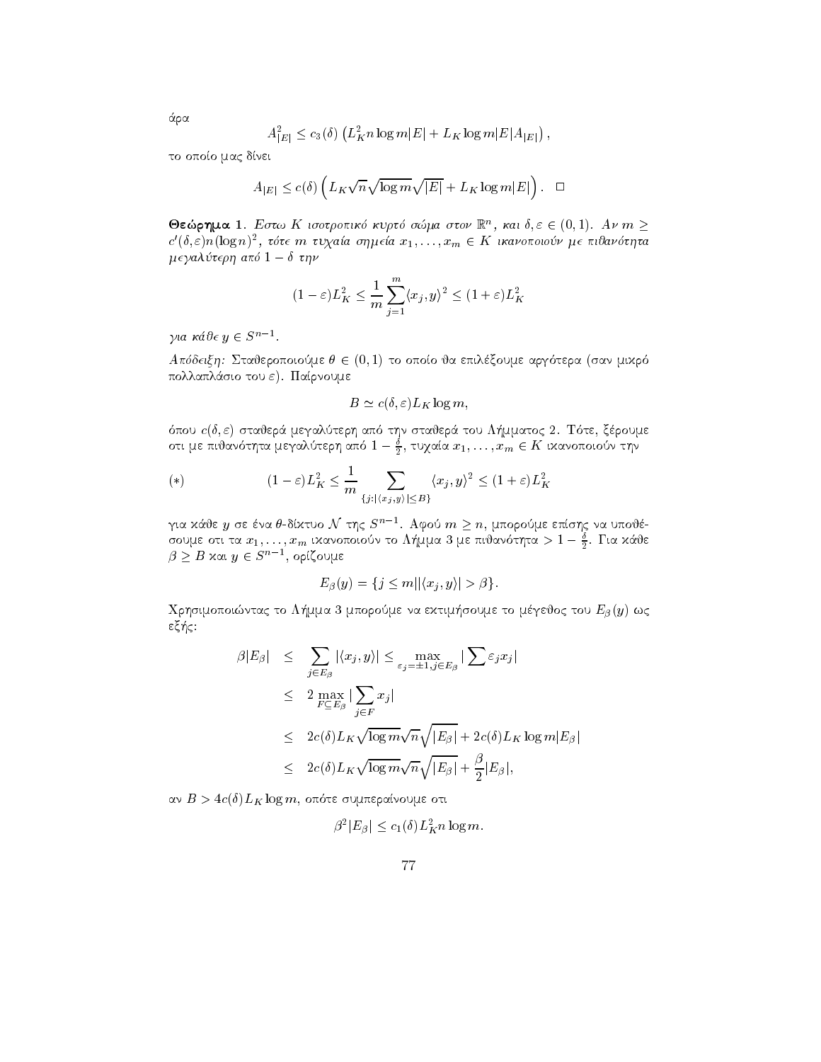άρα

$$A_{|E|}^2 \leq c_3(\delta)\left(L_K^2 n\log m|E| + L_K\log m|E|A_{|E|}\right),$$

το οποίο μας δίνει

$$A_{|E|} \leq c(\delta)\left(L_K\sqrt{n}\sqrt{\log m}\sqrt{|E|} + L_K\log m|E|\right). \quad \square$$

**Θεώρημα 1.** *Εστω $K$ ισοτροπικό κυρτό σώμα στον $\mathbb{R}^n$, και $\delta,\varepsilon\in(0,1)$. Αν $m\geq c'(\delta,\varepsilon)n(\log n)^2$, τότε $m$ τυχαία σημεία $x_1,\ldots,x_m\in K$ ικανοποιούν με πιθανότητα μεγαλύτερη από $1-\delta$ την*

$$(1-\varepsilon)L_K^2 \leq \frac{1}{m}\sum_{j=1}^m \langle x_j,y\rangle^2 \leq (1+\varepsilon)L_K^2$$

*για κάθε $y\in S^{n-1}$.*

*Απόδειξη:* Σταθεροποιούμε $\theta\in(0,1)$ το οποίο θα επιλέξουμε αργότερα (σαν μικρό πολλαπλάσιο του $\varepsilon$). Παίρνουμε

$$B\simeq c(\delta,\varepsilon)L_K\log m,$$

όπου $c(\delta,\varepsilon)$ σταθερά μεγαλύτερη από την σταθερά του Λήμματος 2. Τότε, ξέρουμε οτι με πιθανότητα μεγαλύτερη από $1-\frac{\delta}{2}$, τυχαία $x_1,\ldots,x_m\in K$ ικανοποιούν την

$$(*) \qquad (1-\varepsilon)L_K^2 \leq \frac{1}{m}\sum_{\{j:|\langle x_j,y\rangle|\leq B\}}\langle x_j,y\rangle^2 \leq (1+\varepsilon)L_K^2$$

για κάθε $y$ σε ένα $\theta$-δίκτυο $\mathcal{N}$ της $S^{n-1}$. Αφού $m\geq n$, μπορούμε επίσης να υποθέσουμε οτι τα $x_1,\ldots,x_m$ ικανοποιούν το Λήμμα 3 με πιθανότητα $>1-\frac{\delta}{2}$. Για κάθε $\beta\geq B$ και $y\in S^{n-1}$, ορίζουμε

$$E_\beta(y)=\{j\leq m\,|\,|\langle x_j,y\rangle|>\beta\}.$$

Χρησιμοποιώντας το Λήμμα 3 μπορούμε να εκτιμήσουμε το μέγεθος του $E_\beta(y)$ ως εξής:

$$\begin{aligned}
\beta|E_\beta| &\leq \sum_{j\in E_\beta}|\langle x_j,y\rangle| \leq \max_{\varepsilon_j=\pm1, j\in E_\beta}\left|\sum \varepsilon_j x_j\right| \\
&\leq 2\max_{F\subseteq E_\beta}\left|\sum_{j\in F}x_j\right| \\
&\leq 2c(\delta)L_K\sqrt{\log m}\sqrt{n}\sqrt{|E_\beta|} + 2c(\delta)L_K\log m|E_\beta| \\
&\leq 2c(\delta)L_K\sqrt{\log m}\sqrt{n}\sqrt{|E_\beta|} + \frac{\beta}{2}|E_\beta|,
\end{aligned}$$

αν $B>4c(\delta)L_K\log m$, οπότε συμπεραίνουμε οτι

$$\beta^2|E_\beta| \leq c_1(\delta)L_K^2 n\log m.$$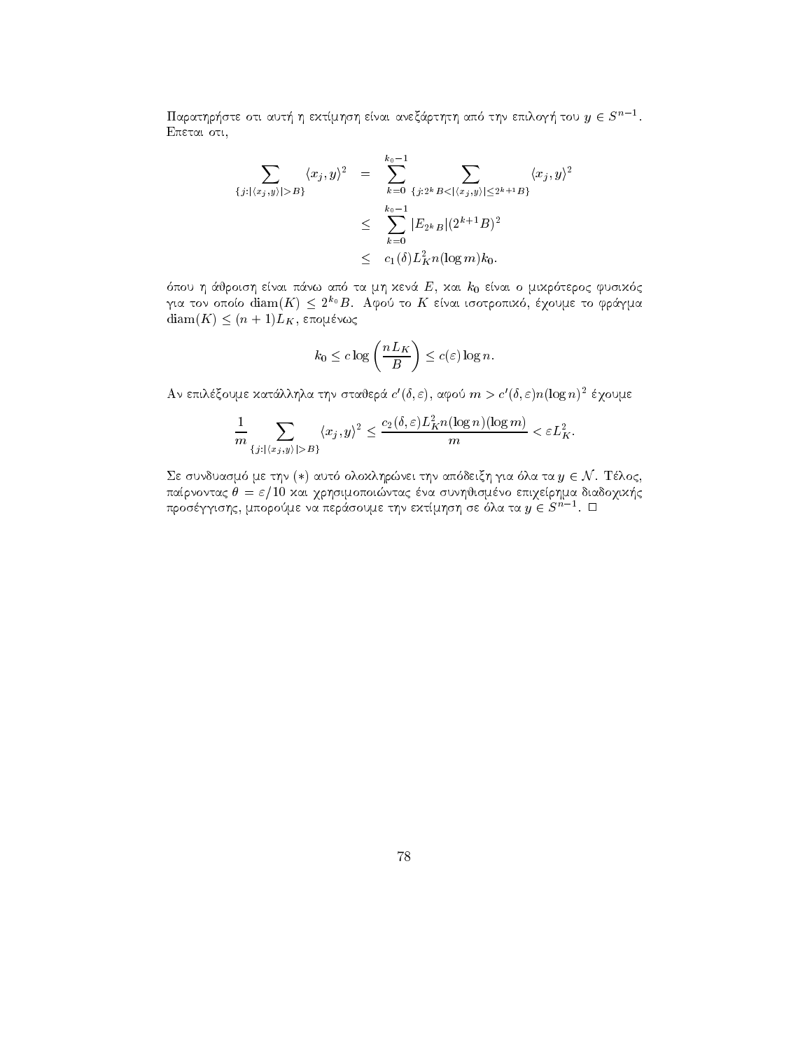Παρατηρήστε οτι αυτή η εκτίμηση είναι ανεξάρτητη από την επιλογή του $y \in S^{n-1}$. Επεται οτι,

$$
\begin{aligned}
\sum_{\{j:|\langle x_j,y\rangle|>B\}} \langle x_j,y\rangle^2 &= \sum_{k=0}^{k_0-1} \sum_{\{j:2^kB<|\langle x_j,y\rangle|\leq 2^{k+1}B\}} \langle x_j,y\rangle^2 \\
&\leq \sum_{k=0}^{k_0-1} |E_{2^kB}|(2^{k+1}B)^2 \\
&\leq c_1(\delta)L_K^2 n(\log m)k_0.
\end{aligned}
$$

όπου η άθροιση είναι πάνω από τα μη κενά $E$, και $k_0$ είναι ο μικρότερος φυσικός για τον οποίο $\mathrm{diam}(K) \leq 2^{k_0}B$. Αφού το $K$ είναι ισοτροπικό, έχουμε το φράγμα $\mathrm{diam}(K) \leq (n+1)L_K$, επομένως

$$
k_0 \leq c\log\left(\frac{nL_K}{B}\right) \leq c(\varepsilon)\log n.
$$

Αν επιλέξουμε κατάλληλα την σταθερά $c'(\delta,\varepsilon)$, αφού $m > c'(\delta,\varepsilon)n(\log n)^2$ έχουμε

$$
\frac{1}{m}\sum_{\{j:|\langle x_j,y\rangle|>B\}} \langle x_j,y\rangle^2 \leq \frac{c_2(\delta,\varepsilon)L_K^2 n(\log n)(\log m)}{m} < \varepsilon L_K^2.
$$

Σε συνδυασμό με την $(*)$ αυτό ολοκληρώνει την απόδειξη για όλα τα $y \in \mathcal{N}$. Τέλος, παίρνοντας $\theta = \varepsilon/10$ και χρησιμοποιώντας ένα συνηθισμένο επιχείρημα διαδοχικής προσέγγισης, μπορούμε να περάσουμε την εκτίμηση σε όλα τα $y \in S^{n-1}$. $\square$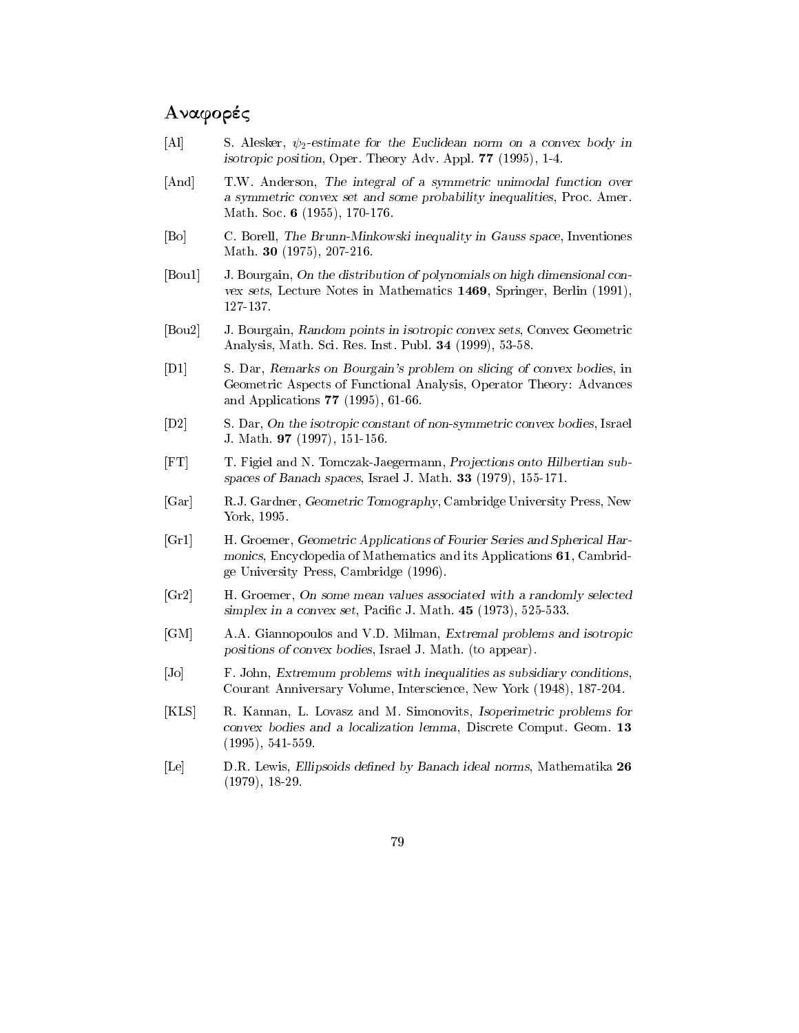# Αναφορές

[Al] S. Alesker, *$\psi_2$-estimate for the Euclidean norm on a convex body in isotropic position*, Oper. Theory Adv. Appl. **77** (1995), 1-4.

[And] T.W. Anderson, *The integral of a symmetric unimodal function over a symmetric convex set and some probability inequalities*, Proc. Amer. Math. Soc. **6** (1955), 170-176.

[Bo] C. Borell, *The Brunn-Minkowski inequality in Gauss space*, Inventiones Math. **30** (1975), 207-216.

[Bou1] J. Bourgain, *On the distribution of polynomials on high dimensional convex sets*, Lecture Notes in Mathematics **1469**, Springer, Berlin (1991), 127-137.

[Bou2] J. Bourgain, *Random points in isotropic convex sets*, Convex Geometric Analysis, Math. Sci. Res. Inst. Publ. **34** (1999), 53-58.

[D1] S. Dar, *Remarks on Bourgain's problem on slicing of convex bodies*, in Geometric Aspects of Functional Analysis, Operator Theory: Advances and Applications **77** (1995), 61-66.

[D2] S. Dar, *On the isotropic constant of non-symmetric convex bodies*, Israel J. Math. **97** (1997), 151-156.

[FT] T. Figiel and N. Tomczak-Jaegermann, *Projections onto Hilbertian subspaces of Banach spaces*, Israel J. Math. **33** (1979), 155-171.

[Gar] R.J. Gardner, *Geometric Tomography*, Cambridge University Press, New York, 1995.

[Gr1] H. Groemer, *Geometric Applications of Fourier Series and Spherical Harmonics*, Encyclopedia of Mathematics and its Applications **61**, Cambridge University Press, Cambridge (1996).

[Gr2] H. Groemer, *On some mean values associated with a randomly selected simplex in a convex set*, Pacific J. Math. **45** (1973), 525-533.

[GM] A.A. Giannopoulos and V.D. Milman, *Extremal problems and isotropic positions of convex bodies*, Israel J. Math. (to appear).

[Jo] F. John, *Extremum problems with inequalities as subsidiary conditions*, Courant Anniversary Volume, Interscience, New York (1948), 187-204.

[KLS] R. Kannan, L. Lovasz and M. Simonovits, *Isoperimetric problems for convex bodies and a localization lemma*, Discrete Comput. Geom. **13** (1995), 541-559.

[Le] D.R. Lewis, *Ellipsoids defined by Banach ideal norms*, Mathematika **26** (1979), 18-29.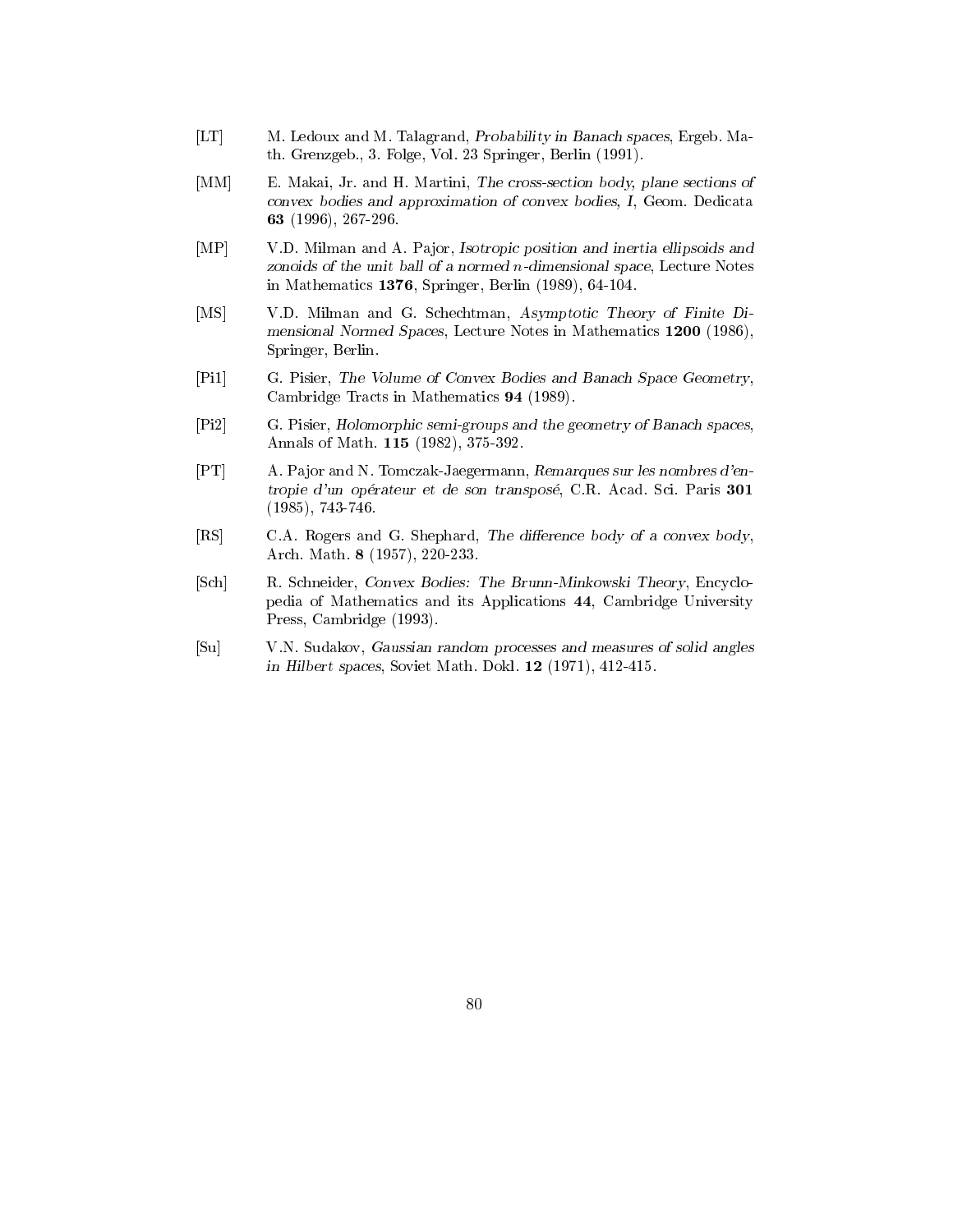[LT] M. Ledoux and M. Talagrand, *Probability in Banach spaces*, Ergeb. Math. Grenzgeb., 3. Folge, Vol. 23 Springer, Berlin (1991).

[MM] E. Makai, Jr. and H. Martini, *The cross-section body, plane sections of convex bodies and approximation of convex bodies, I*, Geom. Dedicata **63** (1996), 267-296.

[MP] V.D. Milman and A. Pajor, *Isotropic position and inertia ellipsoids and zonoids of the unit ball of a normed $n$-dimensional space*, Lecture Notes in Mathematics **1376**, Springer, Berlin (1989), 64-104.

[MS] V.D. Milman and G. Schechtman, *Asymptotic Theory of Finite Dimensional Normed Spaces*, Lecture Notes in Mathematics **1200** (1986), Springer, Berlin.

[Pi1] G. Pisier, *The Volume of Convex Bodies and Banach Space Geometry*, Cambridge Tracts in Mathematics **94** (1989).

[Pi2] G. Pisier, *Holomorphic semi-groups and the geometry of Banach spaces*, Annals of Math. **115** (1982), 375-392.

[PT] A. Pajor and N. Tomczak-Jaegermann, *Remarques sur les nombres d'entropie d'un opérateur et de son transposé*, C.R. Acad. Sci. Paris **301** (1985), 743-746.

[RS] C.A. Rogers and G. Shephard, *The difference body of a convex body*, Arch. Math. **8** (1957), 220-233.

[Sch] R. Schneider, *Convex Bodies: The Brunn-Minkowski Theory*, Encyclopedia of Mathematics and its Applications **44**, Cambridge University Press, Cambridge (1993).

[Su] V.N. Sudakov, *Gaussian random processes and measures of solid angles in Hilbert spaces*, Soviet Math. Dokl. **12** (1971), 412-415.